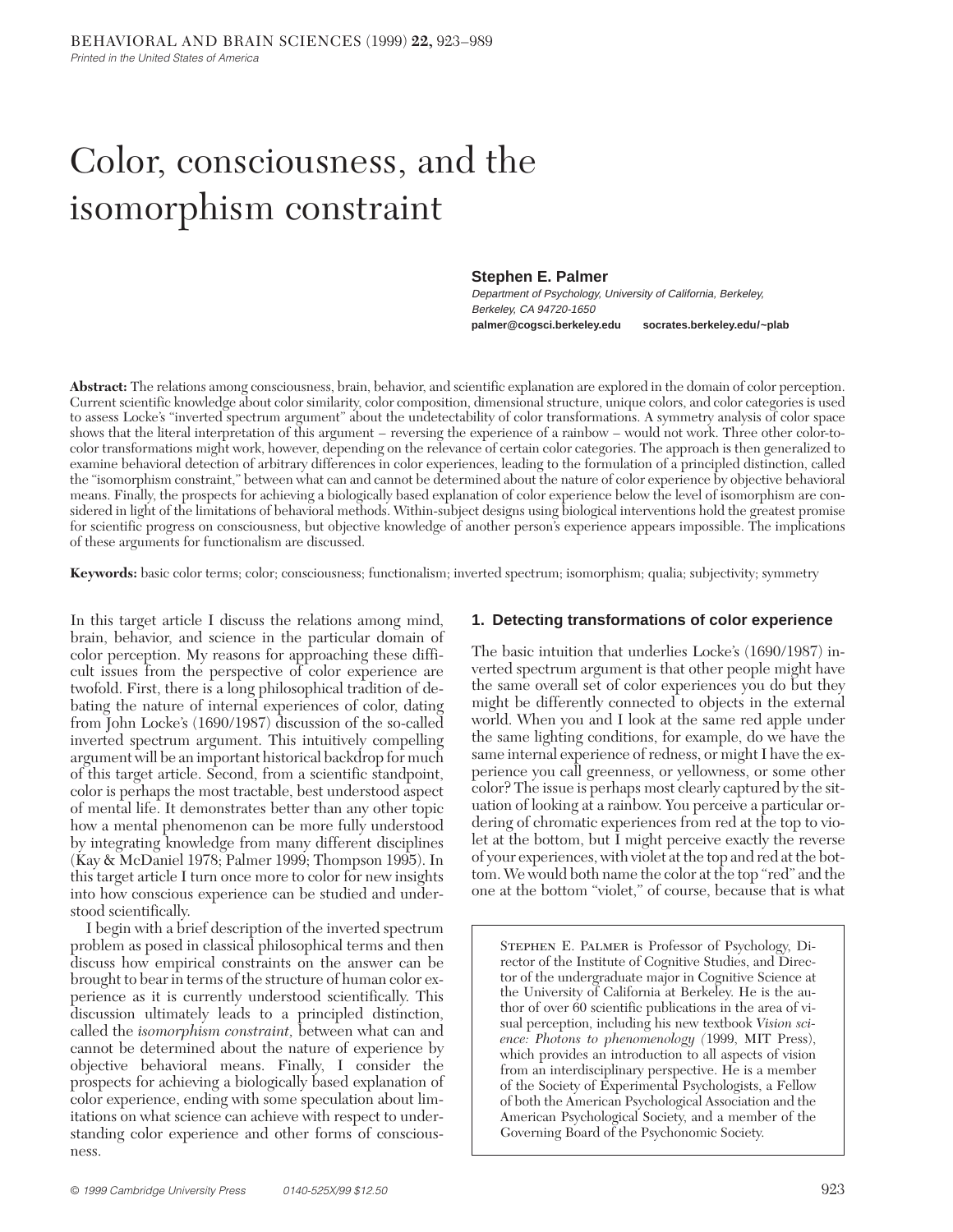# Color, consciousness, and the isomorphism constraint

**Stephen E. Palmer**

*Department of Psychology, University of California, Berkeley, Berkeley, CA 94720-1650*

**palmer@cogsci.berkeley.edu** **socrates.berkeley.edu/~plab**

**Abstract:** The relations among consciousness, brain, behavior, and scientific explanation are explored in the domain of color perception. Current scientific knowledge about color similarity, color composition, dimensional structure, unique colors, and color categories is used to assess Locke's "inverted spectrum argument" about the undetectability of color transformations. A symmetry analysis of color space shows that the literal interpretation of this argument – reversing the experience of a rainbow – would not work. Three other color-to-color transformations might work, however, depending on the relevance of certain color categories. The approach is then generalized to examine behavioral detection of arbitrary differences in color experiences, leading to the formulation of a principled distinction, called the "isomorphism constraint," between what can and cannot be determined about the nature of color experience by objective behavioral means. Finally, the prospects for achieving a biologically based explanation of color experience below the level of isomorphism are considered in light of the limitations of behavioral methods. Within-subject designs using biological interventions hold the greatest promise for scientific progress on consciousness, but objective knowledge of another person's experience appears impossible. The implications of these arguments for functionalism are discussed.

**Keywords:** basic color terms; color; consciousness; functionalism; inverted spectrum; isomorphism; qualia; subjectivity; symmetry

In this target article I discuss the relations among mind, brain, behavior, and science in the particular domain of color perception. My reasons for approaching these difficult issues from the perspective of color experience are twofold. First, there is a long philosophical tradition of debating the nature of internal experiences of color, dating from John Locke's (1690/1987) discussion of the so-called inverted spectrum argument. This intuitively compelling argument will be an important historical backdrop for much of this target article. Second, from a scientific standpoint, color is perhaps the most tractable, best understood aspect of mental life. It demonstrates better than any other topic how a mental phenomenon can be more fully understood by integrating knowledge from many different disciplines (Kay & McDaniel 1978; Palmer 1999; Thompson 1995). In this target article I turn once more to color for new insights into how conscious experience can be studied and understood scientifically.

I begin with a brief description of the inverted spectrum problem as posed in classical philosophical terms and then discuss how empirical constraints on the answer can be brought to bear in terms of the structure of human color experience as it is currently understood scientifically. This discussion ultimately leads to a principled distinction, called the *isomorphism constraint,* between what can and cannot be determined about the nature of experience by objective behavioral means. Finally, I consider the prospects for achieving a biologically based explanation of color experience, ending with some speculation about limitations on what science can achieve with respect to understanding color experience and other forms of consciousness.

## 1. Detecting transformations of color experience

The basic intuition that underlies Locke's (1690/1987) inverted spectrum argument is that other people might have the same overall set of color experiences you do but they might be differently connected to objects in the external world. When you and I look at the same red apple under the same lighting conditions, for example, do we have the same internal experience of redness, or might I have the experience you call greenness, or yellowness, or some other color? The issue is perhaps most clearly captured by the situation of looking at a rainbow. You perceive a particular ordering of chromatic experiences from red at the top to violet at the bottom, but I might perceive exactly the reverse of your experiences, with violet at the top and red at the bottom. We would both name the color at the top "red" and the one at the bottom "violet," of course, because that is what

Stephen E. Palmer is Professor of Psychology, Director of the Institute of Cognitive Studies, and Director of the undergraduate major in Cognitive Science at the University of California at Berkeley. He is the author of over 60 scientific publications in the area of visual perception, including his new textbook *Vision science: Photons to phenomenology* (1999, MIT Press), which provides an introduction to all aspects of vision from an interdisciplinary perspective. He is a member of the Society of Experimental Psychologists, a Fellow of both the American Psychological Association and the American Psychological Society, and a member of the Governing Board of the Psychonomic Society.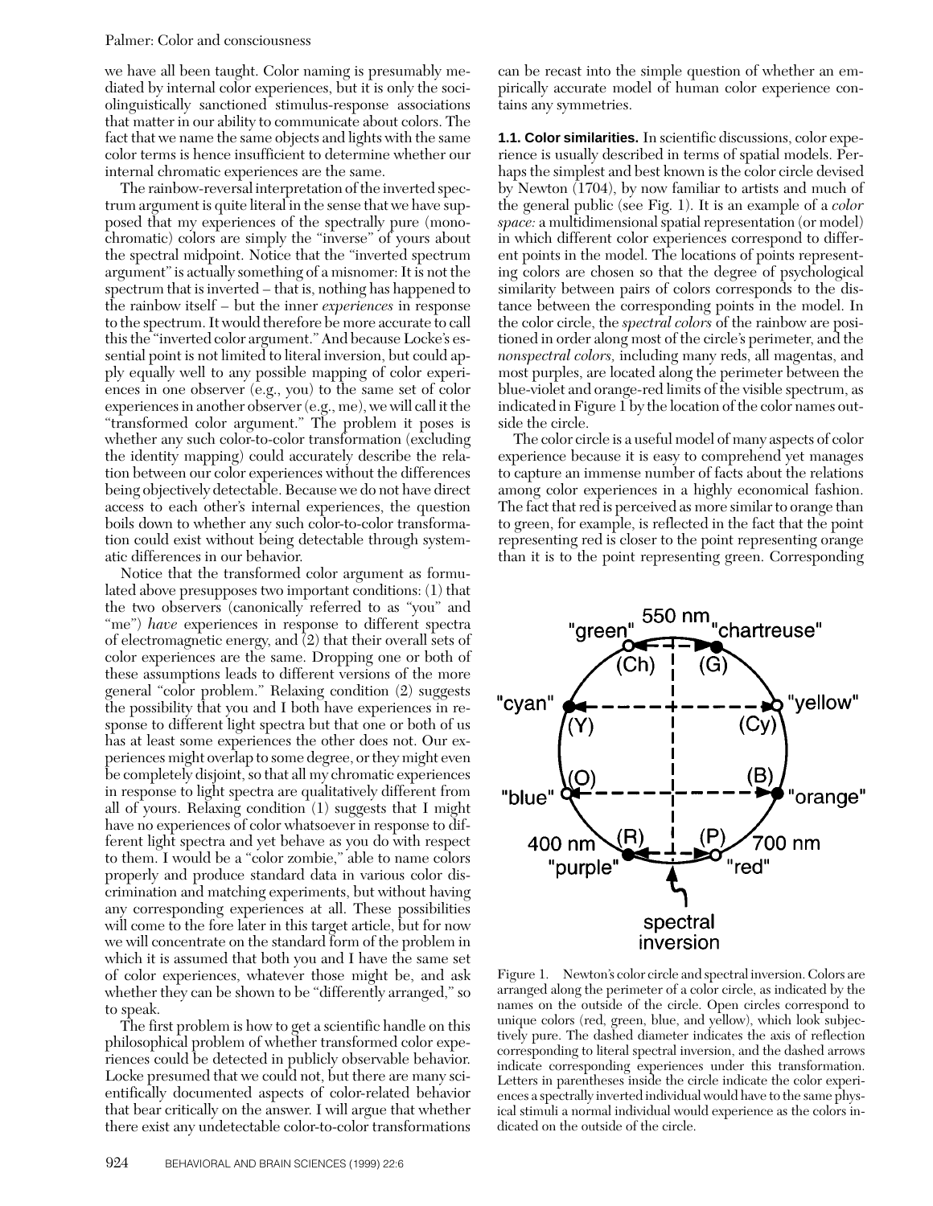we have all been taught. Color naming is presumably mediated by internal color experiences, but it is only the sociolinguistically sanctioned stimulus-response associations that matter in our ability to communicate about colors. The fact that we name the same objects and lights with the same color terms is hence insufficient to determine whether our internal chromatic experiences are the same.

The rainbow-reversal interpretation of the inverted spectrum argument is quite literal in the sense that we have supposed that my experiences of the spectrally pure (monochromatic) colors are simply the "inverse" of yours about the spectral midpoint. Notice that the "inverted spectrum argument" is actually something of a misnomer: It is not the spectrum that is inverted – that is, nothing has happened to the rainbow itself – but the inner *experiences* in response to the spectrum. It would therefore be more accurate to call this the "inverted color argument." And because Locke's essential point is not limited to literal inversion, but could apply equally well to any possible mapping of color experiences in one observer (e.g., you) to the same set of color experiences in another observer (e.g., me), we will call it the "transformed color argument." The problem it poses is whether any such color-to-color transformation (excluding the identity mapping) could accurately describe the relation between our color experiences without the differences being objectively detectable. Because we do not have direct access to each other's internal experiences, the question boils down to whether any such color-to-color transformation could exist without being detectable through systematic differences in our behavior.

Notice that the transformed color argument as formulated above presupposes two important conditions: (1) that the two observers (canonically referred to as "you" and "me") *have* experiences in response to different spectra of electromagnetic energy, and (2) that their overall sets of color experiences are the same. Dropping one or both of these assumptions leads to different versions of the more general "color problem." Relaxing condition (2) suggests the possibility that you and I both have experiences in response to different light spectra but that one or both of us has at least some experiences the other does not. Our experiences might overlap to some degree, or they might even be completely disjoint, so that all my chromatic experiences in response to light spectra are qualitatively different from all of yours. Relaxing condition (1) suggests that I might have no experiences of color whatsoever in response to different light spectra and yet behave as you do with respect to them. I would be a "color zombie," able to name colors properly and produce standard data in various color discrimination and matching experiments, but without having any corresponding experiences at all. These possibilities will come to the fore later in this target article, but for now we will concentrate on the standard form of the problem in which it is assumed that both you and I have the same set of color experiences, whatever those might be, and ask whether they can be shown to be "differently arranged," so to speak.

The first problem is how to get a scientific handle on this philosophical problem of whether transformed color experiences could be detected in publicly observable behavior. Locke presumed that we could not, but there are many scientifically documented aspects of color-related behavior that bear critically on the answer. I will argue that whether there exist any undetectable color-to-color transformations can be recast into the simple question of whether an empirically accurate model of human color experience contains any symmetries.

**1.1. Color similarities.** In scientific discussions, color experience is usually described in terms of spatial models. Perhaps the simplest and best known is the color circle devised by Newton (1704), by now familiar to artists and much of the general public (see Fig. 1). It is an example of a *color space:* a multidimensional spatial representation (or model) in which different color experiences correspond to different points in the model. The locations of points representing colors are chosen so that the degree of psychological similarity between pairs of colors corresponds to the distance between the corresponding points in the model. In the color circle, the *spectral colors* of the rainbow are positioned in order along most of the circle's perimeter, and the *nonspectral colors,* including many reds, all magentas, and most purples, are located along the perimeter between the blue-violet and orange-red limits of the visible spectrum, as indicated in Figure 1 by the location of the color names outside the circle.

The color circle is a useful model of many aspects of color experience because it is easy to comprehend yet manages to capture an immense number of facts about the relations among color experiences in a highly economical fashion. The fact that red is perceived as more similar to orange than to green, for example, is reflected in the fact that the point representing red is closer to the point representing orange than it is to the point representing green. Corresponding

Figure 1. Newton's color circle and spectral inversion. Colors are arranged along the perimeter of a color circle, as indicated by the names on the outside of the circle. Open circles correspond to unique colors (red, green, blue, and yellow), which look subjectively pure. The dashed diameter indicates the axis of reflection corresponding to literal spectral inversion, and the dashed arrows indicate corresponding experiences under this transformation. Letters in parentheses inside the circle indicate the color experiences a spectrally inverted individual would have to the same physical stimuli a normal individual would experience as the colors indicated on the outside of the circle.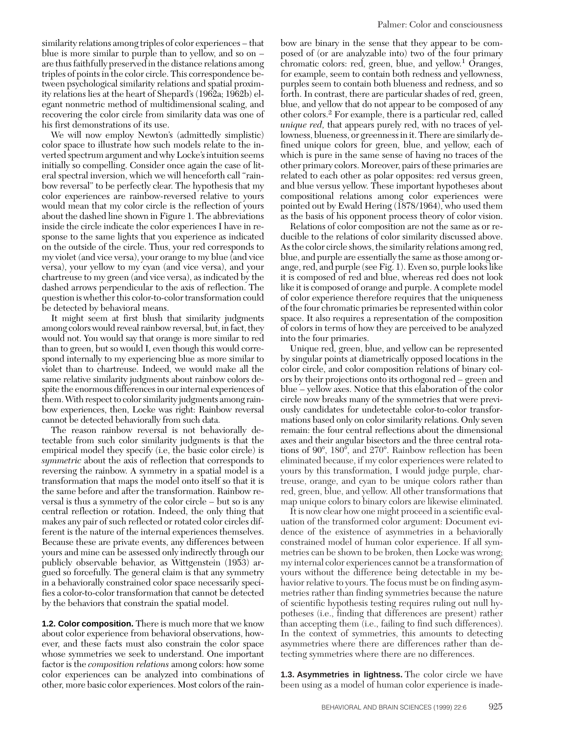similarity relations among triples of color experiences – that blue is more similar to purple than to yellow, and so on – are thus faithfully preserved in the distance relations among triples of points in the color circle. This correspondence between psychological similarity relations and spatial proximity relations lies at the heart of Shepard's (1962a; 1962b) elegant nonmetric method of multidimensional scaling, and recovering the color circle from similarity data was one of his first demonstrations of its use.

We will now employ Newton's (admittedly simplistic) color space to illustrate how such models relate to the inverted spectrum argument and why Locke's intuition seems initially so compelling. Consider once again the case of literal spectral inversion, which we will henceforth call "rainbow reversal" to be perfectly clear. The hypothesis that my color experiences are rainbow-reversed relative to yours would mean that my color circle is the reflection of yours about the dashed line shown in Figure 1. The abbreviations inside the circle indicate the color experiences I have in response to the same lights that you experience as indicated on the outside of the circle. Thus, your red corresponds to my violet (and vice versa), your orange to my blue (and vice versa), your yellow to my cyan (and vice versa), and your chartreuse to my green (and vice versa), as indicated by the dashed arrows perpendicular to the axis of reflection. The question is whether this color-to-color transformation could be detected by behavioral means.

It might seem at first blush that similarity judgments among colors would reveal rainbow reversal, but, in fact, they would not. You would say that orange is more similar to red than to green, but so would I, even though this would correspond internally to my experiencing blue as more similar to violet than to chartreuse. Indeed, we would make all the same relative similarity judgments about rainbow colors despite the enormous differences in our internal experiences of them. With respect to color similarity judgments among rainbow experiences, then, Locke was right: Rainbow reversal cannot be detected behaviorally from such data.

The reason rainbow reversal is not behaviorally detectable from such color similarity judgments is that the empirical model they specify (i.e, the basic color circle) is *symmetric* about the axis of reflection that corresponds to reversing the rainbow. A symmetry in a spatial model is a transformation that maps the model onto itself so that it is the same before and after the transformation. Rainbow reversal is thus a symmetry of the color circle – but so is any central reflection or rotation. Indeed, the only thing that makes any pair of such reflected or rotated color circles different is the nature of the internal experiences themselves. Because these are private events, any differences between yours and mine can be assessed only indirectly through our publicly observable behavior, as Wittgenstein (1953) argued so forcefully. The general claim is that any symmetry in a behaviorally constrained color space necessarily specifies a color-to-color transformation that cannot be detected by the behaviors that constrain the spatial model.

**1.2. Color composition.** There is much more that we know about color experience from behavioral observations, however, and these facts must also constrain the color space whose symmetries we seek to understand. One important factor is the *composition relations* among colors: how some color experiences can be analyzed into combinations of other, more basic color experiences. Most colors of the rainbow are binary in the sense that they appear to be composed of (or are analyzable into) two of the four primary chromatic colors: red, green, blue, and yellow.[1] Oranges, for example, seem to contain both redness and yellowness, purples seem to contain both blueness and redness, and so forth. In contrast, there are particular shades of red, green, blue, and yellow that do not appear to be composed of any other colors.[2] For example, there is a particular red, called *unique red,* that appears purely red, with no traces of yellowness, blueness, or greenness in it. There are similarly defined unique colors for green, blue, and yellow, each of which is pure in the same sense of having no traces of the other primary colors. Moreover, pairs of these primaries are related to each other as polar opposites: red versus green, and blue versus yellow. These important hypotheses about compositional relations among color experiences were pointed out by Ewald Hering (1878/1964), who used them as the basis of his opponent process theory of color vision.

Relations of color composition are not the same as or reducible to the relations of color similarity discussed above. As the color circle shows, the similarity relations among red, blue, and purple are essentially the same as those among orange, red, and purple (see Fig. 1). Even so, purple looks like it is composed of red and blue, whereas red does not look like it is composed of orange and purple. A complete model of color experience therefore requires that the uniqueness of the four chromatic primaries be represented within color space. It also requires a representation of the composition of colors in terms of how they are perceived to be analyzed into the four primaries.

Unique red, green, blue, and yellow can be represented by singular points at diametrically opposed locations in the color circle, and color composition relations of binary colors by their projections onto its orthogonal red – green and blue – yellow axes. Notice that this elaboration of the color circle now breaks many of the symmetries that were previously candidates for undetectable color-to-color transformations based only on color similarity relations. Only seven remain: the four central reflections about the dimensional axes and their angular bisectors and the three central rotations of 90°, 180°, and 270°. Rainbow reflection has been eliminated because, if my color experiences were related to yours by this transformation, I would judge purple, chartreuse, orange, and cyan to be unique colors rather than red, green, blue, and yellow. All other transformations that map unique colors to binary colors are likewise eliminated.

It is now clear how one might proceed in a scientific evaluation of the transformed color argument: Document evidence of the existence of asymmetries in a behaviorally constrained model of human color experience. If all symmetries can be shown to be broken, then Locke was wrong; my internal color experiences cannot be a transformation of yours without the difference being detectable in my behavior relative to yours. The focus must be on finding asymmetries rather than finding symmetries because the nature of scientific hypothesis testing requires ruling out null hypotheses (i.e., finding that differences are present) rather than accepting them (i.e., failing to find such differences). In the context of symmetries, this amounts to detecting asymmetries where there are differences rather than detecting symmetries where there are no differences.

**1.3. Asymmetries in lightness.** The color circle we have been using as a model of human color experience is inade-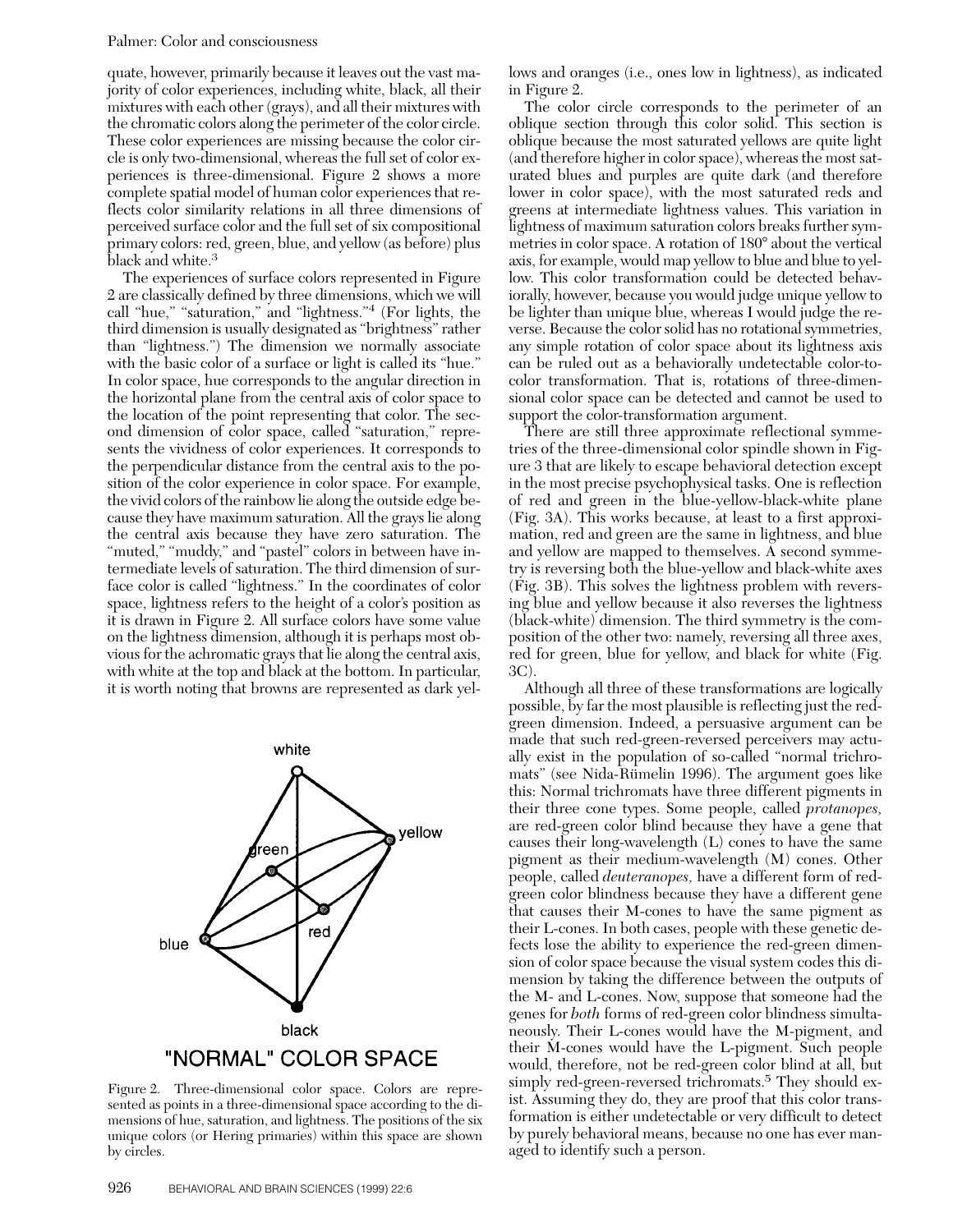quate, however, primarily because it leaves out the vast majority of color experiences, including white, black, all their mixtures with each other (grays), and all their mixtures with the chromatic colors along the perimeter of the color circle. These color experiences are missing because the color circle is only two-dimensional, whereas the full set of color experiences is three-dimensional. Figure 2 shows a more complete spatial model of human color experiences that reflects color similarity relations in all three dimensions of perceived surface color and the full set of six compositional primary colors: red, green, blue, and yellow (as before) plus black and white.[3]

The experiences of surface colors represented in Figure 2 are classically defined by three dimensions, which we will call "hue," "saturation," and "lightness."[4] (For lights, the third dimension is usually designated as "brightness" rather than "lightness.") The dimension we normally associate with the basic color of a surface or light is called its "hue." In color space, hue corresponds to the angular direction in the horizontal plane from the central axis of color space to the location of the point representing that color. The second dimension of color space, called "saturation," represents the vividness of color experiences. It corresponds to the perpendicular distance from the central axis to the position of the color experience in color space. For example, the vivid colors of the rainbow lie along the outside edge because they have maximum saturation. All the grays lie along the central axis because they have zero saturation. The "muted," "muddy," and "pastel" colors in between have intermediate levels of saturation. The third dimension of surface color is called "lightness." In the coordinates of color space, lightness refers to the height of a color's position as it is drawn in Figure 2. All surface colors have some value on the lightness dimension, although it is perhaps most obvious for the achromatic grays that lie along the central axis, with white at the top and black at the bottom. In particular, it is worth noting that browns are represented as dark yellows and oranges (i.e., ones low in lightness), as indicated in Figure 2.

Figure 2. Three-dimensional color space. Colors are represented as points in a three-dimensional space according to the dimensions of hue, saturation, and lightness. The positions of the six unique colors (or Hering primaries) within this space are shown by circles.

The color circle corresponds to the perimeter of an oblique section through this color solid. This section is oblique because the most saturated yellows are quite light (and therefore higher in color space), whereas the most saturated blues and purples are quite dark (and therefore lower in color space), with the most saturated reds and greens at intermediate lightness values. This variation in lightness of maximum saturation colors breaks further symmetries in color space. A rotation of 180° about the vertical axis, for example, would map yellow to blue and blue to yellow. This color transformation could be detected behaviorally, however, because you would judge unique yellow to be lighter than unique blue, whereas I would judge the reverse. Because the color solid has no rotational symmetries, any simple rotation of color space about its lightness axis can be ruled out as a behaviorally undetectable color-to-color transformation. That is, rotations of three-dimensional color space can be detected and cannot be used to support the color-transformation argument.

There are still three approximate reflectional symmetries of the three-dimensional color spindle shown in Figure 3 that are likely to escape behavioral detection except in the most precise psychophysical tasks. One is reflection of red and green in the blue-yellow-black-white plane (Fig. 3A). This works because, at least to a first approximation, red and green are the same in lightness, and blue and yellow are mapped to themselves. A second symmetry is reversing both the blue-yellow and black-white axes (Fig. 3B). This solves the lightness problem with reversing blue and yellow because it also reverses the lightness (black-white) dimension. The third symmetry is the composition of the other two: namely, reversing all three axes, red for green, blue for yellow, and black for white (Fig. 3C).

Although all three of these transformations are logically possible, by far the most plausible is reflecting just the red-green dimension. Indeed, a persuasive argument can be made that such red-green-reversed perceivers may actually exist in the population of so-called "normal trichromats" (see Nida-Rümelin 1996). The argument goes like this: Normal trichromats have three different pigments in their three cone types. Some people, called *protanopes,* are red-green color blind because they have a gene that causes their long-wavelength (L) cones to have the same pigment as their medium-wavelength (M) cones. Other people, called *deuteranopes,* have a different form of red-green color blindness because they have a different gene that causes their M-cones to have the same pigment as their L-cones. In both cases, people with these genetic defects lose the ability to experience the red-green dimension of color space because the visual system codes this dimension by taking the difference between the outputs of the M- and L-cones. Now, suppose that someone had the genes for *both* forms of red-green color blindness simultaneously. Their L-cones would have the M-pigment, and their M-cones would have the L-pigment. Such people would, therefore, not be red-green color blind at all, but simply red-green-reversed trichromats.[5] They should exist. Assuming they do, they are proof that this color transformation is either undetectable or very difficult to detect by purely behavioral means, because no one has ever managed to identify such a person.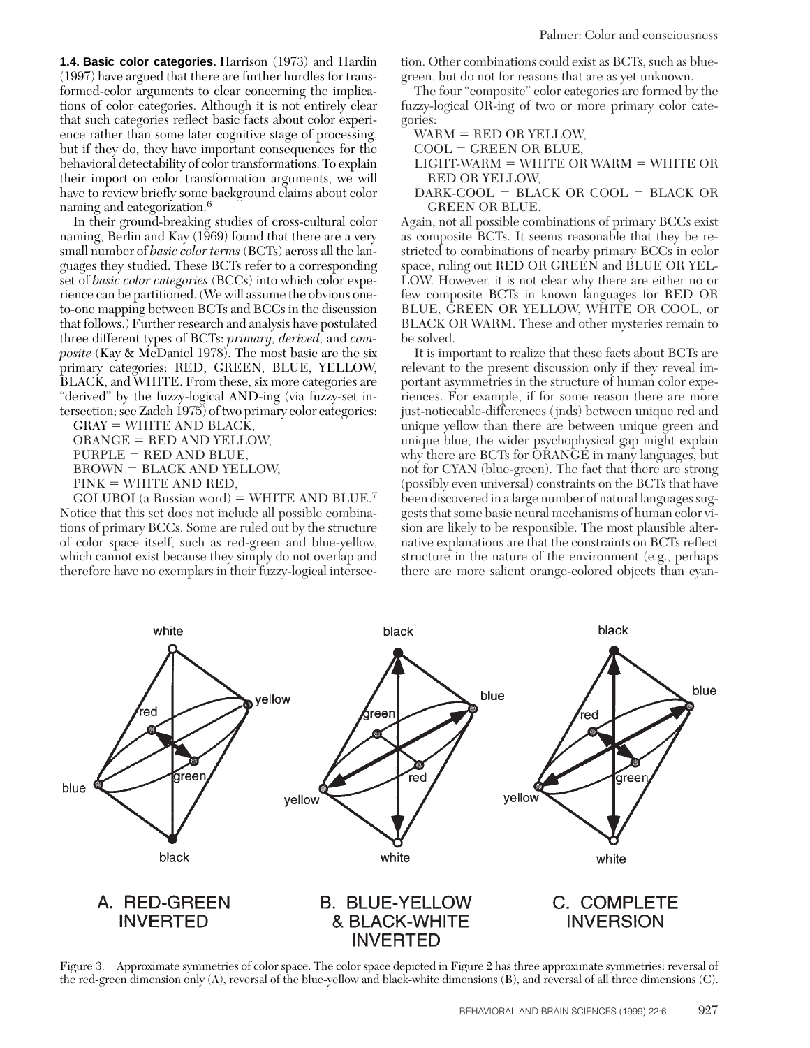**1.4. Basic color categories.** Harrison (1973) and Hardin (1997) have argued that there are further hurdles for transformed-color arguments to clear concerning the implications of color categories. Although it is not entirely clear that such categories reflect basic facts about color experience rather than some later cognitive stage of processing, but if they do, they have important consequences for the behavioral detectability of color transformations. To explain their import on color transformation arguments, we will have to review briefly some background claims about color naming and categorization.[6]

In their ground-breaking studies of cross-cultural color naming, Berlin and Kay (1969) found that there are a very small number of *basic color terms* (BCTs) across all the languages they studied. These BCTs refer to a corresponding set of *basic color categories* (BCCs) into which color experience can be partitioned. (We will assume the obvious one-to-one mapping between BCTs and BCCs in the discussion that follows.) Further research and analysis have postulated three different types of BCTs: *primary, derived,* and *composite* (Kay & McDaniel 1978). The most basic are the six primary categories: RED, GREEN, BLUE, YELLOW, BLACK, and WHITE. From these, six more categories are "derived" by the fuzzy-logical AND-ing (via fuzzy-set intersection; see Zadeh 1975) of two primary color categories:

GRAY = WHITE AND BLACK,
ORANGE = RED AND YELLOW,
PURPLE = RED AND BLUE,
BROWN = BLACK AND YELLOW,
PINK = WHITE AND RED,
GOLUBOI (a Russian word) = WHITE AND BLUE.[7]

Notice that this set does not include all possible combinations of primary BCCs. Some are ruled out by the structure of color space itself, such as red-green and blue-yellow, which cannot exist because they simply do not overlap and therefore have no exemplars in their fuzzy-logical intersection. Other combinations could exist as BCTs, such as blue-green, but do not for reasons that are as yet unknown.

The four "composite" color categories are formed by the fuzzy-logical OR-ing of two or more primary color categories:

WARM = RED OR YELLOW,
COOL = GREEN OR BLUE,
LIGHT-WARM = WHITE OR WARM = WHITE OR RED OR YELLOW,
DARK-COOL = BLACK OR COOL = BLACK OR GREEN OR BLUE.

Again, not all possible combinations of primary BCCs exist as composite BCTs. It seems reasonable that they be restricted to combinations of nearby primary BCCs in color space, ruling out RED OR GREEN and BLUE OR YELLOW. However, it is not clear why there are either no or few composite BCTs in known languages for RED OR BLUE, GREEN OR YELLOW, WHITE OR COOL, or BLACK OR WARM. These and other mysteries remain to be solved.

It is important to realize that these facts about BCTs are relevant to the present discussion only if they reveal important asymmetries in the structure of human color experiences. For example, if for some reason there are more just-noticeable-differences (jnds) between unique red and unique yellow than there are between unique green and unique blue, the wider psychophysical gap might explain why there are BCTs for ORANGE in many languages, but not for CYAN (blue-green). The fact that there are strong (possibly even universal) constraints on the BCTs that have been discovered in a large number of natural languages suggests that some basic neural mechanisms of human color vision are likely to be responsible. The most plausible alternative explanations are that the constraints on BCTs reflect structure in the nature of the environment (e.g., perhaps there are more salient orange-colored objects than cyan-

Figure 3. Approximate symmetries of color space. The color space depicted in Figure 2 has three approximate symmetries: reversal of the red-green dimension only (A), reversal of the blue-yellow and black-white dimensions (B), and reversal of all three dimensions (C).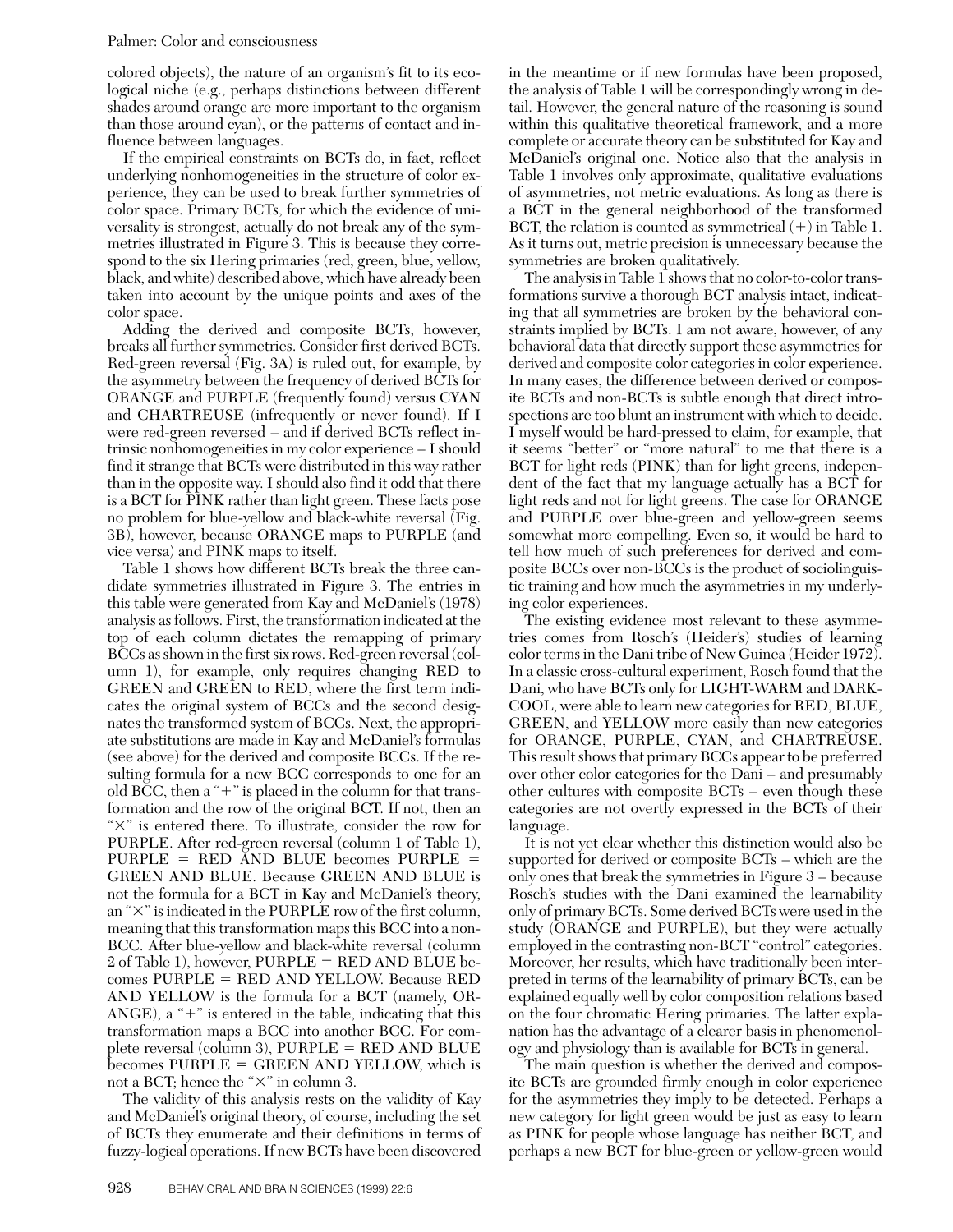colored objects), the nature of an organism's fit to its ecological niche (e.g., perhaps distinctions between different shades around orange are more important to the organism than those around cyan), or the patterns of contact and influence between languages.

If the empirical constraints on BCTs do, in fact, reflect underlying nonhomogeneities in the structure of color experience, they can be used to break further symmetries of color space. Primary BCTs, for which the evidence of universality is strongest, actually do not break any of the symmetries illustrated in Figure 3. This is because they correspond to the six Hering primaries (red, green, blue, yellow, black, and white) described above, which have already been taken into account by the unique points and axes of the color space.

Adding the derived and composite BCTs, however, breaks all further symmetries. Consider first derived BCTs. Red-green reversal (Fig. 3A) is ruled out, for example, by the asymmetry between the frequency of derived BCTs for ORANGE and PURPLE (frequently found) versus CYAN and CHARTREUSE (infrequently or never found). If I were red-green reversed – and if derived BCTs reflect intrinsic nonhomogeneities in my color experience – I should find it strange that BCTs were distributed in this way rather than in the opposite way. I should also find it odd that there is a BCT for PINK rather than light green. These facts pose no problem for blue-yellow and black-white reversal (Fig. 3B), however, because ORANGE maps to PURPLE (and vice versa) and PINK maps to itself.

Table 1 shows how different BCTs break the three candidate symmetries illustrated in Figure 3. The entries in this table were generated from Kay and McDaniel's (1978) analysis as follows. First, the transformation indicated at the top of each column dictates the remapping of primary BCCs as shown in the first six rows. Red-green reversal (column 1), for example, only requires changing RED to GREEN and GREEN to RED, where the first term indicates the original system of BCCs and the second designates the transformed system of BCCs. Next, the appropriate substitutions are made in Kay and McDaniel's formulas (see above) for the derived and composite BCCs. If the resulting formula for a new BCC corresponds to one for an old BCC, then a "+" is placed in the column for that transformation and the row of the original BCT. If not, then an "×" is entered there. To illustrate, consider the row for PURPLE. After red-green reversal (column 1 of Table 1), PURPLE = RED AND BLUE becomes PURPLE = GREEN AND BLUE. Because GREEN AND BLUE is not the formula for a BCT in Kay and McDaniel's theory, an "×" is indicated in the PURPLE row of the first column, meaning that this transformation maps this BCC into a non-BCC. After blue-yellow and black-white reversal (column 2 of Table 1), however, PURPLE = RED AND BLUE becomes PURPLE = RED AND YELLOW. Because RED AND YELLOW is the formula for a BCT (namely, ORANGE), a "+" is entered in the table, indicating that this transformation maps a BCC into another BCC. For complete reversal (column 3), PURPLE = RED AND BLUE becomes PURPLE = GREEN AND YELLOW, which is not a BCT; hence the "×" in column 3.

The validity of this analysis rests on the validity of Kay and McDaniel's original theory, of course, including the set of BCTs they enumerate and their definitions in terms of fuzzy-logical operations. If new BCTs have been discovered in the meantime or if new formulas have been proposed, the analysis of Table 1 will be correspondingly wrong in detail. However, the general nature of the reasoning is sound within this qualitative theoretical framework, and a more complete or accurate theory can be substituted for Kay and McDaniel's original one. Notice also that the analysis in Table 1 involves only approximate, qualitative evaluations of asymmetries, not metric evaluations. As long as there is a BCT in the general neighborhood of the transformed BCT, the relation is counted as symmetrical (+) in Table 1. As it turns out, metric precision is unnecessary because the symmetries are broken qualitatively.

The analysis in Table 1 shows that no color-to-color transformations survive a thorough BCT analysis intact, indicating that all symmetries are broken by the behavioral constraints implied by BCTs. I am not aware, however, of any behavioral data that directly support these asymmetries for derived and composite color categories in color experience. In many cases, the difference between derived or composite BCTs and non-BCTs is subtle enough that direct introspections are too blunt an instrument with which to decide. I myself would be hard-pressed to claim, for example, that it seems "better" or "more natural" to me that there is a BCT for light reds (PINK) than for light greens, independent of the fact that my language actually has a BCT for light reds and not for light greens. The case for ORANGE and PURPLE over blue-green and yellow-green seems somewhat more compelling. Even so, it would be hard to tell how much of such preferences for derived and composite BCCs over non-BCCs is the product of sociolinguistic training and how much the asymmetries in my underlying color experiences.

The existing evidence most relevant to these asymmetries comes from Rosch's (Heider's) studies of learning color terms in the Dani tribe of New Guinea (Heider 1972). In a classic cross-cultural experiment, Rosch found that the Dani, who have BCTs only for LIGHT-WARM and DARK-COOL, were able to learn new categories for RED, BLUE, GREEN, and YELLOW more easily than new categories for ORANGE, PURPLE, CYAN, and CHARTREUSE. This result shows that primary BCCs appear to be preferred over other color categories for the Dani – and presumably other cultures with composite BCTs – even though these categories are not overtly expressed in the BCTs of their language.

It is not yet clear whether this distinction would also be supported for derived or composite BCTs – which are the only ones that break the symmetries in Figure 3 – because Rosch's studies with the Dani examined the learnability only of primary BCTs. Some derived BCTs were used in the study (ORANGE and PURPLE), but they were actually employed in the contrasting non-BCT "control" categories. Moreover, her results, which have traditionally been interpreted in terms of the learnability of primary BCTs, can be explained equally well by color composition relations based on the four chromatic Hering primaries. The latter explanation has the advantage of a clearer basis in phenomenology and physiology than is available for BCTs in general.

The main question is whether the derived and composite BCTs are grounded firmly enough in color experience for the asymmetries they imply to be detected. Perhaps a new category for light green would be just as easy to learn as PINK for people whose language has neither BCT, and perhaps a new BCT for blue-green or yellow-green would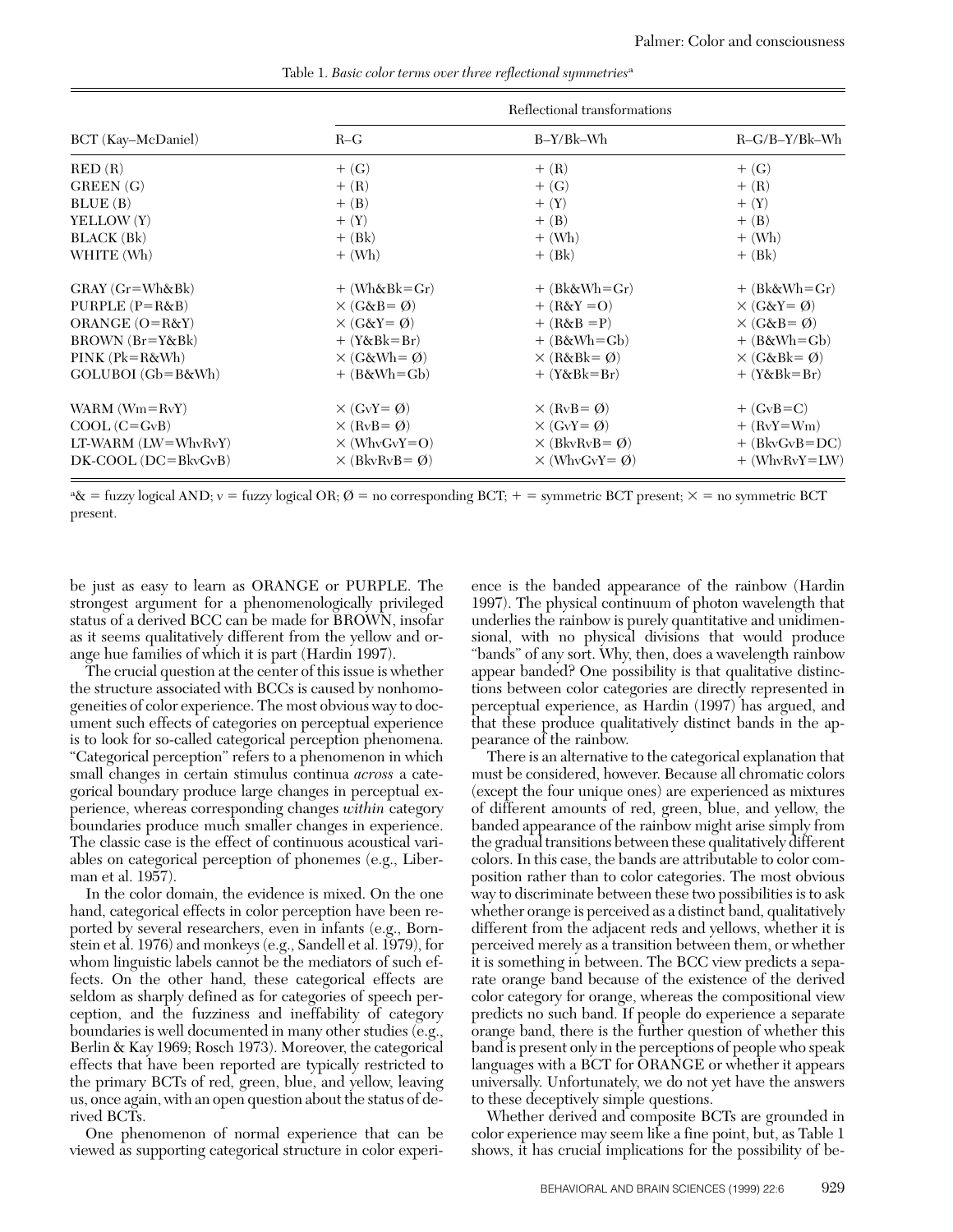Table 1. *Basic color terms over three reflectional symmetries*[a]

| BCT (Kay–McDaniel) | Reflectional transformations | | |
|---|---|---|---|
| | R–G | B–Y/Bk–Wh | R–G/B–Y/Bk–Wh |
| RED (R) | + (G) | + (R) | + (G) |
| GREEN (G) | + (R) | + (G) | + (R) |
| BLUE (B) | + (B) | + (Y) | + (Y) |
| YELLOW (Y) | + (Y) | + (B) | + (B) |
| BLACK (Bk) | + (Bk) | + (Wh) | + (Wh) |
| WHITE (Wh) | + (Wh) | + (Bk) | + (Bk) |
| GRAY (Gr=Wh&Bk) | + (Wh&Bk=Gr) | + (Bk&Wh=Gr) | + (Bk&Wh=Gr) |
| PURPLE (P=R&B) | × (G&B= Ø) | + (R&Y =O) | × (G&Y= Ø) |
| ORANGE (O=R&Y) | × (G&Y= Ø) | + (R&B =P) | × (G&B= Ø) |
| BROWN (Br=Y&Bk) | + (Y&Bk=Br) | + (B&Wh=Gb) | + (B&Wh=Gb) |
| PINK (Pk=R&Wh) | × (G&Wh= Ø) | × (R&Bk= Ø) | × (G&Bk= Ø) |
| GOLUBOI (Gb=B&Wh) | + (B&Wh=Gb) | + (Y&Bk=Br) | + (Y&Bk=Br) |
| WARM (Wm=RvY) | × (GvY= Ø) | × (RvB= Ø) | + (GvB=C) |
| COOL (C=GvB) | × (RvB= Ø) | × (GvY= Ø) | + (RvY=Wm) |
| LT-WARM (LW=WhvRvY) | × (WhvGvY=O) | × (BkvRvB= Ø) | + (BkvGvB=DC) |
| DK-COOL (DC=BkvGvB) | × (BkvRvB= Ø) | × (WhvGvY= Ø) | + (WhvRvY=LW) |

[a]& = fuzzy logical AND; v = fuzzy logical OR; Ø = no corresponding BCT; + = symmetric BCT present; × = no symmetric BCT present.

be just as easy to learn as ORANGE or PURPLE. The strongest argument for a phenomenologically privileged status of a derived BCC can be made for BROWN, insofar as it seems qualitatively different from the yellow and orange hue families of which it is part (Hardin 1997).

The crucial question at the center of this issue is whether the structure associated with BCCs is caused by nonhomogeneities of color experience. The most obvious way to document such effects of categories on perceptual experience is to look for so-called categorical perception phenomena. "Categorical perception" refers to a phenomenon in which small changes in certain stimulus continua *across* a categorical boundary produce large changes in perceptual experience, whereas corresponding changes *within* category boundaries produce much smaller changes in experience. The classic case is the effect of continuous acoustical variables on categorical perception of phonemes (e.g., Liberman et al. 1957).

In the color domain, the evidence is mixed. On the one hand, categorical effects in color perception have been reported by several researchers, even in infants (e.g., Bornstein et al. 1976) and monkeys (e.g., Sandell et al. 1979), for whom linguistic labels cannot be the mediators of such effects. On the other hand, these categorical effects are seldom as sharply defined as for categories of speech perception, and the fuzziness and ineffability of category boundaries is well documented in many other studies (e.g., Berlin & Kay 1969; Rosch 1973). Moreover, the categorical effects that have been reported are typically restricted to the primary BCTs of red, green, blue, and yellow, leaving us, once again, with an open question about the status of derived BCTs.

One phenomenon of normal experience that can be viewed as supporting categorical structure in color experience is the banded appearance of the rainbow (Hardin 1997). The physical continuum of photon wavelength that underlies the rainbow is purely quantitative and unidimensional, with no physical divisions that would produce "bands" of any sort. Why, then, does a wavelength rainbow appear banded? One possibility is that qualitative distinctions between color categories are directly represented in perceptual experience, as Hardin (1997) has argued, and that these produce qualitatively distinct bands in the appearance of the rainbow.

There is an alternative to the categorical explanation that must be considered, however. Because all chromatic colors (except the four unique ones) are experienced as mixtures of different amounts of red, green, blue, and yellow, the banded appearance of the rainbow might arise simply from the gradual transitions between these qualitatively different colors. In this case, the bands are attributable to color composition rather than to color categories. The most obvious way to discriminate between these two possibilities is to ask whether orange is perceived as a distinct band, qualitatively different from the adjacent reds and yellows, whether it is perceived merely as a transition between them, or whether it is something in between. The BCC view predicts a separate orange band because of the existence of the derived color category for orange, whereas the compositional view predicts no such band. If people do experience a separate orange band, there is the further question of whether this band is present only in the perceptions of people who speak languages with a BCT for ORANGE or whether it appears universally. Unfortunately, we do not yet have the answers to these deceptively simple questions.

Whether derived and composite BCTs are grounded in color experience may seem like a fine point, but, as Table 1 shows, it has crucial implications for the possibility of be-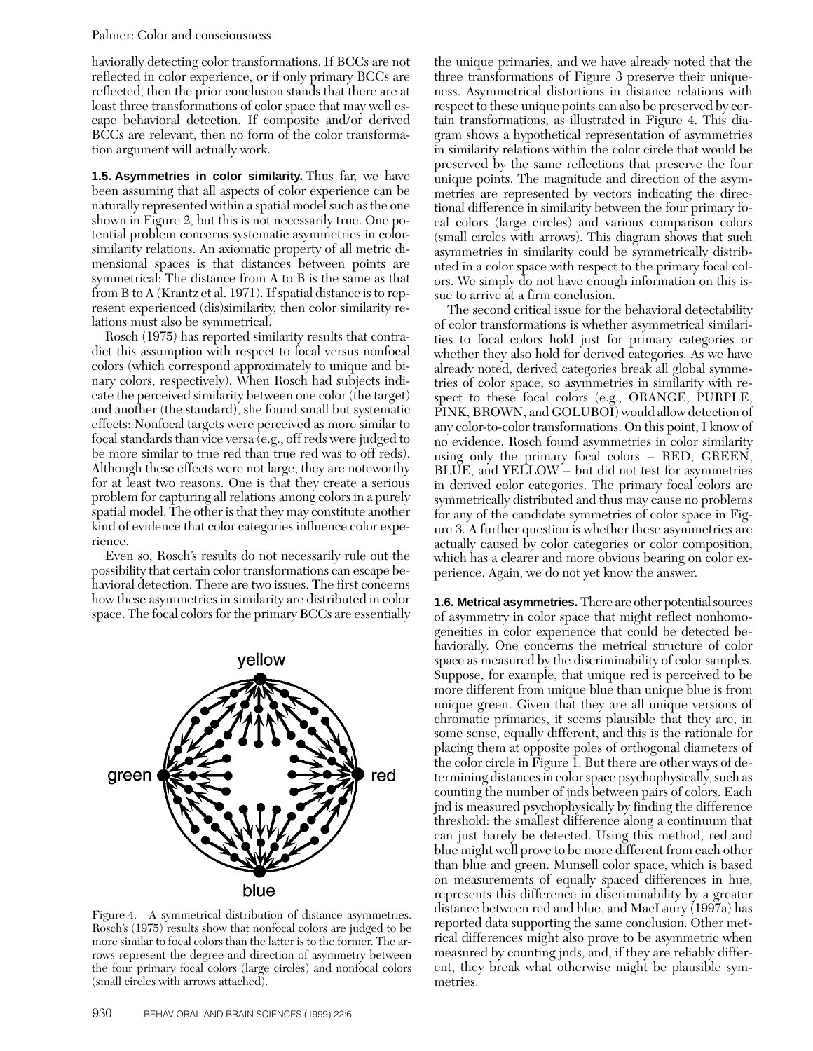haviorally detecting color transformations. If BCCs are not reflected in color experience, or if only primary BCCs are reflected, then the prior conclusion stands that there are at least three transformations of color space that may well escape behavioral detection. If composite and/or derived BCCs are relevant, then no form of the color transformation argument will actually work.

**1.5. Asymmetries in color similarity.** Thus far, we have been assuming that all aspects of color experience can be naturally represented within a spatial model such as the one shown in Figure 2, but this is not necessarily true. One potential problem concerns systematic asymmetries in color-similarity relations. An axiomatic property of all metric dimensional spaces is that distances between points are symmetrical: The distance from A to B is the same as that from B to A (Krantz et al. 1971). If spatial distance is to represent experienced (dis)similarity, then color similarity relations must also be symmetrical.

Rosch (1975) has reported similarity results that contradict this assumption with respect to focal versus nonfocal colors (which correspond approximately to unique and binary colors, respectively). When Rosch had subjects indicate the perceived similarity between one color (the target) and another (the standard), she found small but systematic effects: Nonfocal targets were perceived as more similar to focal standards than vice versa (e.g., off reds were judged to be more similar to true red than true red was to off reds). Although these effects were not large, they are noteworthy for at least two reasons. One is that they create a serious problem for capturing all relations among colors in a purely spatial model. The other is that they may constitute another kind of evidence that color categories influence color experience.

Even so, Rosch's results do not necessarily rule out the possibility that certain color transformations can escape behavioral detection. There are two issues. The first concerns how these asymmetries in similarity are distributed in color space. The focal colors for the primary BCCs are essentially the unique primaries, and we have already noted that the three transformations of Figure 3 preserve their uniqueness. Asymmetrical distortions in distance relations with respect to these unique points can also be preserved by certain transformations, as illustrated in Figure 4. This diagram shows a hypothetical representation of asymmetries in similarity relations within the color circle that would be preserved by the same reflections that preserve the four unique points. The magnitude and direction of the asymmetries are represented by vectors indicating the directional difference in similarity between the four primary focal colors (large circles) and various comparison colors (small circles with arrows). This diagram shows that such asymmetries in similarity could be symmetrically distributed in a color space with respect to the primary focal colors. We simply do not have enough information on this issue to arrive at a firm conclusion.

yellow

green

red

blue

Figure 4. A symmetrical distribution of distance asymmetries. Rosch's (1975) results show that nonfocal colors are judged to be more similar to focal colors than the latter is to the former. The arrows represent the degree and direction of asymmetry between the four primary focal colors (large circles) and nonfocal colors (small circles with arrows attached).

The second critical issue for the behavioral detectability of color transformations is whether asymmetrical similarities to focal colors hold just for primary categories or whether they also hold for derived categories. As we have already noted, derived categories break all global symmetries of color space, so asymmetries in similarity with respect to these focal colors (e.g., ORANGE, PURPLE, PINK, BROWN, and GOLUBOI) would allow detection of any color-to-color transformations. On this point, I know of no evidence. Rosch found asymmetries in color similarity using only the primary focal colors – RED, GREEN, BLUE, and YELLOW – but did not test for asymmetries in derived color categories. The primary focal colors are symmetrically distributed and thus may cause no problems for any of the candidate symmetries of color space in Figure 3. A further question is whether these asymmetries are actually caused by color categories or color composition, which has a clearer and more obvious bearing on color experience. Again, we do not yet know the answer.

**1.6. Metrical asymmetries.** There are other potential sources of asymmetry in color space that might reflect nonhomogeneities in color experience that could be detected behaviorally. One concerns the metrical structure of color space as measured by the discriminability of color samples. Suppose, for example, that unique red is perceived to be more different from unique blue than unique blue is from unique green. Given that they are all unique versions of chromatic primaries, it seems plausible that they are, in some sense, equally different, and this is the rationale for placing them at opposite poles of orthogonal diameters of the color circle in Figure 1. But there are other ways of determining distances in color space psychophysically, such as counting the number of jnds between pairs of colors. Each jnd is measured psychophysically by finding the difference threshold: the smallest difference along a continuum that can just barely be detected. Using this method, red and blue might well prove to be more different from each other than blue and green. Munsell color space, which is based on measurements of equally spaced differences in hue, represents this difference in discriminability by a greater distance between red and blue, and MacLaury (1997a) has reported data supporting the same conclusion. Other metrical differences might also prove to be asymmetric when measured by counting jnds, and, if they are reliably different, they break what otherwise might be plausible symmetries.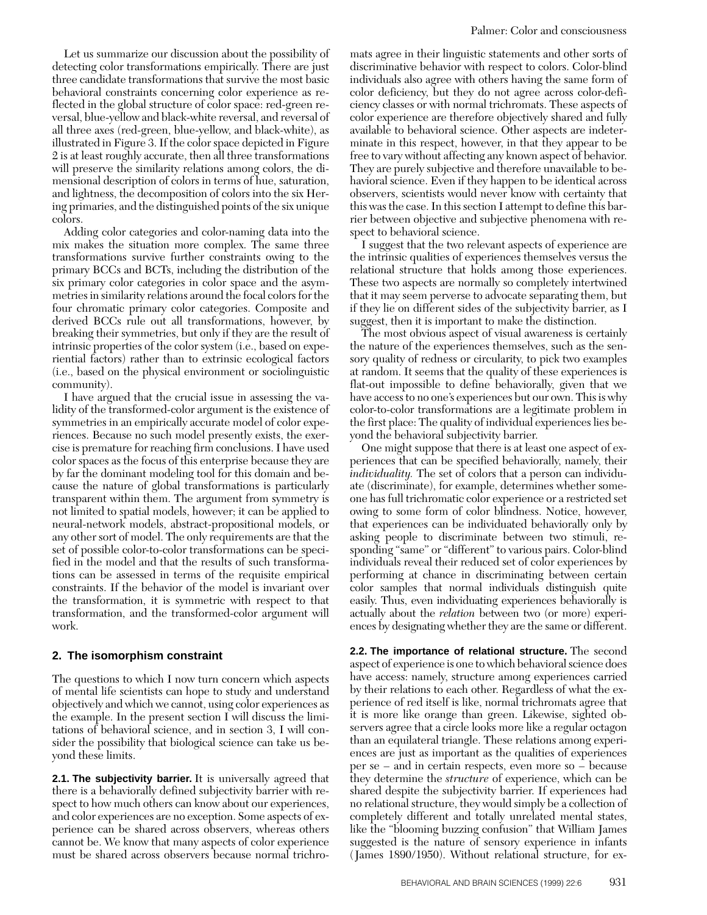Let us summarize our discussion about the possibility of detecting color transformations empirically. There are just three candidate transformations that survive the most basic behavioral constraints concerning color experience as reflected in the global structure of color space: red-green reversal, blue-yellow and black-white reversal, and reversal of all three axes (red-green, blue-yellow, and black-white), as illustrated in Figure 3. If the color space depicted in Figure 2 is at least roughly accurate, then all three transformations will preserve the similarity relations among colors, the dimensional description of colors in terms of hue, saturation, and lightness, the decomposition of colors into the six Hering primaries, and the distinguished points of the six unique colors.

Adding color categories and color-naming data into the mix makes the situation more complex. The same three transformations survive further constraints owing to the primary BCCs and BCTs, including the distribution of the six primary color categories in color space and the asymmetries in similarity relations around the focal colors for the four chromatic primary color categories. Composite and derived BCCs rule out all transformations, however, by breaking their symmetries, but only if they are the result of intrinsic properties of the color system (i.e., based on experiential factors) rather than to extrinsic ecological factors (i.e., based on the physical environment or sociolinguistic community).

I have argued that the crucial issue in assessing the validity of the transformed-color argument is the existence of symmetries in an empirically accurate model of color experiences. Because no such model presently exists, the exercise is premature for reaching firm conclusions. I have used color spaces as the focus of this enterprise because they are by far the dominant modeling tool for this domain and because the nature of global transformations is particularly transparent within them. The argument from symmetry is not limited to spatial models, however; it can be applied to neural-network models, abstract-propositional models, or any other sort of model. The only requirements are that the set of possible color-to-color transformations can be specified in the model and that the results of such transformations can be assessed in terms of the requisite empirical constraints. If the behavior of the model is invariant over the transformation, it is symmetric with respect to that transformation, and the transformed-color argument will work.

## 2. The isomorphism constraint

The questions to which I now turn concern which aspects of mental life scientists can hope to study and understand objectively and which we cannot, using color experiences as the example. In the present section I will discuss the limitations of behavioral science, and in section 3, I will consider the possibility that biological science can take us beyond these limits.

**2.1. The subjectivity barrier.** It is universally agreed that there is a behaviorally defined subjectivity barrier with respect to how much others can know about our experiences, and color experiences are no exception. Some aspects of experience can be shared across observers, whereas others cannot be. We know that many aspects of color experience must be shared across observers because normal trichromats agree in their linguistic statements and other sorts of discriminative behavior with respect to colors. Color-blind individuals also agree with others having the same form of color deficiency, but they do not agree across color-deficiency classes or with normal trichromats. These aspects of color experience are therefore objectively shared and fully available to behavioral science. Other aspects are indeterminate in this respect, however, in that they appear to be free to vary without affecting any known aspect of behavior. They are purely subjective and therefore unavailable to behavioral science. Even if they happen to be identical across observers, scientists would never know with certainty that this was the case. In this section I attempt to define this barrier between objective and subjective phenomena with respect to behavioral science.

I suggest that the two relevant aspects of experience are the intrinsic qualities of experiences themselves versus the relational structure that holds among those experiences. These two aspects are normally so completely intertwined that it may seem perverse to advocate separating them, but if they lie on different sides of the subjectivity barrier, as I suggest, then it is important to make the distinction.

The most obvious aspect of visual awareness is certainly the nature of the experiences themselves, such as the sensory quality of redness or circularity, to pick two examples at random. It seems that the quality of these experiences is flat-out impossible to define behaviorally, given that we have access to no one's experiences but our own. This is why color-to-color transformations are a legitimate problem in the first place: The quality of individual experiences lies beyond the behavioral subjectivity barrier.

One might suppose that there is at least one aspect of experiences that can be specified behaviorally, namely, their *individuality.* The set of colors that a person can individuate (discriminate), for example, determines whether someone has full trichromatic color experience or a restricted set owing to some form of color blindness. Notice, however, that experiences can be individuated behaviorally only by asking people to discriminate between two stimuli, responding "same" or "different" to various pairs. Color-blind individuals reveal their reduced set of color experiences by performing at chance in discriminating between certain color samples that normal individuals distinguish quite easily. Thus, even individuating experiences behaviorally is actually about the *relation* between two (or more) experiences by designating whether they are the same or different.

**2.2. The importance of relational structure.** The second aspect of experience is one to which behavioral science does have access: namely, structure among experiences carried by their relations to each other. Regardless of what the experience of red itself is like, normal trichromats agree that it is more like orange than green. Likewise, sighted observers agree that a circle looks more like a regular octagon than an equilateral triangle. These relations among experiences are just as important as the qualities of experiences per se – and in certain respects, even more so – because they determine the *structure* of experience, which can be shared despite the subjectivity barrier. If experiences had no relational structure, they would simply be a collection of completely different and totally unrelated mental states, like the "blooming buzzing confusion" that William James suggested is the nature of sensory experience in infants (James 1890/1950). Without relational structure, for ex-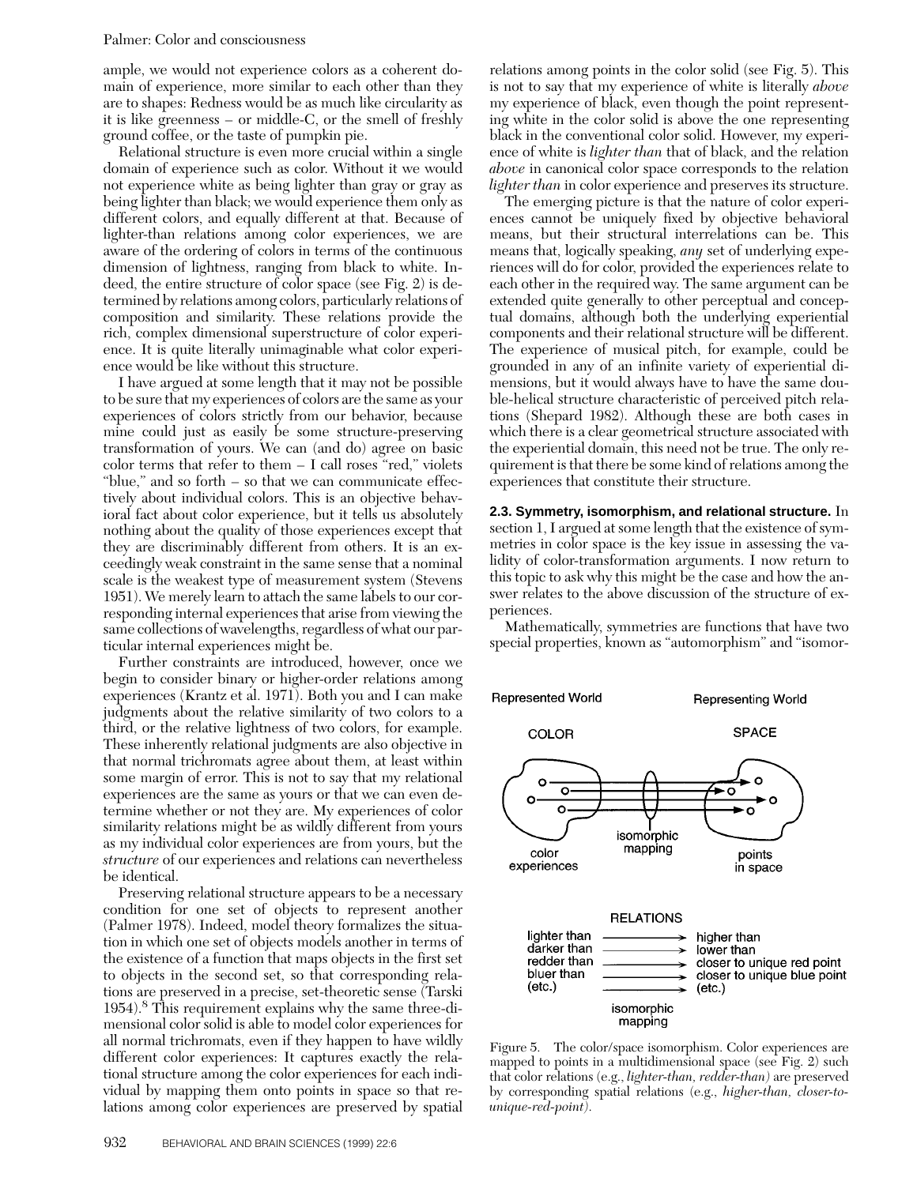ample, we would not experience colors as a coherent domain of experience, more similar to each other than they are to shapes: Redness would be as much like circularity as it is like greenness – or middle-C, or the smell of freshly ground coffee, or the taste of pumpkin pie.

Relational structure is even more crucial within a single domain of experience such as color. Without it we would not experience white as being lighter than gray or gray as being lighter than black; we would experience them only as different colors, and equally different at that. Because of lighter-than relations among color experiences, we are aware of the ordering of colors in terms of the continuous dimension of lightness, ranging from black to white. Indeed, the entire structure of color space (see Fig. 2) is determined by relations among colors, particularly relations of composition and similarity. These relations provide the rich, complex dimensional superstructure of color experience. It is quite literally unimaginable what color experience would be like without this structure.

I have argued at some length that it may not be possible to be sure that my experiences of colors are the same as your experiences of colors strictly from our behavior, because mine could just as easily be some structure-preserving transformation of yours. We can (and do) agree on basic color terms that refer to them – I call roses "red," violets "blue," and so forth – so that we can communicate effectively about individual colors. This is an objective behavioral fact about color experience, but it tells us absolutely nothing about the quality of those experiences except that they are discriminably different from others. It is an exceedingly weak constraint in the same sense that a nominal scale is the weakest type of measurement system (Stevens 1951). We merely learn to attach the same labels to our corresponding internal experiences that arise from viewing the same collections of wavelengths, regardless of what our particular internal experiences might be.

Further constraints are introduced, however, once we begin to consider binary or higher-order relations among experiences (Krantz et al. 1971). Both you and I can make judgments about the relative similarity of two colors to a third, or the relative lightness of two colors, for example. These inherently relational judgments are also objective in that normal trichromats agree about them, at least within some margin of error. This is not to say that my relational experiences are the same as yours or that we can even determine whether or not they are. My experiences of color similarity relations might be as wildly different from yours as my individual color experiences are from yours, but the *structure* of our experiences and relations can nevertheless be identical.

Preserving relational structure appears to be a necessary condition for one set of objects to represent another (Palmer 1978). Indeed, model theory formalizes the situation in which one set of objects models another in terms of the existence of a function that maps objects in the first set to objects in the second set, so that corresponding relations are preserved in a precise, set-theoretic sense (Tarski 1954).[8] This requirement explains why the same three-dimensional color solid is able to model color experiences for all normal trichromats, even if they happen to have wildly different color experiences: It captures exactly the relational structure among the color experiences for each individual by mapping them onto points in space so that relations among color experiences are preserved by spatial relations among points in the color solid (see Fig. 5). This is not to say that my experience of white is literally *above* my experience of black, even though the point representing white in the color solid is above the one representing black in the conventional color solid. However, my experience of white is *lighter than* that of black, and the relation *above* in canonical color space corresponds to the relation *lighter than* in color experience and preserves its structure.

The emerging picture is that the nature of color experiences cannot be uniquely fixed by objective behavioral means, but their structural interrelations can be. This means that, logically speaking, *any* set of underlying experiences will do for color, provided the experiences relate to each other in the required way. The same argument can be extended quite generally to other perceptual and conceptual domains, although both the underlying experiential components and their relational structure will be different. The experience of musical pitch, for example, could be grounded in any of an infinite variety of experiential dimensions, but it would always have to have the same double-helical structure characteristic of perceived pitch relations (Shepard 1982). Although these are both cases in which there is a clear geometrical structure associated with the experiential domain, this need not be true. The only requirement is that there be some kind of relations among the experiences that constitute their structure.

**2.3. Symmetry, isomorphism, and relational structure.** In section 1, I argued at some length that the existence of symmetries in color space is the key issue in assessing the validity of color-transformation arguments. I now return to this topic to ask why this might be the case and how the answer relates to the above discussion of the structure of experiences.

Mathematically, symmetries are functions that have two special properties, known as "automorphism" and "isomor-

Figure 5. The color/space isomorphism. Color experiences are mapped to points in a multidimensional space (see Fig. 2) such that color relations (e.g., *lighter-than, redder-than*) are preserved by corresponding spatial relations (e.g., *higher-than, closer-to-unique-red-point*).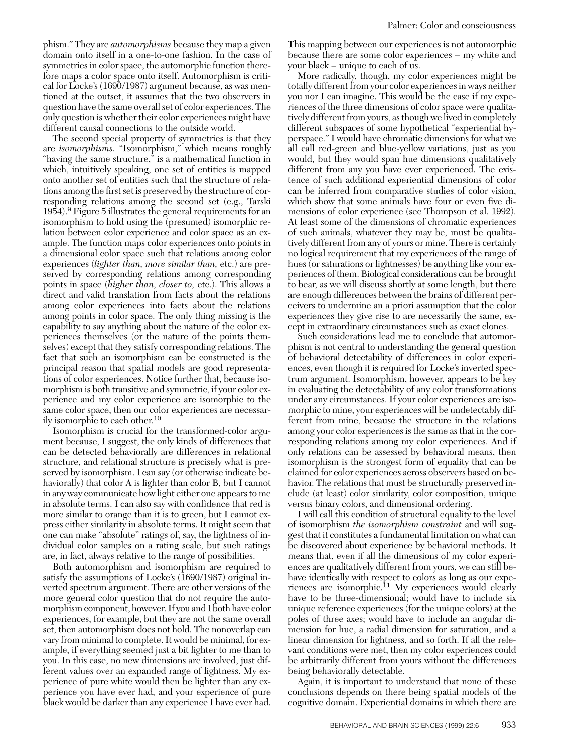phism." They are *automorphisms* because they map a given domain onto itself in a one-to-one fashion. In the case of symmetries in color space, the automorphic function therefore maps a color space onto itself. Automorphism is critical for Locke's (1690/1987) argument because, as was mentioned at the outset, it assumes that the two observers in question have the same overall set of color experiences. The only question is whether their color experiences might have different causal connections to the outside world.

The second special property of symmetries is that they are *isomorphisms.* "Isomorphism," which means roughly "having the same structure," is a mathematical function in which, intuitively speaking, one set of entities is mapped onto another set of entities such that the structure of relations among the first set is preserved by the structure of corresponding relations among the second set (e.g., Tarski 1954).[9] Figure 5 illustrates the general requirements for an isomorphism to hold using the (presumed) isomorphic relation between color experience and color space as an example. The function maps color experiences onto points in a dimensional color space such that relations among color experiences (*lighter than, more similar than,* etc.) are preserved by corresponding relations among corresponding points in space (*higher than, closer to,* etc.). This allows a direct and valid translation from facts about the relations among color experiences into facts about the relations among points in color space. The only thing missing is the capability to say anything about the nature of the color experiences themselves (or the nature of the points themselves) except that they satisfy corresponding relations. The fact that such an isomorphism can be constructed is the principal reason that spatial models are good representations of color experiences. Notice further that, because isomorphism is both transitive and symmetric, if your color experience and my color experience are isomorphic to the same color space, then our color experiences are necessarily isomorphic to each other.[10]

Isomorphism is crucial for the transformed-color argument because, I suggest, the only kinds of differences that can be detected behaviorally are differences in relational structure, and relational structure is precisely what is preserved by isomorphism. I can say (or otherwise indicate behaviorally) that color A is lighter than color B, but I cannot in any way communicate how light either one appears to me in absolute terms. I can also say with confidence that red is more similar to orange than it is to green, but I cannot express either similarity in absolute terms. It might seem that one can make "absolute" ratings of, say, the lightness of individual color samples on a rating scale, but such ratings are, in fact, always relative to the range of possibilities.

Both automorphism and isomorphism are required to satisfy the assumptions of Locke's (1690/1987) original inverted spectrum argument. There are other versions of the more general color question that do not require the automorphism component, however. If you and I both have color experiences, for example, but they are not the same overall set, then automorphism does not hold. The nonoverlap can vary from minimal to complete. It would be minimal, for example, if everything seemed just a bit lighter to me than to you. In this case, no new dimensions are involved, just different values over an expanded range of lightness. My experience of pure white would then be lighter than any experience you have ever had, and your experience of pure black would be darker than any experience I have ever had. This mapping between our experiences is not automorphic because there are some color experiences – my white and your black – unique to each of us.

More radically, though, my color experiences might be totally different from your color experiences in ways neither you nor I can imagine. This would be the case if my experiences of the three dimensions of color space were qualitatively different from yours, as though we lived in completely different subspaces of some hypothetical "experiential hyperspace." I would have chromatic dimensions for what we all call red-green and blue-yellow variations, just as you would, but they would span hue dimensions qualitatively different from any you have ever experienced. The existence of such additional experiential dimensions of color can be inferred from comparative studies of color vision, which show that some animals have four or even five dimensions of color experience (see Thompson et al. 1992). At least some of the dimensions of chromatic experiences of such animals, whatever they may be, must be qualitatively different from any of yours or mine. There is certainly no logical requirement that my experiences of the range of hues (or saturations or lightnesses) be anything like your experiences of them. Biological considerations can be brought to bear, as we will discuss shortly at some length, but there are enough differences between the brains of different perceivers to undermine an a priori assumption that the color experiences they give rise to are necessarily the same, except in extraordinary circumstances such as exact clones.

Such considerations lead me to conclude that automorphism is not central to understanding the general question of behavioral detectability of differences in color experiences, even though it is required for Locke's inverted spectrum argument. Isomorphism, however, appears to be key in evaluating the detectability of any color transformations under any circumstances. If your color experiences are isomorphic to mine, your experiences will be undetectably different from mine, because the structure in the relations among your color experiences is the same as that in the corresponding relations among my color experiences. And if only relations can be assessed by behavioral means, then isomorphism is the strongest form of equality that can be claimed for color experiences across observers based on behavior. The relations that must be structurally preserved include (at least) color similarity, color composition, unique versus binary colors, and dimensional ordering.

I will call this condition of structural equality to the level of isomorphism *the isomorphism constraint* and will suggest that it constitutes a fundamental limitation on what can be discovered about experience by behavioral methods. It means that, even if all the dimensions of my color experiences are qualitatively different from yours, we can still behave identically with respect to colors as long as our experiences are isomorphic.[11] My experiences would clearly have to be three-dimensional; would have to include six unique reference experiences (for the unique colors) at the poles of three axes; would have to include an angular dimension for hue, a radial dimension for saturation, and a linear dimension for lightness, and so forth. If all the relevant conditions were met, then my color experiences could be arbitrarily different from yours without the differences being behaviorally detectable.

Again, it is important to understand that none of these conclusions depends on there being spatial models of the cognitive domain. Experiential domains in which there are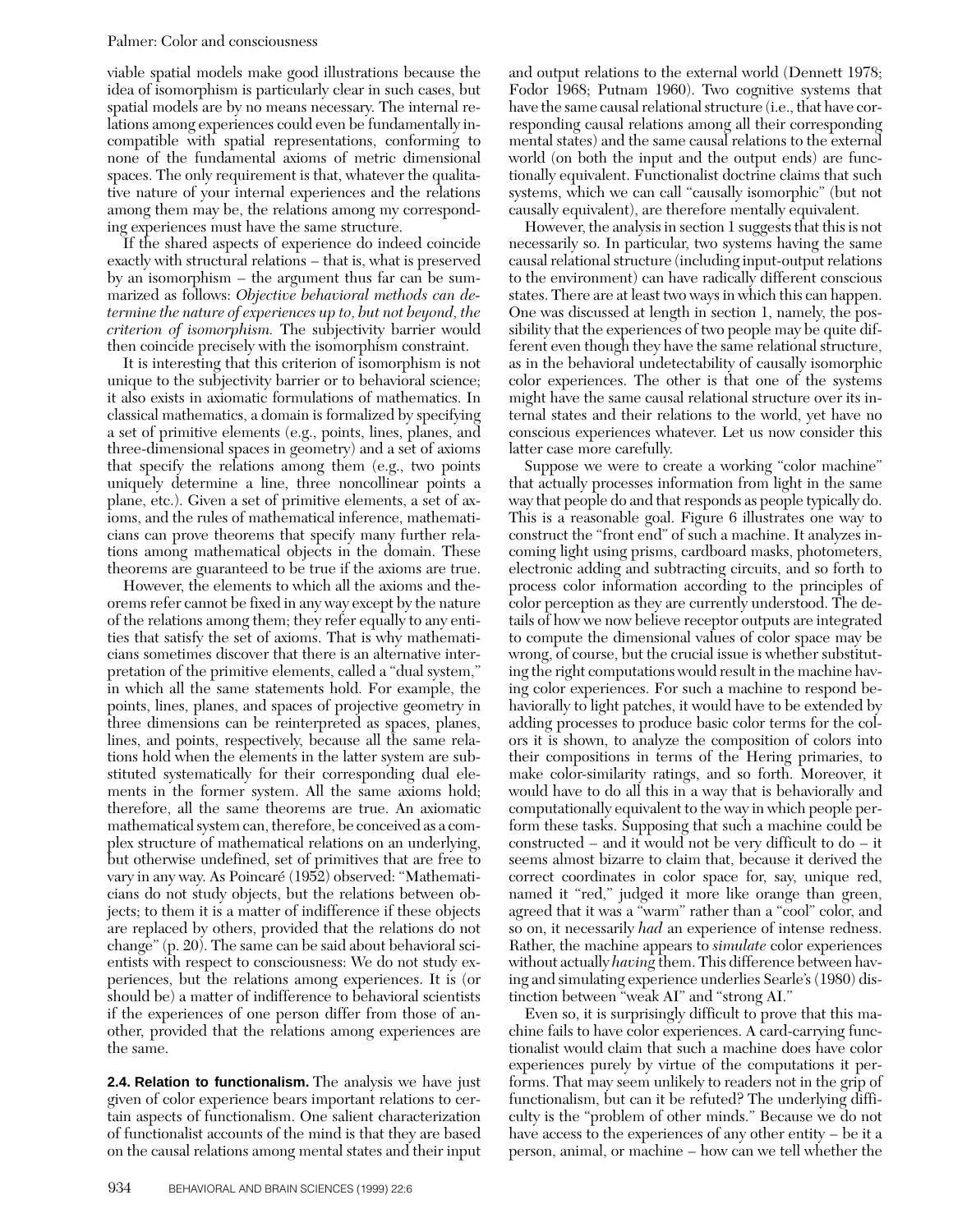viable spatial models make good illustrations because the idea of isomorphism is particularly clear in such cases, but spatial models are by no means necessary. The internal relations among experiences could even be fundamentally incompatible with spatial representations, conforming to none of the fundamental axioms of metric dimensional spaces. The only requirement is that, whatever the qualitative nature of your internal experiences and the relations among them may be, the relations among my corresponding experiences must have the same structure.

If the shared aspects of experience do indeed coincide exactly with structural relations – that is, what is preserved by an isomorphism – the argument thus far can be summarized as follows: *Objective behavioral methods can determine the nature of experiences up to, but not beyond, the criterion of isomorphism.* The subjectivity barrier would then coincide precisely with the isomorphism constraint.

It is interesting that this criterion of isomorphism is not unique to the subjectivity barrier or to behavioral science; it also exists in axiomatic formulations of mathematics. In classical mathematics, a domain is formalized by specifying a set of primitive elements (e.g., points, lines, planes, and three-dimensional spaces in geometry) and a set of axioms that specify the relations among them (e.g., two points uniquely determine a line, three noncollinear points a plane, etc.). Given a set of primitive elements, a set of axioms, and the rules of mathematical inference, mathematicians can prove theorems that specify many further relations among mathematical objects in the domain. These theorems are guaranteed to be true if the axioms are true.

However, the elements to which all the axioms and theorems refer cannot be fixed in any way except by the nature of the relations among them; they refer equally to any entities that satisfy the set of axioms. That is why mathematicians sometimes discover that there is an alternative interpretation of the primitive elements, called a "dual system," in which all the same statements hold. For example, the points, lines, planes, and spaces of projective geometry in three dimensions can be reinterpreted as spaces, planes, lines, and points, respectively, because all the same relations hold when the elements in the latter system are substituted systematically for their corresponding dual elements in the former system. All the same axioms hold; therefore, all the same theorems are true. An axiomatic mathematical system can, therefore, be conceived as a complex structure of mathematical relations on an underlying, but otherwise undefined, set of primitives that are free to vary in any way. As Poincaré (1952) observed: "Mathematicians do not study objects, but the relations between objects; to them it is a matter of indifference if these objects are replaced by others, provided that the relations do not change" (p. 20). The same can be said about behavioral scientists with respect to consciousness: We do not study experiences, but the relations among experiences. It is (or should be) a matter of indifference to behavioral scientists if the experiences of one person differ from those of another, provided that the relations among experiences are the same.

**2.4. Relation to functionalism.** The analysis we have just given of color experience bears important relations to certain aspects of functionalism. One salient characterization of functionalist accounts of the mind is that they are based on the causal relations among mental states and their input and output relations to the external world (Dennett 1978; Fodor 1968; Putnam 1960). Two cognitive systems that have the same causal relational structure (i.e., that have corresponding causal relations among all their corresponding mental states) and the same causal relations to the external world (on both the input and the output ends) are functionally equivalent. Functionalist doctrine claims that such systems, which we can call "causally isomorphic" (but not causally equivalent), are therefore mentally equivalent.

However, the analysis in section 1 suggests that this is not necessarily so. In particular, two systems having the same causal relational structure (including input-output relations to the environment) can have radically different conscious states. There are at least two ways in which this can happen. One was discussed at length in section 1, namely, the possibility that the experiences of two people may be quite different even though they have the same relational structure, as in the behavioral undetectability of causally isomorphic color experiences. The other is that one of the systems might have the same causal relational structure over its internal states and their relations to the world, yet have no conscious experiences whatever. Let us now consider this latter case more carefully.

Suppose we were to create a working "color machine" that actually processes information from light in the same way that people do and that responds as people typically do. This is a reasonable goal. Figure 6 illustrates one way to construct the "front end" of such a machine. It analyzes incoming light using prisms, cardboard masks, photometers, electronic adding and subtracting circuits, and so forth to process color information according to the principles of color perception as they are currently understood. The details of how we now believe receptor outputs are integrated to compute the dimensional values of color space may be wrong, of course, but the crucial issue is whether substituting the right computations would result in the machine having color experiences. For such a machine to respond behaviorally to light patches, it would have to be extended by adding processes to produce basic color terms for the colors it is shown, to analyze the composition of colors into their compositions in terms of the Hering primaries, to make color-similarity ratings, and so forth. Moreover, it would have to do all this in a way that is behaviorally and computationally equivalent to the way in which people perform these tasks. Supposing that such a machine could be constructed – and it would not be very difficult to do – it seems almost bizarre to claim that, because it derived the correct coordinates in color space for, say, unique red, named it "red," judged it more like orange than green, agreed that it was a "warm" rather than a "cool" color, and so on, it necessarily *had* an experience of intense redness. Rather, the machine appears to *simulate* color experiences without actually *having* them. This difference between having and simulating experience underlies Searle's (1980) distinction between "weak AI" and "strong AI."

Even so, it is surprisingly difficult to prove that this machine fails to have color experiences. A card-carrying functionalist would claim that such a machine does have color experiences purely by virtue of the computations it performs. That may seem unlikely to readers not in the grip of functionalism, but can it be refuted? The underlying difficulty is the "problem of other minds." Because we do not have access to the experiences of any other entity – be it a person, animal, or machine – how can we tell whether the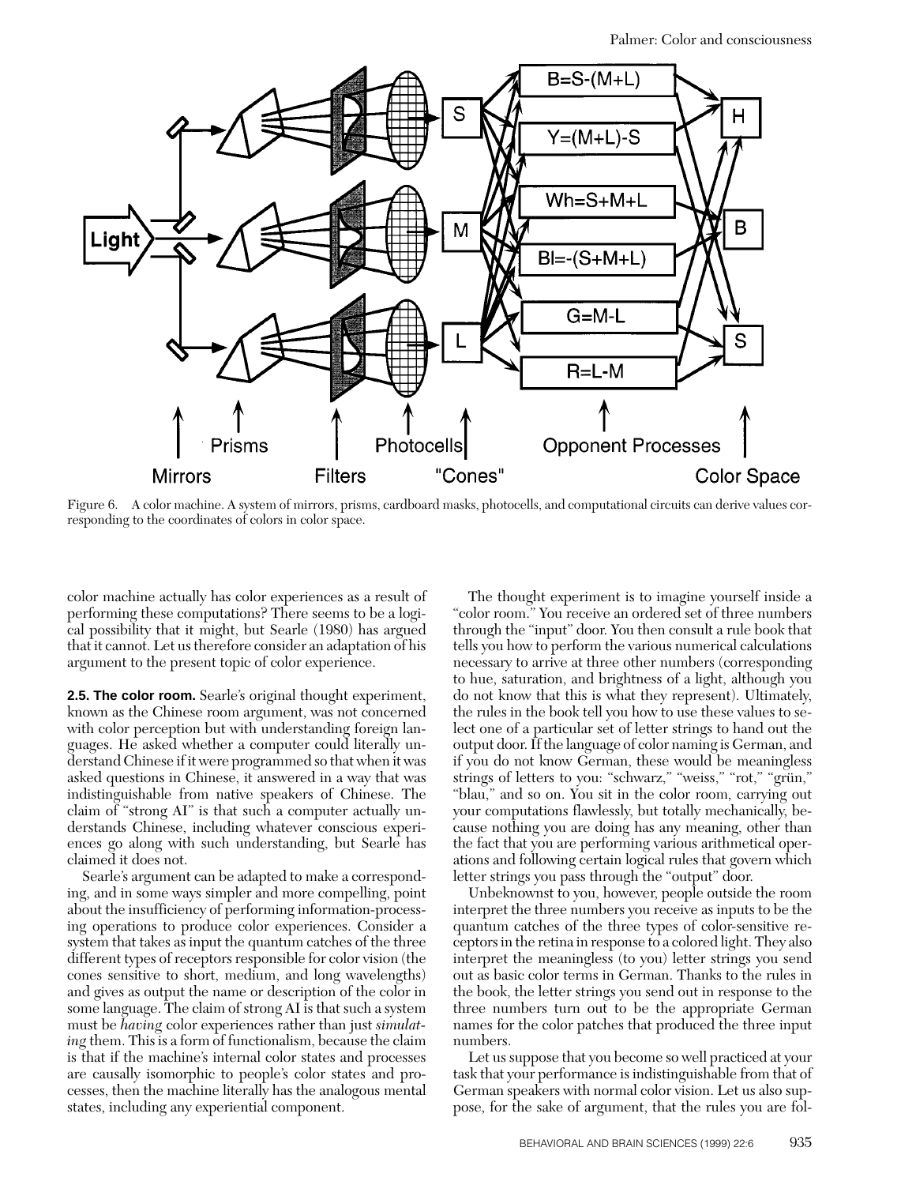Figure 6. A color machine. A system of mirrors, prisms, cardboard masks, photocells, and computational circuits can derive values corresponding to the coordinates of colors in color space.

color machine actually has color experiences as a result of performing these computations? There seems to be a logical possibility that it might, but Searle (1980) has argued that it cannot. Let us therefore consider an adaptation of his argument to the present topic of color experience.

**2.5. The color room.** Searle's original thought experiment, known as the Chinese room argument, was not concerned with color perception but with understanding foreign languages. He asked whether a computer could literally understand Chinese if it were programmed so that when it was asked questions in Chinese, it answered in a way that was indistinguishable from native speakers of Chinese. The claim of "strong AI" is that such a computer actually understands Chinese, including whatever conscious experiences go along with such understanding, but Searle has claimed it does not.

Searle's argument can be adapted to make a corresponding, and in some ways simpler and more compelling, point about the insufficiency of performing information-processing operations to produce color experiences. Consider a system that takes as input the quantum catches of the three different types of receptors responsible for color vision (the cones sensitive to short, medium, and long wavelengths) and gives as output the name or description of the color in some language. The claim of strong AI is that such a system must be *having* color experiences rather than just *simulating* them. This is a form of functionalism, because the claim is that if the machine's internal color states and processes are causally isomorphic to people's color states and processes, then the machine literally has the analogous mental states, including any experiential component.

The thought experiment is to imagine yourself inside a "color room." You receive an ordered set of three numbers through the "input" door. You then consult a rule book that tells you how to perform the various numerical calculations necessary to arrive at three other numbers (corresponding to hue, saturation, and brightness of a light, although you do not know that this is what they represent). Ultimately, the rules in the book tell you how to use these values to select one of a particular set of letter strings to hand out the output door. If the language of color naming is German, and if you do not know German, these would be meaningless strings of letters to you: "schwarz," "weiss," "rot," "grün," "blau," and so on. You sit in the color room, carrying out your computations flawlessly, but totally mechanically, because nothing you are doing has any meaning, other than the fact that you are performing various arithmetical operations and following certain logical rules that govern which letter strings you pass through the "output" door.

Unbeknownst to you, however, people outside the room interpret the three numbers you receive as inputs to be the quantum catches of the three types of color-sensitive receptors in the retina in response to a colored light. They also interpret the meaningless (to you) letter strings you send out as basic color terms in German. Thanks to the rules in the book, the letter strings you send out in response to the three numbers turn out to be the appropriate German names for the color patches that produced the three input numbers.

Let us suppose that you become so well practiced at your task that your performance is indistinguishable from that of German speakers with normal color vision. Let us also suppose, for the sake of argument, that the rules you are fol-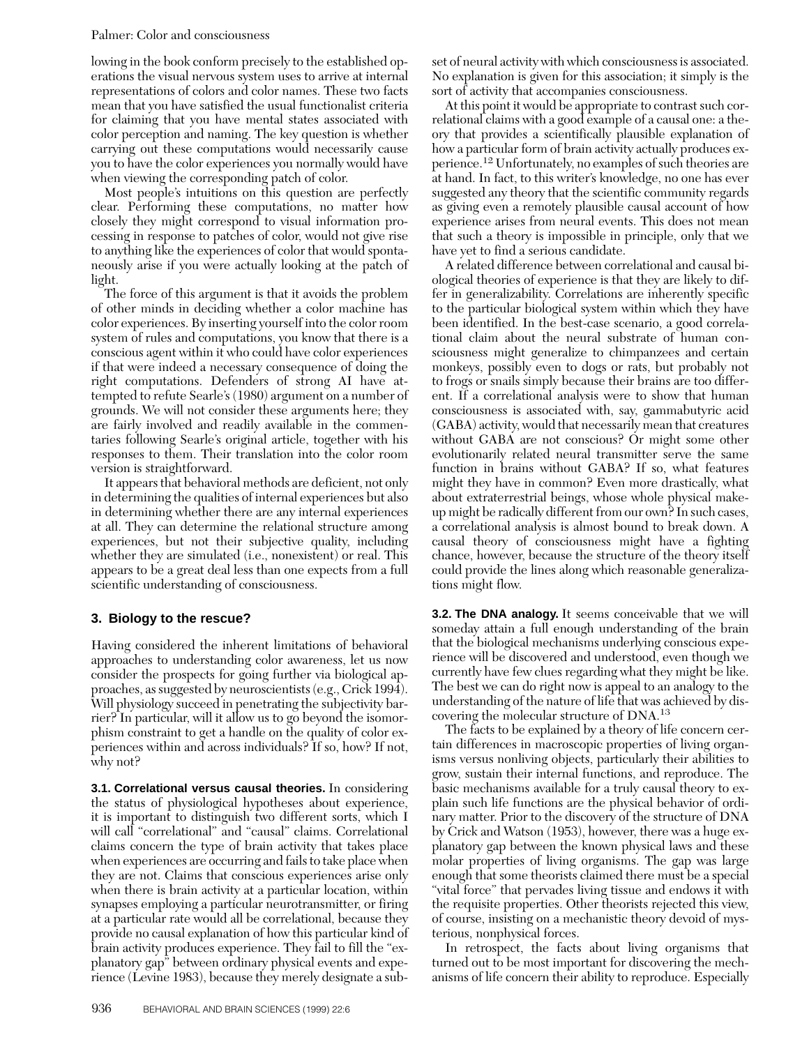lowing in the book conform precisely to the established operations the visual nervous system uses to arrive at internal representations of colors and color names. These two facts mean that you have satisfied the usual functionalist criteria for claiming that you have mental states associated with color perception and naming. The key question is whether carrying out these computations would necessarily cause you to have the color experiences you normally would have when viewing the corresponding patch of color.

Most people's intuitions on this question are perfectly clear. Performing these computations, no matter how closely they might correspond to visual information processing in response to patches of color, would not give rise to anything like the experiences of color that would spontaneously arise if you were actually looking at the patch of light.

The force of this argument is that it avoids the problem of other minds in deciding whether a color machine has color experiences. By inserting yourself into the color room system of rules and computations, you know that there is a conscious agent within it who could have color experiences if that were indeed a necessary consequence of doing the right computations. Defenders of strong AI have attempted to refute Searle's (1980) argument on a number of grounds. We will not consider these arguments here; they are fairly involved and readily available in the commentaries following Searle's original article, together with his responses to them. Their translation into the color room version is straightforward.

It appears that behavioral methods are deficient, not only in determining the qualities of internal experiences but also in determining whether there are any internal experiences at all. They can determine the relational structure among experiences, but not their subjective quality, including whether they are simulated (i.e., nonexistent) or real. This appears to be a great deal less than one expects from a full scientific understanding of consciousness.

## 3. Biology to the rescue?

Having considered the inherent limitations of behavioral approaches to understanding color awareness, let us now consider the prospects for going further via biological approaches, as suggested by neuroscientists (e.g., Crick 1994). Will physiology succeed in penetrating the subjectivity barrier? In particular, will it allow us to go beyond the isomorphism constraint to get a handle on the quality of color experiences within and across individuals? If so, how? If not, why not?

**3.1. Correlational versus causal theories.** In considering the status of physiological hypotheses about experience, it is important to distinguish two different sorts, which I will call "correlational" and "causal" claims. Correlational claims concern the type of brain activity that takes place when experiences are occurring and fails to take place when they are not. Claims that conscious experiences arise only when there is brain activity at a particular location, within synapses employing a particular neurotransmitter, or firing at a particular rate would all be correlational, because they provide no causal explanation of how this particular kind of brain activity produces experience. They fail to fill the "explanatory gap" between ordinary physical events and experience (Levine 1983), because they merely designate a subset of neural activity with which consciousness is associated. No explanation is given for this association; it simply is the sort of activity that accompanies consciousness.

At this point it would be appropriate to contrast such correlational claims with a good example of a causal one: a theory that provides a scientifically plausible explanation of how a particular form of brain activity actually produces experience.[12] Unfortunately, no examples of such theories are at hand. In fact, to this writer's knowledge, no one has ever suggested any theory that the scientific community regards as giving even a remotely plausible causal account of how experience arises from neural events. This does not mean that such a theory is impossible in principle, only that we have yet to find a serious candidate.

A related difference between correlational and causal biological theories of experience is that they are likely to differ in generalizability. Correlations are inherently specific to the particular biological system within which they have been identified. In the best-case scenario, a good correlational claim about the neural substrate of human consciousness might generalize to chimpanzees and certain monkeys, possibly even to dogs or rats, but probably not to frogs or snails simply because their brains are too different. If a correlational analysis were to show that human consciousness is associated with, say, gammabutyric acid (GABA) activity, would that necessarily mean that creatures without GABA are not conscious? Or might some other evolutionarily related neural transmitter serve the same function in brains without GABA? If so, what features might they have in common? Even more drastically, what about extraterrestrial beings, whose whole physical makeup might be radically different from our own? In such cases, a correlational analysis is almost bound to break down. A causal theory of consciousness might have a fighting chance, however, because the structure of the theory itself could provide the lines along which reasonable generalizations might flow.

**3.2. The DNA analogy.** It seems conceivable that we will someday attain a full enough understanding of the brain that the biological mechanisms underlying conscious experience will be discovered and understood, even though we currently have few clues regarding what they might be like. The best we can do right now is appeal to an analogy to the understanding of the nature of life that was achieved by discovering the molecular structure of DNA.[13]

The facts to be explained by a theory of life concern certain differences in macroscopic properties of living organisms versus nonliving objects, particularly their abilities to grow, sustain their internal functions, and reproduce. The basic mechanisms available for a truly causal theory to explain such life functions are the physical behavior of ordinary matter. Prior to the discovery of the structure of DNA by Crick and Watson (1953), however, there was a huge explanatory gap between the known physical laws and these molar properties of living organisms. The gap was large enough that some theorists claimed there must be a special "vital force" that pervades living tissue and endows it with the requisite properties. Other theorists rejected this view, of course, insisting on a mechanistic theory devoid of mysterious, nonphysical forces.

In retrospect, the facts about living organisms that turned out to be most important for discovering the mechanisms of life concern their ability to reproduce. Especially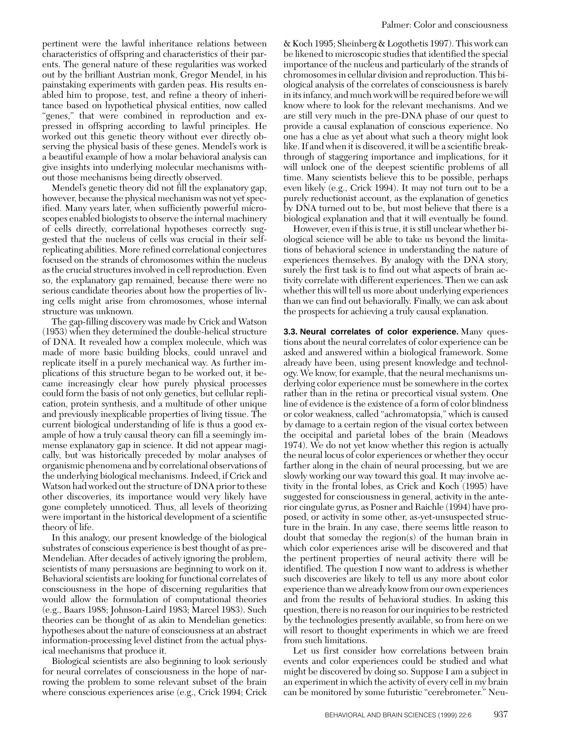pertinent were the lawful inheritance relations between characteristics of offspring and characteristics of their parents. The general nature of these regularities was worked out by the brilliant Austrian monk, Gregor Mendel, in his painstaking experiments with garden peas. His results enabled him to propose, test, and refine a theory of inheritance based on hypothetical physical entities, now called "genes," that were combined in reproduction and expressed in offspring according to lawful principles. He worked out this genetic theory without ever directly observing the physical basis of these genes. Mendel's work is a beautiful example of how a molar behavioral analysis can give insights into underlying molecular mechanisms without those mechanisms being directly observed.

Mendel's genetic theory did not fill the explanatory gap, however, because the physical mechanism was not yet specified. Many years later, when sufficiently powerful microscopes enabled biologists to observe the internal machinery of cells directly, correlational hypotheses correctly suggested that the nucleus of cells was crucial in their self-replicating abilities. More refined correlational conjectures focused on the strands of chromosomes within the nucleus as the crucial structures involved in cell reproduction. Even so, the explanatory gap remained, because there were no serious candidate theories about how the properties of living cells might arise from chromosomes, whose internal structure was unknown.

The gap-filling discovery was made by Crick and Watson (1953) when they determined the double-helical structure of DNA. It revealed how a complex molecule, which was made of more basic building blocks, could unravel and replicate itself in a purely mechanical way. As further implications of this structure began to be worked out, it became increasingly clear how purely physical processes could form the basis of not only genetics, but cellular replication, protein synthesis, and a multitude of other unique and previously inexplicable properties of living tissue. The current biological understanding of life is thus a good example of how a truly causal theory can fill a seemingly immense explanatory gap in science. It did not appear magically, but was historically preceded by molar analyses of organismic phenomena and by correlational observations of the underlying biological mechanisms. Indeed, if Crick and Watson had worked out the structure of DNA prior to these other discoveries, its importance would very likely have gone completely unnoticed. Thus, all levels of theorizing were important in the historical development of a scientific theory of life.

In this analogy, our present knowledge of the biological substrates of conscious experience is best thought of as pre-Mendelian. After decades of actively ignoring the problem, scientists of many persuasions are beginning to work on it. Behavioral scientists are looking for functional correlates of consciousness in the hope of discerning regularities that would allow the formulation of computational theories (e.g., Baars 1988; Johnson-Laird 1983; Marcel 1983). Such theories can be thought of as akin to Mendelian genetics: hypotheses about the nature of consciousness at an abstract information-processing level distinct from the actual physical mechanisms that produce it.

Biological scientists are also beginning to look seriously for neural correlates of consciousness in the hope of narrowing the problem to some relevant subset of the brain where conscious experiences arise (e.g., Crick 1994; Crick & Koch 1995; Sheinberg & Logothetis 1997). This work can be likened to microscopic studies that identified the special importance of the nucleus and particularly of the strands of chromosomes in cellular division and reproduction. This biological analysis of the correlates of consciousness is barely in its infancy, and much work will be required before we will know where to look for the relevant mechanisms. And we are still very much in the pre-DNA phase of our quest to provide a causal explanation of conscious experience. No one has a clue as yet about what such a theory might look like. If and when it is discovered, it will be a scientific breakthrough of staggering importance and implications, for it will unlock one of the deepest scientific problems of all time. Many scientists believe this to be possible, perhaps even likely (e.g., Crick 1994). It may not turn out to be a purely reductionist account, as the explanation of genetics by DNA turned out to be, but most believe that there is a biological explanation and that it will eventually be found.

However, even if this is true, it is still unclear whether biological science will be able to take us beyond the limitations of behavioral science in understanding the nature of experiences themselves. By analogy with the DNA story, surely the first task is to find out what aspects of brain activity correlate with different experiences. Then we can ask whether this will tell us more about underlying experiences than we can find out behaviorally. Finally, we can ask about the prospects for achieving a truly causal explanation.

**3.3. Neural correlates of color experience.** Many questions about the neural correlates of color experience can be asked and answered within a biological framework. Some already have been, using present knowledge and technology. We know, for example, that the neural mechanisms underlying color experience must be somewhere in the cortex rather than in the retina or precortical visual system. One line of evidence is the existence of a form of color blindness or color weakness, called "achromatopsia," which is caused by damage to a certain region of the visual cortex between the occipital and parietal lobes of the brain (Meadows 1974). We do not yet know whether this region is actually the neural locus of color experiences or whether they occur farther along in the chain of neural processing, but we are slowly working our way toward this goal. It may involve activity in the frontal lobes, as Crick and Koch (1995) have suggested for consciousness in general, activity in the anterior cingulate gyrus, as Posner and Raichle (1994) have proposed, or activity in some other, as-yet-unsuspected structure in the brain. In any case, there seems little reason to doubt that someday the region(s) of the human brain in which color experiences arise will be discovered and that the pertinent properties of neural activity there will be identified. The question I now want to address is whether such discoveries are likely to tell us any more about color experience than we already know from our own experiences and from the results of behavioral studies. In asking this question, there is no reason for our inquiries to be restricted by the technologies presently available, so from here on we will resort to thought experiments in which we are freed from such limitations.

Let us first consider how correlations between brain events and color experiences could be studied and what might be discovered by doing so. Suppose I am a subject in an experiment in which the activity of every cell in my brain can be monitored by some futuristic "cerebrometer." Neu-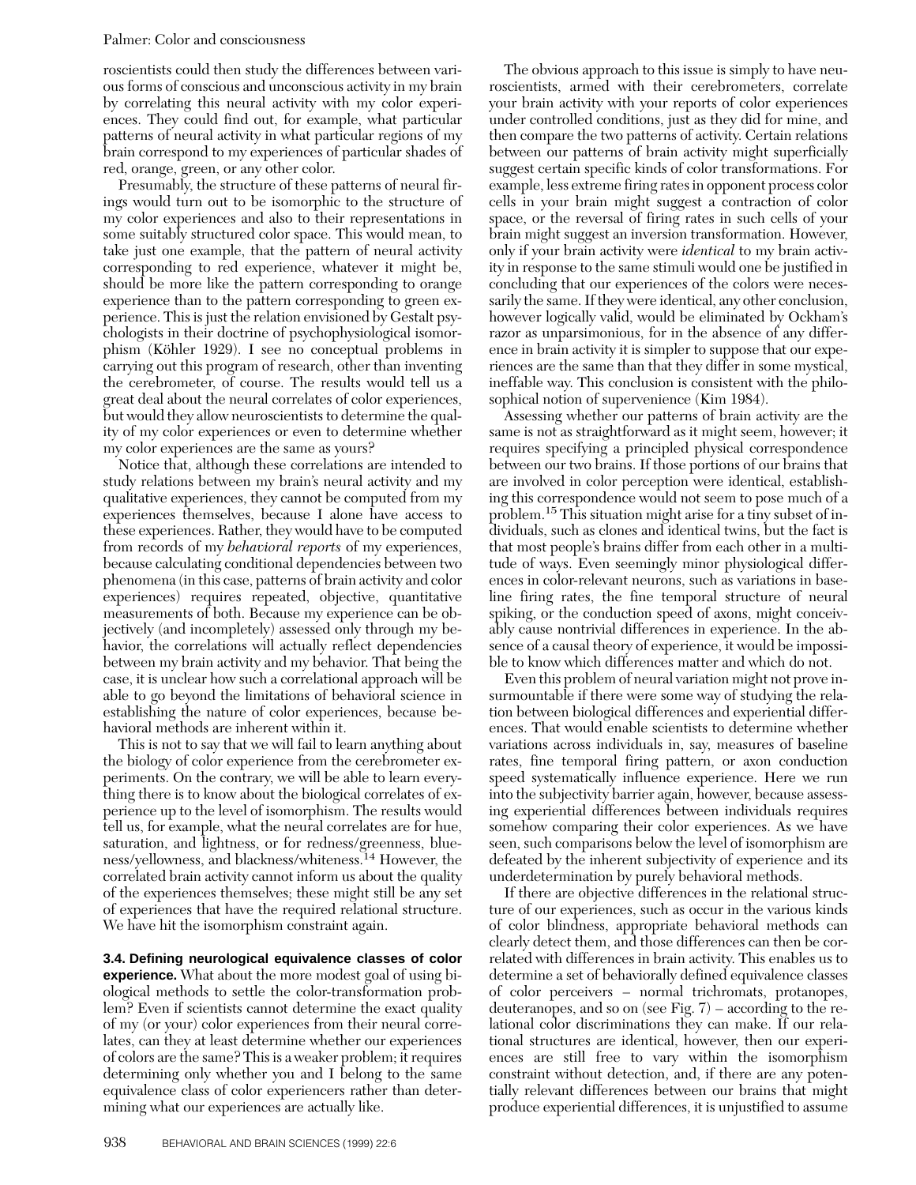roscientists could then study the differences between various forms of conscious and unconscious activity in my brain by correlating this neural activity with my color experiences. They could find out, for example, what particular patterns of neural activity in what particular regions of my brain correspond to my experiences of particular shades of red, orange, green, or any other color.

Presumably, the structure of these patterns of neural firings would turn out to be isomorphic to the structure of my color experiences and also to their representations in some suitably structured color space. This would mean, to take just one example, that the pattern of neural activity corresponding to red experience, whatever it might be, should be more like the pattern corresponding to orange experience than to the pattern corresponding to green experience. This is just the relation envisioned by Gestalt psychologists in their doctrine of psychophysiological isomorphism (Köhler 1929). I see no conceptual problems in carrying out this program of research, other than inventing the cerebrometer, of course. The results would tell us a great deal about the neural correlates of color experiences, but would they allow neuroscientists to determine the quality of my color experiences or even to determine whether my color experiences are the same as yours?

Notice that, although these correlations are intended to study relations between my brain's neural activity and my qualitative experiences, they cannot be computed from my experiences themselves, because I alone have access to these experiences. Rather, they would have to be computed from records of my *behavioral reports* of my experiences, because calculating conditional dependencies between two phenomena (in this case, patterns of brain activity and color experiences) requires repeated, objective, quantitative measurements of both. Because my experience can be objectively (and incompletely) assessed only through my behavior, the correlations will actually reflect dependencies between my brain activity and my behavior. That being the case, it is unclear how such a correlational approach will be able to go beyond the limitations of behavioral science in establishing the nature of color experiences, because behavioral methods are inherent within it.

This is not to say that we will fail to learn anything about the biology of color experience from the cerebrometer experiments. On the contrary, we will be able to learn everything there is to know about the biological correlates of experience up to the level of isomorphism. The results would tell us, for example, what the neural correlates are for hue, saturation, and lightness, or for redness/greenness, blueness/yellowness, and blackness/whiteness.[14] However, the correlated brain activity cannot inform us about the quality of the experiences themselves; these might still be any set of experiences that have the required relational structure. We have hit the isomorphism constraint again.

**3.4. Defining neurological equivalence classes of color experience.** What about the more modest goal of using biological methods to settle the color-transformation problem? Even if scientists cannot determine the exact quality of my (or your) color experiences from their neural correlates, can they at least determine whether our experiences of colors are the same? This is a weaker problem; it requires determining only whether you and I belong to the same equivalence class of color experiencers rather than determining what our experiences are actually like.

The obvious approach to this issue is simply to have neuroscientists, armed with their cerebrometers, correlate your brain activity with your reports of color experiences under controlled conditions, just as they did for mine, and then compare the two patterns of activity. Certain relations between our patterns of brain activity might superficially suggest certain specific kinds of color transformations. For example, less extreme firing rates in opponent process color cells in your brain might suggest a contraction of color space, or the reversal of firing rates in such cells of your brain might suggest an inversion transformation. However, only if your brain activity were *identical* to my brain activity in response to the same stimuli would one be justified in concluding that our experiences of the colors were necessarily the same. If they were identical, any other conclusion, however logically valid, would be eliminated by Ockham's razor as unparsimonious, for in the absence of any difference in brain activity it is simpler to suppose that our experiences are the same than that they differ in some mystical, ineffable way. This conclusion is consistent with the philosophical notion of supervenience (Kim 1984).

Assessing whether our patterns of brain activity are the same is not as straightforward as it might seem, however; it requires specifying a principled physical correspondence between our two brains. If those portions of our brains that are involved in color perception were identical, establishing this correspondence would not seem to pose much of a problem.[15] This situation might arise for a tiny subset of individuals, such as clones and identical twins, but the fact is that most people's brains differ from each other in a multitude of ways. Even seemingly minor physiological differences in color-relevant neurons, such as variations in baseline firing rates, the fine temporal structure of neural spiking, or the conduction speed of axons, might conceivably cause nontrivial differences in experience. In the absence of a causal theory of experience, it would be impossible to know which differences matter and which do not.

Even this problem of neural variation might not prove insurmountable if there were some way of studying the relation between biological differences and experiential differences. That would enable scientists to determine whether variations across individuals in, say, measures of baseline rates, fine temporal firing pattern, or axon conduction speed systematically influence experience. Here we run into the subjectivity barrier again, however, because assessing experiential differences between individuals requires somehow comparing their color experiences. As we have seen, such comparisons below the level of isomorphism are defeated by the inherent subjectivity of experience and its underdetermination by purely behavioral methods.

If there are objective differences in the relational structure of our experiences, such as occur in the various kinds of color blindness, appropriate behavioral methods can clearly detect them, and those differences can then be correlated with differences in brain activity. This enables us to determine a set of behaviorally defined equivalence classes of color perceivers – normal trichromats, protanopes, deuteranopes, and so on (see Fig. 7) – according to the relational color discriminations they can make. If our relational structures are identical, however, then our experiences are still free to vary within the isomorphism constraint without detection, and, if there are any potentially relevant differences between our brains that might produce experiential differences, it is unjustified to assume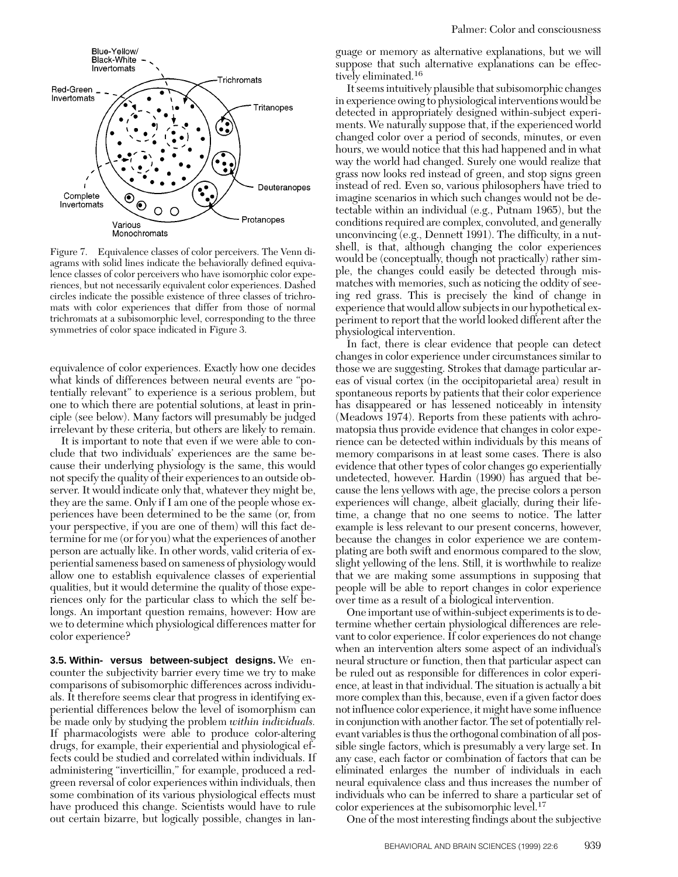Blue-Yellow/
Black-White
Invertomats

Trichromats

Red-Green
Invertomats

Tritanopes

Deuteranopes

Complete
Invertomats

Protanopes

Various
Monochromats

Figure 7. Equivalence classes of color perceivers. The Venn diagrams with solid lines indicate the behaviorally defined equivalence classes of color perceivers who have isomorphic color experiences, but not necessarily equivalent color experiences. Dashed circles indicate the possible existence of three classes of trichromats with color experiences that differ from those of normal trichromats at a subisomorphic level, corresponding to the three symmetries of color space indicated in Figure 3.

equivalence of color experiences. Exactly how one decides what kinds of differences between neural events are "potentially relevant" to experience is a serious problem, but one to which there are potential solutions, at least in principle (see below). Many factors will presumably be judged irrelevant by these criteria, but others are likely to remain.

It is important to note that even if we were able to conclude that two individuals' experiences are the same because their underlying physiology is the same, this would not specify the quality of their experiences to an outside observer. It would indicate only that, whatever they might be, they are the same. Only if I am one of the people whose experiences have been determined to be the same (or, from your perspective, if you are one of them) will this fact determine for me (or for you) what the experiences of another person are actually like. In other words, valid criteria of experiential sameness based on sameness of physiology would allow one to establish equivalence classes of experiential qualities, but it would determine the quality of those experiences only for the particular class to which the self belongs. An important question remains, however: How are we to determine which physiological differences matter for color experience?

**3.5. Within- versus between-subject designs.** We encounter the subjectivity barrier every time we try to make comparisons of subisomorphic differences across individuals. It therefore seems clear that progress in identifying experiential differences below the level of isomorphism can be made only by studying the problem *within individuals.* If pharmacologists were able to produce color-altering drugs, for example, their experiential and physiological effects could be studied and correlated within individuals. If administering "inverticillin," for example, produced a red-green reversal of color experiences within individuals, then some combination of its various physiological effects must have produced this change. Scientists would have to rule out certain bizarre, but logically possible, changes in language or memory as alternative explanations, but we will suppose that such alternative explanations can be effectively eliminated.[16]

It seems intuitively plausible that subisomorphic changes in experience owing to physiological interventions would be detected in appropriately designed within-subject experiments. We naturally suppose that, if the experienced world changed color over a period of seconds, minutes, or even hours, we would notice that this had happened and in what way the world had changed. Surely one would realize that grass now looks red instead of green, and stop signs green instead of red. Even so, various philosophers have tried to imagine scenarios in which such changes would not be detectable within an individual (e.g., Putnam 1965), but the conditions required are complex, convoluted, and generally unconvincing (e.g., Dennett 1991). The difficulty, in a nutshell, is that, although changing the color experiences would be (conceptually, though not practically) rather simple, the changes could easily be detected through mismatches with memories, such as noticing the oddity of seeing red grass. This is precisely the kind of change in experience that would allow subjects in our hypothetical experiment to report that the world looked different after the physiological intervention.

In fact, there is clear evidence that people can detect changes in color experience under circumstances similar to those we are suggesting. Strokes that damage particular areas of visual cortex (in the occipitoparietal area) result in spontaneous reports by patients that their color experience has disappeared or has lessened noticeably in intensity (Meadows 1974). Reports from these patients with achromatopsia thus provide evidence that changes in color experience can be detected within individuals by this means of memory comparisons in at least some cases. There is also evidence that other types of color changes go experientially undetected, however. Hardin (1990) has argued that because the lens yellows with age, the precise colors a person experiences will change, albeit glacially, during their lifetime, a change that no one seems to notice. The latter example is less relevant to our present concerns, however, because the changes in color experience we are contemplating are both swift and enormous compared to the slow, slight yellowing of the lens. Still, it is worthwhile to realize that we are making some assumptions in supposing that people will be able to report changes in color experience over time as a result of a biological intervention.

One important use of within-subject experiments is to determine whether certain physiological differences are relevant to color experience. If color experiences do not change when an intervention alters some aspect of an individual's neural structure or function, then that particular aspect can be ruled out as responsible for differences in color experience, at least in that individual. The situation is actually a bit more complex than this, because, even if a given factor does not influence color experience, it might have some influence in conjunction with another factor. The set of potentially relevant variables is thus the orthogonal combination of all possible single factors, which is presumably a very large set. In any case, each factor or combination of factors that can be eliminated enlarges the number of individuals in each neural equivalence class and thus increases the number of individuals who can be inferred to share a particular set of color experiences at the subisomorphic level.[17]

One of the most interesting findings about the subjective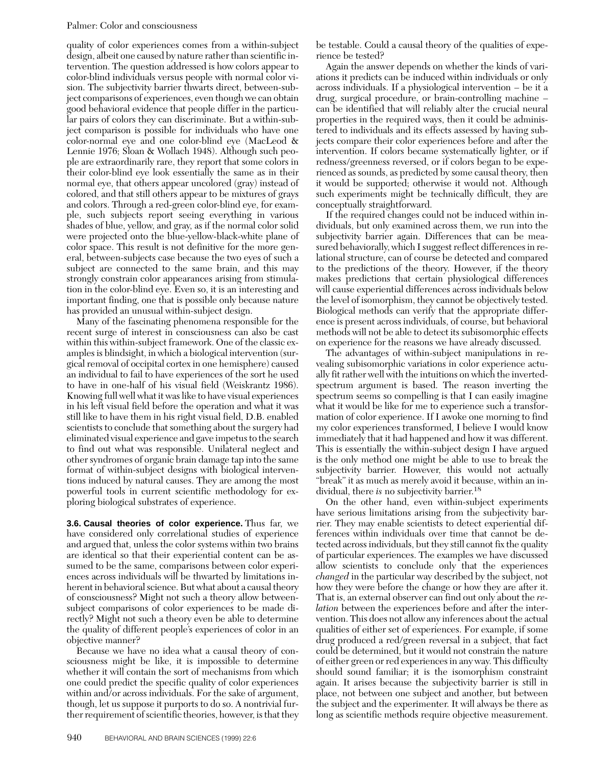quality of color experiences comes from a within-subject design, albeit one caused by nature rather than scientific intervention. The question addressed is how colors appear to color-blind individuals versus people with normal color vision. The subjectivity barrier thwarts direct, between-subject comparisons of experiences, even though we can obtain good behavioral evidence that people differ in the particular pairs of colors they can discriminate. But a within-subject comparison is possible for individuals who have one color-normal eye and one color-blind eye (MacLeod & Lennie 1976; Sloan & Wollach 1948). Although such people are extraordinarily rare, they report that some colors in their color-blind eye look essentially the same as in their normal eye, that others appear uncolored (gray) instead of colored, and that still others appear to be mixtures of grays and colors. Through a red-green color-blind eye, for example, such subjects report seeing everything in various shades of blue, yellow, and gray, as if the normal color solid were projected onto the blue-yellow-black-white plane of color space. This result is not definitive for the more general, between-subjects case because the two eyes of such a subject are connected to the same brain, and this may strongly constrain color appearances arising from stimulation in the color-blind eye. Even so, it is an interesting and important finding, one that is possible only because nature has provided an unusual within-subject design.

Many of the fascinating phenomena responsible for the recent surge of interest in consciousness can also be cast within this within-subject framework. One of the classic examples is blindsight, in which a biological intervention (surgical removal of occipital cortex in one hemisphere) caused an individual to fail to have experiences of the sort he used to have in one-half of his visual field (Weiskrantz 1986). Knowing full well what it was like to have visual experiences in his left visual field before the operation and what it was still like to have them in his right visual field, D.B. enabled scientists to conclude that something about the surgery had eliminated visual experience and gave impetus to the search to find out what was responsible. Unilateral neglect and other syndromes of organic brain damage tap into the same format of within-subject designs with biological interventions induced by natural causes. They are among the most powerful tools in current scientific methodology for exploring biological substrates of experience.

**3.6. Causal theories of color experience.** Thus far, we have considered only correlational studies of experience and argued that, unless the color systems within two brains are identical so that their experiential content can be assumed to be the same, comparisons between color experiences across individuals will be thwarted by limitations inherent in behavioral science. But what about a causal theory of consciousness? Might not such a theory allow between-subject comparisons of color experiences to be made directly? Might not such a theory even be able to determine the quality of different people's experiences of color in an objective manner?

Because we have no idea what a causal theory of consciousness might be like, it is impossible to determine whether it will contain the sort of mechanisms from which one could predict the specific quality of color experiences within and/or across individuals. For the sake of argument, though, let us suppose it purports to do so. A nontrivial further requirement of scientific theories, however, is that they be testable. Could a causal theory of the qualities of experience be tested?

Again the answer depends on whether the kinds of variations it predicts can be induced within individuals or only across individuals. If a physiological intervention – be it a drug, surgical procedure, or brain-controlling machine – can be identified that will reliably alter the crucial neural properties in the required ways, then it could be administered to individuals and its effects assessed by having subjects compare their color experiences before and after the intervention. If colors became systematically lighter, or if redness/greenness reversed, or if colors began to be experienced as sounds, as predicted by some causal theory, then it would be supported; otherwise it would not. Although such experiments might be technically difficult, they are conceptually straightforward.

If the required changes could not be induced within individuals, but only examined across them, we run into the subjectivity barrier again. Differences that can be measured behaviorally, which I suggest reflect differences in relational structure, can of course be detected and compared to the predictions of the theory. However, if the theory makes predictions that certain physiological differences will cause experiential differences across individuals below the level of isomorphism, they cannot be objectively tested. Biological methods can verify that the appropriate difference is present across individuals, of course, but behavioral methods will not be able to detect its subisomorphic effects on experience for the reasons we have already discussed.

The advantages of within-subject manipulations in revealing subisomorphic variations in color experience actually fit rather well with the intuitions on which the inverted-spectrum argument is based. The reason inverting the spectrum seems so compelling is that I can easily imagine what it would be like for me to experience such a transformation of color experience. If I awoke one morning to find my color experiences transformed, I believe I would know immediately that it had happened and how it was different. This is essentially the within-subject design I have argued is the only method one might be able to use to break the subjectivity barrier. However, this would not actually "break" it as much as merely avoid it because, within an individual, there *is* no subjectivity barrier.[18]

On the other hand, even within-subject experiments have serious limitations arising from the subjectivity barrier. They may enable scientists to detect experiential differences within individuals over time that cannot be detected across individuals, but they still cannot fix the quality of particular experiences. The examples we have discussed allow scientists to conclude only that the experiences *changed* in the particular way described by the subject, not how they were before the change or how they are after it. That is, an external observer can find out only about the *relation* between the experiences before and after the intervention. This does not allow any inferences about the actual qualities of either set of experiences. For example, if some drug produced a red/green reversal in a subject, that fact could be determined, but it would not constrain the nature of either green or red experiences in any way. This difficulty should sound familiar; it is the isomorphism constraint again. It arises because the subjectivity barrier is still in place, not between one subject and another, but between the subject and the experimenter. It will always be there as long as scientific methods require objective measurement.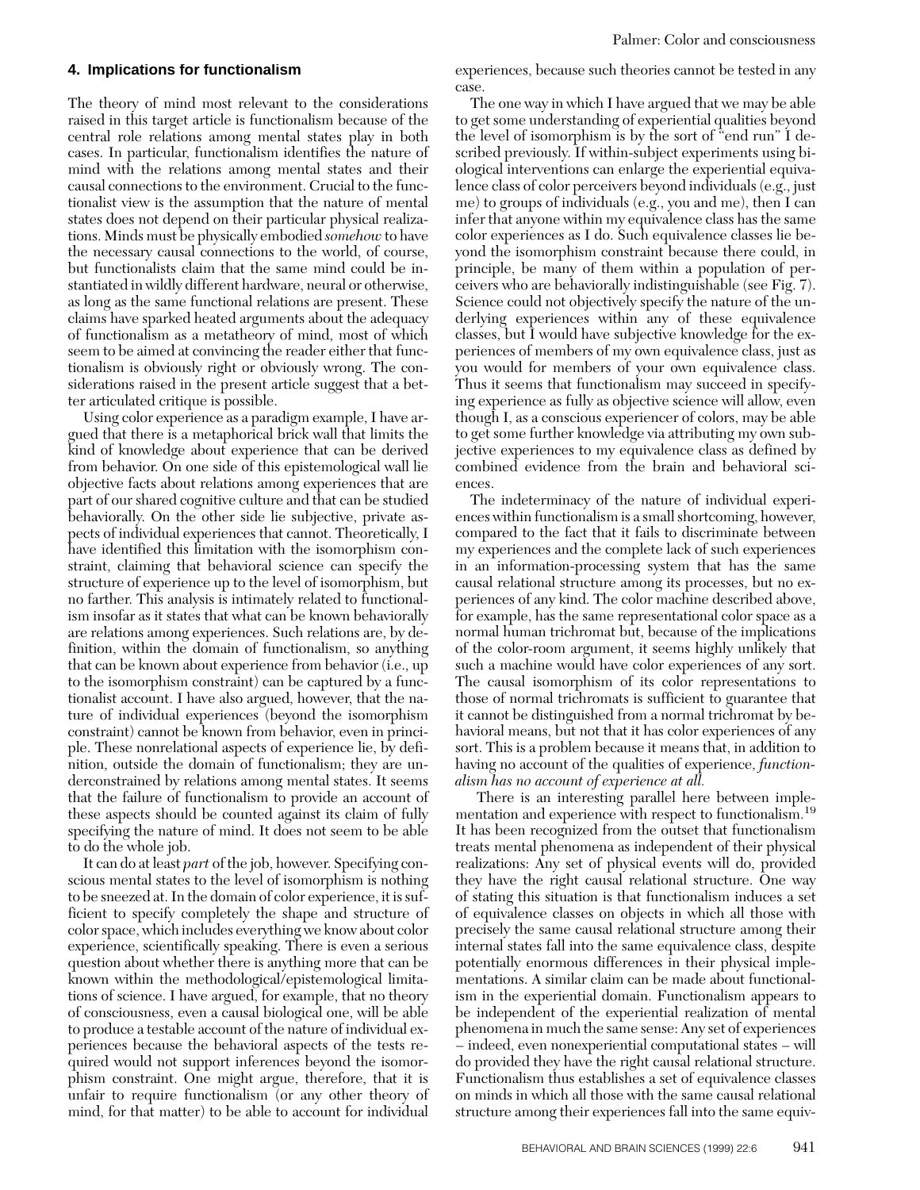## 4. Implications for functionalism

The theory of mind most relevant to the considerations raised in this target article is functionalism because of the central role relations among mental states play in both cases. In particular, functionalism identifies the nature of mind with the relations among mental states and their causal connections to the environment. Crucial to the functionalist view is the assumption that the nature of mental states does not depend on their particular physical realizations. Minds must be physically embodied *somehow* to have the necessary causal connections to the world, of course, but functionalists claim that the same mind could be instantiated in wildly different hardware, neural or otherwise, as long as the same functional relations are present. These claims have sparked heated arguments about the adequacy of functionalism as a metatheory of mind, most of which seem to be aimed at convincing the reader either that functionalism is obviously right or obviously wrong. The considerations raised in the present article suggest that a better articulated critique is possible.

Using color experience as a paradigm example, I have argued that there is a metaphorical brick wall that limits the kind of knowledge about experience that can be derived from behavior. On one side of this epistemological wall lie objective facts about relations among experiences that are part of our shared cognitive culture and that can be studied behaviorally. On the other side lie subjective, private aspects of individual experiences that cannot. Theoretically, I have identified this limitation with the isomorphism constraint, claiming that behavioral science can specify the structure of experience up to the level of isomorphism, but no farther. This analysis is intimately related to functionalism insofar as it states that what can be known behaviorally are relations among experiences. Such relations are, by definition, within the domain of functionalism, so anything that can be known about experience from behavior (i.e., up to the isomorphism constraint) can be captured by a functionalist account. I have also argued, however, that the nature of individual experiences (beyond the isomorphism constraint) cannot be known from behavior, even in principle. These nonrelational aspects of experience lie, by definition, outside the domain of functionalism; they are underconstrained by relations among mental states. It seems that the failure of functionalism to provide an account of these aspects should be counted against its claim of fully specifying the nature of mind. It does not seem to be able to do the whole job.

It can do at least *part* of the job, however. Specifying conscious mental states to the level of isomorphism is nothing to be sneezed at. In the domain of color experience, it is sufficient to specify completely the shape and structure of color space, which includes everything we know about color experience, scientifically speaking. There is even a serious question about whether there is anything more that can be known within the methodological/epistemological limitations of science. I have argued, for example, that no theory of consciousness, even a causal biological one, will be able to produce a testable account of the nature of individual experiences because the behavioral aspects of the tests required would not support inferences beyond the isomorphism constraint. One might argue, therefore, that it is unfair to require functionalism (or any other theory of mind, for that matter) to be able to account for individual experiences, because such theories cannot be tested in any case.

The one way in which I have argued that we may be able to get some understanding of experiential qualities beyond the level of isomorphism is by the sort of "end run" I described previously. If within-subject experiments using biological interventions can enlarge the experiential equivalence class of color perceivers beyond individuals (e.g., just me) to groups of individuals (e.g., you and me), then I can infer that anyone within my equivalence class has the same color experiences as I do. Such equivalence classes lie beyond the isomorphism constraint because there could, in principle, be many of them within a population of perceivers who are behaviorally indistinguishable (see Fig. 7). Science could not objectively specify the nature of the underlying experiences within any of these equivalence classes, but I would have subjective knowledge for the experiences of members of my own equivalence class, just as you would for members of your own equivalence class. Thus it seems that functionalism may succeed in specifying experience as fully as objective science will allow, even though I, as a conscious experiencer of colors, may be able to get some further knowledge via attributing my own subjective experiences to my equivalence class as defined by combined evidence from the brain and behavioral sciences.

The indeterminacy of the nature of individual experiences within functionalism is a small shortcoming, however, compared to the fact that it fails to discriminate between my experiences and the complete lack of such experiences in an information-processing system that has the same causal relational structure among its processes, but no experiences of any kind. The color machine described above, for example, has the same representational color space as a normal human trichromat but, because of the implications of the color-room argument, it seems highly unlikely that such a machine would have color experiences of any sort. The causal isomorphism of its color representations to those of normal trichromats is sufficient to guarantee that it cannot be distinguished from a normal trichromat by behavioral means, but not that it has color experiences of any sort. This is a problem because it means that, in addition to having no account of the qualities of experience, *functionalism has no account of experience at all.*

There is an interesting parallel here between implementation and experience with respect to functionalism.[19] It has been recognized from the outset that functionalism treats mental phenomena as independent of their physical realizations: Any set of physical events will do, provided they have the right causal relational structure. One way of stating this situation is that functionalism induces a set of equivalence classes on objects in which all those with precisely the same causal relational structure among their internal states fall into the same equivalence class, despite potentially enormous differences in their physical implementations. A similar claim can be made about functionalism in the experiential domain. Functionalism appears to be independent of the experiential realization of mental phenomena in much the same sense: Any set of experiences – indeed, even nonexperiential computational states – will do provided they have the right causal relational structure. Functionalism thus establishes a set of equivalence classes on minds in which all those with the same causal relational structure among their experiences fall into the same equiv-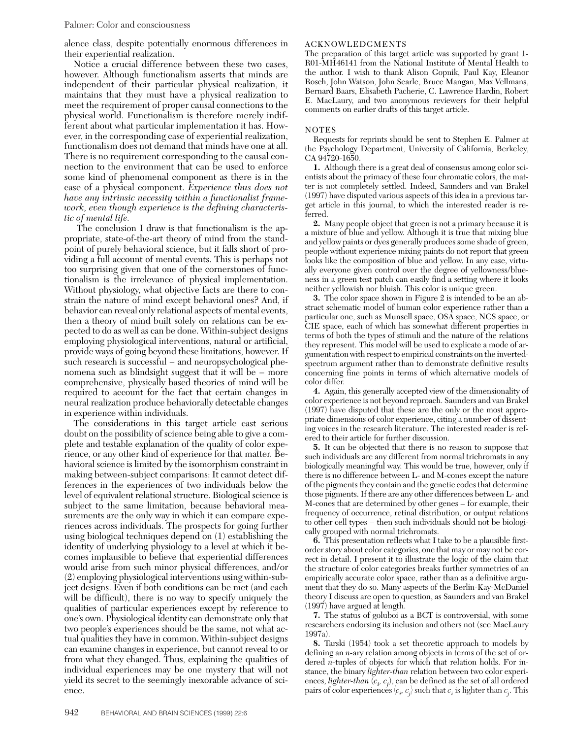alence class, despite potentially enormous differences in their experiential realization.

Notice a crucial difference between these two cases, however. Although functionalism asserts that minds are independent of their particular physical realization, it maintains that they must have a physical realization to meet the requirement of proper causal connections to the physical world. Functionalism is therefore merely indifferent about what particular implementation it has. However, in the corresponding case of experiential realization, functionalism does not demand that minds have one at all. There is no requirement corresponding to the causal connection to the environment that can be used to enforce some kind of phenomenal component as there is in the case of a physical component. *Experience thus does not have any intrinsic necessity within a functionalist framework, even though experience is the defining characteristic of mental life.*

The conclusion I draw is that functionalism is the appropriate, state-of-the-art theory of mind from the standpoint of purely behavioral science, but it falls short of providing a full account of mental events. This is perhaps not too surprising given that one of the cornerstones of functionalism is the irrelevance of physical implementation. Without physiology, what objective facts are there to constrain the nature of mind except behavioral ones? And, if behavior can reveal only relational aspects of mental events, then a theory of mind built solely on relations can be expected to do as well as can be done. Within-subject designs employing physiological interventions, natural or artificial, provide ways of going beyond these limitations, however. If such research is successful – and neuropsychological phenomena such as blindsight suggest that it will be – more comprehensive, physically based theories of mind will be required to account for the fact that certain changes in neural realization produce behaviorally detectable changes in experience within individuals.

The considerations in this target article cast serious doubt on the possibility of science being able to give a complete and testable explanation of the quality of color experience, or any other kind of experience for that matter. Behavioral science is limited by the isomorphism constraint in making between-subject comparisons: It cannot detect differences in the experiences of two individuals below the level of equivalent relational structure. Biological science is subject to the same limitation, because behavioral measurements are the only way in which it can compare experiences across individuals. The prospects for going further using biological techniques depend on (1) establishing the identity of underlying physiology to a level at which it becomes implausible to believe that experiential differences would arise from such minor physical differences, and/or (2) employing physiological interventions using within-subject designs. Even if both conditions can be met (and each will be difficult), there is no way to specify uniquely the qualities of particular experiences except by reference to one's own. Physiological identity can demonstrate only that two people's experiences should be the same, not what actual qualities they have in common. Within-subject designs can examine changes in experience, but cannot reveal to or from what they changed. Thus, explaining the qualities of individual experiences may be one mystery that will not yield its secret to the seemingly inexorable advance of science.

## ACKNOWLEDGMENTS

The preparation of this target article was supported by grant 1-R01-MH46141 from the National Institute of Mental Health to the author. I wish to thank Alison Gopnik, Paul Kay, Eleanor Rosch, John Watson, John Searle, Bruce Mangan, Max Vellmans, Bernard Baars, Elisabeth Pacherie, C. Lawrence Hardin, Robert E. MacLaury, and two anonymous reviewers for their helpful comments on earlier drafts of this target article.

## NOTES

Requests for reprints should be sent to Stephen E. Palmer at the Psychology Department, University of California, Berkeley, CA 94720-1650.

**1.** Although there is a great deal of consensus among color scientists about the primacy of these four chromatic colors, the matter is not completely settled. Indeed, Saunders and van Brakel (1997) have disputed various aspects of this idea in a previous target article in this journal, to which the interested reader is referred.

**2.** Many people object that green is not a primary because it is a mixture of blue and yellow. Although it is true that mixing blue and yellow paints or dyes generally produces some shade of green, people without experience mixing paints do not report that green looks like the composition of blue and yellow. In any case, virtually everyone given control over the degree of yellowness/blueness in a green test patch can easily find a setting where it looks neither yellowish nor bluish. This color is unique green.

**3.** The color space shown in Figure 2 is intended to be an abstract schematic model of human color experience rather than a particular one, such as Munsell space, OSA space, NCS space, or CIE space, each of which has somewhat different properties in terms of both the types of stimuli and the nature of the relations they represent. This model will be used to explicate a mode of argumentation with respect to empirical constraints on the inverted-spectrum argument rather than to demonstrate definitive results concerning fine points in terms of which alternative models of color differ.

**4.** Again, this generally accepted view of the dimensionality of color experience is not beyond reproach. Saunders and van Brakel (1997) have disputed that these are the only or the most appropriate dimensions of color experience, citing a number of dissenting voices in the research literature. The interested reader is referred to their article for further discussion.

**5.** It can be objected that there is no reason to suppose that such individuals are any different from normal trichromats in any biologically meaningful way. This would be true, however, only if there is no difference between L- and M-cones except the nature of the pigments they contain and the genetic codes that determine those pigments. If there are any other differences between L- and M-cones that are determined by other genes – for example, their frequency of occurrence, retinal distribution, or output relations to other cell types – then such individuals should not be biologically grouped with normal trichromats.

**6.** This presentation reflects what I take to be a plausible first-order story about color categories, one that may or may not be correct in detail. I present it to illustrate the logic of the claim that the structure of color categories breaks further symmetries of an empirically accurate color space, rather than as a definitive argument that they do so. Many aspects of the Berlin-Kay-McDaniel theory I discuss are open to question, as Saunders and van Brakel (1997) have argued at length.

**7.** The status of goluboi as a BCT is controversial, with some researchers endorsing its inclusion and others not (see MacLaury 1997a).

**8.** Tarski (1954) took a set theoretic approach to models by defining an *n*-ary relation among objects in terms of the set of ordered *n*-tuples of objects for which that relation holds. For instance, the binary *lighter-than* relation between two color experiences, *lighter-than* $(c_i, c_j)$, can be defined as the set of all ordered pairs of color experiences $\langle c_i, c_j \rangle$ such that $c_i$ is lighter than $c_j$. This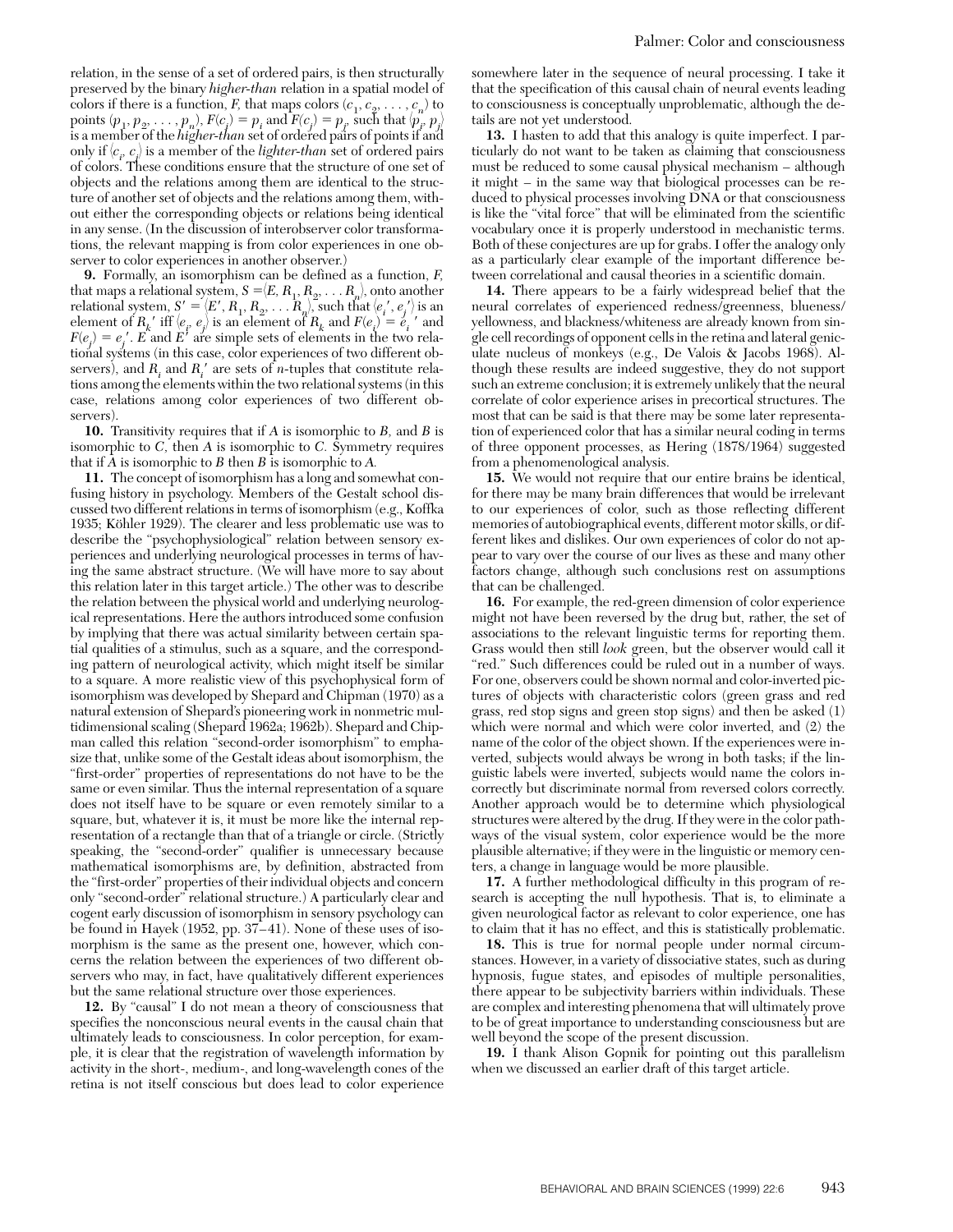relation, in the sense of a set of ordered pairs, is then structurally preserved by the binary *higher-than* relation in a spatial model of colors if there is a function, *F*, that maps colors $(c_1, c_2, \ldots, c_n)$ to points $(p_1, p_2, \ldots, p_n)$, $F(c_i) = p_i$ and $F(c_j) = p_j$, such that $\langle p_i, p_j \rangle$ is a member of the *higher-than* set of ordered pairs of points if and only if $\langle c_i, c_j \rangle$ is a member of the *lighter-than* set of ordered pairs of colors. These conditions ensure that the structure of one set of objects and the relations among them are identical to the structure of another set of objects and the relations among them, without either the corresponding objects or relations being identical in any sense. (In the discussion of interobserver color transformations, the relevant mapping is from color experiences in one observer to color experiences in another observer.)

**9.** Formally, an isomorphism can be defined as a function, *F*, that maps a relational system, $S = \langle E, R_1, R_2, \ldots R_n \rangle$, onto another relational system, $S' = \langle E', R_1, R_2, \ldots R_n \rangle$, such that $\langle e_i', e_j' \rangle$ is an element of $R_k'$ iff $\langle e_i, e_j \rangle$ is an element of $R_k$ and $F(e_i) = e_i'$ and $F(e_j) = e_j'$. *E* and *E'* are simple sets of elements in the two relational systems (in this case, color experiences of two different observers), and $R_i$ and $R_i'$ are sets of *n*-tuples that constitute relations among the elements within the two relational systems (in this case, relations among color experiences of two different observers).

**10.** Transitivity requires that if *A* is isomorphic to *B*, and *B* is isomorphic to *C*, then *A* is isomorphic to *C*. Symmetry requires that if *A* is isomorphic to *B* then *B* is isomorphic to *A*.

**11.** The concept of isomorphism has a long and somewhat confusing history in psychology. Members of the Gestalt school discussed two different relations in terms of isomorphism (e.g., Koffka 1935; Köhler 1929). The clearer and less problematic use was to describe the "psychophysiological" relation between sensory experiences and underlying neurological processes in terms of having the same abstract structure. (We will have more to say about this relation later in this target article.) The other was to describe the relation between the physical world and underlying neurological representations. Here the authors introduced some confusion by implying that there was actual similarity between certain spatial qualities of a stimulus, such as a square, and the corresponding pattern of neurological activity, which might itself be similar to a square. A more realistic view of this psychophysical form of isomorphism was developed by Shepard and Chipman (1970) as a natural extension of Shepard's pioneering work in nonmetric multidimensional scaling (Shepard 1962a; 1962b). Shepard and Chipman called this relation "second-order isomorphism" to emphasize that, unlike some of the Gestalt ideas about isomorphism, the "first-order" properties of representations do not have to be the same or even similar. Thus the internal representation of a square does not itself have to be square or even remotely similar to a square, but, whatever it is, it must be more like the internal representation of a rectangle than that of a triangle or circle. (Strictly speaking, the "second-order" qualifier is unnecessary because mathematical isomorphisms are, by definition, abstracted from the "first-order" properties of their individual objects and concern only "second-order" relational structure.) A particularly clear and cogent early discussion of isomorphism in sensory psychology can be found in Hayek (1952, pp. 37–41). None of these uses of isomorphism is the same as the present one, however, which concerns the relation between the experiences of two different observers who may, in fact, have qualitatively different experiences but the same relational structure over those experiences.

**12.** By "causal" I do not mean a theory of consciousness that specifies the nonconscious neural events in the causal chain that ultimately leads to consciousness. In color perception, for example, it is clear that the registration of wavelength information by activity in the short-, medium-, and long-wavelength cones of the retina is not itself conscious but does lead to color experience somewhere later in the sequence of neural processing. I take it that the specification of this causal chain of neural events leading to consciousness is conceptually unproblematic, although the details are not yet understood.

**13.** I hasten to add that this analogy is quite imperfect. I particularly do not want to be taken as claiming that consciousness must be reduced to some causal physical mechanism – although it might – in the same way that biological processes can be reduced to physical processes involving DNA or that consciousness is like the "vital force" that will be eliminated from the scientific vocabulary once it is properly understood in mechanistic terms. Both of these conjectures are up for grabs. I offer the analogy only as a particularly clear example of the important difference between correlational and causal theories in a scientific domain.

**14.** There appears to be a fairly widespread belief that the neural correlates of experienced redness/greenness, blueness/yellowness, and blackness/whiteness are already known from single cell recordings of opponent cells in the retina and lateral geniculate nucleus of monkeys (e.g., De Valois & Jacobs 1968). Although these results are indeed suggestive, they do not support such an extreme conclusion; it is extremely unlikely that the neural correlate of color experience arises in precortical structures. The most that can be said is that there may be some later representation of experienced color that has a similar neural coding in terms of three opponent processes, as Hering (1878/1964) suggested from a phenomenological analysis.

**15.** We would not require that our entire brains be identical, for there may be many brain differences that would be irrelevant to our experiences of color, such as those reflecting different memories of autobiographical events, different motor skills, or different likes and dislikes. Our own experiences of color do not appear to vary over the course of our lives as these and many other factors change, although such conclusions rest on assumptions that can be challenged.

**16.** For example, the red-green dimension of color experience might not have been reversed by the drug but, rather, the set of associations to the relevant linguistic terms for reporting them. Grass would then still *look* green, but the observer would call it "red." Such differences could be ruled out in a number of ways. For one, observers could be shown normal and color-inverted pictures of objects with characteristic colors (green grass and red grass, red stop signs and green stop signs) and then be asked (1) which were normal and which were color inverted, and (2) the name of the color of the object shown. If the experiences were inverted, subjects would always be wrong in both tasks; if the linguistic labels were inverted, subjects would name the colors incorrectly but discriminate normal from reversed colors correctly. Another approach would be to determine which physiological structures were altered by the drug. If they were in the color pathways of the visual system, color experience would be the more plausible alternative; if they were in the linguistic or memory centers, a change in language would be more plausible.

**17.** A further methodological difficulty in this program of research is accepting the null hypothesis. That is, to eliminate a given neurological factor as relevant to color experience, one has to claim that it has no effect, and this is statistically problematic.

**18.** This is true for normal people under normal circumstances. However, in a variety of dissociative states, such as during hypnosis, fugue states, and episodes of multiple personalities, there appear to be subjectivity barriers within individuals. These are complex and interesting phenomena that will ultimately prove to be of great importance to understanding consciousness but are well beyond the scope of the present discussion.

**19.** I thank Alison Gopnik for pointing out this parallelism when we discussed an earlier draft of this target article.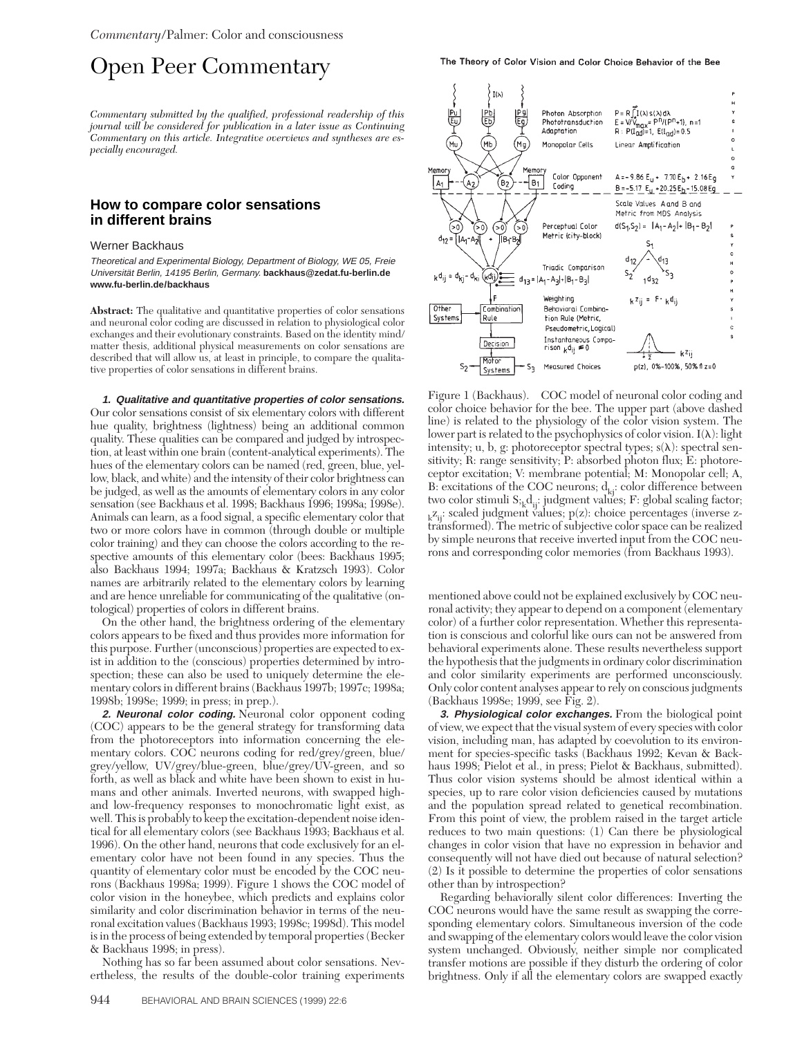# Open Peer Commentary

*Commentary submitted by the qualified, professional readership of this journal will be considered for publication in a later issue as Continuing Commentary on this article. Integrative overviews and syntheses are especially encouraged.*

## How to compare color sensations in different brains

Werner Backhaus

*Theoretical and Experimental Biology, Department of Biology, WE 05, Freie Universität Berlin, 14195 Berlin, Germany.* **backhaus@zedat.fu-berlin.de www.fu-berlin.de/backhaus**

**Abstract:** The qualitative and quantitative properties of color sensations and neuronal color coding are discussed in relation to physiological color exchanges and their evolutionary constraints. Based on the identity mind/matter thesis, additional physical measurements on color sensations are described that will allow us, at least in principle, to compare the qualitative properties of color sensations in different brains.

***1. Qualitative and quantitative properties of color sensations.*** Our color sensations consist of six elementary colors with different hue quality, brightness (lightness) being an additional common quality. These qualities can be compared and judged by introspection, at least within one brain (content-analytical experiments). The hues of the elementary colors can be named (red, green, blue, yellow, black, and white) and the intensity of their color brightness can be judged, as well as the amounts of elementary colors in any color sensation (see Backhaus et al. 1998; Backhaus 1996; 1998a; 1998e). Animals can learn, as a food signal, a specific elementary color that two or more colors have in common (through double or multiple color training) and they can choose the colors according to the respective amounts of this elementary color (bees: Backhaus 1995; also Backhaus 1994; 1997a; Backhaus & Kratzsch 1993). Color names are arbitrarily related to the elementary colors by learning and are hence unreliable for communicating of the qualitative (ontological) properties of colors in different brains.

On the other hand, the brightness ordering of the elementary colors appears to be fixed and thus provides more information for this purpose. Further (unconscious) properties are expected to exist in addition to the (conscious) properties determined by introspection; these can also be used to uniquely determine the elementary colors in different brains (Backhaus 1997b; 1997c; 1998a; 1998b; 1998e; 1999; in press; in prep.).

***2. Neuronal color coding.*** Neuronal color opponent coding (COC) appears to be the general strategy for transforming data from the photoreceptors into information concerning the elementary colors. COC neurons coding for red/grey/green, blue/grey/yellow, UV/grey/blue-green, blue/grey/UV-green, and so forth, as well as black and white have been shown to exist in humans and other animals. Inverted neurons, with swapped high- and low-frequency responses to monochromatic light exist, as well. This is probably to keep the excitation-dependent noise identical for all elementary colors (see Backhaus 1993; Backhaus et al. 1996). On the other hand, neurons that code exclusively for an elementary color have not been found in any species. Thus the quantity of elementary color must be encoded by the COC neurons (Backhaus 1998a; 1999). Figure 1 shows the COC model of color vision in the honeybee, which predicts and explains color similarity and color discrimination behavior in terms of the neuronal excitation values (Backhaus 1993; 1998c; 1998d). This model is in the process of being extended by temporal properties (Becker & Backhaus 1998; in press).

Nothing has so far been assumed about color sensations. Nevertheless, the results of the double-color training experiments mentioned above could not be explained exclusively by COC neuronal activity; they appear to depend on a component (elementary color) of a further color representation. Whether this representation is conscious and colorful like ours can not be answered from behavioral experiments alone. These results nevertheless support the hypothesis that the judgments in ordinary color discrimination and color similarity experiments are performed unconsciously. Only color content analyses appear to rely on conscious judgments (Backhaus 1998e; 1999, see Fig. 2).

Figure 1 (Backhaus). COC model of neuronal color coding and color choice behavior for the bee. The upper part (above dashed line) is related to the physiology of the color vision system. The lower part is related to the psychophysics of color vision. I(λ): light intensity; u, b, g: photoreceptor spectral types; s(λ): spectral sensitivity; R: range sensitivity; P: absorbed photon flux; E: photoreceptor excitation; V: membrane potential; M: Monopolar cell; A, B: excitations of the COC neurons; $d_{kj}$: color difference between two color stimuli $S_j$; ${}_kd_{ij}$: judgment values; F: global scaling factor; ${}_kz_{ij}$: scaled judgment values; p(z): choice percentages (inverse z-transformed). The metric of subjective color space can be realized by simple neurons that receive inverted input from the COC neurons and corresponding color memories (from Backhaus 1993).

***3. Physiological color exchanges.*** From the biological point of view, we expect that the visual system of every species with color vision, including man, has adapted by coevolution to its environment for species-specific tasks (Backhaus 1992; Kevan & Backhaus 1998; Pielot et al., in press; Pielot & Backhaus, submitted). Thus color vision systems should be almost identical within a species, up to rare color vision deficiencies caused by mutations and the population spread related to genetical recombination. From this point of view, the problem raised in the target article reduces to two main questions: (1) Can there be physiological changes in color vision that have no expression in behavior and consequently will not have died out because of natural selection? (2) Is it possible to determine the properties of color sensations other than by introspection?

Regarding behaviorally silent color differences: Inverting the COC neurons would have the same result as swapping the corresponding elementary colors. Simultaneous inversion of the code and swapping of the elementary colors would leave the color vision system unchanged. Obviously, neither simple nor complicated transfer motions are possible if they disturb the ordering of color brightness. Only if all the elementary colors are swapped exactly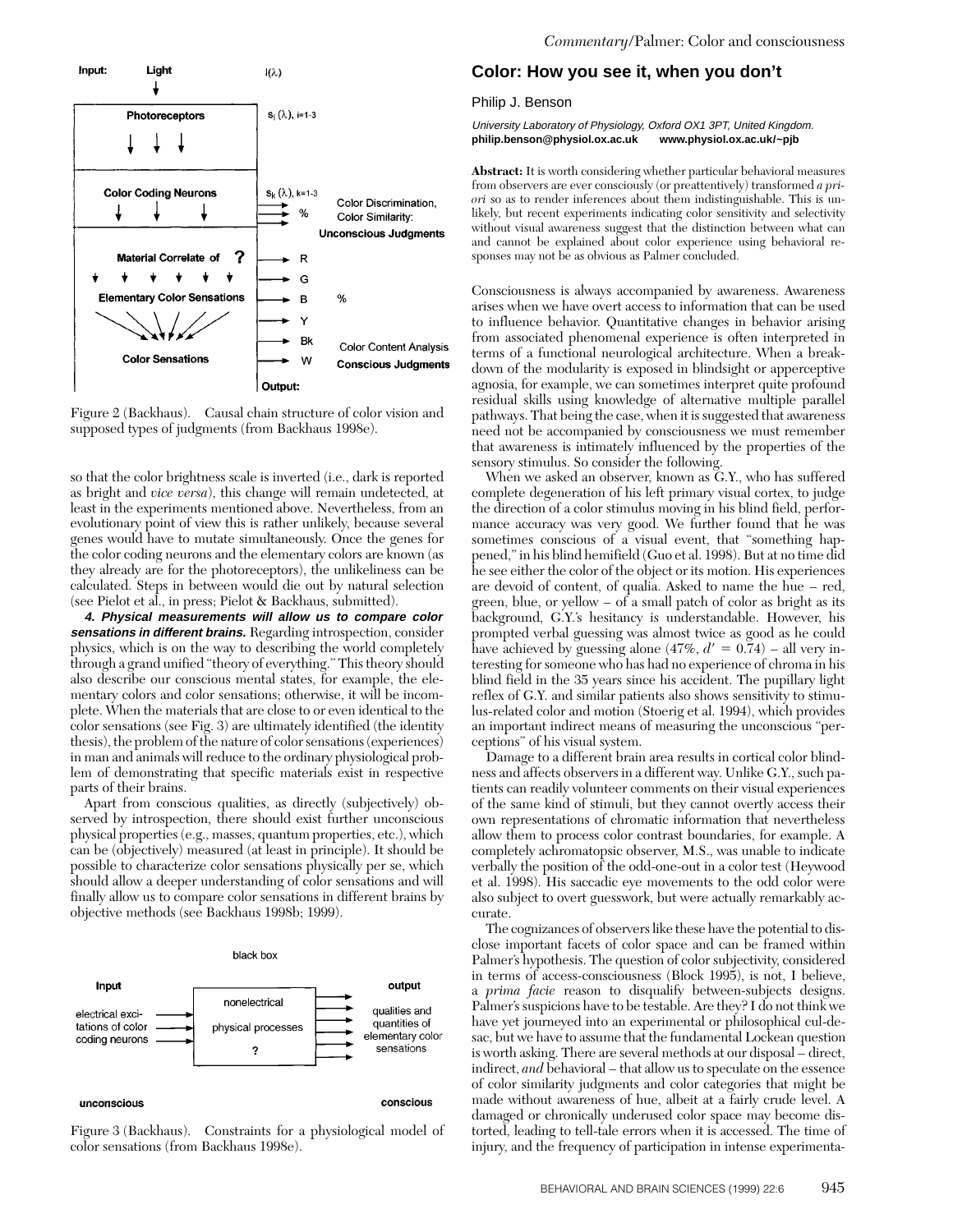Figure 2 (Backhaus). Causal chain structure of color vision and supposed types of judgments (from Backhaus 1998e).

so that the color brightness scale is inverted (i.e., dark is reported as bright and *vice versa*), this change will remain undetected, at least in the experiments mentioned above. Nevertheless, from an evolutionary point of view this is rather unlikely, because several genes would have to mutate simultaneously. Once the genes for the color coding neurons and the elementary colors are known (as they already are for the photoreceptors), the unlikeliness can be calculated. Steps in between would die out by natural selection (see Pielot et al., in press; Pielot & Backhaus, submitted).

***4. Physical measurements will allow us to compare color sensations in different brains.*** Regarding introspection, consider physics, which is on the way to describing the world completely through a grand unified "theory of everything." This theory should also describe our conscious mental states, for example, the elementary colors and color sensations; otherwise, it will be incomplete. When the materials that are close to or even identical to the color sensations (see Fig. 3) are ultimately identified (the identity thesis), the problem of the nature of color sensations (experiences) in man and animals will reduce to the ordinary physiological problem of demonstrating that specific materials exist in respective parts of their brains.

Apart from conscious qualities, as directly (subjectively) observed by introspection, there should exist further unconscious physical properties (e.g., masses, quantum properties, etc.), which can be (objectively) measured (at least in principle). It should be possible to characterize color sensations physically per se, which should allow a deeper understanding of color sensations and will finally allow us to compare color sensations in different brains by objective methods (see Backhaus 1998b; 1999).

Figure 3 (Backhaus). Constraints for a physiological model of color sensations (from Backhaus 1998e).

## Color: How you see it, when you don't

Philip J. Benson

*University Laboratory of Physiology, Oxford OX1 3PT, United Kingdom.*
**philip.benson@physiol.ox.ac.uk www.physiol.ox.ac.uk/~pjb**

**Abstract:** It is worth considering whether particular behavioral measures from observers are ever consciously (or preattentively) transformed *a priori* so as to render inferences about them indistinguishable. This is unlikely, but recent experiments indicating color sensitivity and selectivity without visual awareness suggest that the distinction between what can and cannot be explained about color experience using behavioral responses may not be as obvious as Palmer concluded.

Consciousness is always accompanied by awareness. Awareness arises when we have overt access to information that can be used to influence behavior. Quantitative changes in behavior arising from associated phenomenal experience is often interpreted in terms of a functional neurological architecture. When a breakdown of the modularity is exposed in blindsight or apperceptive agnosia, for example, we can sometimes interpret quite profound residual skills using knowledge of alternative multiple parallel pathways. That being the case, when it is suggested that awareness need not be accompanied by consciousness we must remember that awareness is intimately influenced by the properties of the sensory stimulus. So consider the following.

When we asked an observer, known as G.Y., who has suffered complete degeneration of his left primary visual cortex, to judge the direction of a color stimulus moving in his blind field, performance accuracy was very good. We further found that he was sometimes conscious of a visual event, that "something happened," in his blind hemifield (Guo et al. 1998). But at no time did he see either the color of the object or its motion. His experiences are devoid of content, of qualia. Asked to name the hue – red, green, blue, or yellow – of a small patch of color as bright as its background, G.Y.'s hesitancy is understandable. However, his prompted verbal guessing was almost twice as good as he could have achieved by guessing alone (47%, $d' = 0.74$) – all very interesting for someone who has had no experience of chroma in his blind field in the 35 years since his accident. The pupillary light reflex of G.Y. and similar patients also shows sensitivity to stimulus-related color and motion (Stoerig et al. 1994), which provides an important indirect means of measuring the unconscious "perceptions" of his visual system.

Damage to a different brain area results in cortical color blindness and affects observers in a different way. Unlike G.Y., such patients can readily volunteer comments on their visual experiences of the same kind of stimuli, but they cannot overtly access their own representations of chromatic information that nevertheless allow them to process color contrast boundaries, for example. A completely achromatopsic observer, M.S., was unable to indicate verbally the position of the odd-one-out in a color test (Heywood et al. 1998). His saccadic eye movements to the odd color were also subject to overt guesswork, but were actually remarkably accurate.

The cognizances of observers like these have the potential to disclose important facets of color space and can be framed within Palmer's hypothesis. The question of color subjectivity, considered in terms of access-consciousness (Block 1995), is not, I believe, a *prima facie* reason to disqualify between-subjects designs. Palmer's suspicions have to be testable. Are they? I do not think we have yet journeyed into an experimental or philosophical cul-de-sac, but we have to assume that the fundamental Lockean question is worth asking. There are several methods at our disposal – direct, indirect, *and* behavioral – that allow us to speculate on the essence of color similarity judgments and color categories that might be made without awareness of hue, albeit at a fairly crude level. A damaged or chronically underused color space may become distorted, leading to tell-tale errors when it is accessed. The time of injury, and the frequency of participation in intense experimenta-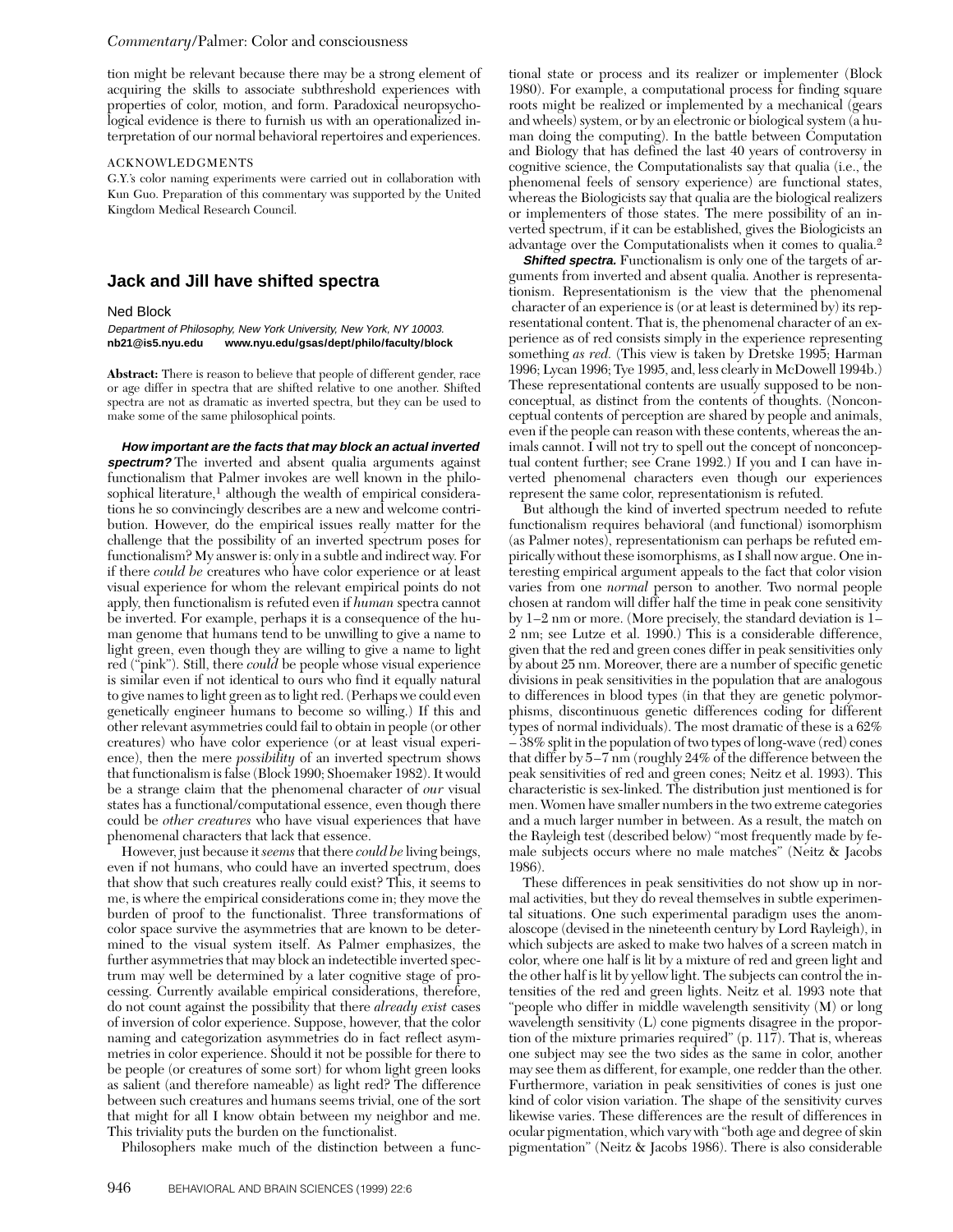tion might be relevant because there may be a strong element of acquiring the skills to associate subthreshold experiences with properties of color, motion, and form. Paradoxical neuropsychological evidence is there to furnish us with an operationalized interpretation of our normal behavioral repertoires and experiences.

ACKNOWLEDGMENTS

G.Y.'s color naming experiments were carried out in collaboration with Kun Guo. Preparation of this commentary was supported by the United Kingdom Medical Research Council.

## Jack and Jill have shifted spectra

Ned Block

*Department of Philosophy, New York University, New York, NY 10003.*
**nb21@is5.nyu.edu www.nyu.edu/gsas/dept/philo/faculty/block**

**Abstract:** There is reason to believe that people of different gender, race or age differ in spectra that are shifted relative to one another. Shifted spectra are not as dramatic as inverted spectra, but they can be used to make some of the same philosophical points.

***How important are the facts that may block an actual inverted spectrum?*** The inverted and absent qualia arguments against functionalism that Palmer invokes are well known in the philosophical literature,[1] although the wealth of empirical considerations he so convincingly describes are a new and welcome contribution. However, do the empirical issues really matter for the challenge that the possibility of an inverted spectrum poses for functionalism? My answer is: only in a subtle and indirect way. For if there *could be* creatures who have color experience or at least visual experience for whom the relevant empirical points do not apply, then functionalism is refuted even if *human* spectra cannot be inverted. For example, perhaps it is a consequence of the human genome that humans tend to be unwilling to give a name to light green, even though they are willing to give a name to light red ("pink"). Still, there *could* be people whose visual experience is similar even if not identical to ours who find it equally natural to give names to light green as to light red. (Perhaps we could even genetically engineer humans to become so willing.) If this and other relevant asymmetries could fail to obtain in people (or other creatures) who have color experience (or at least visual experience), then the mere *possibility* of an inverted spectrum shows that functionalism is false (Block 1990; Shoemaker 1982). It would be a strange claim that the phenomenal character of *our* visual states has a functional/computational essence, even though there could be *other creatures* who have visual experiences that have phenomenal characters that lack that essence.

However, just because it *seems* that there *could be* living beings, even if not humans, who could have an inverted spectrum, does that show that such creatures really could exist? This, it seems to me, is where the empirical considerations come in; they move the burden of proof to the functionalist. Three transformations of color space survive the asymmetries that are known to be determined to the visual system itself. As Palmer emphasizes, the further asymmetries that may block an indetectible inverted spectrum may well be determined by a later cognitive stage of processing. Currently available empirical considerations, therefore, do not count against the possibility that there *already exist* cases of inversion of color experience. Suppose, however, that the color naming and categorization asymmetries do in fact reflect asymmetries in color experience. Should it not be possible for there to be people (or creatures of some sort) for whom light green looks as salient (and therefore nameable) as light red? The difference between such creatures and humans seems trivial, one of the sort that might for all I know obtain between my neighbor and me. This triviality puts the burden on the functionalist.

Philosophers make much of the distinction between a functional state or process and its realizer or implementer (Block 1980). For example, a computational process for finding square roots might be realized or implemented by a mechanical (gears and wheels) system, or by an electronic or biological system (a human doing the computing). In the battle between Computation and Biology that has defined the last 40 years of controversy in cognitive science, the Computationalists say that qualia (i.e., the phenomenal feels of sensory experience) are functional states, whereas the Biologicists say that qualia are the biological realizers or implementers of those states. The mere possibility of an inverted spectrum, if it can be established, gives the Biologicists an advantage over the Computationalists when it comes to qualia.[2]

***Shifted spectra.*** Functionalism is only one of the targets of arguments from inverted and absent qualia. Another is representationism. Representationism is the view that the phenomenal character of an experience is (or at least is determined by) its representational content. That is, the phenomenal character of an experience as of red consists simply in the experience representing something *as red.* (This view is taken by Dretske 1995; Harman 1996; Lycan 1996; Tye 1995, and, less clearly in McDowell 1994b.) These representational contents are usually supposed to be nonconceptual, as distinct from the contents of thoughts. (Nonconceptual contents of perception are shared by people and animals, even if the people can reason with these contents, whereas the animals cannot. I will not try to spell out the concept of nonconceptual content further; see Crane 1992.) If you and I can have inverted phenomenal characters even though our experiences represent the same color, representationism is refuted.

But although the kind of inverted spectrum needed to refute functionalism requires behavioral (and functional) isomorphism (as Palmer notes), representationism can perhaps be refuted empirically without these isomorphisms, as I shall now argue. One interesting empirical argument appeals to the fact that color vision varies from one *normal* person to another. Two normal people chosen at random will differ half the time in peak cone sensitivity by 1–2 nm or more. (More precisely, the standard deviation is 1–2 nm; see Lutze et al. 1990.) This is a considerable difference, given that the red and green cones differ in peak sensitivities only by about 25 nm. Moreover, there are a number of specific genetic divisions in peak sensitivities in the population that are analogous to differences in blood types (in that they are genetic polymorphisms, discontinuous genetic differences coding for different types of normal individuals). The most dramatic of these is a 62% – 38% split in the population of two types of long-wave (red) cones that differ by 5–7 nm (roughly 24% of the difference between the peak sensitivities of red and green cones; Neitz et al. 1993). This characteristic is sex-linked. The distribution just mentioned is for men. Women have smaller numbers in the two extreme categories and a much larger number in between. As a result, the match on the Rayleigh test (described below) "most frequently made by female subjects occurs where no male matches" (Neitz & Jacobs 1986).

These differences in peak sensitivities do not show up in normal activities, but they do reveal themselves in subtle experimental situations. One such experimental paradigm uses the anomaloscope (devised in the nineteenth century by Lord Rayleigh), in which subjects are asked to make two halves of a screen match in color, where one half is lit by a mixture of red and green light and the other half is lit by yellow light. The subjects can control the intensities of the red and green lights. Neitz et al. 1993 note that "people who differ in middle wavelength sensitivity (M) or long wavelength sensitivity (L) cone pigments disagree in the proportion of the mixture primaries required" (p. 117). That is, whereas one subject may see the two sides as the same in color, another may see them as different, for example, one redder than the other. Furthermore, variation in peak sensitivities of cones is just one kind of color vision variation. The shape of the sensitivity curves likewise varies. These differences are the result of differences in ocular pigmentation, which vary with "both age and degree of skin pigmentation" (Neitz & Jacobs 1986). There is also considerable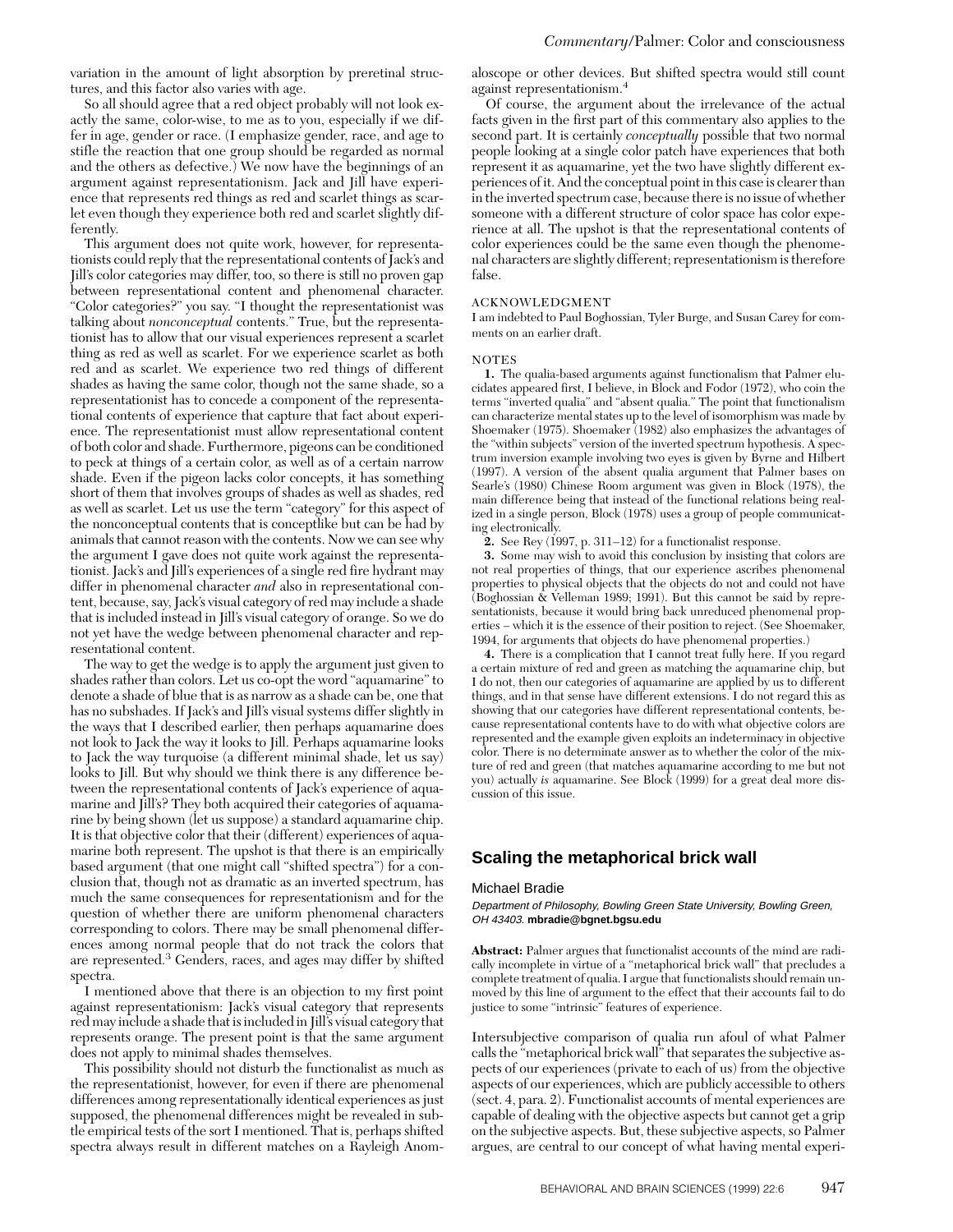variation in the amount of light absorption by preretinal structures, and this factor also varies with age.

So all should agree that a red object probably will not look exactly the same, color-wise, to me as to you, especially if we differ in age, gender or race. (I emphasize gender, race, and age to stifle the reaction that one group should be regarded as normal and the others as defective.) We now have the beginnings of an argument against representationism. Jack and Jill have experience that represents red things as red and scarlet things as scarlet even though they experience both red and scarlet slightly differently.

This argument does not quite work, however, for representationists could reply that the representational contents of Jack's and Jill's color categories may differ, too, so there is still no proven gap between representational content and phenomenal character. "Color categories?" you say. "I thought the representationist was talking about *nonconceptual* contents." True, but the representationist has to allow that our visual experiences represent a scarlet thing as red as well as scarlet. For we experience scarlet as both red and as scarlet. We experience two red things of different shades as having the same color, though not the same shade, so a representationist has to concede a component of the representational contents of experience that capture that fact about experience. The representationist must allow representational content of both color and shade. Furthermore, pigeons can be conditioned to peck at things of a certain color, as well as of a certain narrow shade. Even if the pigeon lacks color concepts, it has something short of them that involves groups of shades as well as shades, red as well as scarlet. Let us use the term "category" for this aspect of the nonconceptual contents that is conceptlike but can be had by animals that cannot reason with the contents. Now we can see why the argument I gave does not quite work against the representationist. Jack's and Jill's experiences of a single red fire hydrant may differ in phenomenal character *and* also in representational content, because, say, Jack's visual category of red may include a shade that is included instead in Jill's visual category of orange. So we do not yet have the wedge between phenomenal character and representational content.

The way to get the wedge is to apply the argument just given to shades rather than colors. Let us co-opt the word "aquamarine" to denote a shade of blue that is as narrow as a shade can be, one that has no subshades. If Jack's and Jill's visual systems differ slightly in the ways that I described earlier, then perhaps aquamarine does not look to Jack the way it looks to Jill. Perhaps aquamarine looks to Jack the way turquoise (a different minimal shade, let us say) looks to Jill. But why should we think there is any difference between the representational contents of Jack's experience of aquamarine and Jill's? They both acquired their categories of aquamarine by being shown (let us suppose) a standard aquamarine chip. It is that objective color that their (different) experiences of aquamarine both represent. The upshot is that there is an empirically based argument (that one might call "shifted spectra") for a conclusion that, though not as dramatic as an inverted spectrum, has much the same consequences for representationism and for the question of whether there are uniform phenomenal characters corresponding to colors. There may be small phenomenal differences among normal people that do not track the colors that are represented.[3] Genders, races, and ages may differ by shifted spectra.

I mentioned above that there is an objection to my first point against representationism: Jack's visual category that represents red may include a shade that is included in Jill's visual category that represents orange. The present point is that the same argument does not apply to minimal shades themselves.

This possibility should not disturb the functionalist as much as the representationist, however, for even if there are phenomenal differences among representationally identical experiences as just supposed, the phenomenal differences might be revealed in subtle empirical tests of the sort I mentioned. That is, perhaps shifted spectra always result in different matches on a Rayleigh Anomaloscope or other devices. But shifted spectra would still count against representationism.[4]

Of course, the argument about the irrelevance of the actual facts given in the first part of this commentary also applies to the second part. It is certainly *conceptually* possible that two normal people looking at a single color patch have experiences that both represent it as aquamarine, yet the two have slightly different experiences of it. And the conceptual point in this case is clearer than in the inverted spectrum case, because there is no issue of whether someone with a different structure of color space has color experience at all. The upshot is that the representational contents of color experiences could be the same even though the phenomenal characters are slightly different; representationism is therefore false.

#### ACKNOWLEDGMENT

I am indebted to Paul Boghossian, Tyler Burge, and Susan Carey for comments on an earlier draft.

#### NOTES

**1.** The qualia-based arguments against functionalism that Palmer elucidates appeared first, I believe, in Block and Fodor (1972), who coin the terms "inverted qualia" and "absent qualia." The point that functionalism can characterize mental states up to the level of isomorphism was made by Shoemaker (1975). Shoemaker (1982) also emphasizes the advantages of the "within subjects" version of the inverted spectrum hypothesis. A spectrum inversion example involving two eyes is given by Byrne and Hilbert (1997). A version of the absent qualia argument that Palmer bases on Searle's (1980) Chinese Room argument was given in Block (1978), the main difference being that instead of the functional relations being realized in a single person, Block (1978) uses a group of people communicating electronically.

**2.** See Rey (1997, p. 311–12) for a functionalist response.

**3.** Some may wish to avoid this conclusion by insisting that colors are not real properties of things, that our experience ascribes phenomenal properties to physical objects that the objects do not and could not have (Boghossian & Velleman 1989; 1991). But this cannot be said by representationists, because it would bring back unreduced phenomenal properties – which it is the essence of their position to reject. (See Shoemaker, 1994, for arguments that objects do have phenomenal properties.)

**4.** There is a complication that I cannot treat fully here. If you regard a certain mixture of red and green as matching the aquamarine chip, but I do not, then our categories of aquamarine are applied by us to different things, and in that sense have different extensions. I do not regard this as showing that our categories have different representational contents, because representational contents have to do with what objective colors are represented and the example given exploits an indeterminacy in objective color. There is no determinate answer as to whether the color of the mixture of red and green (that matches aquamarine according to me but not you) actually *is* aquamarine. See Block (1999) for a great deal more discussion of this issue.

## Scaling the metaphorical brick wall

Michael Bradie

*Department of Philosophy, Bowling Green State University, Bowling Green, OH 43403.* **mbradie@bgnet.bgsu.edu**

**Abstract:** Palmer argues that functionalist accounts of the mind are radically incomplete in virtue of a "metaphorical brick wall" that precludes a complete treatment of qualia. I argue that functionalists should remain unmoved by this line of argument to the effect that their accounts fail to do justice to some "intrinsic" features of experience.

Intersubjective comparison of qualia run afoul of what Palmer calls the "metaphorical brick wall" that separates the subjective aspects of our experiences (private to each of us) from the objective aspects of our experiences, which are publicly accessible to others (sect. 4, para. 2). Functionalist accounts of mental experiences are capable of dealing with the objective aspects but cannot get a grip on the subjective aspects. But, these subjective aspects, so Palmer argues, are central to our concept of what having mental experi-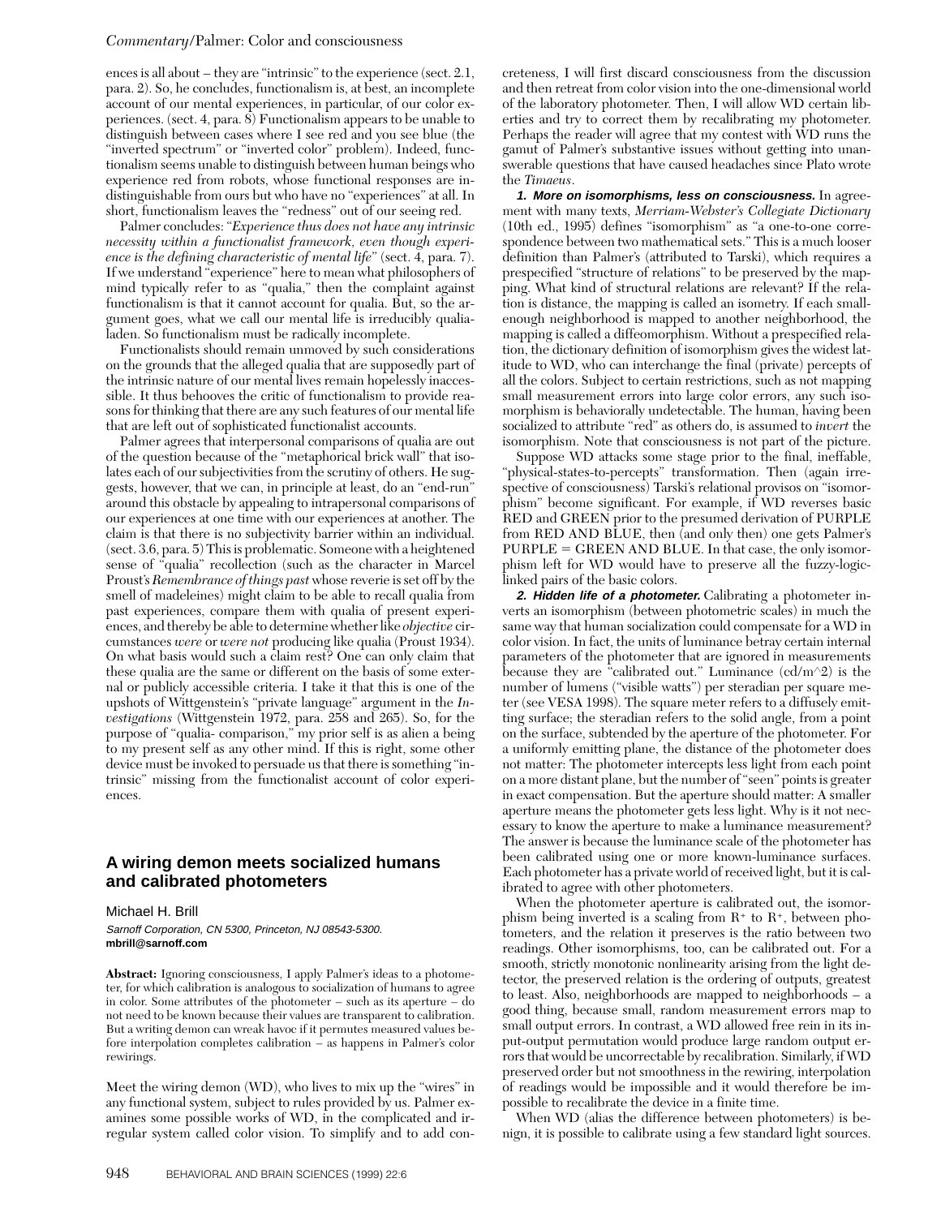ences is all about – they are "intrinsic" to the experience (sect. 2.1, para. 2). So, he concludes, functionalism is, at best, an incomplete account of our mental experiences, in particular, of our color experiences. (sect. 4, para. 8) Functionalism appears to be unable to distinguish between cases where I see red and you see blue (the "inverted spectrum" or "inverted color" problem). Indeed, functionalism seems unable to distinguish between human beings who experience red from robots, whose functional responses are indistinguishable from ours but who have no "experiences" at all. In short, functionalism leaves the "redness" out of our seeing red.

Palmer concludes: "*Experience thus does not have any intrinsic necessity within a functionalist framework, even though experience is the defining characteristic of mental life*" (sect. 4, para. 7). If we understand "experience" here to mean what philosophers of mind typically refer to as "qualia," then the complaint against functionalism is that it cannot account for qualia. But, so the argument goes, what we call our mental life is irreducibly qualia-laden. So functionalism must be radically incomplete.

Functionalists should remain unmoved by such considerations on the grounds that the alleged qualia that are supposedly part of the intrinsic nature of our mental lives remain hopelessly inaccessible. It thus behooves the critic of functionalism to provide reasons for thinking that there are any such features of our mental life that are left out of sophisticated functionalist accounts.

Palmer agrees that interpersonal comparisons of qualia are out of the question because of the "metaphorical brick wall" that isolates each of our subjectivities from the scrutiny of others. He suggests, however, that we can, in principle at least, do an "end-run" around this obstacle by appealing to intrapersonal comparisons of our experiences at one time with our experiences at another. The claim is that there is no subjectivity barrier within an individual. (sect. 3.6, para. 5) This is problematic. Someone with a heightened sense of "qualia" recollection (such as the character in Marcel Proust's *Remembrance of things past* whose reverie is set off by the smell of madeleines) might claim to be able to recall qualia from past experiences, compare them with qualia of present experiences, and thereby be able to determine whether like *objective* circumstances *were* or *were not* producing like qualia (Proust 1934). On what basis would such a claim rest? One can only claim that these qualia are the same or different on the basis of some external or publicly accessible criteria. I take it that this is one of the upshots of Wittgenstein's "private language" argument in the *Investigations* (Wittgenstein 1972, para. 258 and 265). So, for the purpose of "qualia- comparison," my prior self is as alien a being to my present self as any other mind. If this is right, some other device must be invoked to persuade us that there is something "intrinsic" missing from the functionalist account of color experiences.

## A wiring demon meets socialized humans and calibrated photometers

Michael H. Brill

*Sarnoff Corporation, CN 5300, Princeton, NJ 08543-5300.*
**mbrill@sarnoff.com**

**Abstract:** Ignoring consciousness, I apply Palmer's ideas to a photometer, for which calibration is analogous to socialization of humans to agree in color. Some attributes of the photometer – such as its aperture – do not need to be known because their values are transparent to calibration. But a writing demon can wreak havoc if it permutes measured values before interpolation completes calibration – as happens in Palmer's color rewirings.

Meet the wiring demon (WD), who lives to mix up the "wires" in any functional system, subject to rules provided by us. Palmer examines some possible works of WD, in the complicated and irregular system called color vision. To simplify and to add concreteness, I will first discard consciousness from the discussion and then retreat from color vision into the one-dimensional world of the laboratory photometer. Then, I will allow WD certain liberties and try to correct them by recalibrating my photometer. Perhaps the reader will agree that my contest with WD runs the gamut of Palmer's substantive issues without getting into unanswerable questions that have caused headaches since Plato wrote the *Timaeus*.

***1. More on isomorphisms, less on consciousness.*** In agreement with many texts, *Merriam-Webster's Collegiate Dictionary* (10th ed., 1995) defines "isomorphism" as "a one-to-one correspondence between two mathematical sets." This is a much looser definition than Palmer's (attributed to Tarski), which requires a prespecified "structure of relations" to be preserved by the mapping. What kind of structural relations are relevant? If the relation is distance, the mapping is called an isometry. If each small-enough neighborhood is mapped to another neighborhood, the mapping is called a diffeomorphism. Without a prespecified relation, the dictionary definition of isomorphism gives the widest latitude to WD, who can interchange the final (private) percepts of all the colors. Subject to certain restrictions, such as not mapping small measurement errors into large color errors, any such isomorphism is behaviorally undetectable. The human, having been socialized to attribute "red" as others do, is assumed to *invert* the isomorphism. Note that consciousness is not part of the picture.

Suppose WD attacks some stage prior to the final, ineffable, "physical-states-to-percepts" transformation. Then (again irrespective of consciousness) Tarski's relational provisos on "isomorphism" become significant. For example, if WD reverses basic RED and GREEN prior to the presumed derivation of PURPLE from RED AND BLUE, then (and only then) one gets Palmer's PURPLE = GREEN AND BLUE. In that case, the only isomorphism left for WD would have to preserve all the fuzzy-logic-linked pairs of the basic colors.

***2. Hidden life of a photometer.*** Calibrating a photometer inverts an isomorphism (between photometric scales) in much the same way that human socialization could compensate for a WD in color vision. In fact, the units of luminance betray certain internal parameters of the photometer that are ignored in measurements because they are "calibrated out." Luminance (cd/m^2) is the number of lumens ("visible watts") per steradian per square meter (see VESA 1998). The square meter refers to a diffusely emitting surface; the steradian refers to the solid angle, from a point on the surface, subtended by the aperture of the photometer. For a uniformly emitting plane, the distance of the photometer does not matter: The photometer intercepts less light from each point on a more distant plane, but the number of "seen" points is greater in exact compensation. But the aperture should matter: A smaller aperture means the photometer gets less light. Why is it not necessary to know the aperture to make a luminance measurement? The answer is because the luminance scale of the photometer has been calibrated using one or more known-luminance surfaces. Each photometer has a private world of received light, but it is calibrated to agree with other photometers.

When the photometer aperture is calibrated out, the isomorphism being inverted is a scaling from $R^+$ to $R^+$, between photometers, and the relation it preserves is the ratio between two readings. Other isomorphisms, too, can be calibrated out. For a smooth, strictly monotonic nonlinearity arising from the light detector, the preserved relation is the ordering of outputs, greatest to least. Also, neighborhoods are mapped to neighborhoods – a good thing, because small, random measurement errors map to small output errors. In contrast, a WD allowed free rein in its input-output permutation would produce large random output errors that would be uncorrectable by recalibration. Similarly, if WD preserved order but not smoothness in the rewiring, interpolation of readings would be impossible and it would therefore be impossible to recalibrate the device in a finite time.

When WD (alias the difference between photometers) is benign, it is possible to calibrate using a few standard light sources.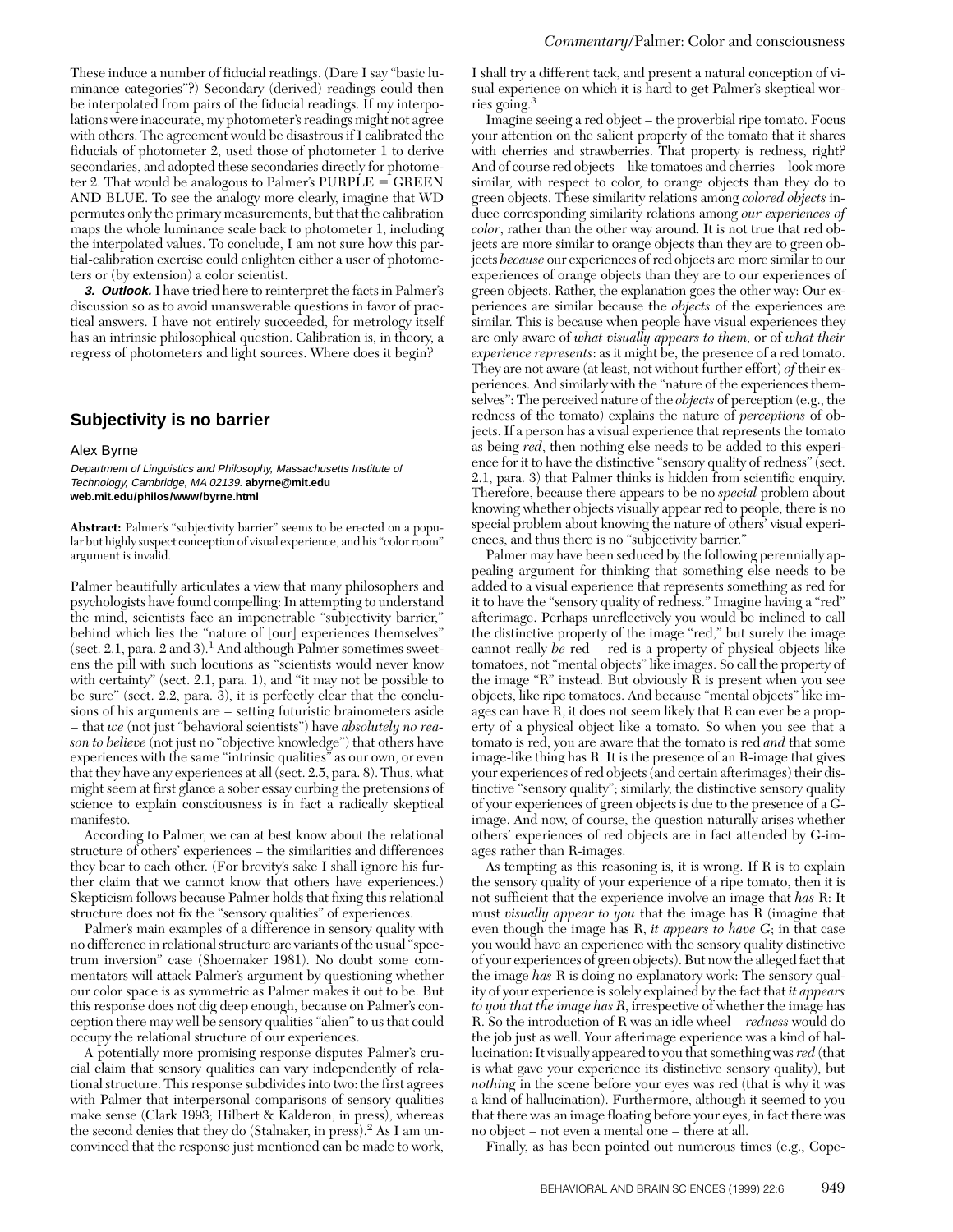These induce a number of fiducial readings. (Dare I say "basic luminance categories"?) Secondary (derived) readings could then be interpolated from pairs of the fiducial readings. If my interpolations were inaccurate, my photometer's readings might not agree with others. The agreement would be disastrous if I calibrated the fiducials of photometer 2, used those of photometer 1 to derive secondaries, and adopted these secondaries directly for photometer 2. That would be analogous to Palmer's PURPLE = GREEN AND BLUE. To see the analogy more clearly, imagine that WD permutes only the primary measurements, but that the calibration maps the whole luminance scale back to photometer 1, including the interpolated values. To conclude, I am not sure how this partial-calibration exercise could enlighten either a user of photometers or (by extension) a color scientist.

**3. Outlook.** I have tried here to reinterpret the facts in Palmer's discussion so as to avoid unanswerable questions in favor of practical answers. I have not entirely succeeded, for metrology itself has an intrinsic philosophical question. Calibration is, in theory, a regress of photometers and light sources. Where does it begin?

## Subjectivity is no barrier

Alex Byrne

*Department of Linguistics and Philosophy, Massachusetts Institute of Technology, Cambridge, MA 02139.* **abyrne@mit.edu web.mit.edu/philos/www/byrne.html**

**Abstract:** Palmer's "subjectivity barrier" seems to be erected on a popular but highly suspect conception of visual experience, and his "color room" argument is invalid.

Palmer beautifully articulates a view that many philosophers and psychologists have found compelling: In attempting to understand the mind, scientists face an impenetrable "subjectivity barrier," behind which lies the "nature of [our] experiences themselves" (sect. 2.1, para. 2 and 3).[1] And although Palmer sometimes sweetens the pill with such locutions as "scientists would never know with certainty" (sect. 2.1, para. 1), and "it may not be possible to be sure" (sect. 2.2, para. 3), it is perfectly clear that the conclusions of his arguments are – setting futuristic brainometers aside – that *we* (not just "behavioral scientists") have *absolutely no reason to believe* (not just no "objective knowledge") that others have experiences with the same "intrinsic qualities" as our own, or even that they have any experiences at all (sect. 2.5, para. 8). Thus, what might seem at first glance a sober essay curbing the pretensions of science to explain consciousness is in fact a radically skeptical manifesto.

According to Palmer, we can at best know about the relational structure of others' experiences – the similarities and differences they bear to each other. (For brevity's sake I shall ignore his further claim that we cannot know that others have experiences.) Skepticism follows because Palmer holds that fixing this relational structure does not fix the "sensory qualities" of experiences.

Palmer's main examples of a difference in sensory quality with no difference in relational structure are variants of the usual "spectrum inversion" case (Shoemaker 1981). No doubt some commentators will attack Palmer's argument by questioning whether our color space is as symmetric as Palmer makes it out to be. But this response does not dig deep enough, because on Palmer's conception there may well be sensory qualities "alien" to us that could occupy the relational structure of our experiences.

A potentially more promising response disputes Palmer's crucial claim that sensory qualities can vary independently of relational structure. This response subdivides into two: the first agrees with Palmer that interpersonal comparisons of sensory qualities make sense (Clark 1993; Hilbert & Kalderon, in press), whereas the second denies that they do (Stalnaker, in press).[2] As I am unconvinced that the response just mentioned can be made to work, I shall try a different tack, and present a natural conception of visual experience on which it is hard to get Palmer's skeptical worries going.[3]

Imagine seeing a red object – the proverbial ripe tomato. Focus your attention on the salient property of the tomato that it shares with cherries and strawberries. That property is redness, right? And of course red objects – like tomatoes and cherries – look more similar, with respect to color, to orange objects than they do to green objects. These similarity relations among *colored objects* induce corresponding similarity relations among *our experiences of color*, rather than the other way around. It is not true that red objects are more similar to orange objects than they are to green objects *because* our experiences of red objects are more similar to our experiences of orange objects than they are to our experiences of green objects. Rather, the explanation goes the other way: Our experiences are similar because the *objects* of the experiences are similar. This is because when people have visual experiences they are only aware of *what visually appears to them*, or of *what their experience represents*: as it might be, the presence of a red tomato. They are not aware (at least, not without further effort) *of* their experiences. And similarly with the "nature of the experiences themselves": The perceived nature of the *objects* of perception (e.g., the redness of the tomato) explains the nature of *perceptions* of objects. If a person has a visual experience that represents the tomato as being *red*, then nothing else needs to be added to this experience for it to have the distinctive "sensory quality of redness" (sect. 2.1, para. 3) that Palmer thinks is hidden from scientific enquiry. Therefore, because there appears to be no *special* problem about knowing whether objects visually appear red to people, there is no special problem about knowing the nature of others' visual experiences, and thus there is no "subjectivity barrier."

Palmer may have been seduced by the following perennially appealing argument for thinking that something else needs to be added to a visual experience that represents something as red for it to have the "sensory quality of redness." Imagine having a "red" afterimage. Perhaps unreflectively you would be inclined to call the distinctive property of the image "red," but surely the image cannot really *be* red – red is a property of physical objects like tomatoes, not "mental objects" like images. So call the property of the image "R" instead. But obviously R is present when you see objects, like ripe tomatoes. And because "mental objects" like images can have R, it does not seem likely that R can ever be a property of a physical object like a tomato. So when you see that a tomato is red, you are aware that the tomato is red *and* that some image-like thing has R. It is the presence of an R-image that gives your experiences of red objects (and certain afterimages) their distinctive "sensory quality"; similarly, the distinctive sensory quality of your experiences of green objects is due to the presence of a G-image. And now, of course, the question naturally arises whether others' experiences of red objects are in fact attended by G-images rather than R-images.

As tempting as this reasoning is, it is wrong. If R is to explain the sensory quality of your experience of a ripe tomato, then it is not sufficient that the experience involve an image that *has* R: It must *visually appear to you* that the image has R (imagine that even though the image has R, *it appears to have G*; in that case you would have an experience with the sensory quality distinctive of your experiences of green objects). But now the alleged fact that the image *has* R is doing no explanatory work: The sensory quality of your experience is solely explained by the fact that *it appears to you that the image has R*, irrespective of whether the image has R. So the introduction of R was an idle wheel – *redness* would do the job just as well. Your afterimage experience was a kind of hallucination: It visually appeared to you that something was *red* (that is what gave your experience its distinctive sensory quality), but *nothing* in the scene before your eyes was red (that is why it was a kind of hallucination). Furthermore, although it seemed to you that there was an image floating before your eyes, in fact there was no object – not even a mental one – there at all.

Finally, as has been pointed out numerous times (e.g., Cope-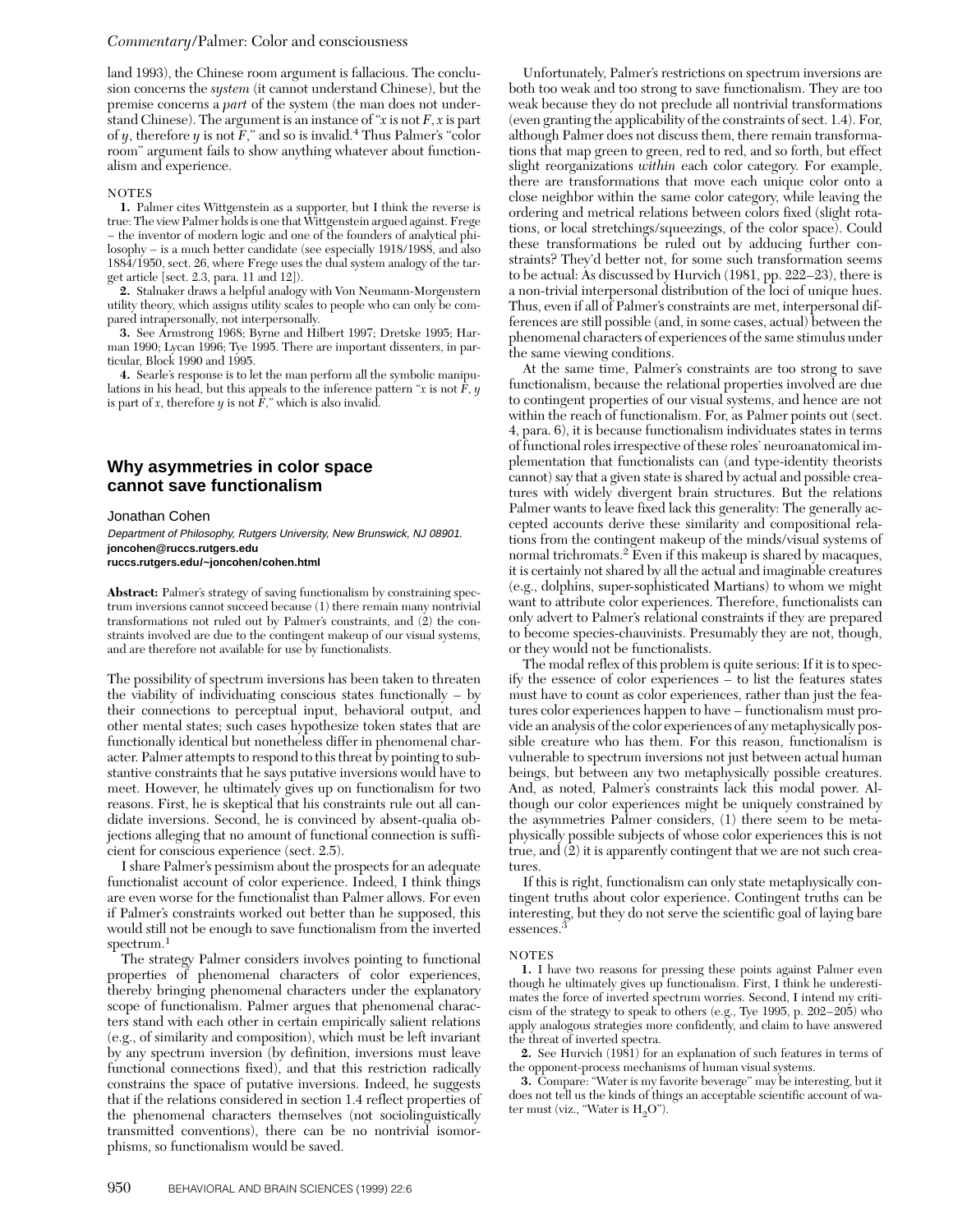land 1993), the Chinese room argument is fallacious. The conclusion concerns the *system* (it cannot understand Chinese), but the premise concerns a *part* of the system (the man does not understand Chinese). The argument is an instance of "*x* is not *F*, *x* is part of *y*, therefore *y* is not *F*," and so is invalid.[4] Thus Palmer's "color room" argument fails to show anything whatever about functionalism and experience.

NOTES

**1.** Palmer cites Wittgenstein as a supporter, but I think the reverse is true: The view Palmer holds is one that Wittgenstein argued against. Frege – the inventor of modern logic and one of the founders of analytical philosophy – is a much better candidate (see especially 1918/1988, and also 1884/1950, sect. 26, where Frege uses the dual system analogy of the target article [sect. 2.3, para. 11 and 12]).

**2.** Stalnaker draws a helpful analogy with Von Neumann-Morgenstern utility theory, which assigns utility scales to people who can only be compared intrapersonally, not interpersonally.

**3.** See Armstrong 1968; Byrne and Hilbert 1997; Dretske 1995; Harman 1990; Lycan 1996; Tye 1995. There are important dissenters, in particular, Block 1990 and 1995.

**4.** Searle's response is to let the man perform all the symbolic manipulations in his head, but this appeals to the inference pattern "*x* is not *F*, *y* is part of *x*, therefore *y* is not *F*," which is also invalid.

## Why asymmetries in color space cannot save functionalism

Jonathan Cohen

*Department of Philosophy, Rutgers University, New Brunswick, NJ 08901.*
**joncohen@ruccs.rutgers.edu**
**ruccs.rutgers.edu/~joncohen/cohen.html**

**Abstract:** Palmer's strategy of saving functionalism by constraining spectrum inversions cannot succeed because (1) there remain many nontrivial transformations not ruled out by Palmer's constraints, and (2) the constraints involved are due to the contingent makeup of our visual systems, and are therefore not available for use by functionalists.

The possibility of spectrum inversions has been taken to threaten the viability of individuating conscious states functionally – by their connections to perceptual input, behavioral output, and other mental states; such cases hypothesize token states that are functionally identical but nonetheless differ in phenomenal character. Palmer attempts to respond to this threat by pointing to substantive constraints that he says putative inversions would have to meet. However, he ultimately gives up on functionalism for two reasons. First, he is skeptical that his constraints rule out all candidate inversions. Second, he is convinced by absent-qualia objections alleging that no amount of functional connection is sufficient for conscious experience (sect. 2.5).

I share Palmer's pessimism about the prospects for an adequate functionalist account of color experience. Indeed, I think things are even worse for the functionalist than Palmer allows. For even if Palmer's constraints worked out better than he supposed, this would still not be enough to save functionalism from the inverted spectrum.[1]

The strategy Palmer considers involves pointing to functional properties of phenomenal characters of color experiences, thereby bringing phenomenal characters under the explanatory scope of functionalism. Palmer argues that phenomenal characters stand with each other in certain empirically salient relations (e.g., of similarity and composition), which must be left invariant by any spectrum inversion (by definition, inversions must leave functional connections fixed), and that this restriction radically constrains the space of putative inversions. Indeed, he suggests that if the relations considered in section 1.4 reflect properties of the phenomenal characters themselves (not sociolinguistically transmitted conventions), there can be no nontrivial isomorphisms, so functionalism would be saved.

Unfortunately, Palmer's restrictions on spectrum inversions are both too weak and too strong to save functionalism. They are too weak because they do not preclude all nontrivial transformations (even granting the applicability of the constraints of sect. 1.4). For, although Palmer does not discuss them, there remain transformations that map green to green, red to red, and so forth, but effect slight reorganizations *within* each color category. For example, there are transformations that move each unique color onto a close neighbor within the same color category, while leaving the ordering and metrical relations between colors fixed (slight rotations, or local stretchings/squeezings, of the color space). Could these transformations be ruled out by adducing further constraints? They'd better not, for some such transformation seems to be actual: As discussed by Hurvich (1981, pp. 222–23), there is a non-trivial interpersonal distribution of the loci of unique hues. Thus, even if all of Palmer's constraints are met, interpersonal differences are still possible (and, in some cases, actual) between the phenomenal characters of experiences of the same stimulus under the same viewing conditions.

At the same time, Palmer's constraints are too strong to save functionalism, because the relational properties involved are due to contingent properties of our visual systems, and hence are not within the reach of functionalism. For, as Palmer points out (sect. 4, para. 6), it is because functionalism individuates states in terms of functional roles irrespective of these roles' neuroanatomical implementation that functionalists can (and type-identity theorists cannot) say that a given state is shared by actual and possible creatures with widely divergent brain structures. But the relations Palmer wants to leave fixed lack this generality: The generally accepted accounts derive these similarity and compositional relations from the contingent makeup of the minds/visual systems of normal trichromats.[2] Even if this makeup is shared by macaques, it is certainly not shared by all the actual and imaginable creatures (e.g., dolphins, super-sophisticated Martians) to whom we might want to attribute color experiences. Therefore, functionalists can only advert to Palmer's relational constraints if they are prepared to become species-chauvinists. Presumably they are not, though, or they would not be functionalists.

The modal reflex of this problem is quite serious: If it is to specify the essence of color experiences – to list the features states must have to count as color experiences, rather than just the features color experiences happen to have – functionalism must provide an analysis of the color experiences of any metaphysically possible creature who has them. For this reason, functionalism is vulnerable to spectrum inversions not just between actual human beings, but between any two metaphysically possible creatures. And, as noted, Palmer's constraints lack this modal power. Although our color experiences might be uniquely constrained by the asymmetries Palmer considers, (1) there seem to be metaphysically possible subjects of whose color experiences this is not true, and (2) it is apparently contingent that we are not such creatures.

If this is right, functionalism can only state metaphysically contingent truths about color experience. Contingent truths can be interesting, but they do not serve the scientific goal of laying bare essences.[3]

NOTES

**1.** I have two reasons for pressing these points against Palmer even though he ultimately gives up functionalism. First, I think he underestimates the force of inverted spectrum worries. Second, I intend my criticism of the strategy to speak to others (e.g., Tye 1995, p. 202–205) who apply analogous strategies more confidently, and claim to have answered the threat of inverted spectra.

**2.** See Hurvich (1981) for an explanation of such features in terms of the opponent-process mechanisms of human visual systems.

**3.** Compare: "Water is my favorite beverage" may be interesting, but it does not tell us the kinds of things an acceptable scientific account of water must (viz., "Water is $H_2O$").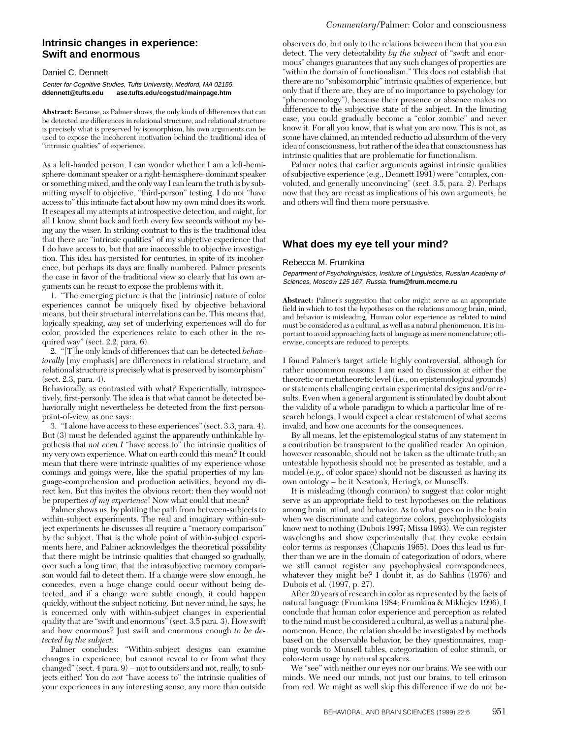## Intrinsic changes in experience: Swift and enormous

Daniel C. Dennett

*Center for Cognitive Studies, Tufts University, Medford, MA 02155.*
**ddennett@tufts.edu ase.tufts.edu/cogstud/mainpage.htm**

**Abstract:** Because, as Palmer shows, the only kinds of differences that can be detected are differences in relational structure, and relational structure is precisely what is preserved by isomorphism, his own arguments can be used to expose the incoherent motivation behind the traditional idea of "intrinsic qualities" of experience.

As a left-handed person, I can wonder whether I am a left-hemisphere-dominant speaker or a right-hemisphere-dominant speaker or something mixed, and the only way I can learn the truth is by submitting myself to objective, "third-person" testing. I do not "have access to" this intimate fact about how my own mind does its work. It escapes all my attempts at introspective detection, and might, for all I know, shunt back and forth every few seconds without my being any the wiser. In striking contrast to this is the traditional idea that there are "intrinsic qualities" of my subjective experience that I do have access to, but that are inaccessible to objective investigation. This idea has persisted for centuries, in spite of its incoherence, but perhaps its days are finally numbered. Palmer presents the case in favor of the traditional view so clearly that his own arguments can be recast to expose the problems with it.

1. "The emerging picture is that the [intrinsic] nature of color experiences cannot be uniquely fixed by objective behavioral means, but their structural interrelations can be. This means that, logically speaking, *any* set of underlying experiences will do for color, provided the experiences relate to each other in the required way" (sect. 2.2, para. 6).

2. "[T]he only kinds of differences that can be detected *behaviorally* [my emphasis] are differences in relational structure, and relational structure is precisely what is preserved by isomorphism" (sect. 2.3, para. 4).

Behaviorally, as contrasted with what? Experientially, introspectively, first-personly. The idea is that what cannot be detected behaviorally might nevertheless be detected from the first-person-point-of-view, as one says:

3. "I alone have access to these experiences" (sect. 3.3, para. 4).

But (3) must be defended against the apparently unthinkable hypothesis that *not even I* "have access to" the intrinsic qualities of my very own experience. What on earth could this mean? It could mean that there were intrinsic qualities of my experience whose comings and goings were, like the spatial properties of my language-comprehension and production activities, beyond my direct ken. But this invites the obvious retort: then they would not be properties *of my experience*! Now what could that mean?

Palmer shows us, by plotting the path from between-subjects to within-subject experiments. The real and imaginary within-subject experiments he discusses all require a "memory comparison" by the subject. That is the whole point of within-subject experiments here, and Palmer acknowledges the theoretical possibility that there might be intrinsic qualities that changed so gradually, over such a long time, that the intrasubjective memory comparison would fail to detect them. If a change were slow enough, he concedes, even a huge change could occur without being detected, and if a change were subtle enough, it could happen quickly, without the subject noticing. But never mind, he says; he is concerned only with within-subject changes in experiential quality that are "swift and enormous" (sect. 3.5 para. 3). How swift and how enormous? Just swift and enormous enough *to be detected by the subject.*

Palmer concludes: "Within-subject designs can examine changes in experience, but cannot reveal to or from what they changed" (sect. 4 para. 9) – not to outsiders and not, really, to subjects either! You do *not* "have access to" the intrinsic qualities of your experiences in any interesting sense, any more than outside observers do, but only to the relations between them that you can detect. The very detectability *by the subject* of "swift and enormous" changes guarantees that any such changes of properties are "within the domain of functionalism." This does not establish that there are no "subisomorphic" intrinsic qualities of experience, but only that if there are, they are of no importance to psychology (or "phenomenology"), because their presence or absence makes no difference to the subjective state of the subject. In the limiting case, you could gradually become a "color zombie" and never know it. For all you know, that is what you are now. This is not, as some have claimed, an intended reductio ad absurdum of the very idea of consciousness, but rather of the idea that consciousness has intrinsic qualities that are problematic for functionalism.

Palmer notes that earlier arguments against intrinsic qualities of subjective experience (e.g., Dennett 1991) were "complex, convoluted, and generally unconvincing" (sect. 3.5, para. 2). Perhaps now that they are recast as implications of his own arguments, he and others will find them more persuasive.

## What does my eye tell your mind?

Rebecca M. Frumkina

*Department of Psycholinguistics, Institute of Linguistics, Russian Academy of Sciences, Moscow 125 167, Russia.* **frum@frum.mccme.ru**

**Abstract:** Palmer's suggestion that color might serve as an appropriate field in which to test the hypotheses on the relations among brain, mind, and behavior is misleading. Human color experience as related to mind must be considered as a cultural, as well as a natural phenomenon. It is important to avoid approaching facts of language as mere nomenclature; otherwise, concepts are reduced to percepts.

I found Palmer's target article highly controversial, although for rather uncommon reasons: I am used to discussion at either the theoretic or metatheoretic level (i.e., on epistemological grounds) or statements challenging certain experimental designs and/or results. Even when a general argument is stimulated by doubt about the validity of a whole paradigm to which a particular line of research belongs, I would expect a clear restatement of what seems invalid, and how one accounts for the consequences.

By all means, let the epistemological status of any statement in a contribution be transparent to the qualified reader. An opinion, however reasonable, should not be taken as the ultimate truth; an untestable hypothesis should not be presented as testable, and a model (e.g., of color space) should not be discussed as having its own ontology – be it Newton's, Hering's, or Munsell's.

It is misleading (though common) to suggest that color might serve as an appropriate field to test hypotheses on the relations among brain, mind, and behavior. As to what goes on in the brain when we discriminate and categorize colors, psychophysiologists know next to nothing (Dubois 1997; Missa 1993). We can register wavelengths and show experimentally that they evoke certain color terms as responses (Chapanis 1965). Does this lead us further than we are in the domain of categorization of odors, where we still cannot register any psychophysical correspondences, whatever they might be? I doubt it, as do Sahlins (1976) and Dubois et al. (1997, p. 27).

After 20 years of research in color as represented by the facts of natural language (Frumkina 1984; Frumkina & Mikhejev 1996), I conclude that human color experience and perception as related to the mind must be considered a cultural, as well as a natural phenomenon. Hence, the relation should be investigated by methods based on the observable behavior, be they questionnaires, mapping words to Munsell tables, categorization of color stimuli, or color-term usage by natural speakers.

We "see" with neither our eyes nor our brains. We see with our minds. We need our minds, not just our brains, to tell crimson from red. We might as well skip this difference if we do not be-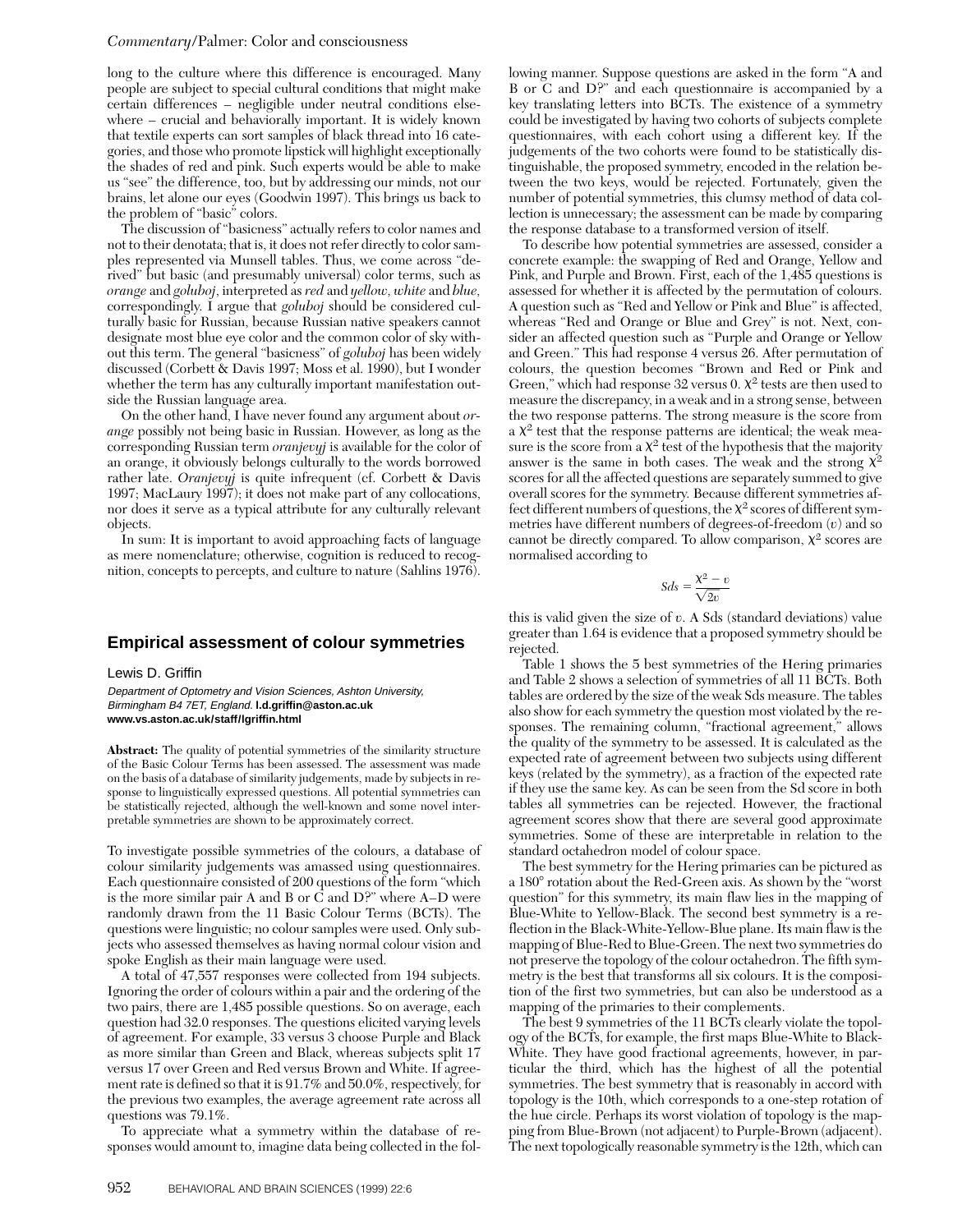long to the culture where this difference is encouraged. Many people are subject to special cultural conditions that might make certain differences – negligible under neutral conditions elsewhere – crucial and behaviorally important. It is widely known that textile experts can sort samples of black thread into 16 categories, and those who promote lipstick will highlight exceptionally the shades of red and pink. Such experts would be able to make us "see" the difference, too, but by addressing our minds, not our brains, let alone our eyes (Goodwin 1997). This brings us back to the problem of "basic" colors.

The discussion of "basicness" actually refers to color names and not to their denotata; that is, it does not refer directly to color samples represented via Munsell tables. Thus, we come across "derived" but basic (and presumably universal) color terms, such as *orange* and *goluboj*, interpreted as *red* and *yellow*, *white* and *blue*, correspondingly. I argue that *goluboj* should be considered culturally basic for Russian, because Russian native speakers cannot designate most blue eye color and the common color of sky without this term. The general "basicness" of *goluboj* has been widely discussed (Corbett & Davis 1997; Moss et al. 1990), but I wonder whether the term has any culturally important manifestation outside the Russian language area.

On the other hand, I have never found any argument about *orange* possibly not being basic in Russian. However, as long as the corresponding Russian term *oranjevyj* is available for the color of an orange, it obviously belongs culturally to the words borrowed rather late. *Oranjevyj* is quite infrequent (cf. Corbett & Davis 1997; MacLaury 1997); it does not make part of any collocations, nor does it serve as a typical attribute for any culturally relevant objects.

In sum: It is important to avoid approaching facts of language as mere nomenclature; otherwise, cognition is reduced to recognition, concepts to percepts, and culture to nature (Sahlins 1976).

## Empirical assessment of colour symmetries

Lewis D. Griffin

*Department of Optometry and Vision Sciences, Ashton University, Birmingham B4 7ET, England.* **l.d.griffin@aston.ac.uk** **www.vs.aston.ac.uk/staff/lgriffin.html**

**Abstract:** The quality of potential symmetries of the similarity structure of the Basic Colour Terms has been assessed. The assessment was made on the basis of a database of similarity judgements, made by subjects in response to linguistically expressed questions. All potential symmetries can be statistically rejected, although the well-known and some novel interpretable symmetries are shown to be approximately correct.

To investigate possible symmetries of the colours, a database of colour similarity judgements was amassed using questionnaires. Each questionnaire consisted of 200 questions of the form "which is the more similar pair A and B or C and D?" where A–D were randomly drawn from the 11 Basic Colour Terms (BCTs). The questions were linguistic; no colour samples were used. Only subjects who assessed themselves as having normal colour vision and spoke English as their main language were used.

A total of 47,557 responses were collected from 194 subjects. Ignoring the order of colours within a pair and the ordering of the two pairs, there are 1,485 possible questions. So on average, each question had 32.0 responses. The questions elicited varying levels of agreement. For example, 33 versus 3 chose Purple and Black as more similar than Green and Black, whereas subjects split 17 versus 17 over Green and Red versus Brown and White. If agreement rate is defined so that it is 91.7% and 50.0%, respectively, for the previous two examples, the average agreement rate across all questions was 79.1%.

To appreciate what a symmetry within the database of responses would amount to, imagine data being collected in the following manner. Suppose questions are asked in the form "A and B or C and D?" and each questionnaire is accompanied by a key translating letters into BCTs. The existence of a symmetry could be investigated by having two cohorts of subjects complete questionnaires, with each cohort using a different key. If the judgements of the two cohorts were found to be statistically distinguishable, the proposed symmetry, encoded in the relation between the two keys, would be rejected. Fortunately, given the number of potential symmetries, this clumsy method of data collection is unnecessary; the assessment can be made by comparing the response database to a transformed version of itself.

To describe how potential symmetries are assessed, consider a concrete example: the swapping of Red and Orange, Yellow and Pink, and Purple and Brown. First, each of the 1,485 questions is assessed for whether it is affected by the permutation of colours. A question such as "Red and Yellow or Pink and Blue" is affected, whereas "Red and Orange or Blue and Grey" is not. Next, consider an affected question such as "Purple and Orange or Yellow and Green." This had response 4 versus 26. After permutation of colours, the question becomes "Brown and Red or Pink and Green," which had response 32 versus 0. $\chi^2$ tests are then used to measure the discrepancy, in a weak and in a strong sense, between the two response patterns. The strong measure is the score from a $\chi^2$ test that the response patterns are identical; the weak measure is the score from a $\chi^2$ test of the hypothesis that the majority answer is the same in both cases. The weak and the strong $\chi^2$ scores for all the affected questions are separately summed to give overall scores for the symmetry. Because different symmetries affect different numbers of questions, the $\chi^2$ scores of different symmetries have different numbers of degrees-of-freedom ($v$) and so cannot be directly compared. To allow comparison, $\chi^2$ scores are normalised according to

$$Sds = \frac{\chi^2 - v}{\sqrt{2v}}$$

this is valid given the size of $v$. A Sds (standard deviations) value greater than 1.64 is evidence that a proposed symmetry should be rejected.

Table 1 shows the 5 best symmetries of the Hering primaries and Table 2 shows a selection of symmetries of all 11 BCTs. Both tables are ordered by the size of the weak Sds measure. The tables also show for each symmetry the question most violated by the responses. The remaining column, "fractional agreement," allows the quality of the symmetry to be assessed. It is calculated as the expected rate of agreement between two subjects using different keys (related by the symmetry), as a fraction of the expected rate if they use the same key. As can be seen from the Sd score in both tables all symmetries can be rejected. However, the fractional agreement scores show that there are several good approximate symmetries. Some of these are interpretable in relation to the standard octahedron model of colour space.

The best symmetry for the Hering primaries can be pictured as a 180° rotation about the Red-Green axis. As shown by the "worst question" for this symmetry, its main flaw lies in the mapping of Blue-White to Yellow-Black. The second best symmetry is a reflection in the Black-White-Yellow-Blue plane. Its main flaw is the mapping of Blue-Red to Blue-Green. The next two symmetries do not preserve the topology of the colour octahedron. The fifth symmetry is the best that transforms all six colours. It is the composition of the first two symmetries, but can also be understood as a mapping of the primaries to their complements.

The best 9 symmetries of the 11 BCTs clearly violate the topology of the BCTs, for example, the first maps Blue-White to Black-White. They have good fractional agreements, however, in particular the third, which has the highest of all the potential symmetries. The best symmetry that is reasonably in accord with topology is the 10th, which corresponds to a one-step rotation of the hue circle. Perhaps its worst violation of topology is the mapping from Blue-Brown (not adjacent) to Purple-Brown (adjacent). The next topologically reasonable symmetry is the 12th, which can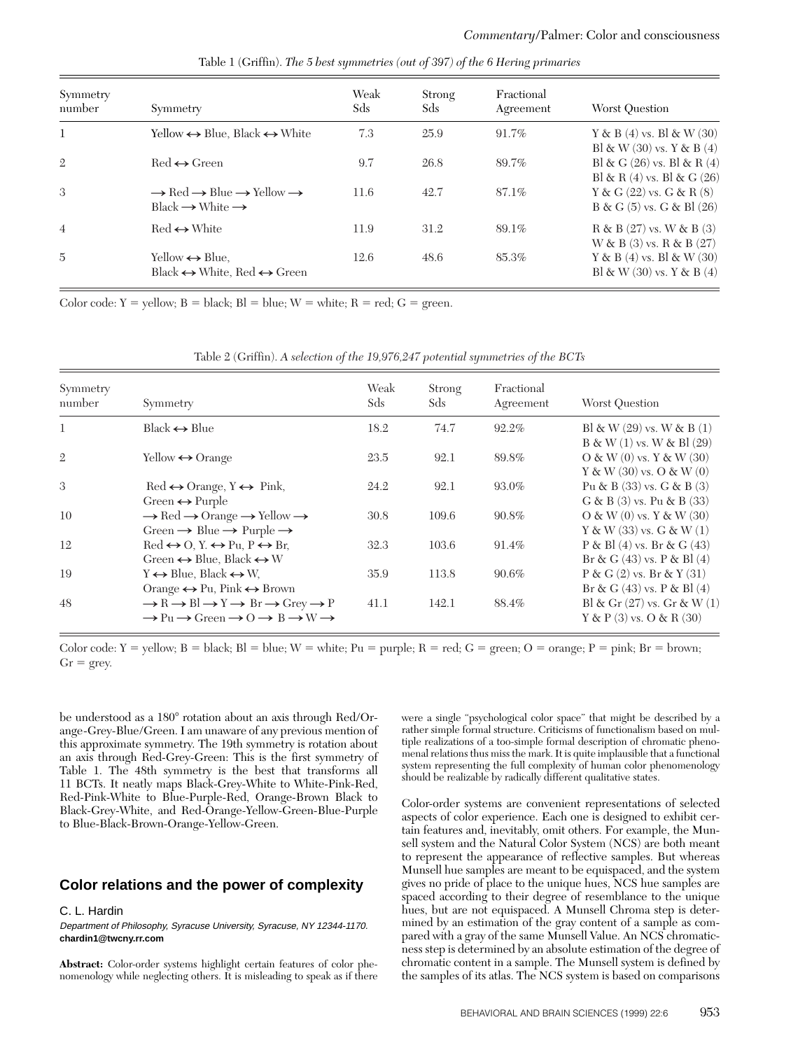Table 1 (Griffin). *The 5 best symmetries (out of 397) of the 6 Hering primaries*

| Symmetry number | Symmetry | Weak Sds | Strong Sds | Fractional Agreement | Worst Question |
|---|---|---|---|---|---|
| 1 | Yellow ↔ Blue, Black ↔ White | 7.3 | 25.9 | 91.7% | Y & B (4) vs. Bl & W (30) Bl & W (30) vs. Y & B (4) |
| 2 | Red ↔ Green | 9.7 | 26.8 | 89.7% | Bl & G (26) vs. Bl & R (4) Bl & R (4) vs. Bl & G (26) |
| 3 | → Red → Blue → Yellow → Black → White → | 11.6 | 42.7 | 87.1% | Y & G (22) vs. G & R (8) B & G (5) vs. G & Bl (26) |
| 4 | Red ↔ White | 11.9 | 31.2 | 89.1% | R & B (27) vs. W & B (3) W & B (3) vs. R & B (27) |
| 5 | Yellow ↔ Blue, Black ↔ White, Red ↔ Green | 12.6 | 48.6 | 85.3% | Y & B (4) vs. Bl & W (30) Bl & W (30) vs. Y & B (4) |

Color code: Y = yellow; B = black; Bl = blue; W = white; R = red; G = green.

Table 2 (Griffin). *A selection of the 19,976,247 potential symmetries of the BCTs*

| Symmetry number | Symmetry | Weak Sds | Strong Sds | Fractional Agreement | Worst Question |
|---|---|---|---|---|---|
| 1 | Black ↔ Blue | 18.2 | 74.7 | 92.2% | Bl & W (29) vs. W & B (1) B & W (1) vs. W & Bl (29) |
| 2 | Yellow ↔ Orange | 23.5 | 92.1 | 89.8% | O & W (0) vs. Y & W (30) Y & W (30) vs. O & W (0) |
| 3 | Red ↔ Orange, Y ↔ Pink, Green ↔ Purple | 24.2 | 92.1 | 93.0% | Pu & B (33) vs. G & B (3) G & B (3) vs. Pu & B (33) |
| 10 | → Red → Orange → Yellow → Green → Blue → Purple → | 30.8 | 109.6 | 90.8% | O & W (0) vs. Y & W (30) Y & W (33) vs. G & W (1) |
| 12 | Red ↔ O, Y. ↔ Pu, P ↔ Br, Green ↔ Blue, Black ↔ W | 32.3 | 103.6 | 91.4% | P & Bl (4) vs. Br & G (43) Br & G (43) vs. P & Bl (4) |
| 19 | Y ↔ Blue, Black ↔ W, Orange ↔ Pu, Pink ↔ Brown | 35.9 | 113.8 | 90.6% | P & G (2) vs. Br & Y (31) Br & G (43) vs. P & Bl (4) |
| 48 | → R → Bl → Y → Br → Grey → P → Pu → Green → O → B → W → | 41.1 | 142.1 | 88.4% | Bl & Gr (27) vs. Gr & W (1) Y & P (3) vs. O & R (30) |

Color code: Y = yellow; B = black; Bl = blue; W = white; Pu = purple; R = red; G = green; O = orange; P = pink; Br = brown; Gr = grey.

be understood as a 180° rotation about an axis through Red/Orange-Grey-Blue/Green. I am unaware of any previous mention of this approximate symmetry. The 19th symmetry is rotation about an axis through Red-Grey-Green: This is the first symmetry of Table 1. The 48th symmetry is the best that transforms all 11 BCTs. It neatly maps Black-Grey-White to White-Pink-Red, Red-Pink-White to Blue-Purple-Red, Orange-Brown Black to Black-Grey-White, and Red-Orange-Yellow-Green-Blue-Purple to Blue-Black-Brown-Orange-Yellow-Green.

## Color relations and the power of complexity

C. L. Hardin

*Department of Philosophy, Syracuse University, Syracuse, NY 12344-1170.* **chardin1@twcny.rr.com**

**Abstract:** Color-order systems highlight certain features of color phenomenology while neglecting others. It is misleading to speak as if there were a single "psychological color space" that might be described by a rather simple formal structure. Criticisms of functionalism based on multiple realizations of a too-simple formal description of chromatic phenomenal relations thus miss the mark. It is quite implausible that a functional system representing the full complexity of human color phenomenology should be realizable by radically different qualitative states.

Color-order systems are convenient representations of selected aspects of color experience. Each one is designed to exhibit certain features and, inevitably, omit others. For example, the Munsell system and the Natural Color System (NCS) are both meant to represent the appearance of reflective samples. But whereas Munsell hue samples are meant to be equispaced, and the system gives no pride of place to the unique hues, NCS hue samples are spaced according to their degree of resemblance to the unique hues, but are not equispaced. A Munsell Chroma step is determined by an estimation of the gray content of a sample as compared with a gray of the same Munsell Value. An NCS chromaticness step is determined by an absolute estimation of the degree of chromatic content in a sample. The Munsell system is defined by the samples of its atlas. The NCS system is based on comparisons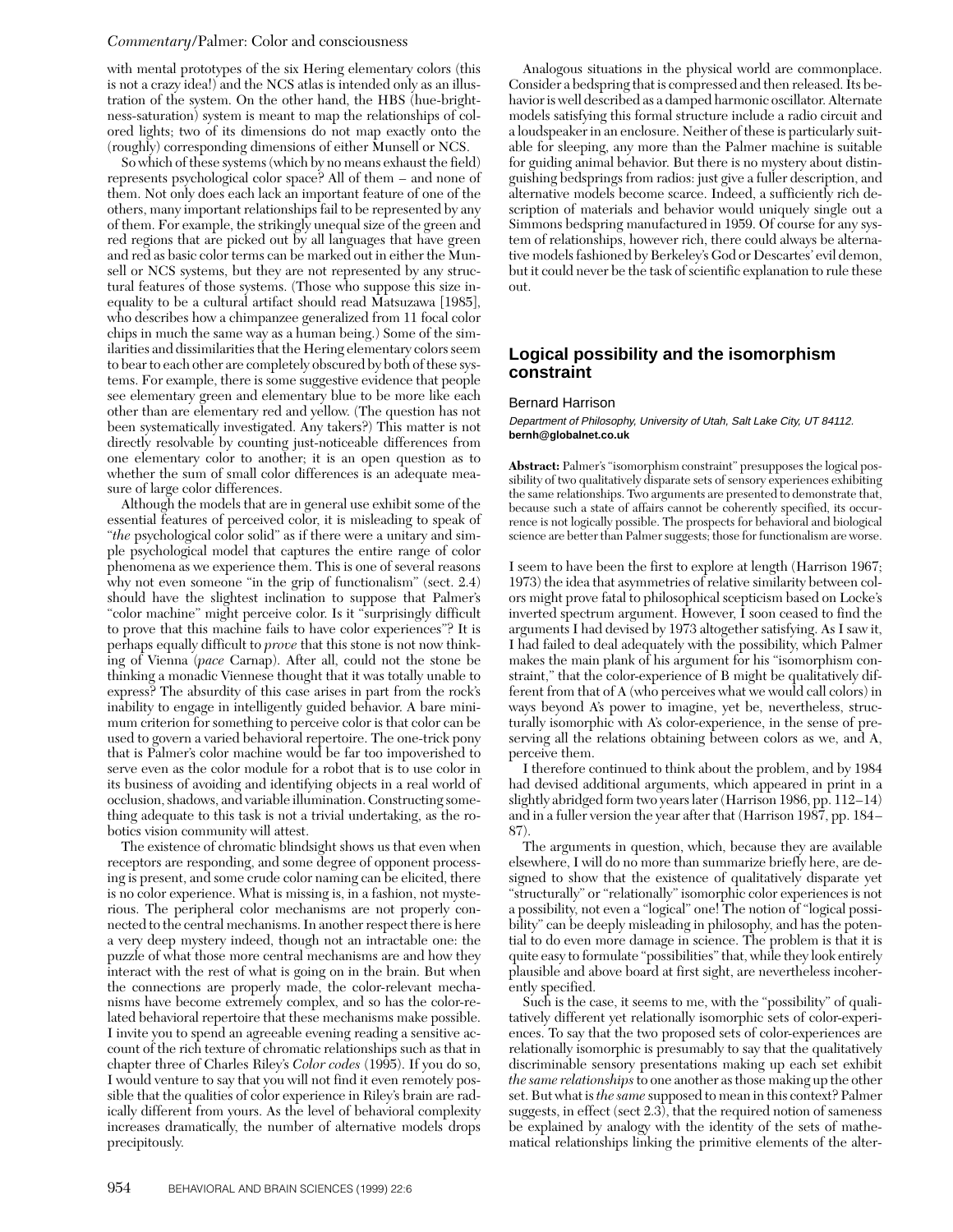with mental prototypes of the six Hering elementary colors (this is not a crazy idea!) and the NCS atlas is intended only as an illustration of the system. On the other hand, the HBS (hue-brightness-saturation) system is meant to map the relationships of colored lights; two of its dimensions do not map exactly onto the (roughly) corresponding dimensions of either Munsell or NCS.

So which of these systems (which by no means exhaust the field) represents psychological color space? All of them – and none of them. Not only does each lack an important feature of one of the others, many important relationships fail to be represented by any of them. For example, the strikingly unequal size of the green and red regions that are picked out by all languages that have green and red as basic color terms can be marked out in either the Munsell or NCS systems, but they are not represented by any structural features of those systems. (Those who suppose this size inequality to be a cultural artifact should read Matsuzawa [1985], who describes how a chimpanzee generalized from 11 focal color chips in much the same way as a human being.) Some of the similarities and dissimilarities that the Hering elementary colors seem to bear to each other are completely obscured by both of these systems. For example, there is some suggestive evidence that people see elementary green and elementary blue to be more like each other than are elementary red and yellow. (The question has not been systematically investigated. Any takers?) This matter is not directly resolvable by counting just-noticeable differences from one elementary color to another; it is an open question as to whether the sum of small color differences is an adequate measure of large color differences.

Although the models that are in general use exhibit some of the essential features of perceived color, it is misleading to speak of "*the* psychological color solid" as if there were a unitary and simple psychological model that captures the entire range of color phenomena as we experience them. This is one of several reasons why not even someone "in the grip of functionalism" (sect. 2.4) should have the slightest inclination to suppose that Palmer's "color machine" might perceive color. Is it "surprisingly difficult to prove that this machine fails to have color experiences"? It is perhaps equally difficult to *prove* that this stone is not now thinking of Vienna (*pace* Carnap). After all, could not the stone be thinking a monadic Viennese thought that it was totally unable to express? The absurdity of this case arises in part from the rock's inability to engage in intelligently guided behavior. A bare minimum criterion for something to perceive color is that color can be used to govern a varied behavioral repertoire. The one-trick pony that is Palmer's color machine would be far too impoverished to serve even as the color module for a robot that is to use color in its business of avoiding and identifying objects in a real world of occlusion, shadows, and variable illumination. Constructing something adequate to this task is not a trivial undertaking, as the robotics vision community will attest.

The existence of chromatic blindsight shows us that even when receptors are responding, and some degree of opponent processing is present, and some crude color naming can be elicited, there is no color experience. What is missing is, in a fashion, not mysterious. The peripheral color mechanisms are not properly connected to the central mechanisms. In another respect there is here a very deep mystery indeed, though not an intractable one: the puzzle of what those more central mechanisms are and how they interact with the rest of what is going on in the brain. But when the connections are properly made, the color-relevant mechanisms have become extremely complex, and so has the color-related behavioral repertoire that these mechanisms make possible. I invite you to spend an agreeable evening reading a sensitive account of the rich texture of chromatic relationships such as that in chapter three of Charles Riley's *Color codes* (1995). If you do so, I would venture to say that you will not find it even remotely possible that the qualities of color experience in Riley's brain are radically different from yours. As the level of behavioral complexity increases dramatically, the number of alternative models drops precipitously.

Analogous situations in the physical world are commonplace. Consider a bedspring that is compressed and then released. Its behavior is well described as a damped harmonic oscillator. Alternate models satisfying this formal structure include a radio circuit and a loudspeaker in an enclosure. Neither of these is particularly suitable for sleeping, any more than the Palmer machine is suitable for guiding animal behavior. But there is no mystery about distinguishing bedsprings from radios: just give a fuller description, and alternative models become scarce. Indeed, a sufficiently rich description of materials and behavior would uniquely single out a Simmons bedspring manufactured in 1959. Of course for any system of relationships, however rich, there could always be alternative models fashioned by Berkeley's God or Descartes' evil demon, but it could never be the task of scientific explanation to rule these out.

## Logical possibility and the isomorphism constraint

Bernard Harrison

*Department of Philosophy, University of Utah, Salt Lake City, UT 84112.*
**bernh@globalnet.co.uk**

**Abstract:** Palmer's "isomorphism constraint" presupposes the logical possibility of two qualitatively disparate sets of sensory experiences exhibiting the same relationships. Two arguments are presented to demonstrate that, because such a state of affairs cannot be coherently specified, its occurrence is not logically possible. The prospects for behavioral and biological science are better than Palmer suggests; those for functionalism are worse.

I seem to have been the first to explore at length (Harrison 1967; 1973) the idea that asymmetries of relative similarity between colors might prove fatal to philosophical scepticism based on Locke's inverted spectrum argument. However, I soon ceased to find the arguments I had devised by 1973 altogether satisfying. As I saw it, I had failed to deal adequately with the possibility, which Palmer makes the main plank of his argument for his "isomorphism constraint," that the color-experience of B might be qualitatively different from that of A (who perceives what we would call colors) in ways beyond A's power to imagine, yet be, nevertheless, structurally isomorphic with A's color-experience, in the sense of preserving all the relations obtaining between colors as we, and A, perceive them.

I therefore continued to think about the problem, and by 1984 had devised additional arguments, which appeared in print in a slightly abridged form two years later (Harrison 1986, pp. 112–14) and in a fuller version the year after that (Harrison 1987, pp. 184–87).

The arguments in question, which, because they are available elsewhere, I will do no more than summarize briefly here, are designed to show that the existence of qualitatively disparate yet "structurally" or "relationally" isomorphic color experiences is not a possibility, not even a "logical" one! The notion of "logical possibility" can be deeply misleading in philosophy, and has the potential to do even more damage in science. The problem is that it is quite easy to formulate "possibilities" that, while they look entirely plausible and above board at first sight, are nevertheless incoherently specified.

Such is the case, it seems to me, with the "possibility" of qualitatively different yet relationally isomorphic sets of color-experiences. To say that the two proposed sets of color-experiences are relationally isomorphic is presumably to say that the qualitatively discriminable sensory presentations making up each set exhibit *the same relationships* to one another as those making up the other set. But what is *the same* supposed to mean in this context? Palmer suggests, in effect (sect 2.3), that the required notion of sameness be explained by analogy with the identity of the sets of mathematical relationships linking the primitive elements of the alter-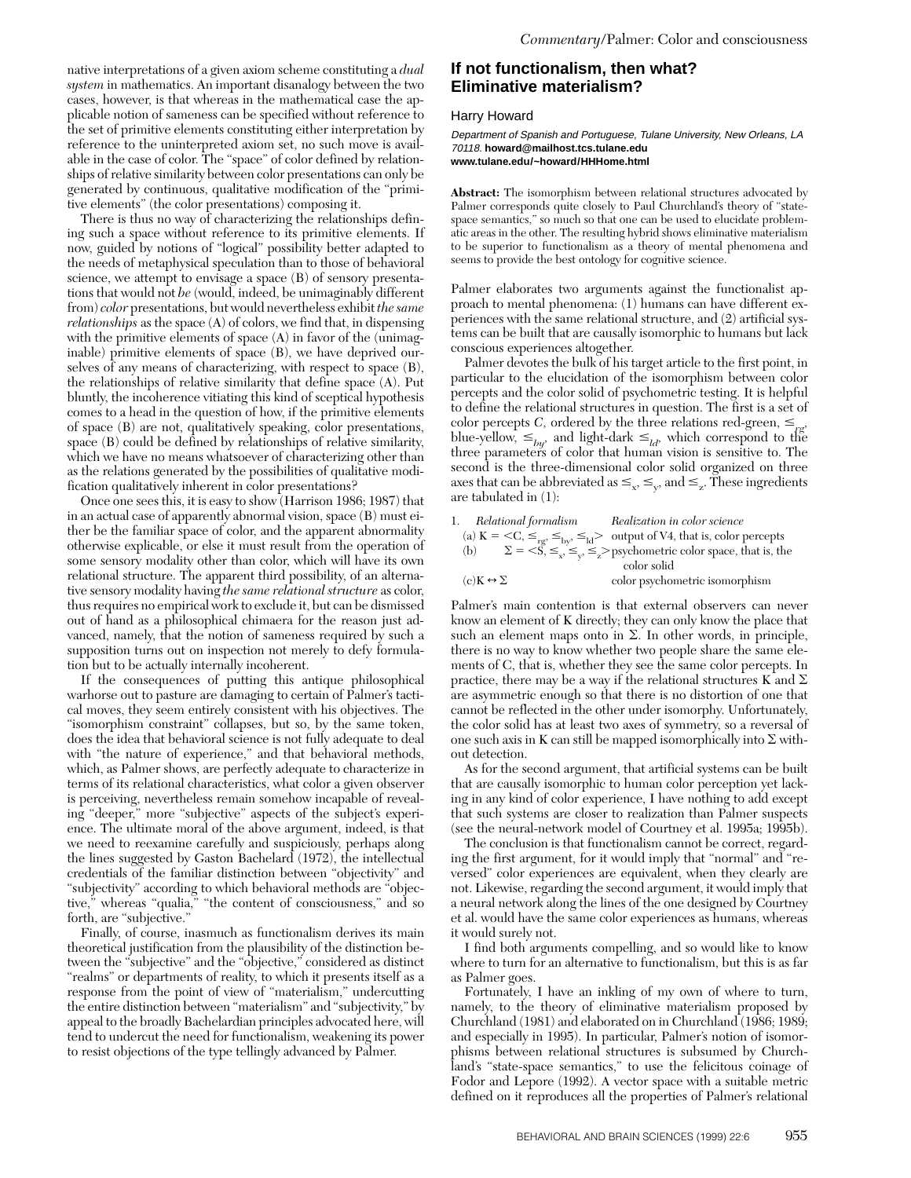native interpretations of a given axiom scheme constituting a *dual system* in mathematics. An important disanalogy between the two cases, however, is that whereas in the mathematical case the applicable notion of sameness can be specified without reference to the set of primitive elements constituting either interpretation by reference to the uninterpreted axiom set, no such move is available in the case of color. The "space" of color defined by relationships of relative similarity between color presentations can only be generated by continuous, qualitative modification of the "primitive elements" (the color presentations) composing it.

There is thus no way of characterizing the relationships defining such a space without reference to its primitive elements. If now, guided by notions of "logical" possibility better adapted to the needs of metaphysical speculation than to those of behavioral science, we attempt to envisage a space (B) of sensory presentations that would not *be* (would, indeed, be unimaginably different from) *color* presentations, but would nevertheless exhibit *the same relationships* as the space (A) of colors, we find that, in dispensing with the primitive elements of space (A) in favor of the (unimaginable) primitive elements of space (B), we have deprived ourselves of any means of characterizing, with respect to space (B), the relationships of relative similarity that define space (A). Put bluntly, the incoherence vitiating this kind of sceptical hypothesis comes to a head in the question of how, if the primitive elements of space (B) are not, qualitatively speaking, color presentations, space (B) could be defined by relationships of relative similarity, which we have no means whatsoever of characterizing other than as the relations generated by the possibilities of qualitative modification qualitatively inherent in color presentations?

Once one sees this, it is easy to show (Harrison 1986; 1987) that in an actual case of apparently abnormal vision, space (B) must either be the familiar space of color, and the apparent abnormality otherwise explicable, or else it must result from the operation of some sensory modality other than color, which will have its own relational structure. The apparent third possibility, of an alternative sensory modality having *the same relational structure* as color, thus requires no empirical work to exclude it, but can be dismissed out of hand as a philosophical chimaera for the reason just advanced, namely, that the notion of sameness required by such a supposition turns out on inspection not merely to defy formulation but to be actually internally incoherent.

If the consequences of putting this antique philosophical warhorse out to pasture are damaging to certain of Palmer's tactical moves, they seem entirely consistent with his objectives. The "isomorphism constraint" collapses, but so, by the same token, does the idea that behavioral science is not fully adequate to deal with "the nature of experience," and that behavioral methods, which, as Palmer shows, are perfectly adequate to characterize in terms of its relational characteristics, what color a given observer is perceiving, nevertheless remain somehow incapable of revealing "deeper," more "subjective" aspects of the subject's experience. The ultimate moral of the above argument, indeed, is that we need to reexamine carefully and suspiciously, perhaps along the lines suggested by Gaston Bachelard (1972), the intellectual credentials of the familiar distinction between "objectivity" and "subjectivity" according to which behavioral methods are "objective," whereas "qualia," "the content of consciousness," and so forth, are "subjective."

Finally, of course, inasmuch as functionalism derives its main theoretical justification from the plausibility of the distinction between the "subjective" and the "objective," considered as distinct "realms" or departments of reality, to which it presents itself as a response from the point of view of "materialism," undercutting the entire distinction between "materialism" and "subjectivity," by appeal to the broadly Bachelardian principles advocated here, will tend to undercut the need for functionalism, weakening its power to resist objections of the type tellingly advanced by Palmer.

## If not functionalism, then what? Eliminative materialism?

Harry Howard

*Department of Spanish and Portuguese, Tulane University, New Orleans, LA 70118.* **howard@mailhost.tcs.tulane.edu**
**www.tulane.edu/~howard/HHHome.html**

**Abstract:** The isomorphism between relational structures advocated by Palmer corresponds quite closely to Paul Churchland's theory of "state-space semantics," so much so that one can be used to elucidate problematic areas in the other. The resulting hybrid shows eliminative materialism to be superior to functionalism as a theory of mental phenomena and seems to provide the best ontology for cognitive science.

Palmer elaborates two arguments against the functionalist approach to mental phenomena: (1) humans can have different experiences with the same relational structure, and (2) artificial systems can be built that are causally isomorphic to humans but lack conscious experiences altogether.

Palmer devotes the bulk of his target article to the first point, in particular to the elucidation of the isomorphism between color percepts and the color solid of psychometric testing. It is helpful to define the relational structures in question. The first is a set of color percepts *C*, ordered by the three relations red-green, $\leq_{rg}$, blue-yellow, $\leq_{by}$, and light-dark $\leq_{ld}$, which correspond to the three parameters of color that human vision is sensitive to. The second is the three-dimensional color solid organized on three axes that can be abbreviated as $\leq_x$, $\leq_y$, and $\leq_z$. These ingredients are tabulated in (1):

1. | | *Relational formalism* | *Realization in color science* |
|---|---|---|
| (a) | $K = <C, \leq_{rg}, \leq_{by}, \leq_{ld}>$ | output of V4, that is, color percepts |
| (b) | $\Sigma = <S, \leq_x, \leq_y, \leq_z>$ | psychometric color space, that is, the color solid |
| (c) | $K \leftrightarrow \Sigma$ | color psychometric isomorphism |

Palmer's main contention is that external observers can never know an element of K directly; they can only know the place that such an element maps onto in Σ. In other words, in principle, there is no way to know whether two people share the same elements of C, that is, whether they see the same color percepts. In practice, there may be a way if the relational structures K and Σ are asymmetric enough so that there is no distortion of one that cannot be reflected in the other under isomorphy. Unfortunately, the color solid has at least two axes of symmetry, so a reversal of one such axis in K can still be mapped isomorphically into Σ without detection.

As for the second argument, that artificial systems can be built that are causally isomorphic to human color perception yet lacking in any kind of color experience, I have nothing to add except that such systems are closer to realization than Palmer suspects (see the neural-network model of Courtney et al. 1995a; 1995b).

The conclusion is that functionalism cannot be correct, regarding the first argument, for it would imply that "normal" and "reversed" color experiences are equivalent, when they clearly are not. Likewise, regarding the second argument, it would imply that a neural network along the lines of the one designed by Courtney et al. would have the same color experiences as humans, whereas it would surely not.

I find both arguments compelling, and so would like to know where to turn for an alternative to functionalism, but this is as far as Palmer goes.

Fortunately, I have an inkling of my own of where to turn, namely, to the theory of eliminative materialism proposed by Churchland (1981) and elaborated on in Churchland (1986; 1989; and especially in 1995). In particular, Palmer's notion of isomorphisms between relational structures is subsumed by Churchland's "state-space semantics," to use the felicitous coinage of Fodor and Lepore (1992). A vector space with a suitable metric defined on it reproduces all the properties of Palmer's relational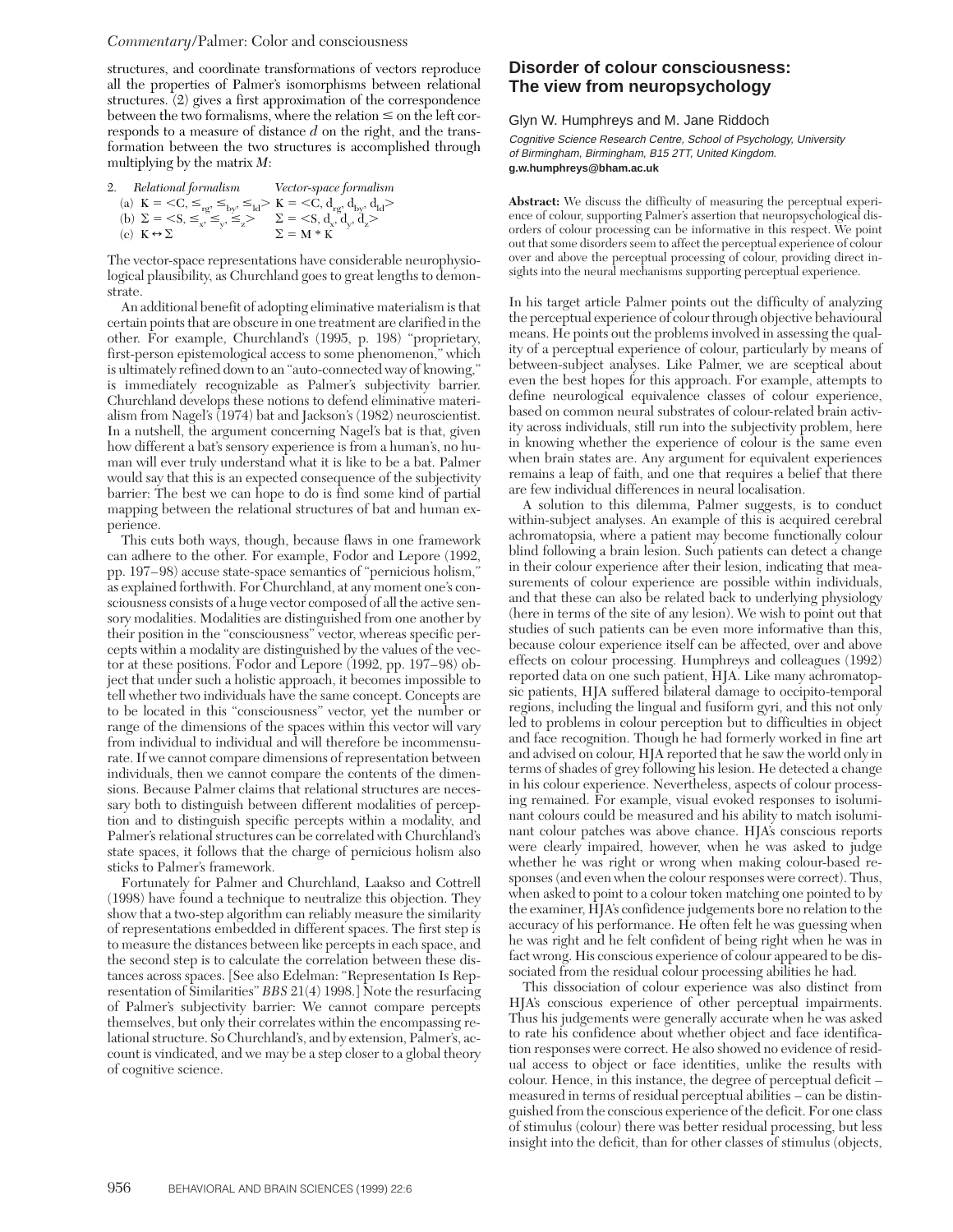structures, and coordinate transformations of vectors reproduce all the properties of Palmer's isomorphisms between relational structures. (2) gives a first approximation of the correspondence between the two formalisms, where the relation $\leq$ on the left corresponds to a measure of distance $d$ on the right, and the transformation between the two structures is accomplished through multiplying by the matrix $M$:

2. *Relational formalism* | *Vector-space formalism*

(a) $K = \langle C, \leq_{rg}, \leq_{by}, \leq_{ld} \rangle$ | $K = \langle C, d_{rg}, d_{by}, d_{ld} \rangle$

(b) $\Sigma = \langle S, \leq_{x}, \leq_{y}, \leq_{z} \rangle$ | $\Sigma = \langle S, d_{x}, d_{y}, d_{z} \rangle$

(c) $K \leftrightarrow \Sigma$ | $\Sigma = M * K$

The vector-space representations have considerable neurophysiological plausibility, as Churchland goes to great lengths to demonstrate.

An additional benefit of adopting eliminative materialism is that certain points that are obscure in one treatment are clarified in the other. For example, Churchland's (1995, p. 198) "proprietary, first-person epistemological access to some phenomenon," which is ultimately refined down to an "auto-connected way of knowing," is immediately recognizable as Palmer's subjectivity barrier. Churchland develops these notions to defend eliminative materialism from Nagel's (1974) bat and Jackson's (1982) neuroscientist. In a nutshell, the argument concerning Nagel's bat is that, given how different a bat's sensory experience is from a human's, no human will ever truly understand what it is like to be a bat. Palmer would say that this is an expected consequence of the subjectivity barrier: The best we can hope to do is find some kind of partial mapping between the relational structures of bat and human experience.

This cuts both ways, though, because flaws in one framework can adhere to the other. For example, Fodor and Lepore (1992, pp. 197–98) accuse state-space semantics of "pernicious holism," as explained forthwith. For Churchland, at any moment one's consciousness consists of a huge vector composed of all the active sensory modalities. Modalities are distinguished from one another by their position in the "consciousness" vector, whereas specific percepts within a modality are distinguished by the values of the vector at these positions. Fodor and Lepore (1992, pp. 197–98) object that under such a holistic approach, it becomes impossible to tell whether two individuals have the same concept. Concepts are to be located in this "consciousness" vector, yet the number or range of the dimensions of the spaces within this vector will vary from individual to individual and will therefore be incommensurate. If we cannot compare dimensions of representation between individuals, then we cannot compare the contents of the dimensions. Because Palmer claims that relational structures are necessary both to distinguish between different modalities of perception and to distinguish specific percepts within a modality, and Palmer's relational structures can be correlated with Churchland's state spaces, it follows that the charge of pernicious holism also sticks to Palmer's framework.

Fortunately for Palmer and Churchland, Laakso and Cottrell (1998) have found a technique to neutralize this objection. They show that a two-step algorithm can reliably measure the similarity of representations embedded in different spaces. The first step is to measure the distances between like percepts in each space, and the second step is to calculate the correlation between these distances across spaces. [See also Edelman: "Representation Is Representation of Similarities" *BBS* 21(4) 1998.] Note the resurfacing of Palmer's subjectivity barrier: We cannot compare percepts themselves, but only their correlates within the encompassing relational structure. So Churchland's, and by extension, Palmer's, account is vindicated, and we may be a step closer to a global theory of cognitive science.

## Disorder of colour consciousness: The view from neuropsychology

Glyn W. Humphreys and M. Jane Riddoch

*Cognitive Science Research Centre, School of Psychology, University of Birmingham, Birmingham, B15 2TT, United Kingdom.*
**g.w.humphreys@bham.ac.uk**

**Abstract:** We discuss the difficulty of measuring the perceptual experience of colour, supporting Palmer's assertion that neuropsychological disorders of colour processing can be informative in this respect. We point out that some disorders seem to affect the perceptual experience of colour over and above the perceptual processing of colour, providing direct insights into the neural mechanisms supporting perceptual experience.

In his target article Palmer points out the difficulty of analyzing the perceptual experience of colour through objective behavioural means. He points out the problems involved in assessing the quality of a perceptual experience of colour, particularly by means of between-subject analyses. Like Palmer, we are sceptical about even the best hopes for this approach. For example, attempts to define neurological equivalence classes of colour experience, based on common neural substrates of colour-related brain activity across individuals, still run into the subjectivity problem, here in knowing whether the experience of colour is the same even when brain states are. Any argument for equivalent experiences remains a leap of faith, and one that requires a belief that there are few individual differences in neural localisation.

A solution to this dilemma, Palmer suggests, is to conduct within-subject analyses. An example of this is acquired cerebral achromatopsia, where a patient may become functionally colour blind following a brain lesion. Such patients can detect a change in their colour experience after their lesion, indicating that measurements of colour experience are possible within individuals, and that these can also be related back to underlying physiology (here in terms of the site of any lesion). We wish to point out that studies of such patients can be even more informative than this, because colour experience itself can be affected, over and above effects on colour processing. Humphreys and colleagues (1992) reported data on one such patient, HJA. Like many achromatopsic patients, HJA suffered bilateral damage to occipito-temporal regions, including the lingual and fusiform gyri, and this not only led to problems in colour perception but to difficulties in object and face recognition. Though he had formerly worked in fine art and advised on colour, HJA reported that he saw the world only in terms of shades of grey following his lesion. He detected a change in his colour experience. Nevertheless, aspects of colour processing remained. For example, visual evoked responses to isoluminant colours could be measured and his ability to match isoluminant colour patches was above chance. HJA's conscious reports were clearly impaired, however, when he was asked to judge whether he was right or wrong when making colour-based responses (and even when the colour responses were correct). Thus, when asked to point to a colour token matching one pointed to by the examiner, HJA's confidence judgements bore no relation to the accuracy of his performance. He often felt he was guessing when he was right and he felt confident of being right when he was in fact wrong. His conscious experience of colour appeared to be dissociated from the residual colour processing abilities he had.

This dissociation of colour experience was also distinct from HJA's conscious experience of other perceptual impairments. Thus his judgements were generally accurate when he was asked to rate his confidence about whether object and face identification responses were correct. He also showed no evidence of residual access to object or face identities, unlike the results with colour. Hence, in this instance, the degree of perceptual deficit – measured in terms of residual perceptual abilities – can be distinguished from the conscious experience of the deficit. For one class of stimulus (colour) there was better residual processing, but less insight into the deficit, than for other classes of stimulus (objects,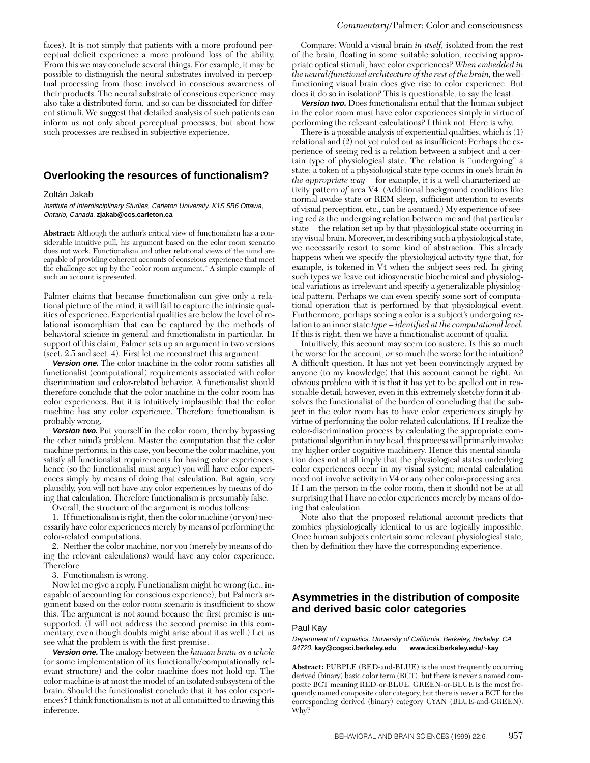faces). It is not simply that patients with a more profound perceptual deficit experience a more profound loss of the ability. From this we may conclude several things. For example, it may be possible to distinguish the neural substrates involved in perceptual processing from those involved in conscious awareness of their products. The neural substrate of conscious experience may also take a distributed form, and so can be dissociated for different stimuli. We suggest that detailed analysis of such patients can inform us not only about perceptual processes, but about how such processes are realised in subjective experience.

## Overlooking the resources of functionalism?

Zoltán Jakab

*Institute of Interdisciplinary Studies, Carleton University, K1S 5B6 Ottawa, Ontario, Canada.* **zjakab@ccs.carleton.ca**

**Abstract:** Although the author's critical view of functionalism has a considerable intuitive pull, his argument based on the color room scenario does not work. Functionalism and other relational views of the mind are capable of providing coherent accounts of conscious experience that meet the challenge set up by the "color room argument." A simple example of such an account is presented.

Palmer claims that because functionalism can give only a relational picture of the mind, it will fail to capture the intrinsic qualities of experience. Experiential qualities are below the level of relational isomorphism that can be captured by the methods of behavioral science in general and functionalism in particular. In support of this claim, Palmer sets up an argument in two versions (sect. 2.5 and sect. 4). First let me reconstruct this argument.

***Version one.*** The color machine in the color room satisfies all functionalist (computational) requirements associated with color discrimination and color-related behavior. A functionalist should therefore conclude that the color machine in the color room has color experiences. But it is intuitively implausible that the color machine has any color experience. Therefore functionalism is probably wrong.

***Version two.*** Put yourself in the color room, thereby bypassing the other mind's problem. Master the computation that the color machine performs; in this case, you become the color machine, you satisfy all functionalist requirements for having color experiences, hence (so the functionalist must argue) you will have color experiences simply by means of doing that calculation. But again, very plausibly, you will not have any color experiences by means of doing that calculation. Therefore functionalism is presumably false.

Overall, the structure of the argument is modus tollens:

1. If functionalism is right, then the color machine (or you) necessarily have color experiences merely by means of performing the color-related computations.

2. Neither the color machine, nor you (merely by means of doing the relevant calculations) would have any color experience. Therefore

3. Functionalism is wrong.

Now let me give a reply. Functionalism might be wrong (i.e., incapable of accounting for conscious experience), but Palmer's argument based on the color-room scenario is insufficient to show this. The argument is not sound because the first premise is unsupported. (I will not address the second premise in this commentary, even though doubts might arise about it as well.) Let us see what the problem is with the first premise.

***Version one.*** The analogy between the *human brain as a whole* (or some implementation of its functionally/computationally relevant structure) and the color machine does not hold up. The color machine is at most the model of an isolated subsystem of the brain. Should the functionalist conclude that it has color experiences? I think functionalism is not at all committed to drawing this inference.

Compare: Would a visual brain *in itself*, isolated from the rest of the brain, floating in some suitable solution, receiving appropriate optical stimuli, have color experiences? *When embedded in the neural/functional architecture of the rest of the brain*, the well-functioning visual brain does give rise to color experience. But does it do so in isolation? This is questionable, to say the least.

***Version two.*** Does functionalism entail that the human subject in the color room must have color experiences simply in virtue of performing the relevant calculations? I think not. Here is why.

There is a possible analysis of experiential qualities, which is (1) relational and (2) not yet ruled out as insufficient: Perhaps the experience of seeing red is a relation between a subject and a certain type of physiological state. The relation is "undergoing" a state: a token of a physiological state type occurs in one's brain *in the appropriate way* – for example, it is a well-characterized activity pattern *of* area V4. (Additional background conditions like normal awake state or REM sleep, sufficient attention to events of visual perception, etc., can be assumed.) My experience of seeing red *is* the undergoing relation between me and that particular state – the relation set up by that physiological state occurring in my visual brain. Moreover, in describing such a physiological state, we necessarily resort to some kind of abstraction. This already happens when we specify the physiological activity *type* that, for example, is tokened in V4 when the subject sees red. In giving such types we leave out idiosyncratic biochemical and physiological variations as irrelevant and specify a generalizable physiological pattern. Perhaps we can even specify some sort of computational operation that is performed by that physiological event. Furthermore, perhaps seeing a color is a subject's undergoing relation to an inner state *type – identified at the computational level.* If this is right, then we have a functionalist account of qualia.

Intuitively, this account may seem too austere. Is this so much the worse for the account, *or* so much the worse for the intuition? A difficult question. It has not yet been convincingly argued by anyone (to my knowledge) that this account cannot be right. An obvious problem with it is that it has yet to be spelled out in reasonable detail; however, even in this extremely sketchy form it absolves the functionalist of the burden of concluding that the subject in the color room has to have color experiences simply by virtue of performing the color-related calculations. If I realize the color-discrimination process by calculating the appropriate computational algorithm in my head, this process will primarily involve my higher order cognitive machinery. Hence this mental simulation does not at all imply that the physiological states underlying color experiences occur in my visual system; mental calculation need not involve activity in V4 or any other color-processing area. If I am the person in the color room, then it should not be at all surprising that I have no color experiences merely by means of doing that calculation.

Note also that the proposed relational account predicts that zombies physiologically identical to us are logically impossible. Once human subjects entertain some relevant physiological state, then by definition they have the corresponding experience.

## Asymmetries in the distribution of composite and derived basic color categories

Paul Kay

*Department of Linguistics, University of California, Berkeley, Berkeley, CA 94720.* **kay@cogsci.berkeley.edu www.icsi.berkeley.edu/~kay**

**Abstract:** PURPLE (RED-and-BLUE) is the most frequently occurring derived (binary) basic color term (BCT), but there is never a named composite BCT meaning RED-or-BLUE. GREEN-or-BLUE is the most frequently named composite color category, but there is never a BCT for the corresponding derived (binary) category CYAN (BLUE-and-GREEN). Why?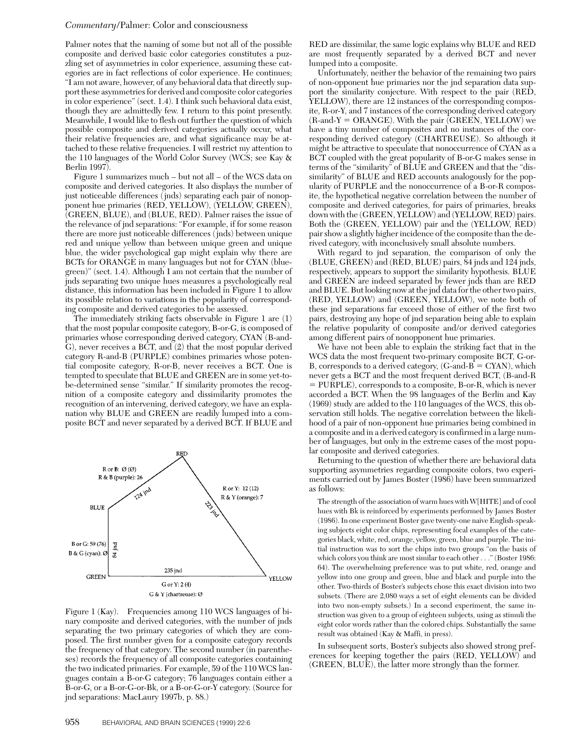Palmer notes that the naming of some but not all of the possible composite and derived basic color categories constitutes a puzzling set of asymmetries in color experience, assuming these categories are in fact reflections of color experience. He continues; "I am not aware, however, of any behavioral data that directly support these asymmetries for derived and composite color categories in color experience" (sect. 1.4). I think such behavioral data exist, though they are admittedly few. I return to this point presently. Meanwhile, I would like to flesh out further the question of which possible composite and derived categories actually occur, what their relative frequencies are, and what significance may be attached to these relative frequencies. I will restrict my attention to the 110 languages of the World Color Survey (WCS; see Kay & Berlin 1997).

Figure 1 summarizes much – but not all – of the WCS data on composite and derived categories. It also displays the number of just noticeable differences (jnds) separating each pair of nonopponent hue primaries (RED, YELLOW), (YELLOW, GREEN), (GREEN, BLUE), and (BLUE, RED). Palmer raises the issue of the relevance of jnd separations: "For example, if for some reason there are more just noticeable differences (jnds) between unique red and unique yellow than between unique green and unique blue, the wider psychological gap might explain why there are BCTs for ORANGE in many languages but not for CYAN (blue-green)" (sect. 1.4). Although I am not certain that the number of jnds separating two unique hues measures a psychologically real distance, this information has been included in Figure 1 to allow its possible relation to variations in the popularity of corresponding composite and derived categories to be assessed.

The immediately striking facts observable in Figure 1 are (1) that the most popular composite category, B-or-G, is composed of primaries whose corresponding derived category, CYAN (B-and-G), never receives a BCT, and (2) that the most popular derived category R-and-B (PURPLE) combines primaries whose potential composite category, R-or-B, never receives a BCT. One is tempted to speculate that BLUE and GREEN are in some yet-to-be-determined sense "similar." If similarity promotes the recognition of a composite category and dissimilarity promotes the recognition of an intervening, derived category, we have an explanation why BLUE and GREEN are readily lumped into a composite BCT and never separated by a derived BCT. If BLUE and RED are dissimilar, the same logic explains why BLUE and RED are most frequently separated by a derived BCT and never lumped into a composite.

RED

R or B: Ø (Ø)
R & B (purple): 26

124 jnd

BLUE

R or Y: 12 (12)
R & Y (orange): 7

223 jnd

B or G: 59 (76)
B & G (cyan): Ø

84 jnd

GREEN

235 jnd

YELLOW

G or Y: 2 (4)
G & Y (chartreuse): Ø

Figure 1 (Kay). Frequencies among 110 WCS languages of binary composite and derived categories, with the number of jnds separating the two primary categories of which they are composed. The first number given for a composite category records the frequency of that category. The second number (in parentheses) records the frequency of all composite categories containing the two indicated primaries. For example, 59 of the 110 WCS languages contain a B-or-G category; 76 languages contain either a B-or-G, or a B-or-G-or-Bk, or a B-or-G-or-Y category. (Source for jnd separations: MacLaury 1997b, p. 88.)

Unfortunately, neither the behavior of the remaining two pairs of non-opponent hue primaries nor the jnd separation data support the similarity conjecture. With respect to the pair (RED, YELLOW), there are 12 instances of the corresponding composite, R-or-Y, and 7 instances of the corresponding derived category (R-and-Y = ORANGE). With the pair (GREEN, YELLOW) we have a tiny number of composites and no instances of the corresponding derived category (CHARTREUSE). So although it might be attractive to speculate that nonoccurrence of CYAN as a BCT coupled with the great popularity of B-or-G makes sense in terms of the "similarity" of BLUE and GREEN and that the "dissimilarity" of BLUE and RED accounts analogously for the popularity of PURPLE and the nonoccurrence of a B-or-R composite, the hypothetical negative correlation between the number of composite and derived categories, for pairs of primaries, breaks down with the (GREEN, YELLOW) and (YELLOW, RED) pairs. Both the (GREEN, YELLOW) pair and the (YELLOW, RED) pair show a slightly higher incidence of the composite than the derived category, with inconclusively small absolute numbers.

With regard to jnd separation, the comparison of only the (BLUE, GREEN) and (RED, BLUE) pairs, 84 jnds and 124 jnds, respectively, appears to support the similarity hypothesis. BLUE and GREEN are indeed separated by fewer jnds than are RED and BLUE. But looking now at the jnd data for the other two pairs, (RED, YELLOW) and (GREEN, YELLOW), we note both of these jnd separations far exceed those of either of the first two pairs, destroying any hope of jnd separation being able to explain the relative popularity of composite and/or derived categories among different pairs of nonopponent hue primaries.

We have not been able to explain the striking fact that in the WCS data the most frequent two-primary composite BCT, G-or-B, corresponds to a derived category, (G-and-B = CYAN), which never gets a BCT and the most frequent derived BCT, (B-and-R = PURPLE), corresponds to a composite, B-or-R, which is never accorded a BCT. When the 98 languages of the Berlin and Kay (1969) study are added to the 110 languages of the WCS, this observation still holds. The negative correlation between the likelihood of a pair of non-opponent hue primaries being combined in a composite and in a derived category is confirmed in a large number of languages, but only in the extreme cases of the most popular composite and derived categories.

Returning to the question of whether there are behavioral data supporting asymmetries regarding composite colors, two experiments carried out by James Boster (1986) have been summarized as follows:

> The strength of the association of warm hues with W[HITE] and of cool hues with Bk is reinforced by experiments performed by James Boster (1986). In one experiment Boster gave twenty-one naive English-speaking subjects eight color chips, representing focal examples of the categories black, white, red, orange, yellow, green, blue and purple. The initial instruction was to sort the chips into two groups "on the basis of which colors you think are most similar to each other . . ." (Boster 1986: 64). The overwhelming preference was to put white, red, orange and yellow into one group and green, blue and black and purple into the other. Two-thirds of Boster's subjects chose this exact division into two subsets. (There are 2,080 ways a set of eight elements can be divided into two non-empty subsets.) In a second experiment, the same instruction was given to a group of eighteen subjects, using as stimuli the eight color words rather than the colored chips. Substantially the same result was obtained (Kay & Maffi, in press).

In subsequent sorts, Boster's subjects also showed strong preferences for keeping together the pairs (RED, YELLOW) and (GREEN, BLUE), the latter more strongly than the former.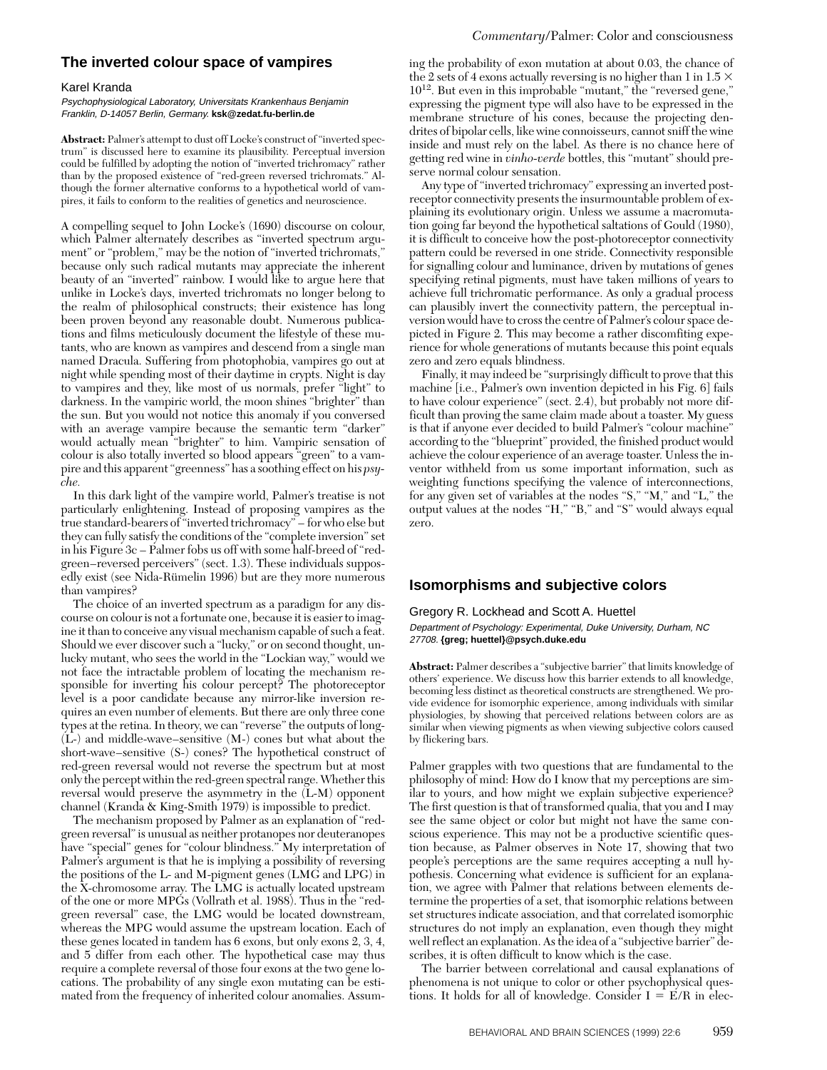## The inverted colour space of vampires

Karel Kranda

*Psychophysiological Laboratory, Universitats Krankenhaus Benjamin Franklin, D-14057 Berlin, Germany.* **ksk@zedat.fu-berlin.de**

**Abstract:** Palmer's attempt to dust off Locke's construct of "inverted spectrum" is discussed here to examine its plausibility. Perceptual inversion could be fulfilled by adopting the notion of "inverted trichromacy" rather than by the proposed existence of "red-green reversed trichromats." Although the former alternative conforms to a hypothetical world of vampires, it fails to conform to the realities of genetics and neuroscience.

A compelling sequel to John Locke's (1690) discourse on colour, which Palmer alternately describes as "inverted spectrum argument" or "problem," may be the notion of "inverted trichromats," because only such radical mutants may appreciate the inherent beauty of an "inverted" rainbow. I would like to argue here that unlike in Locke's days, inverted trichromats no longer belong to the realm of philosophical constructs; their existence has long been proven beyond any reasonable doubt. Numerous publications and films meticulously document the lifestyle of these mutants, who are known as vampires and descend from a single man named Dracula. Suffering from photophobia, vampires go out at night while spending most of their daytime in crypts. Night is day to vampires and they, like most of us normals, prefer "light" to darkness. In the vampiric world, the moon shines "brighter" than the sun. But you would not notice this anomaly if you conversed with an average vampire because the semantic term "darker" would actually mean "brighter" to him. Vampiric sensation of colour is also totally inverted so blood appears "green" to a vampire and this apparent "greenness" has a soothing effect on his *psyche.*

In this dark light of the vampire world, Palmer's treatise is not particularly enlightening. Instead of proposing vampires as the true standard-bearers of "inverted trichromacy" – for who else but they can fully satisfy the conditions of the "complete inversion" set in his Figure 3c – Palmer fobs us off with some half-breed of "red-green–reversed perceivers" (sect. 1.3). These individuals supposedly exist (see Nida-Rümelin 1996) but are they more numerous than vampires?

The choice of an inverted spectrum as a paradigm for any discourse on colour is not a fortunate one, because it is easier to imagine it than to conceive any visual mechanism capable of such a feat. Should we ever discover such a "lucky," or on second thought, unlucky mutant, who sees the world in the "Lockian way," would we not face the intractable problem of locating the mechanism responsible for inverting his colour percept? The photoreceptor level is a poor candidate because any mirror-like inversion requires an even number of elements. But there are only three cone types at the retina. In theory, we can "reverse" the outputs of long- (L-) and middle-wave–sensitive (M-) cones but what about the short-wave–sensitive (S-) cones? The hypothetical construct of red-green reversal would not reverse the spectrum but at most only the percept within the red-green spectral range. Whether this reversal would preserve the asymmetry in the (L-M) opponent channel (Kranda & King-Smith 1979) is impossible to predict.

The mechanism proposed by Palmer as an explanation of "red-green reversal" is unusual as neither protanopes nor deuteranopes have "special" genes for "colour blindness." My interpretation of Palmer's argument is that he is implying a possibility of reversing the positions of the L- and M-pigment genes (LMG and LPG) in the X-chromosome array. The LMG is actually located upstream of the one or more MPGs (Vollrath et al. 1988). Thus in the "red-green reversal" case, the LMG would be located downstream, whereas the MPG would assume the upstream location. Each of these genes located in tandem has 6 exons, but only exons 2, 3, 4, and 5 differ from each other. The hypothetical case may thus require a complete reversal of those four exons at the two gene locations. The probability of any single exon mutating can be estimated from the frequency of inherited colour anomalies. Assuming the probability of exon mutation at about 0.03, the chance of the 2 sets of 4 exons actually reversing is no higher than 1 in $1.5 \times 10^{12}$. But even in this improbable "mutant," the "reversed gene," expressing the pigment type will also have to be expressed in the membrane structure of his cones, because the projecting dendrites of bipolar cells, like wine connoisseurs, cannot sniff the wine inside and must rely on the label. As there is no chance here of getting red wine in *vinho-verde* bottles, this "mutant" should preserve normal colour sensation.

Any type of "inverted trichromacy" expressing an inverted post-receptor connectivity presents the insurmountable problem of explaining its evolutionary origin. Unless we assume a macromutation going far beyond the hypothetical saltations of Gould (1980), it is difficult to conceive how the post-photoreceptor connectivity pattern could be reversed in one stride. Connectivity responsible for signalling colour and luminance, driven by mutations of genes specifying retinal pigments, must have taken millions of years to achieve full trichromatic performance. As only a gradual process can plausibly invert the connectivity pattern, the perceptual inversion would have to cross the centre of Palmer's colour space depicted in Figure 2. This may become a rather discomfiting experience for whole generations of mutants because this point equals zero and zero equals blindness.

Finally, it may indeed be "surprisingly difficult to prove that this machine [i.e., Palmer's own invention depicted in his Fig. 6] fails to have colour experience" (sect. 2.4), but probably not more difficult than proving the same claim made about a toaster. My guess is that if anyone ever decided to build Palmer's "colour machine" according to the "blueprint" provided, the finished product would achieve the colour experience of an average toaster. Unless the inventor withheld from us some important information, such as weighting functions specifying the valence of interconnections, for any given set of variables at the nodes "S," "M," and "L," the output values at the nodes "H," "B," and "S" would always equal zero.

## Isomorphisms and subjective colors

Gregory R. Lockhead and Scott A. Huettel

*Department of Psychology: Experimental, Duke University, Durham, NC 27708.* **{greg; huettel}@psych.duke.edu**

**Abstract:** Palmer describes a "subjective barrier" that limits knowledge of others' experience. We discuss how this barrier extends to all knowledge, becoming less distinct as theoretical constructs are strengthened. We provide evidence for isomorphic experience, among individuals with similar physiologies, by showing that perceived relations between colors are as similar when viewing pigments as when viewing subjective colors caused by flickering bars.

Palmer grapples with two questions that are fundamental to the philosophy of mind: How do I know that my perceptions are similar to yours, and how might we explain subjective experience? The first question is that of transformed qualia, that you and I may see the same object or color but might not have the same conscious experience. This may not be a productive scientific question because, as Palmer observes in Note 17, showing that two people's perceptions are the same requires accepting a null hypothesis. Concerning what evidence is sufficient for an explanation, we agree with Palmer that relations between elements determine the properties of a set, that isomorphic relations between set structures indicate association, and that correlated isomorphic structures do not imply an explanation, even though they might well reflect an explanation. As the idea of a "subjective barrier" describes, it is often difficult to know which is the case.

The barrier between correlational and causal explanations of phenomena is not unique to color or other psychophysical questions. It holds for all of knowledge. Consider $I = E/R$ in elec-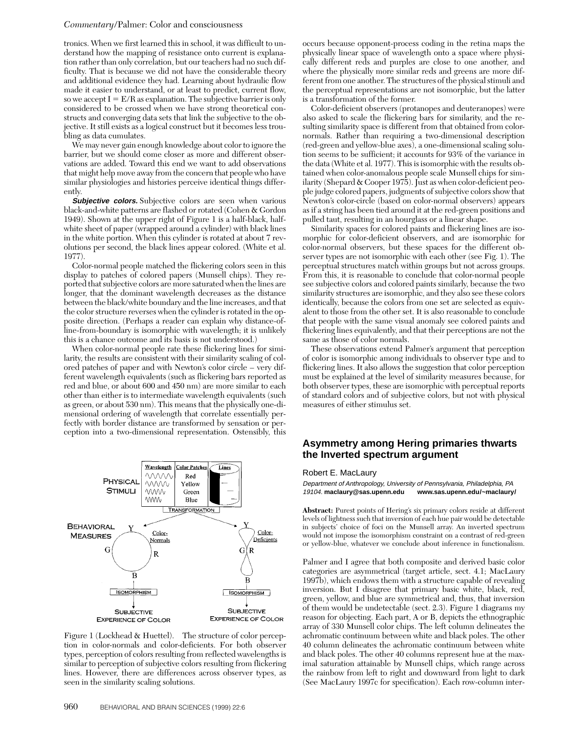tronics. When we first learned this in school, it was difficult to understand how the mapping of resistance onto current is explanation rather than only correlation, but our teachers had no such difficulty. That is because we did not have the considerable theory and additional evidence they had. Learning about hydraulic flow made it easier to understand, or at least to predict, current flow, so we accept $I = E/R$ as explanation. The subjective barrier is only considered to be crossed when we have strong theoretical constructs and converging data sets that link the subjective to the objective. It still exists as a logical construct but it becomes less troubling as data cumulates.

We may never gain enough knowledge about color to ignore the barrier, but we should come closer as more and different observations are added. Toward this end we want to add observations that might help move away from the concern that people who have similar physiologies and histories perceive identical things differently.

***Subjective colors.*** Subjective colors are seen when various black-and-white patterns are flashed or rotated (Cohen & Gordon 1949). Shown at the upper right of Figure 1 is a half-black, half-white sheet of paper (wrapped around a cylinder) with black lines in the white portion. When this cylinder is rotated at about 7 revolutions per second, the black lines appear colored. (White et al. 1977).

Color-normal people matched the flickering colors seen in this display to patches of colored papers (Munsell chips). They reported that subjective colors are more saturated when the lines are longer, that the dominant wavelength decreases as the distance between the black/white boundary and the line increases, and that the color structure reverses when the cylinder is rotated in the opposite direction. (Perhaps a reader can explain why distance-of-line-from-boundary is isomorphic with wavelength; it is unlikely this is a chance outcome and its basis is not understood.)

When color-normal people rate these flickering lines for similarity, the results are consistent with their similarity scaling of colored patches of paper and with Newton's color circle – very different wavelength equivalents (such as flickering bars reported as red and blue, or about 600 and 450 nm) are more similar to each other than either is to intermediate wavelength equivalents (such as green, or about 530 nm). This means that the physically one-dimensional ordering of wavelength that correlate essentially perfectly with border distance are transformed by sensation or perception into a two-dimensional representation. Ostensibly, this occurs because opponent-process coding in the retina maps the physically linear space of wavelength onto a space where physically different reds and purples are close to one another, and where the physically more similar reds and greens are more different from one another. The structures of the physical stimuli and the perceptual representations are not isomorphic, but the latter is a transformation of the former.

Color-deficient observers (protanopes and deuteranopes) were also asked to scale the flickering bars for similarity, and the resulting similarity space is different from that obtained from color-normals. Rather than requiring a two-dimensional description (red-green and yellow-blue axes), a one-dimensional scaling solution seems to be sufficient; it accounts for 93% of the variance in the data (White et al. 1977). This is isomorphic with the results obtained when color-anomalous people scale Munsell chips for similarity (Shepard & Cooper 1975). Just as when color-deficient people judge colored papers, judgments of subjective colors show that Newton's color-circle (based on color-normal observers) appears as if a string has been tied around it at the red-green positions and pulled taut, resulting in an hourglass or a linear shape.

Similarity spaces for colored paints and flickering lines are isomorphic for color-deficient observers, and are isomorphic for color-normal observers, but these spaces for the different observer types are not isomorphic with each other (see Fig. 1). The perceptual structures match within groups but not across groups. From this, it is reasonable to conclude that color-normal people see subjective colors and colored paints similarly, because the two similarity structures are isomorphic, and they also see these colors identically, because the colors from one set are selected as equivalent to those from the other set. It is also reasonable to conclude that people with the same visual anomaly see colored paints and flickering lines equivalently, and that their perceptions are not the same as those of color normals.

These observations extend Palmer's argument that perception of color is isomorphic among individuals to observer type and to flickering lines. It also allows the suggestion that color perception must be explained at the level of similarity measures because, for both observer types, these are isomorphic with perceptual reports of standard colors and of subjective colors, but not with physical measures of either stimulus set.

Figure 1 (Lockhead & Huettel). The structure of color perception in color-normals and color-deficients. For both observer types, perception of colors resulting from reflected wavelengths is similar to perception of subjective colors resulting from flickering lines. However, there are differences across observer types, as seen in the similarity scaling solutions.

## Asymmetry among Hering primaries thwarts the Inverted spectrum argument

Robert E. MacLaury

*Department of Anthropology, University of Pennsylvania, Philadelphia, PA 19104.* **maclaury@sas.upenn.edu www.sas.upenn.edu/~maclaury/**

**Abstract:** Purest points of Hering's six primary colors reside at different levels of lightness such that inversion of each hue pair would be detectable in subjects' choice of foci on the Munsell array. An inverted spectrum would not impose the isomorphism constraint on a contrast of red-green or yellow-blue, whatever we conclude about inference in functionalism.

Palmer and I agree that both composite and derived basic color categories are asymmetrical (target article, sect. 4.1; MacLaury 1997b), which endows them with a structure capable of revealing inversion. But I disagree that primary basic white, black, red, green, yellow, and blue are symmetrical and, thus, that inversion of them would be undetectable (sect. 2.3). Figure 1 diagrams my reason for objecting. Each part, A or B, depicts the ethnographic array of 330 Munsell color chips. The left column delineates the achromatic continuum between white and black poles. The other 40 column delineates the achromatic continuum between white and black poles. The other 40 columns represent hue at the maximal saturation attainable by Munsell chips, which range across the rainbow from left to right and downward from light to dark (See MacLaury 1997c for specification). Each row-column inter-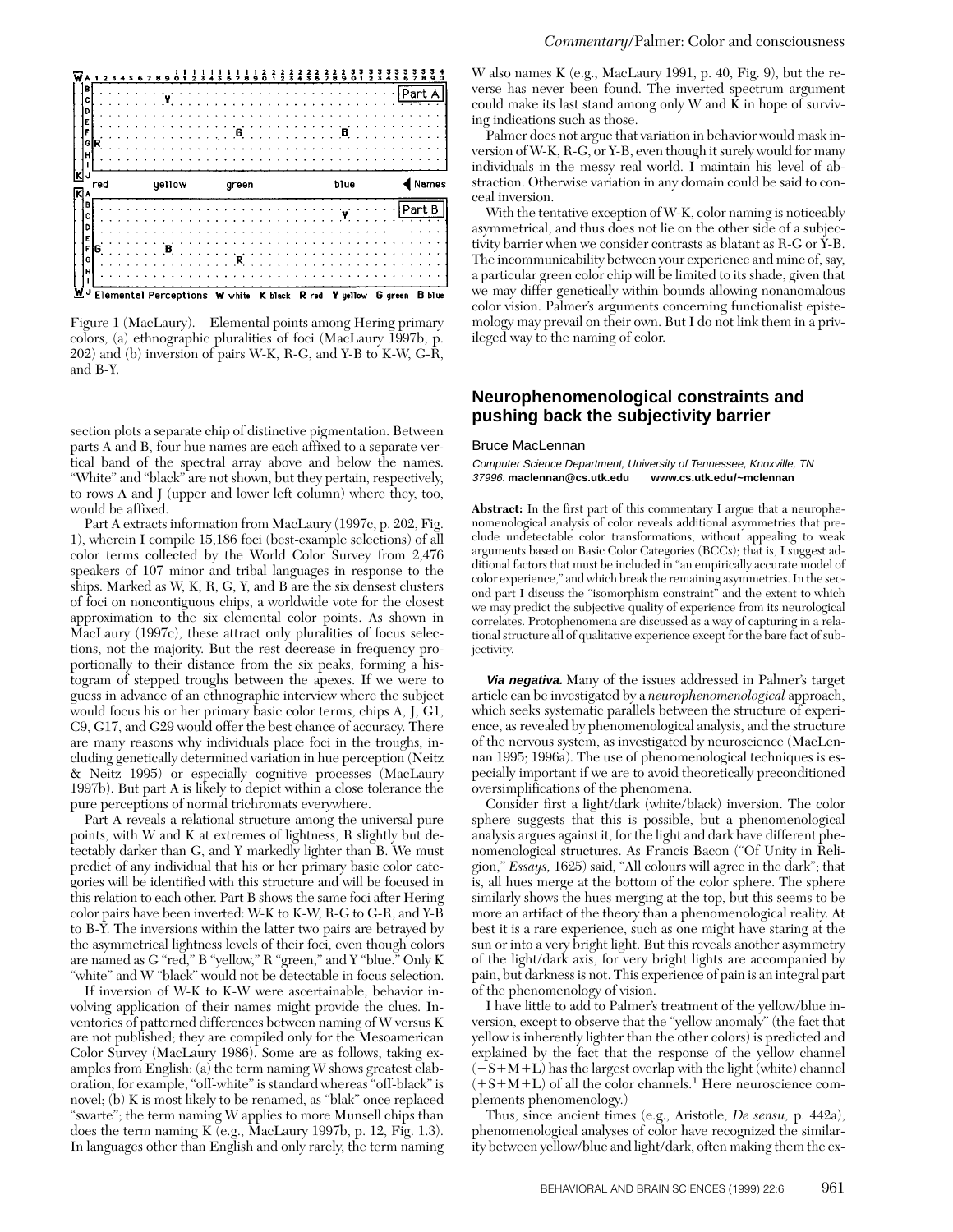W A 1 2 3 4 5 6 7 8 9 0 1 1 1 1 1 1 1 1 1 2 2 2 2 2 2 2 2 2 2 3 3 3 3 3 3 3 3 3 3 4

Part A

Y

G B

R

K J red yellow green blue ◀ Names

Part B

Y

G B

R

W J Elemental Perceptions W white K black R red Y yellow G green B blue

Figure 1 (MacLaury). Elemental points among Hering primary colors, (a) ethnographic pluralities of foci (MacLaury 1997b, p. 202) and (b) inversion of pairs W-K, R-G, and Y-B to K-W, G-R, and B-Y.

section plots a separate chip of distinctive pigmentation. Between parts A and B, four hue names are each affixed to a separate vertical band of the spectral array above and below the names. "White" and "black" are not shown, but they pertain, respectively, to rows A and J (upper and lower left column) where they, too, would be affixed.

Part A extracts information from MacLaury (1997c, p. 202, Fig. 1), wherein I compile 15,186 foci (best-example selections) of all color terms collected by the World Color Survey from 2,476 speakers of 107 minor and tribal languages in response to the chips. Marked as W, K, R, G, Y, and B are the six densest clusters of foci on noncontiguous chips, a worldwide vote for the closest approximation to the six elemental color points. As shown in MacLaury (1997c), these attract only pluralities of focus selections, not the majority. But the rest decrease in frequency proportionally to their distance from the six peaks, forming a histogram of stepped troughs between the apexes. If we were to guess in advance of an ethnographic interview where the subject would focus his or her primary basic color terms, chips A, J, G1, C9, G17, and G29 would offer the best chance of accuracy. There are many reasons why individuals place foci in the troughs, including genetically determined variation in hue perception (Neitz & Neitz 1995) or especially cognitive processes (MacLaury 1997b). But part A is likely to depict within a close tolerance the pure perceptions of normal trichromats everywhere.

Part A reveals a relational structure among the universal pure points, with W and K at extremes of lightness, R slightly but detectably darker than G, and Y markedly lighter than B. We must predict of any individual that his or her primary basic color categories will be identified with this structure and will be focused in this relation to each other. Part B shows the same foci after Hering color pairs have been inverted: W-K to K-W, R-G to G-R, and Y-B to B-Y. The inversions within the latter two pairs are betrayed by the asymmetrical lightness levels of their foci, even though colors are named as G "red," B "yellow," R "green," and Y "blue." Only K "white" and W "black" would not be detectable in focus selection.

If inversion of W-K to K-W were ascertainable, behavior involving application of their names might provide the clues. Inventories of patterned differences between naming of W versus K are not published; they are compiled only for the Mesoamerican Color Survey (MacLaury 1986). Some are as follows, taking examples from English: (a) the term naming W shows greatest elaboration, for example, "off-white" is standard whereas "off-black" is novel; (b) K is most likely to be renamed, as "blak" once replaced "swarte"; the term naming W applies to more Munsell chips than does the term naming K (e.g., MacLaury 1997b, p. 12, Fig. 1.3). In languages other than English and only rarely, the term naming W also names K (e.g., MacLaury 1991, p. 40, Fig. 9), but the reverse has never been found. The inverted spectrum argument could make its last stand among only W and K in hope of surviving indications such as those.

Palmer does not argue that variation in behavior would mask inversion of W-K, R-G, or Y-B, even though it surely would for many individuals in the messy real world. I maintain his level of abstraction. Otherwise variation in any domain could be said to conceal inversion.

With the tentative exception of W-K, color naming is noticeably asymmetrical, and thus does not lie on the other side of a subjectivity barrier when we consider contrasts as blatant as R-G or Y-B. The incommunicability between your experience and mine of, say, a particular green color chip will be limited to its shade, given that we may differ genetically within bounds allowing nonanomalous color vision. Palmer's arguments concerning functionalist epistemology may prevail on their own. But I do not link them in a privileged way to the naming of color.

## Neurophenomenological constraints and pushing back the subjectivity barrier

Bruce MacLennan

*Computer Science Department, University of Tennessee, Knoxville, TN 37996.* **maclennan@cs.utk.edu** **www.cs.utk.edu/~mclennan**

**Abstract:** In the first part of this commentary I argue that a neurophenomenological analysis of color reveals additional asymmetries that preclude undetectable color transformations, without appealing to weak arguments based on Basic Color Categories (BCCs); that is, I suggest additional factors that must be included in "an empirically accurate model of color experience," and which break the remaining asymmetries. In the second part I discuss the "isomorphism constraint" and the extent to which we may predict the subjective quality of experience from its neurological correlates. Protophenomena are discussed as a way of capturing in a relational structure all of qualitative experience except for the bare fact of subjectivity.

***Via negativa.*** Many of the issues addressed in Palmer's target article can be investigated by a *neurophenomenological* approach, which seeks systematic parallels between the structure of experience, as revealed by phenomenological analysis, and the structure of the nervous system, as investigated by neuroscience (MacLennan 1995; 1996a). The use of phenomenological techniques is especially important if we are to avoid theoretically preconditioned oversimplifications of the phenomena.

Consider first a light/dark (white/black) inversion. The color sphere suggests that this is possible, but a phenomenological analysis argues against it, for the light and dark have different phenomenological structures. As Francis Bacon ("Of Unity in Religion," *Essays*, 1625) said, "All colours will agree in the dark"; that is, all hues merge at the bottom of the color sphere. The sphere similarly shows the hues merging at the top, but this seems to be more an artifact of the theory than a phenomenological reality. At best it is a rare experience, such as one might have staring at the sun or into a very bright light. But this reveals another asymmetry of the light/dark axis, for very bright lights are accompanied by pain, but darkness is not. This experience of pain is an integral part of the phenomenology of vision.

I have little to add to Palmer's treatment of the yellow/blue inversion, except to observe that the "yellow anomaly" (the fact that yellow is inherently lighter than the other colors) is predicted and explained by the fact that the response of the yellow channel ($-$S$+$M$+$L) has the largest overlap with the light (white) channel ($+$S$+$M$+$L) of all the color channels.[1] Here neuroscience complements phenomenology.)

Thus, since ancient times (e.g., Aristotle, *De sensu*, p. 442a), phenomenological analyses of color have recognized the similarity between yellow/blue and light/dark, often making them the ex-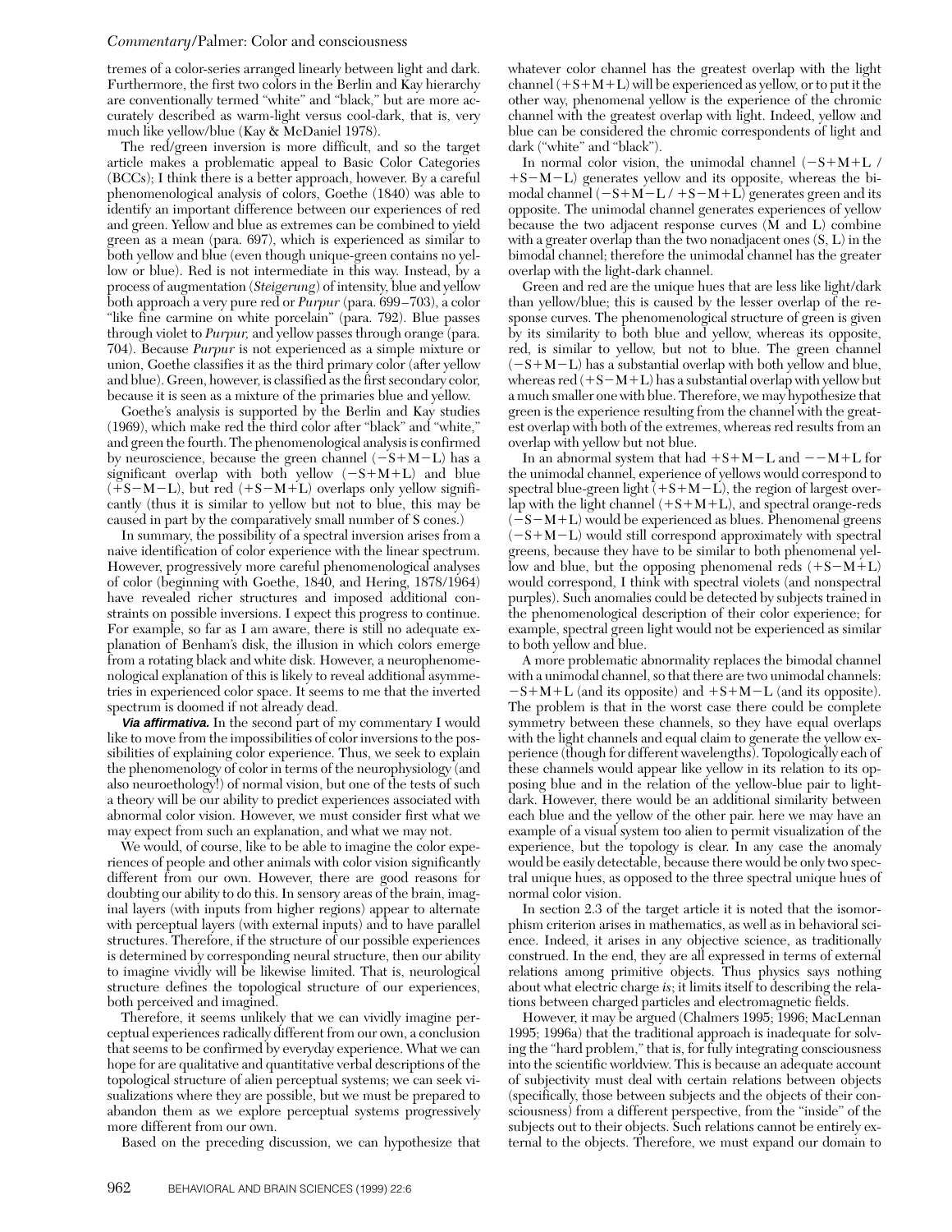tremes of a color-series arranged linearly between light and dark. Furthermore, the first two colors in the Berlin and Kay hierarchy are conventionally termed "white" and "black," but are more accurately described as warm-light versus cool-dark, that is, very much like yellow/blue (Kay & McDaniel 1978).

The red/green inversion is more difficult, and so the target article makes a problematic appeal to Basic Color Categories (BCCs); I think there is a better approach, however. By a careful phenomenological analysis of colors, Goethe (1840) was able to identify an important difference between our experiences of red and green. Yellow and blue as extremes can be combined to yield green as a mean (para. 697), which is experienced as similar to both yellow and blue (even though unique-green contains no yellow or blue). Red is not intermediate in this way. Instead, by a process of augmentation (*Steigerung*) of intensity, blue and yellow both approach a very pure red or *Purpur* (para. 699–703), a color "like fine carmine on white porcelain" (para. 792). Blue passes through violet to *Purpur,* and yellow passes through orange (para. 704). Because *Purpur* is not experienced as a simple mixture or union, Goethe classifies it as the third primary color (after yellow and blue). Green, however, is classified as the first secondary color, because it is seen as a mixture of the primaries blue and yellow.

Goethe's analysis is supported by the Berlin and Kay studies (1969), which make red the third color after "black" and "white," and green the fourth. The phenomenological analysis is confirmed by neuroscience, because the green channel ($-S+M-L$) has a significant overlap with both yellow ($-S+M+L$) and blue ($+S-M-L$), but red ($+S-M+L$) overlaps only yellow significantly (thus it is similar to yellow but not to blue, this may be caused in part by the comparatively small number of S cones.)

In summary, the possibility of a spectral inversion arises from a naive identification of color experience with the linear spectrum. However, progressively more careful phenomenological analyses of color (beginning with Goethe, 1840, and Hering, 1878/1964) have revealed richer structures and imposed additional constraints on possible inversions. I expect this progress to continue. For example, so far as I am aware, there is still no adequate explanation of Benham's disk, the illusion in which colors emerge from a rotating black and white disk. However, a neurophenomenological explanation of this is likely to reveal additional asymmetries in experienced color space. It seems to me that the inverted spectrum is doomed if not already dead.

***Via affirmativa.*** In the second part of my commentary I would like to move from the impossibilities of color inversions to the possibilities of explaining color experience. Thus, we seek to explain the phenomenology of color in terms of the neurophysiology (and also neuroethology!) of normal vision, but one of the tests of such a theory will be our ability to predict experiences associated with abnormal color vision. However, we must consider first what we may expect from such an explanation, and what we may not.

We would, of course, like to be able to imagine the color experiences of people and other animals with color vision significantly different from our own. However, there are good reasons for doubting our ability to do this. In sensory areas of the brain, imaginal layers (with inputs from higher regions) appear to alternate with perceptual layers (with external inputs) and to have parallel structures. Therefore, if the structure of our possible experiences is determined by corresponding neural structure, then our ability to imagine vividly will be likewise limited. That is, neurological structure defines the topological structure of our experiences, both perceived and imagined.

Therefore, it seems unlikely that we can vividly imagine perceptual experiences radically different from our own, a conclusion that seems to be confirmed by everyday experience. What we can hope for are qualitative and quantitative verbal descriptions of the topological structure of alien perceptual systems; we can seek visualizations where they are possible, but we must be prepared to abandon them as we explore perceptual systems progressively more different from our own.

Based on the preceding discussion, we can hypothesize that whatever color channel has the greatest overlap with the light channel ($+S+M+L$) will be experienced as yellow, or to put it the other way, phenomenal yellow is the experience of the chromic channel with the greatest overlap with light. Indeed, yellow and blue can be considered the chromic correspondents of light and dark ("white" and "black").

In normal color vision, the unimodal channel ($-S+M+L$ / $+S-M-L$) generates yellow and its opposite, whereas the bimodal channel ($-S+M-L$ / $+S-M+L$) generates green and its opposite. The unimodal channel generates experiences of yellow because the two adjacent response curves (M and L) combine with a greater overlap than the two nonadjacent ones (S, L) in the bimodal channel; therefore the unimodal channel has the greater overlap with the light-dark channel.

Green and red are the unique hues that are less like light/dark than yellow/blue; this is caused by the lesser overlap of the response curves. The phenomenological structure of green is given by its similarity to both blue and yellow, whereas its opposite, red, is similar to yellow, but not to blue. The green channel ($-S+M-L$) has a substantial overlap with both yellow and blue, whereas red ($+S-M+L$) has a substantial overlap with yellow but a much smaller one with blue. Therefore, we may hypothesize that green is the experience resulting from the channel with the greatest overlap with both of the extremes, whereas red results from an overlap with yellow but not blue.

In an abnormal system that had $+S+M-L$ and $--M+L$ for the unimodal channel, experience of yellows would correspond to spectral blue-green light ($+S+M-L$), the region of largest overlap with the light channel ($+S+M+L$), and spectral orange-reds ($-S-M+L$) would be experienced as blues. Phenomenal greens ($-S+M-L$) would still correspond approximately with spectral greens, because they have to be similar to both phenomenal yellow and blue, but the opposing phenomenal reds ($+S-M+L$) would correspond, I think with spectral violets (and nonspectral purples). Such anomalies could be detected by subjects trained in the phenomenological description of their color experience; for example, spectral green light would not be experienced as similar to both yellow and blue.

A more problematic abnormality replaces the bimodal channel with a unimodal channel, so that there are two unimodal channels: $-S+M+L$ (and its opposite) and $+S+M-L$ (and its opposite). The problem is that in the worst case there could be complete symmetry between these channels, so they have equal overlaps with the light channels and equal claim to generate the yellow experience (though for different wavelengths). Topologically each of these channels would appear like yellow in its relation to its opposing blue and in the relation of the yellow-blue pair to light-dark. However, there would be an additional similarity between each blue and the yellow of the other pair. here we may have an example of a visual system too alien to permit visualization of the experience, but the topology is clear. In any case the anomaly would be easily detectable, because there would be only two spectral unique hues, as opposed to the three spectral unique hues of normal color vision.

In section 2.3 of the target article it is noted that the isomorphism criterion arises in mathematics, as well as in behavioral science. Indeed, it arises in any objective science, as traditionally construed. In the end, they are all expressed in terms of external relations among primitive objects. Thus physics says nothing about what electric charge *is*; it limits itself to describing the relations between charged particles and electromagnetic fields.

However, it may be argued (Chalmers 1995; 1996; MacLennan 1995; 1996a) that the traditional approach is inadequate for solving the "hard problem," that is, for fully integrating consciousness into the scientific worldview. This is because an adequate account of subjectivity must deal with certain relations between objects (specifically, those between subjects and the objects of their consciousness) from a different perspective, from the "inside" of the subjects out to their objects. Such relations cannot be entirely external to the objects. Therefore, we must expand our domain to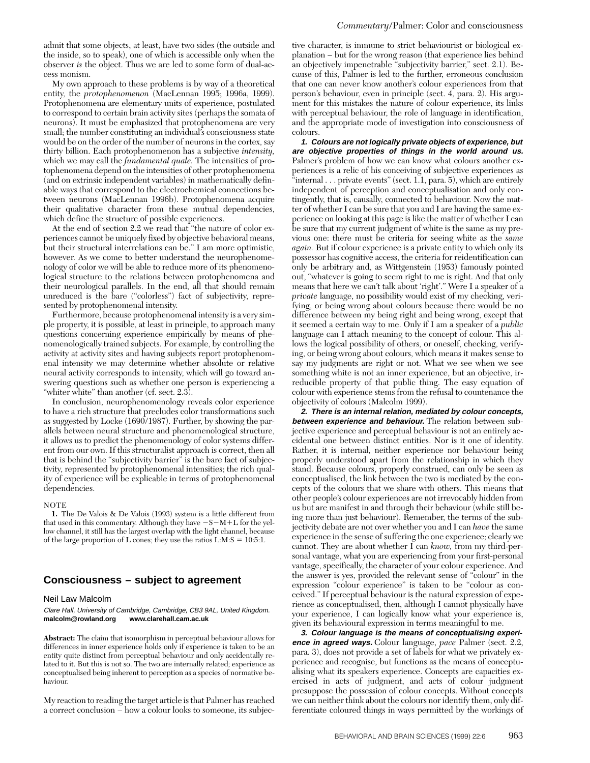admit that some objects, at least, have two sides (the outside and the inside, so to speak), one of which is accessible only when the observer *is* the object. Thus we are led to some form of dual-access monism.

My own approach to these problems is by way of a theoretical entity, the *protophenomenon* (MacLennan 1995; 1996a, 1999). Protophenomena are elementary units of experience, postulated to correspond to certain brain activity sites (perhaps the somata of neurons). It must be emphasized that protophenomena are very small; the number constituting an individual's consciousness state would be on the order of the number of neurons in the cortex, say thirty billion. Each protophenomenon has a subjective *intensity,* which we may call the *fundamental quale.* The intensities of protophenomena depend on the intensities of other protophenomena (and on extrinsic independent variables) in mathematically definable ways that correspond to the electrochemical connections between neurons (MacLennan 1996b). Protophenomena acquire their qualitative character from these mutual dependencies, which define the structure of possible experiences.

At the end of section 2.2 we read that "the nature of color experiences cannot be uniquely fixed by objective behavioral means, but their structural interrelations can be." I am more optimistic, however. As we come to better understand the neurophenomenology of color we will be able to reduce more of its phenomenological structure to the relations between protophenomena and their neurological parallels. In the end, all that should remain unreduced is the bare ("colorless") fact of subjectivity, represented by protophenomenal intensity.

Furthermore, because protophenomenal intensity is a very simple property, it is possible, at least in principle, to approach many questions concerning experience empirically by means of phenomenologically trained subjects. For example, by controlling the activity at activity sites and having subjects report protophenomenal intensity we may determine whether absolute or relative neural activity corresponds to intensity, which will go toward answering questions such as whether one person is experiencing a "whiter white" than another (cf. sect. 2.3).

In conclusion, neurophenomenology reveals color experience to have a rich structure that precludes color transformations such as suggested by Locke (1690/1987). Further, by showing the parallels between neural structure and phenomenological structure, it allows us to predict the phenomenology of color systems different from our own. If this structuralist approach is correct, then all that is behind the "subjectivity barrier" is the bare fact of subjectivity, represented by protophenomenal intensities; the rich quality of experience will be explicable in terms of protophenomenal dependencies.

NOTE

1. The De Valois & De Valois (1993) system is a little different from that used in this commentary. Although they have $-S-M+L$ for the yellow channel, it still has the largest overlap with the light channel, because of the large proportion of L cones; they use the ratios L:M:S = 10:5:1.

## Consciousness – subject to agreement

Neil Law Malcolm

*Clare Hall, University of Cambridge, Cambridge, CB3 9AL, United Kingdom.*
**malcolm@rowland.org www.clarehall.cam.ac.uk**

**Abstract:** The claim that isomorphism in perceptual behaviour allows for differences in inner experience holds only if experience is taken to be an entity quite distinct from perceptual behaviour and only accidentally related to it. But this is not so. The two are internally related; experience as conceptualised being inherent to perception as a species of normative behaviour.

My reaction to reading the target article is that Palmer has reached a correct conclusion – how a colour looks to someone, its subjective character, is immune to strict behaviourist or biological explanation – but for the wrong reason (that experience lies behind an objectively impenetrable "subjectivity barrier," sect. 2.1). Because of this, Palmer is led to the further, erroneous conclusion that one can never know another's colour experiences from that person's behaviour, even in principle (sect. 4, para. 2). His argument for this mistakes the nature of colour experience, its links with perceptual behaviour, the role of language in identification, and the appropriate mode of investigation into consciousness of colours.

**1. Colours are not logically private objects of experience, but are objective properties of things in the world around us.** Palmer's problem of how we can know what colours another experiences is a relic of his conceiving of subjective experiences as "internal . . . private events" (sect. 1.1, para. 5), which are entirely independent of perception and conceptualisation and only contingently, that is, causally, connected to behaviour. Now the matter of whether I can be sure that you and I are having the same experience on looking at this page is like the matter of whether I can be sure that my current judgment of white is the same as my previous one: there must be criteria for seeing white as the *same again.* But if colour experience is a private entity to which only its possessor has cognitive access, the criteria for reidentification can only be arbitrary and, as Wittgenstein (1953) famously pointed out, "whatever is going to seem right to me is right. And that only means that here we can't talk about 'right'." Were I a speaker of a *private* language, no possibility would exist of my checking, verifying, or being wrong about colours because there would be no difference between my being right and being wrong, except that it seemed a certain way to me. Only if I am a speaker of a *public* language can I attach meaning to the concept of colour. This allows the logical possibility of others, or oneself, checking, verifying, or being wrong about colours, which means it makes sense to say my judgments are right or not. What we see when we see something white is not an inner experience, but an objective, irreducible property of that public thing. The easy equation of colour with experience stems from the refusal to countenance the objectivity of colours (Malcolm 1999).

**2. There is an internal relation, mediated by colour concepts, between experience and behaviour.** The relation between subjective experience and perceptual behaviour is not an entirely accidental one between distinct entities. Nor is it one of identity. Rather, it is internal, neither experience nor behaviour being properly understood apart from the relationship in which they stand. Because colours, properly construed, can only be seen as conceptualised, the link between the two is mediated by the concepts of the colours that we share with others. This means that other people's colour experiences are not irrevocably hidden from us but are manifest in and through their behaviour (while still being more than just behaviour). Remember, the terms of the subjectivity debate are not over whether you and I can *have* the same experience in the sense of suffering the one experience; clearly we cannot. They are about whether I can *know,* from my third-personal vantage, what you are experiencing from your first-personal vantage, specifically, the character of your colour experience. And the answer is yes, provided the relevant sense of "colour" in the expression "colour experience" is taken to be "colour as conceived." If perceptual behaviour is the natural expression of experience as conceptualised, then, although I cannot physically have your experience, I can logically know what your experience is, given its behavioural expression in terms meaningful to me.

**3. Colour language is the means of conceptualising experience in agreed ways.** Colour language, *pace* Palmer (sect. 2.2, para. 3), does not provide a set of labels for what we privately experience and recognise, but functions as the means of conceptualising what its speakers experience. Concepts are capacities exercised in acts of judgment, and acts of colour judgment presuppose the possession of colour concepts. Without concepts we can neither think about the colours nor identify them, only differentiate coloured things in ways permitted by the workings of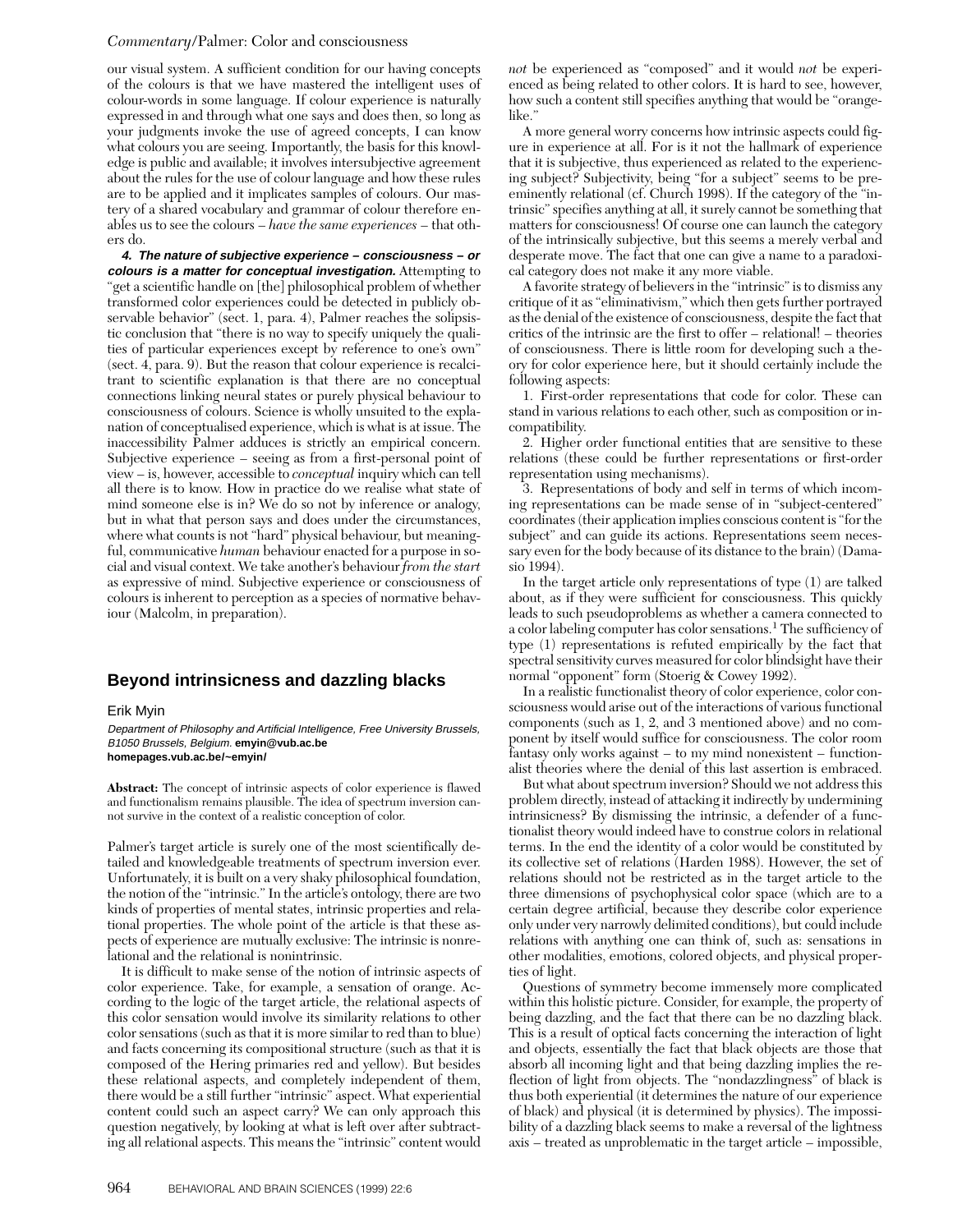our visual system. A sufficient condition for our having concepts of the colours is that we have mastered the intelligent uses of colour-words in some language. If colour experience is naturally expressed in and through what one says and does then, so long as your judgments invoke the use of agreed concepts, I can know what colours you are seeing. Importantly, the basis for this knowledge is public and available; it involves intersubjective agreement about the rules for the use of colour language and how these rules are to be applied and it implicates samples of colours. Our mastery of a shared vocabulary and grammar of colour therefore enables us to see the colours – *have the same experiences* – that others do.

**4. The nature of subjective experience – consciousness – or colours is a matter for conceptual investigation.** Attempting to "get a scientific handle on [the] philosophical problem of whether transformed color experiences could be detected in publicly observable behavior" (sect. 1, para. 4), Palmer reaches the solipsistic conclusion that "there is no way to specify uniquely the qualities of particular experiences except by reference to one's own" (sect. 4, para. 9). But the reason that colour experience is recalcitrant to scientific explanation is that there are no conceptual connections linking neural states or purely physical behaviour to consciousness of colours. Science is wholly unsuited to the explanation of conceptualised experience, which is what is at issue. The inaccessibility Palmer adduces is strictly an empirical concern. Subjective experience – seeing as from a first-personal point of view – is, however, accessible to *conceptual* inquiry which can tell all there is to know. How in practice do we realise what state of mind someone else is in? We do so not by inference or analogy, but in what that person says and does under the circumstances, where what counts is not "hard" physical behaviour, but meaningful, communicative *human* behaviour enacted for a purpose in social and visual context. We take another's behaviour *from the start* as expressive of mind. Subjective experience or consciousness of colours is inherent to perception as a species of normative behaviour (Malcolm, in preparation).

## Beyond intrinsicness and dazzling blacks

Erik Myin

*Department of Philosophy and Artificial Intelligence, Free University Brussels, B1050 Brussels, Belgium.* **emyin@vub.ac.be**
**homepages.vub.ac.be/~emyin/**

**Abstract:** The concept of intrinsic aspects of color experience is flawed and functionalism remains plausible. The idea of spectrum inversion cannot survive in the context of a realistic conception of color.

Palmer's target article is surely one of the most scientifically detailed and knowledgeable treatments of spectrum inversion ever. Unfortunately, it is built on a very shaky philosophical foundation, the notion of the "intrinsic." In the article's ontology, there are two kinds of properties of mental states, intrinsic properties and relational properties. The whole point of the article is that these aspects of experience are mutually exclusive: The intrinsic is nonrelational and the relational is nonintrinsic.

It is difficult to make sense of the notion of intrinsic aspects of color experience. Take, for example, a sensation of orange. According to the logic of the target article, the relational aspects of this color sensation would involve its similarity relations to other color sensations (such as that it is more similar to red than to blue) and facts concerning its compositional structure (such as that it is composed of the Hering primaries red and yellow). But besides these relational aspects, and completely independent of them, there would be a still further "intrinsic" aspect. What experiential content could such an aspect carry? We can only approach this question negatively, by looking at what is left over after subtracting all relational aspects. This means the "intrinsic" content would *not* be experienced as "composed" and it would *not* be experienced as being related to other colors. It is hard to see, however, how such a content still specifies anything that would be "orange-like."

A more general worry concerns how intrinsic aspects could figure in experience at all. For is it not the hallmark of experience that it is subjective, thus experienced as related to the experiencing subject? Subjectivity, being "for a subject" seems to be preeminently relational (cf. Church 1998). If the category of the "intrinsic" specifies anything at all, it surely cannot be something that matters for consciousness! Of course one can launch the category of the intrinsically subjective, but this seems a merely verbal and desperate move. The fact that one can give a name to a paradoxical category does not make it any more viable.

A favorite strategy of believers in the "intrinsic" is to dismiss any critique of it as "eliminativism," which then gets further portrayed as the denial of the existence of consciousness, despite the fact that critics of the intrinsic are the first to offer – relational! – theories of consciousness. There is little room for developing such a theory for color experience here, but it should certainly include the following aspects:

1. First-order representations that code for color. These can stand in various relations to each other, such as composition or incompatibility.
2. Higher order functional entities that are sensitive to these relations (these could be further representations or first-order representation using mechanisms).
3. Representations of body and self in terms of which incoming representations can be made sense of in "subject-centered" coordinates (their application implies conscious content is "for the subject" and can guide its actions. Representations seem necessary even for the body because of its distance to the brain) (Damasio 1994).

In the target article only representations of type (1) are talked about, as if they were sufficient for consciousness. This quickly leads to such pseudoproblems as whether a camera connected to a color labeling computer has color sensations.[1] The sufficiency of type (1) representations is refuted empirically by the fact that spectral sensitivity curves measured for color blindsight have their normal "opponent" form (Stoerig & Cowey 1992).

In a realistic functionalist theory of color experience, color consciousness would arise out of the interactions of various functional components (such as 1, 2, and 3 mentioned above) and no component by itself would suffice for consciousness. The color room fantasy only works against – to my mind nonexistent – functionalist theories where the denial of this last assertion is embraced.

But what about spectrum inversion? Should we not address this problem directly, instead of attacking it indirectly by undermining intrinsicness? By dismissing the intrinsic, a defender of a functionalist theory would indeed have to construe colors in relational terms. In the end the identity of a color would be constituted by its collective set of relations (Harden 1988). However, the set of relations should not be restricted as in the target article to the three dimensions of psychophysical color space (which are to a certain degree artificial, because they describe color experience only under very narrowly delimited conditions), but could include relations with anything one can think of, such as: sensations in other modalities, emotions, colored objects, and physical properties of light.

Questions of symmetry become immensely more complicated within this holistic picture. Consider, for example, the property of being dazzling, and the fact that there can be no dazzling black. This is a result of optical facts concerning the interaction of light and objects, essentially the fact that black objects are those that absorb all incoming light and that being dazzling implies the reflection of light from objects. The "nondazzlingness" of black is thus both experiential (it determines the nature of our experience of black) and physical (it is determined by physics). The impossibility of a dazzling black seems to make a reversal of the lightness axis – treated as unproblematic in the target article – impossible,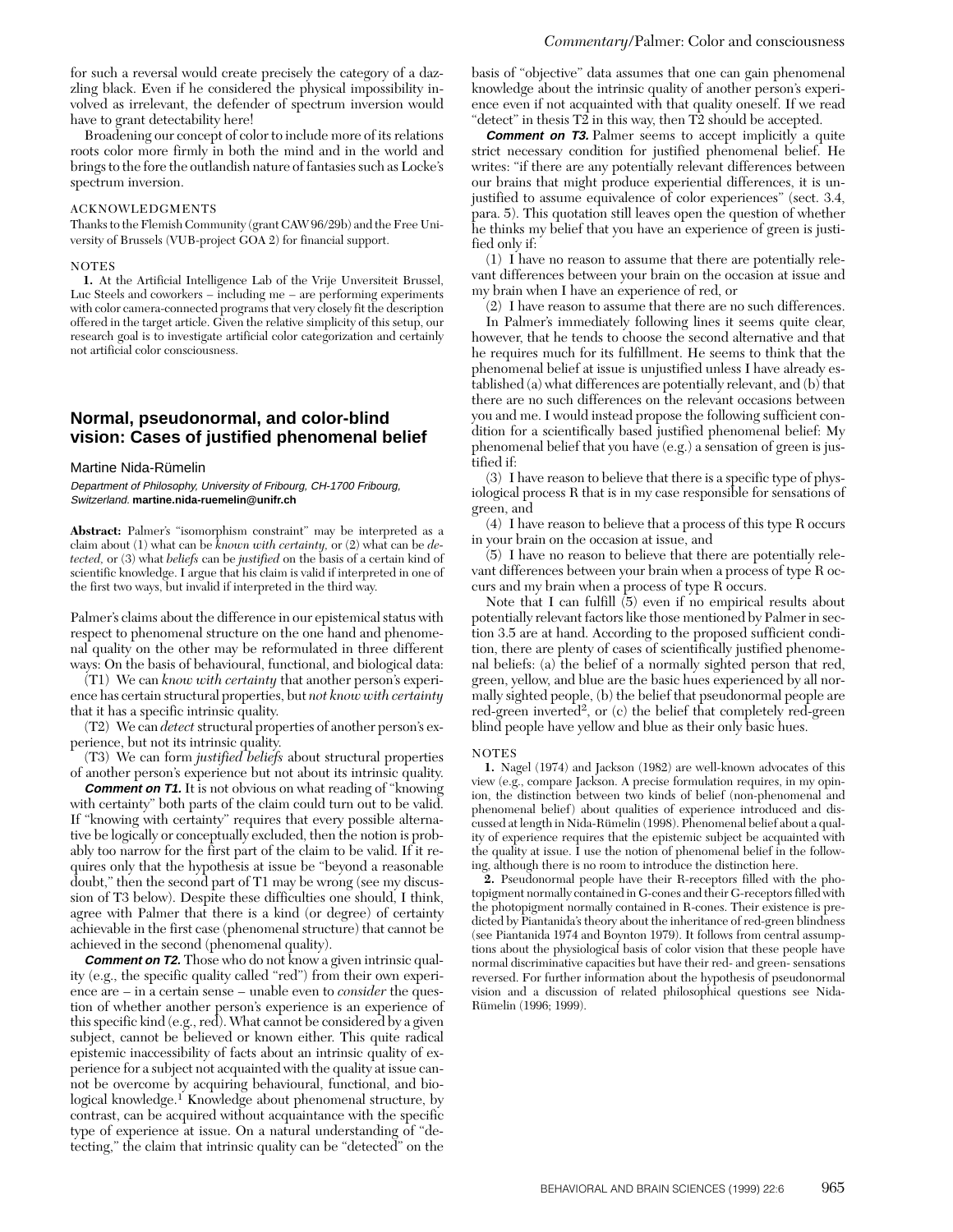for such a reversal would create precisely the category of a dazzling black. Even if he considered the physical impossibility involved as irrelevant, the defender of spectrum inversion would have to grant detectability here!

Broadening our concept of color to include more of its relations roots color more firmly in both the mind and in the world and brings to the fore the outlandish nature of fantasies such as Locke's spectrum inversion.

#### ACKNOWLEDGMENTS

Thanks to the Flemish Community (grant CAW 96/29b) and the Free University of Brussels (VUB-project GOA 2) for financial support.

#### NOTES

1. At the Artificial Intelligence Lab of the Vrije Unversiteit Brussel, Luc Steels and coworkers – including me – are performing experiments with color camera-connected programs that very closely fit the description offered in the target article. Given the relative simplicity of this setup, our research goal is to investigate artificial color categorization and certainly not artificial color consciousness.

## Normal, pseudonormal, and color-blind vision: Cases of justified phenomenal belief

Martine Nida-Rümelin

*Department of Philosophy, University of Fribourg, CH-1700 Fribourg, Switzerland.* **martine.nida-ruemelin@unifr.ch**

**Abstract:** Palmer's "isomorphism constraint" may be interpreted as a claim about (1) what can be *known with certainty*, or (2) what can be *detected*, or (3) what *beliefs* can be *justified* on the basis of a certain kind of scientific knowledge. I argue that his claim is valid if interpreted in one of the first two ways, but invalid if interpreted in the third way.

Palmer's claims about the difference in our epistemical status with respect to phenomenal structure on the one hand and phenomenal quality on the other may be reformulated in three different ways: On the basis of behavioural, functional, and biological data:

(T1) We can *know with certainty* that another person's experience has certain structural properties, but *not know with certainty* that it has a specific intrinsic quality.

(T2) We can *detect* structural properties of another person's experience, but not its intrinsic quality.

(T3) We can form *justified beliefs* about structural properties of another person's experience but not about its intrinsic quality.

***Comment on T1.*** It is not obvious on what reading of "knowing with certainty" both parts of the claim could turn out to be valid. If "knowing with certainty" requires that every possible alternative be logically or conceptually excluded, then the notion is probably too narrow for the first part of the claim to be valid. If it requires only that the hypothesis at issue be "beyond a reasonable doubt," then the second part of T1 may be wrong (see my discussion of T3 below). Despite these difficulties one should, I think, agree with Palmer that there is a kind (or degree) of certainty achievable in the first case (phenomenal structure) that cannot be achieved in the second (phenomenal quality).

***Comment on T2.*** Those who do not know a given intrinsic quality (e.g., the specific quality called "red") from their own experience are – in a certain sense – unable even to *consider* the question of whether another person's experience is an experience of this specific kind (e.g., red). What cannot be considered by a given subject, cannot be believed or known either. This quite radical epistemic inaccessibility of facts about an intrinsic quality of experience for a subject not acquainted with the quality at issue cannot be overcome by acquiring behavioural, functional, and biological knowledge.[1] Knowledge about phenomenal structure, by contrast, can be acquired without acquaintance with the specific type of experience at issue. On a natural understanding of "detecting," the claim that intrinsic quality can be "detected" on the basis of "objective" data assumes that one can gain phenomenal knowledge about the intrinsic quality of another person's experience even if not acquainted with that quality oneself. If we read "detect" in thesis T2 in this way, then T2 should be accepted.

***Comment on T3.*** Palmer seems to accept implicitly a quite strict necessary condition for justified phenomenal belief. He writes: "if there are any potentially relevant differences between our brains that might produce experiential differences, it is unjustified to assume equivalence of color experiences" (sect. 3.4, para. 5). This quotation still leaves open the question of whether he thinks my belief that you have an experience of green is justified only if:

(1) I have no reason to assume that there are potentially relevant differences between your brain on the occasion at issue and my brain when I have an experience of red, or

(2) I have reason to assume that there are no such differences.

In Palmer's immediately following lines it seems quite clear, however, that he tends to choose the second alternative and that he requires much for its fulfillment. He seems to think that the phenomenal belief at issue is unjustified unless I have already established (a) what differences are potentially relevant, and (b) that there are no such differences on the relevant occasions between you and me. I would instead propose the following sufficient condition for a scientifically based justified phenomenal belief: My phenomenal belief that you have (e.g.) a sensation of green is justified if:

(3) I have reason to believe that there is a specific type of physiological process R that is in my case responsible for sensations of green, and

(4) I have reason to believe that a process of this type R occurs in your brain on the occasion at issue, and

(5) I have no reason to believe that there are potentially relevant differences between your brain when a process of type R occurs and my brain when a process of type R occurs.

Note that I can fulfill (5) even if no empirical results about potentially relevant factors like those mentioned by Palmer in section 3.5 are at hand. According to the proposed sufficient condition, there are plenty of cases of scientifically justified phenomenal beliefs: (a) the belief of a normally sighted person that red, green, yellow, and blue are the basic hues experienced by all normally sighted people, (b) the belief that pseudonormal people are red-green inverted[2], or (c) the belief that completely red-green blind people have yellow and blue as their only basic hues.

#### NOTES

1. Nagel (1974) and Jackson (1982) are well-known advocates of this view (e.g., compare Jackson. A precise formulation requires, in my opinion, the distinction between two kinds of belief (non-phenomenal and phenomenal belief) about qualities of experience introduced and discussed at length in Nida-Rümelin (1998). Phenomenal belief about a quality of experience requires that the epistemic subject be acquainted with the quality at issue. I use the notion of phenomenal belief in the following, although there is no room to introduce the distinction here.

2. Pseudonormal people have their R-receptors filled with the photopigment normally contained in G-cones and their G-receptors filled with the photopigment normally contained in R-cones. Their existence is predicted by Piantanida's theory about the inheritance of red-green blindness (see Piantanida 1974 and Boynton 1979). It follows from central assumptions about the physiological basis of color vision that these people have normal discriminative capacities but have their red- and green- sensations reversed. For further information about the hypothesis of pseudonormal vision and a discussion of related philosophical questions see Nida-Rümelin (1996; 1999).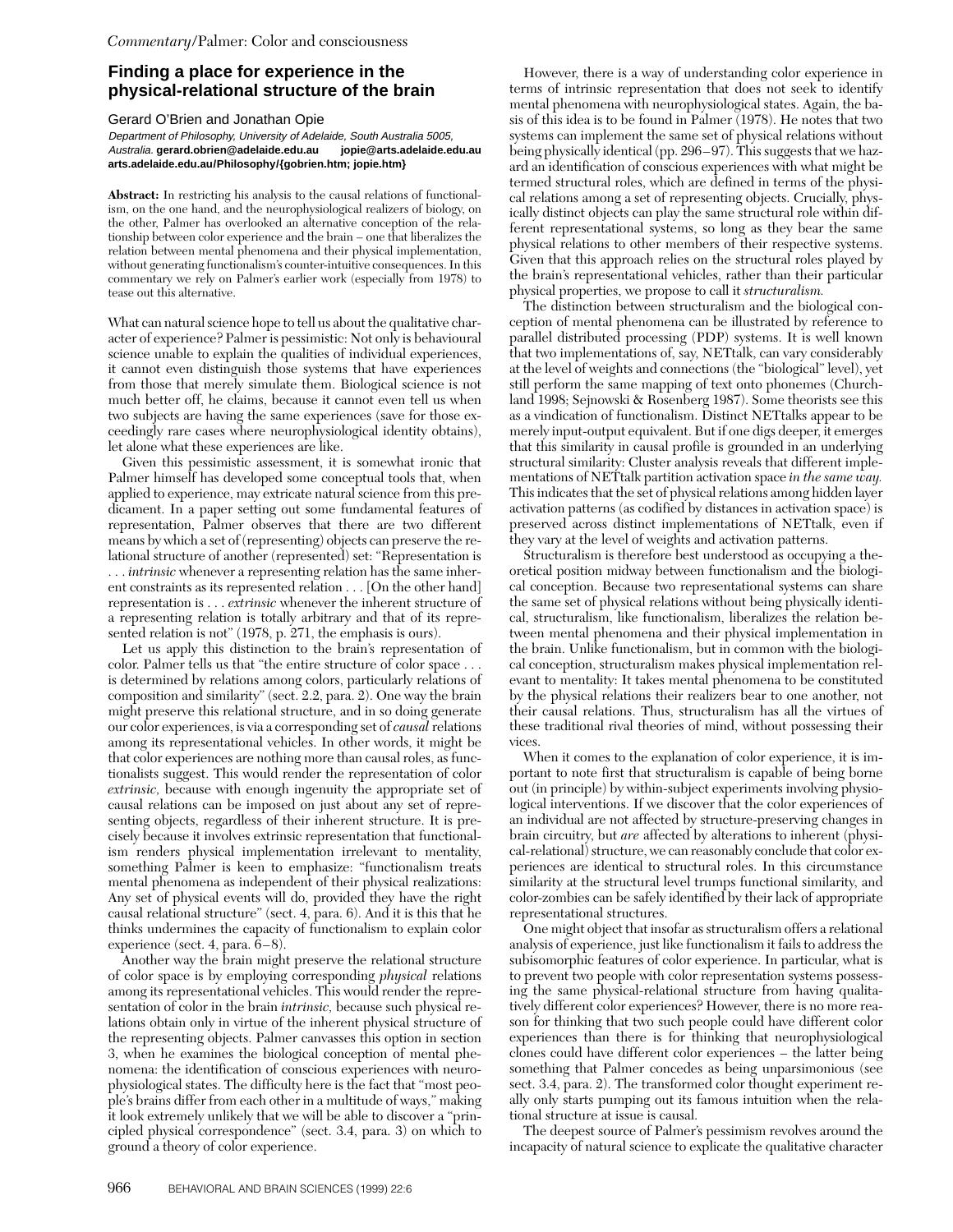## Finding a place for experience in the physical-relational structure of the brain

Gerard O'Brien and Jonathan Opie

*Department of Philosophy, University of Adelaide, South Australia 5005, Australia.* **gerard.obrien@adelaide.edu.au jopie@arts.adelaide.edu.au arts.adelaide.edu.au/Philosophy/{gobrien.htm; jopie.htm}**

**Abstract:** In restricting his analysis to the causal relations of functionalism, on the one hand, and the neurophysiological realizers of biology, on the other, Palmer has overlooked an alternative conception of the relationship between color experience and the brain – one that liberalizes the relation between mental phenomena and their physical implementation, without generating functionalism's counter-intuitive consequences. In this commentary we rely on Palmer's earlier work (especially from 1978) to tease out this alternative.

What can natural science hope to tell us about the qualitative character of experience? Palmer is pessimistic: Not only is behavioural science unable to explain the qualities of individual experiences, it cannot even distinguish those systems that have experiences from those that merely simulate them. Biological science is not much better off, he claims, because it cannot even tell us when two subjects are having the same experiences (save for those exceedingly rare cases where neurophysiological identity obtains), let alone what these experiences are like.

Given this pessimistic assessment, it is somewhat ironic that Palmer himself has developed some conceptual tools that, when applied to experience, may extricate natural science from this predicament. In a paper setting out some fundamental features of representation, Palmer observes that there are two different means by which a set of (representing) objects can preserve the relational structure of another (represented) set: "Representation is . . . *intrinsic* whenever a representing relation has the same inherent constraints as its represented relation . . . [On the other hand] representation is . . . *extrinsic* whenever the inherent structure of a representing relation is totally arbitrary and that of its represented relation is not" (1978, p. 271, the emphasis is ours).

Let us apply this distinction to the brain's representation of color. Palmer tells us that "the entire structure of color space . . . is determined by relations among colors, particularly relations of composition and similarity" (sect. 2.2, para. 2). One way the brain might preserve this relational structure, and in so doing generate our color experiences, is via a corresponding set of *causal* relations among its representational vehicles. In other words, it might be that color experiences are nothing more than causal roles, as functionalists suggest. This would render the representation of color *extrinsic*, because with enough ingenuity the appropriate set of causal relations can be imposed on just about any set of representing objects, regardless of their inherent structure. It is precisely because it involves extrinsic representation that functionalism renders physical implementation irrelevant to mentality, something Palmer is keen to emphasize: "functionalism treats mental phenomena as independent of their physical realizations: Any set of physical events will do, provided they have the right causal relational structure" (sect. 4, para. 6). And it is this that he thinks undermines the capacity of functionalism to explain color experience (sect. 4, para. 6–8).

Another way the brain might preserve the relational structure of color space is by employing corresponding *physical* relations among its representational vehicles. This would render the representation of color in the brain *intrinsic*, because such physical relations obtain only in virtue of the inherent physical structure of the representing objects. Palmer canvasses this option in section 3, when he examines the biological conception of mental phenomena: the identification of conscious experiences with neurophysiological states. The difficulty here is the fact that "most people's brains differ from each other in a multitude of ways," making it look extremely unlikely that we will be able to discover a "principled physical correspondence" (sect. 3.4, para. 3) on which to ground a theory of color experience.

However, there is a way of understanding color experience in terms of intrinsic representation that does not seek to identify mental phenomena with neurophysiological states. Again, the basis of this idea is to be found in Palmer (1978). He notes that two systems can implement the same set of physical relations without being physically identical (pp. 296–97). This suggests that we hazard an identification of conscious experiences with what might be termed structural roles, which are defined in terms of the physical relations among a set of representing objects. Crucially, physically distinct objects can play the same structural role within different representational systems, so long as they bear the same physical relations to other members of their respective systems. Given that this approach relies on the structural roles played by the brain's representational vehicles, rather than their particular physical properties, we propose to call it *structuralism.*

The distinction between structuralism and the biological conception of mental phenomena can be illustrated by reference to parallel distributed processing (PDP) systems. It is well known that two implementations of, say, NETtalk, can vary considerably at the level of weights and connections (the "biological" level), yet still perform the same mapping of text onto phonemes (Churchland 1998; Sejnowski & Rosenberg 1987). Some theorists see this as a vindication of functionalism. Distinct NETtalks appear to be merely input-output equivalent. But if one digs deeper, it emerges that this similarity in causal profile is grounded in an underlying structural similarity: Cluster analysis reveals that different implementations of NETtalk partition activation space *in the same way.* This indicates that the set of physical relations among hidden layer activation patterns (as codified by distances in activation space) is preserved across distinct implementations of NETtalk, even if they vary at the level of weights and activation patterns.

Structuralism is therefore best understood as occupying a theoretical position midway between functionalism and the biological conception. Because two representational systems can share the same set of physical relations without being physically identical, structuralism, like functionalism, liberalizes the relation between mental phenomena and their physical implementation in the brain. Unlike functionalism, but in common with the biological conception, structuralism makes physical implementation relevant to mentality: It takes mental phenomena to be constituted by the physical relations their realizers bear to one another, not their causal relations. Thus, structuralism has all the virtues of these traditional rival theories of mind, without possessing their vices.

When it comes to the explanation of color experience, it is important to note first that structuralism is capable of being borne out (in principle) by within-subject experiments involving physiological interventions. If we discover that the color experiences of an individual are not affected by structure-preserving changes in brain circuitry, but *are* affected by alterations to inherent (physical-relational) structure, we can reasonably conclude that color experiences are identical to structural roles. In this circumstance similarity at the structural level trumps functional similarity, and color-zombies can be safely identified by their lack of appropriate representational structures.

One might object that insofar as structuralism offers a relational analysis of experience, just like functionalism it fails to address the subisomorphic features of color experience. In particular, what is to prevent two people with color representation systems possessing the same physical-relational structure from having qualitatively different color experiences? However, there is no more reason for thinking that two such people could have different color experiences than there is for thinking that neurophysiological clones could have different color experiences – the latter being something that Palmer concedes as being unparsimonious (see sect. 3.4, para. 2). The transformed color thought experiment really only starts pumping out its famous intuition when the relational structure at issue is causal.

The deepest source of Palmer's pessimism revolves around the incapacity of natural science to explicate the qualitative character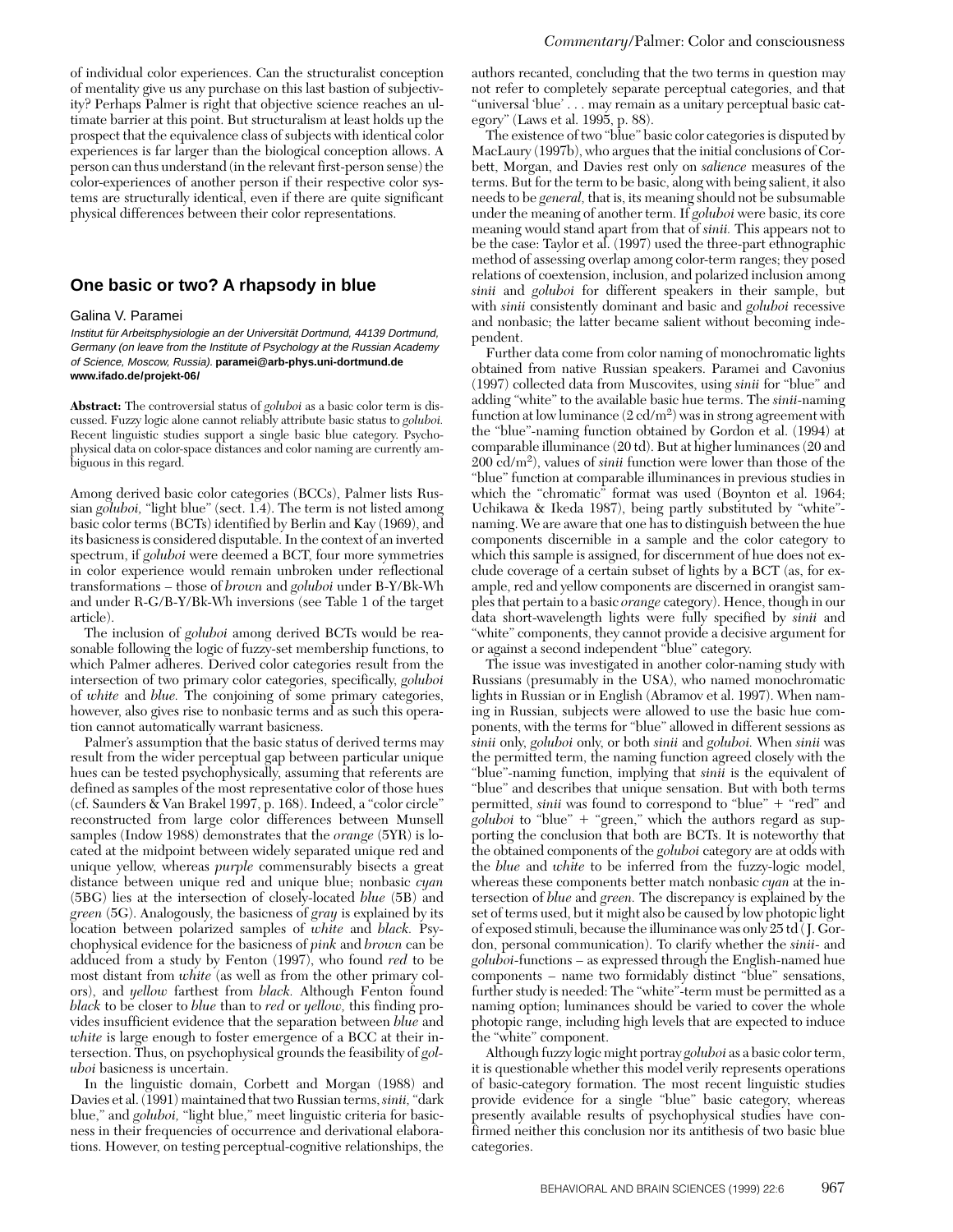of individual color experiences. Can the structuralist conception of mentality give us any purchase on this last bastion of subjectivity? Perhaps Palmer is right that objective science reaches an ultimate barrier at this point. But structuralism at least holds up the prospect that the equivalence class of subjects with identical color experiences is far larger than the biological conception allows. A person can thus understand (in the relevant first-person sense) the color-experiences of another person if their respective color systems are structurally identical, even if there are quite significant physical differences between their color representations.

## One basic or two? A rhapsody in blue

Galina V. Paramei

*Institut für Arbeitsphysiologie an der Universität Dortmund, 44139 Dortmund, Germany (on leave from the Institute of Psychology at the Russian Academy of Science, Moscow, Russia).* **paramei@arb-phys.uni-dortmund.de** **www.ifado.de/projekt-06/**

**Abstract:** The controversial status of *goluboi* as a basic color term is discussed. Fuzzy logic alone cannot reliably attribute basic status to *goluboi.* Recent linguistic studies support a single basic blue category. Psychophysical data on color-space distances and color naming are currently ambiguous in this regard.

Among derived basic color categories (BCCs), Palmer lists Russian *goluboi,* "light blue" (sect. 1.4). The term is not listed among basic color terms (BCTs) identified by Berlin and Kay (1969), and its basicness is considered disputable. In the context of an inverted spectrum, if *goluboi* were deemed a BCT, four more symmetries in color experience would remain unbroken under reflectional transformations – those of *brown* and *goluboi* under B-Y/Bk-Wh and under R-G/B-Y/Bk-Wh inversions (see Table 1 of the target article).

The inclusion of *goluboi* among derived BCTs would be reasonable following the logic of fuzzy-set membership functions, to which Palmer adheres. Derived color categories result from the intersection of two primary color categories, specifically, *goluboi* of *white* and *blue.* The conjoining of some primary categories, however, also gives rise to nonbasic terms and as such this operation cannot automatically warrant basicness.

Palmer's assumption that the basic status of derived terms may result from the wider perceptual gap between particular unique hues can be tested psychophysically, assuming that referents are defined as samples of the most representative color of those hues (cf. Saunders & Van Brakel 1997, p. 168). Indeed, a "color circle" reconstructed from large color differences between Munsell samples (Indow 1988) demonstrates that the *orange* (5YR) is located at the midpoint between widely separated unique red and unique yellow, whereas *purple* commensurably bisects a great distance between unique red and unique blue; nonbasic *cyan* (5BG) lies at the intersection of closely-located *blue* (5B) and *green* (5G). Analogously, the basicness of *gray* is explained by its location between polarized samples of *white* and *black.* Psychophysical evidence for the basicness of *pink* and *brown* can be adduced from a study by Fenton (1997), who found *red* to be most distant from *white* (as well as from the other primary colors), and *yellow* farthest from *black.* Although Fenton found *black* to be closer to *blue* than to *red* or *yellow,* this finding provides insufficient evidence that the separation between *blue* and *white* is large enough to foster emergence of a BCC at their intersection. Thus, on psychophysical grounds the feasibility of *goluboi* basicness is uncertain.

In the linguistic domain, Corbett and Morgan (1988) and Davies et al. (1991) maintained that two Russian terms, *sinii,* "dark blue," and *goluboi,* "light blue," meet linguistic criteria for basicness in their frequencies of occurrence and derivational elaborations. However, on testing perceptual-cognitive relationships, the authors recanted, concluding that the two terms in question may not refer to completely separate perceptual categories, and that "universal 'blue' . . . may remain as a unitary perceptual basic category" (Laws et al. 1995, p. 88).

The existence of two "blue" basic color categories is disputed by MacLaury (1997b), who argues that the initial conclusions of Corbett, Morgan, and Davies rest only on *salience* measures of the terms. But for the term to be basic, along with being salient, it also needs to be *general,* that is, its meaning should not be subsumable under the meaning of another term. If *goluboi* were basic, its core meaning would stand apart from that of *sinii.* This appears not to be the case: Taylor et al. (1997) used the three-part ethnographic method of assessing overlap among color-term ranges; they posed relations of coextension, inclusion, and polarized inclusion among *sinii* and *goluboi* for different speakers in their sample, but with *sinii* consistently dominant and basic and *goluboi* recessive and nonbasic; the latter became salient without becoming independent.

Further data come from color naming of monochromatic lights obtained from native Russian speakers. Paramei and Cavonius (1997) collected data from Muscovites, using *sinii* for "blue" and adding "white" to the available basic hue terms. The *sinii*-naming function at low luminance (2 cd/m$^2$) was in strong agreement with the "blue"-naming function obtained by Gordon et al. (1994) at comparable illuminance (20 td). But at higher luminances (20 and 200 cd/m$^2$), values of *sinii* function were lower than those of the "blue" function at comparable illuminances in previous studies in which the "chromatic" format was used (Boynton et al. 1964; Uchikawa & Ikeda 1987), being partly substituted by "white"-naming. We are aware that one has to distinguish between the hue components discernible in a sample and the color category to which this sample is assigned, for discernment of hue does not exclude coverage of a certain subset of lights by a BCT (as, for example, red and yellow components are discerned in orangist samples that pertain to a basic *orange* category). Hence, though in our data short-wavelength lights were fully specified by *sinii* and "white" components, they cannot provide a decisive argument for or against a second independent "blue" category.

The issue was investigated in another color-naming study with Russians (presumably in the USA), who named monochromatic lights in Russian or in English (Abramov et al. 1997). When naming in Russian, subjects were allowed to use the basic hue components, with the terms for "blue" allowed in different sessions as *sinii* only, *goluboi* only, or both *sinii* and *goluboi.* When *sinii* was the permitted term, the naming function agreed closely with the "blue"-naming function, implying that *sinii* is the equivalent of "blue" and describes that unique sensation. But with both terms permitted, *sinii* was found to correspond to "blue" + "red" and *goluboi* to "blue" + "green," which the authors regard as supporting the conclusion that both are BCTs. It is noteworthy that the obtained components of the *goluboi* category are at odds with the *blue* and *white* to be inferred from the fuzzy-logic model, whereas these components better match nonbasic *cyan* at the intersection of *blue* and *green.* The discrepancy is explained by the set of terms used, but it might also be caused by low photopic light of exposed stimuli, because the illuminance was only 25 td (J. Gordon, personal communication). To clarify whether the *sinii*- and *goluboi*-functions – as expressed through the English-named hue components – name two formidably distinct "blue" sensations, further study is needed: The "white"-term must be permitted as a naming option; luminances should be varied to cover the whole photopic range, including high levels that are expected to induce the "white" component.

Although fuzzy logic might portray *goluboi* as a basic color term, it is questionable whether this model verily represents operations of basic-category formation. The most recent linguistic studies provide evidence for a single "blue" basic category, whereas presently available results of psychophysical studies have confirmed neither this conclusion nor its antithesis of two basic blue categories.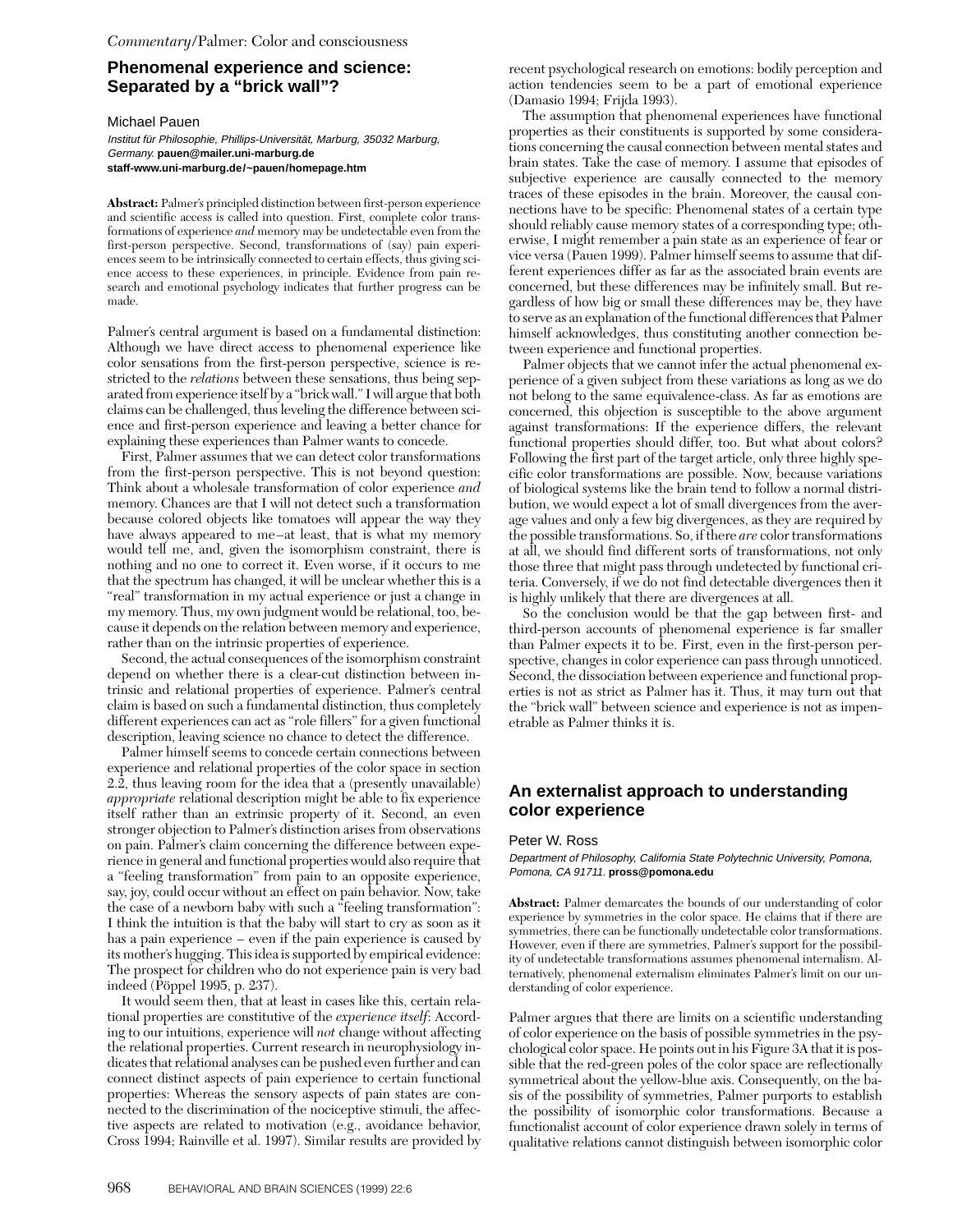## Phenomenal experience and science: Separated by a "brick wall"?

Michael Pauen

*Institut für Philosophie, Phillips-Universität, Marburg, 35032 Marburg, Germany.* **pauen@mailer.uni-marburg.de**
**staff-www.uni-marburg.de/~pauen/homepage.htm**

**Abstract:** Palmer's principled distinction between first-person experience and scientific access is called into question. First, complete color transformations of experience *and* memory may be undetectable even from the first-person perspective. Second, transformations of (say) pain experiences seem to be intrinsically connected to certain effects, thus giving science access to these experiences, in principle. Evidence from pain research and emotional psychology indicates that further progress can be made.

Palmer's central argument is based on a fundamental distinction: Although we have direct access to phenomenal experience like color sensations from the first-person perspective, science is restricted to the *relations* between these sensations, thus being separated from experience itself by a "brick wall." I will argue that both claims can be challenged, thus leveling the difference between science and first-person experience and leaving a better chance for explaining these experiences than Palmer wants to concede.

First, Palmer assumes that we can detect color transformations from the first-person perspective. This is not beyond question: Think about a wholesale transformation of color experience *and* memory. Chances are that I will not detect such a transformation because colored objects like tomatoes will appear the way they have always appeared to me – at least, that is what my memory would tell me, and, given the isomorphism constraint, there is nothing and no one to correct it. Even worse, if it occurs to me that the spectrum has changed, it will be unclear whether this is a "real" transformation in my actual experience or just a change in my memory. Thus, my own judgment would be relational, too, because it depends on the relation between memory and experience, rather than on the intrinsic properties of experience.

Second, the actual consequences of the isomorphism constraint depend on whether there is a clear-cut distinction between intrinsic and relational properties of experience. Palmer's central claim is based on such a fundamental distinction, thus completely different experiences can act as "role fillers" for a given functional description, leaving science no chance to detect the difference.

Palmer himself seems to concede certain connections between experience and relational properties of the color space in section 2.2, thus leaving room for the idea that a (presently unavailable) *appropriate* relational description might be able to fix experience itself rather than an extrinsic property of it. Second, an even stronger objection to Palmer's distinction arises from observations on pain. Palmer's claim concerning the difference between experience in general and functional properties would also require that a "feeling transformation" from pain to an opposite experience, say, joy, could occur without an effect on pain behavior. Now, take the case of a newborn baby with such a "feeling transformation": I think the intuition is that the baby will start to cry as soon as it has a pain experience – even if the pain experience is caused by its mother's hugging. This idea is supported by empirical evidence: The prospect for children who do not experience pain is very bad indeed (Pöppel 1995, p. 237).

It would seem then, that at least in cases like this, certain relational properties are constitutive of the *experience itself*: According to our intuitions, experience will *not* change without affecting the relational properties. Current research in neurophysiology indicates that relational analyses can be pushed even further and can connect distinct aspects of pain experience to certain functional properties: Whereas the sensory aspects of pain states are connected to the discrimination of the nociceptive stimuli, the affective aspects are related to motivation (e.g., avoidance behavior, Cross 1994; Rainville et al. 1997). Similar results are provided by recent psychological research on emotions: bodily perception and action tendencies seem to be a part of emotional experience (Damasio 1994; Frijda 1993).

The assumption that phenomenal experiences have functional properties as their constituents is supported by some considerations concerning the causal connection between mental states and brain states. Take the case of memory. I assume that episodes of subjective experience are causally connected to the memory traces of these episodes in the brain. Moreover, the causal connections have to be specific: Phenomenal states of a certain type should reliably cause memory states of a corresponding type; otherwise, I might remember a pain state as an experience of fear or vice versa (Pauen 1999). Palmer himself seems to assume that different experiences differ as far as the associated brain events are concerned, but these differences may be infinitely small. But regardless of how big or small these differences may be, they have to serve as an explanation of the functional differences that Palmer himself acknowledges, thus constituting another connection between experience and functional properties.

Palmer objects that we cannot infer the actual phenomenal experience of a given subject from these variations as long as we do not belong to the same equivalence-class. As far as emotions are concerned, this objection is susceptible to the above argument against transformations: If the experience differs, the relevant functional properties should differ, too. But what about colors? Following the first part of the target article, only three highly specific color transformations are possible. Now, because variations of biological systems like the brain tend to follow a normal distribution, we would expect a lot of small divergences from the average values and only a few big divergences, as they are required by the possible transformations. So, if there *are* color transformations at all, we should find different sorts of transformations, not only those three that might pass through undetected by functional criteria. Conversely, if we do not find detectable divergences then it is highly unlikely that there are divergences at all.

So the conclusion would be that the gap between first- and third-person accounts of phenomenal experience is far smaller than Palmer expects it to be. First, even in the first-person perspective, changes in color experience can pass through unnoticed. Second, the dissociation between experience and functional properties is not as strict as Palmer has it. Thus, it may turn out that the "brick wall" between science and experience is not as impenetrable as Palmer thinks it is.

## An externalist approach to understanding color experience

Peter W. Ross

*Department of Philosophy, California State Polytechnic University, Pomona, Pomona, CA 91711.* **pross@pomona.edu**

**Abstract:** Palmer demarcates the bounds of our understanding of color experience by symmetries in the color space. He claims that if there are symmetries, there can be functionally undetectable color transformations. However, even if there are symmetries, Palmer's support for the possibility of undetectable transformations assumes phenomenal internalism. Alternatively, phenomenal externalism eliminates Palmer's limit on our understanding of color experience.

Palmer argues that there are limits on a scientific understanding of color experience on the basis of possible symmetries in the psychological color space. He points out in his Figure 3A that it is possible that the red-green poles of the color space are reflectionally symmetrical about the yellow-blue axis. Consequently, on the basis of the possibility of symmetries, Palmer purports to establish the possibility of isomorphic color transformations. Because a functionalist account of color experience drawn solely in terms of qualitative relations cannot distinguish between isomorphic color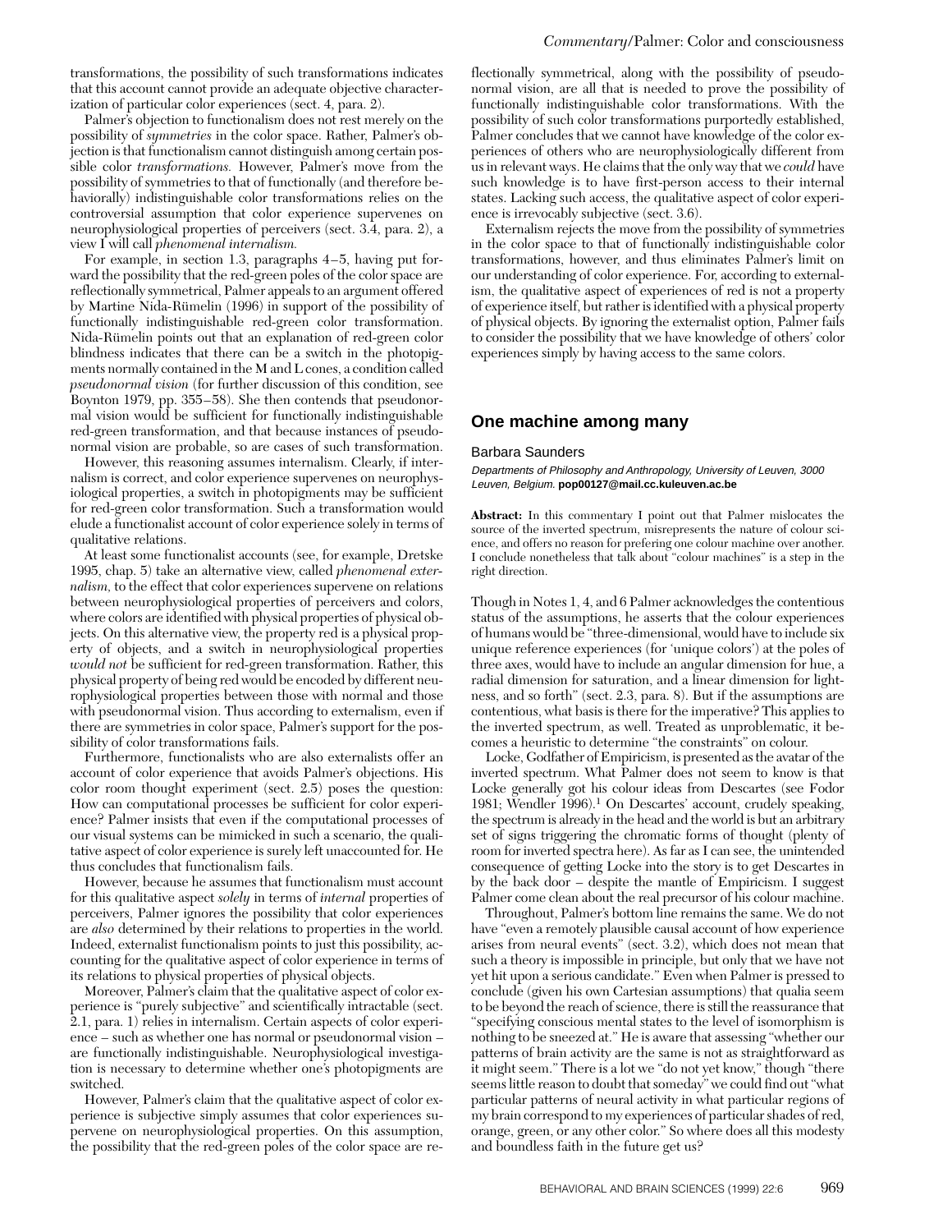transformations, the possibility of such transformations indicates that this account cannot provide an adequate objective characterization of particular color experiences (sect. 4, para. 2).

Palmer's objection to functionalism does not rest merely on the possibility of *symmetries* in the color space. Rather, Palmer's objection is that functionalism cannot distinguish among certain possible color *transformations.* However, Palmer's move from the possibility of symmetries to that of functionally (and therefore behaviorally) indistinguishable color transformations relies on the controversial assumption that color experience supervenes on neurophysiological properties of perceivers (sect. 3.4, para. 2), a view I will call *phenomenal internalism.*

For example, in section 1.3, paragraphs 4–5, having put forward the possibility that the red-green poles of the color space are reflectionally symmetrical, Palmer appeals to an argument offered by Martine Nida-Rümelin (1996) in support of the possibility of functionally indistinguishable red-green color transformation. Nida-Rümelin points out that an explanation of red-green color blindness indicates that there can be a switch in the photopigments normally contained in the M and L cones, a condition called *pseudonormal vision* (for further discussion of this condition, see Boynton 1979, pp. 355–58). She then contends that pseudonormal vision would be sufficient for functionally indistinguishable red-green transformation, and that because instances of pseudonormal vision are probable, so are cases of such transformation.

However, this reasoning assumes internalism. Clearly, if internalism is correct, and color experience supervenes on neurophysiological properties, a switch in photopigments may be sufficient for red-green color transformation. Such a transformation would elude a functionalist account of color experience solely in terms of qualitative relations.

At least some functionalist accounts (see, for example, Dretske 1995, chap. 5) take an alternative view, called *phenomenal externalism,* to the effect that color experiences supervene on relations between neurophysiological properties of perceivers and colors, where colors are identified with physical properties of physical objects. On this alternative view, the property red is a physical property of objects, and a switch in neurophysiological properties *would not* be sufficient for red-green transformation. Rather, this physical property of being red would be encoded by different neurophysiological properties between those with normal and those with pseudonormal vision. Thus according to externalism, even if there are symmetries in color space, Palmer's support for the possibility of color transformations fails.

Furthermore, functionalists who are also externalists offer an account of color experience that avoids Palmer's objections. His color room thought experiment (sect. 2.5) poses the question: How can computational processes be sufficient for color experience? Palmer insists that even if the computational processes of our visual systems can be mimicked in such a scenario, the qualitative aspect of color experience is surely left unaccounted for. He thus concludes that functionalism fails.

However, because he assumes that functionalism must account for this qualitative aspect *solely* in terms of *internal* properties of perceivers, Palmer ignores the possibility that color experiences are *also* determined by their relations to properties in the world. Indeed, externalist functionalism points to just this possibility, accounting for the qualitative aspect of color experience in terms of its relations to physical properties of physical objects.

Moreover, Palmer's claim that the qualitative aspect of color experience is "purely subjective" and scientifically intractable (sect. 2.1, para. 1) relies in internalism. Certain aspects of color experience – such as whether one has normal or pseudonormal vision – are functionally indistinguishable. Neurophysiological investigation is necessary to determine whether one's photopigments are switched.

However, Palmer's claim that the qualitative aspect of color experience is subjective simply assumes that color experiences supervene on neurophysiological properties. On this assumption, the possibility that the red-green poles of the color space are reflectionally symmetrical, along with the possibility of pseudonormal vision, are all that is needed to prove the possibility of functionally indistinguishable color transformations. With the possibility of such color transformations purportedly established, Palmer concludes that we cannot have knowledge of the color experiences of others who are neurophysiologically different from us in relevant ways. He claims that the only way that we *could* have such knowledge is to have first-person access to their internal states. Lacking such access, the qualitative aspect of color experience is irrevocably subjective (sect. 3.6).

Externalism rejects the move from the possibility of symmetries in the color space to that of functionally indistinguishable color transformations, however, and thus eliminates Palmer's limit on our understanding of color experience. For, according to externalism, the qualitative aspect of experiences of red is not a property of experience itself, but rather is identified with a physical property of physical objects. By ignoring the externalist option, Palmer fails to consider the possibility that we have knowledge of others' color experiences simply by having access to the same colors.

## One machine among many

Barbara Saunders

*Departments of Philosophy and Anthropology, University of Leuven, 3000 Leuven, Belgium.* **pop00127@mail.cc.kuleuven.ac.be**

**Abstract:** In this commentary I point out that Palmer mislocates the source of the inverted spectrum, misrepresents the nature of colour science, and offers no reason for prefering one colour machine over another. I conclude nonetheless that talk about "colour machines" is a step in the right direction.

Though in Notes 1, 4, and 6 Palmer acknowledges the contentious status of the assumptions, he asserts that the colour experiences of humans would be "three-dimensional, would have to include six unique reference experiences (for 'unique colors') at the poles of three axes, would have to include an angular dimension for hue, a radial dimension for saturation, and a linear dimension for lightness, and so forth" (sect. 2.3, para. 8). But if the assumptions are contentious, what basis is there for the imperative? This applies to the inverted spectrum, as well. Treated as unproblematic, it becomes a heuristic to determine "the constraints" on colour.

Locke, Godfather of Empiricism, is presented as the avatar of the inverted spectrum. What Palmer does not seem to know is that Locke generally got his colour ideas from Descartes (see Fodor 1981; Wendler 1996).[1] On Descartes' account, crudely speaking, the spectrum is already in the head and the world is but an arbitrary set of signs triggering the chromatic forms of thought (plenty of room for inverted spectra here). As far as I can see, the unintended consequence of getting Locke into the story is to get Descartes in by the back door – despite the mantle of Empiricism. I suggest Palmer come clean about the real precursor of his colour machine.

Throughout, Palmer's bottom line remains the same. We do not have "even a remotely plausible causal account of how experience arises from neural events" (sect. 3.2), which does not mean that such a theory is impossible in principle, but only that we have not yet hit upon a serious candidate." Even when Palmer is pressed to conclude (given his own Cartesian assumptions) that qualia seem to be beyond the reach of science, there is still the reassurance that "specifying conscious mental states to the level of isomorphism is nothing to be sneezed at." He is aware that assessing "whether our patterns of brain activity are the same is not as straightforward as it might seem." There is a lot we "do not yet know," though "there seems little reason to doubt that someday" we could find out "what particular patterns of neural activity in what particular regions of my brain correspond to my experiences of particular shades of red, orange, green, or any other color." So where does all this modesty and boundless faith in the future get us?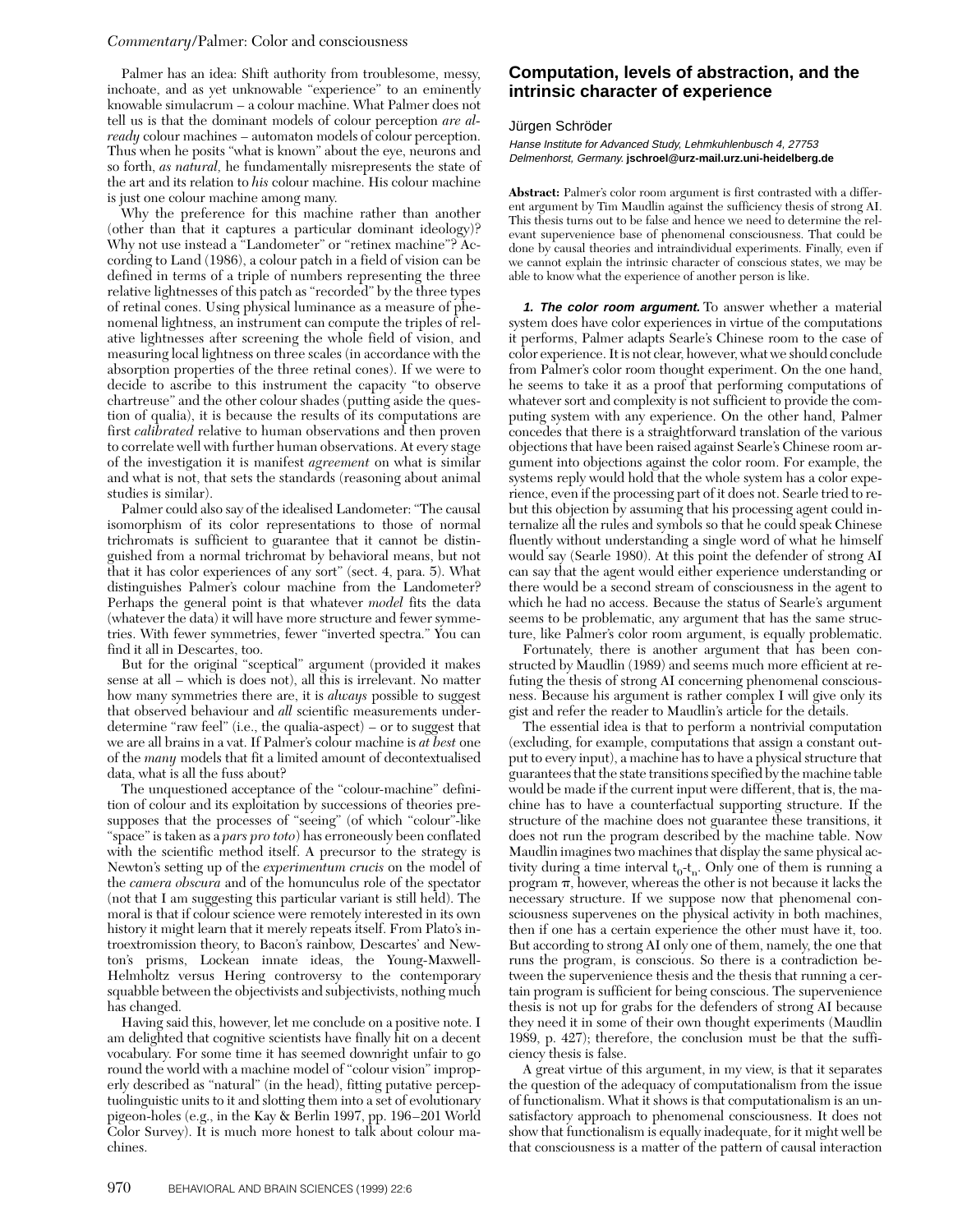Palmer has an idea: Shift authority from troublesome, messy, inchoate, and as yet unknowable "experience" to an eminently knowable simulacrum – a colour machine. What Palmer does not tell us is that the dominant models of colour perception *are already* colour machines – automaton models of colour perception. Thus when he posits "what is known" about the eye, neurons and so forth, *as natural*, he fundamentally misrepresents the state of the art and its relation to *his* colour machine. His colour machine is just one colour machine among many.

Why the preference for this machine rather than another (other than that it captures a particular dominant ideology)? Why not use instead a "Landometer" or "retinex machine"? According to Land (1986), a colour patch in a field of vision can be defined in terms of a triple of numbers representing the three relative lightnesses of this patch as "recorded" by the three types of retinal cones. Using physical luminance as a measure of phenomenal lightness, an instrument can compute the triples of relative lightnesses after screening the whole field of vision, and measuring local lightness on three scales (in accordance with the absorption properties of the three retinal cones). If we were to decide to ascribe to this instrument the capacity "to observe chartreuse" and the other colour shades (putting aside the question of qualia), it is because the results of its computations are first *calibrated* relative to human observations and then proven to correlate well with further human observations. At every stage of the investigation it is manifest *agreement* on what is similar and what is not, that sets the standards (reasoning about animal studies is similar).

Palmer could also say of the idealised Landometer: "The causal isomorphism of its color representations to those of normal trichromats is sufficient to guarantee that it cannot be distinguished from a normal trichromat by behavioral means, but not that it has color experiences of any sort" (sect. 4, para. 5). What distinguishes Palmer's colour machine from the Landometer? Perhaps the general point is that whatever *model* fits the data (whatever the data) it will have more structure and fewer symmetries. With fewer symmetries, fewer "inverted spectra." You can find it all in Descartes, too.

But for the original "sceptical" argument (provided it makes sense at all – which is does not), all this is irrelevant. No matter how many symmetries there are, it is *always* possible to suggest that observed behaviour and *all* scientific measurements underdetermine "raw feel" (i.e., the qualia-aspect) – or to suggest that we are all brains in a vat. If Palmer's colour machine is *at best* one of the *many* models that fit a limited amount of decontextualised data, what is all the fuss about?

The unquestioned acceptance of the "colour-machine" definition of colour and its exploitation by successions of theories presupposes that the processes of "seeing" (of which "colour"-like "space" is taken as a *pars pro toto*) has erroneously been conflated with the scientific method itself. A precursor to the strategy is Newton's setting up of the *experimentum crucis* on the model of the *camera obscura* and of the homunculus role of the spectator (not that I am suggesting this particular variant is still held). The moral is that if colour science were remotely interested in its own history it might learn that it merely repeats itself. From Plato's intromission theory, to Bacon's rainbow, Descartes' and Newton's prisms, Lockean innate ideas, the Young-Maxwell-Helmholtz versus Hering controversy to the contemporary squabble between the objectivists and subjectivists, nothing much has changed.

Having said this, however, let me conclude on a positive note. I am delighted that cognitive scientists have finally hit on a decent vocabulary. For some time it has seemed downright unfair to go round the world with a machine model of "colour vision" improperly described as "natural" (in the head), fitting putative perceptuolinguistic units to it and slotting them into a set of evolutionary pigeon-holes (e.g., in the Kay & Berlin 1997, pp. 196–201 World Color Survey). It is much more honest to talk about colour machines.

## Computation, levels of abstraction, and the intrinsic character of experience

Jürgen Schröder

*Hanse Institute for Advanced Study, Lehmkuhlenbusch 4, 27753 Delmenhorst, Germany.* **jschroel@urz-mail.urz.uni-heidelberg.de**

**Abstract:** Palmer's color room argument is first contrasted with a different argument by Tim Maudlin against the sufficiency thesis of strong AI. This thesis turns out to be false and hence we need to determine the relevant supervenience base of phenomenal consciousness. That could be done by causal theories and intraindividual experiments. Finally, even if we cannot explain the intrinsic character of conscious states, we may be able to know what the experience of another person is like.

***1. The color room argument.*** To answer whether a material system does have color experiences in virtue of the computations it performs, Palmer adapts Searle's Chinese room to the case of color experience. It is not clear, however, what we should conclude from Palmer's color room thought experiment. On the one hand, he seems to take it as a proof that performing computations of whatever sort and complexity is not sufficient to provide the computing system with any experience. On the other hand, Palmer concedes that there is a straightforward translation of the various objections that have been raised against Searle's Chinese room argument into objections against the color room. For example, the systems reply would hold that the whole system has a color experience, even if the processing part of it does not. Searle tried to rebut this objection by assuming that his processing agent could internalize all the rules and symbols so that he could speak Chinese fluently without understanding a single word of what he himself would say (Searle 1980). At this point the defender of strong AI can say that the agent would either experience understanding or there would be a second stream of consciousness in the agent to which he had no access. Because the status of Searle's argument seems to be problematic, any argument that has the same structure, like Palmer's color room argument, is equally problematic.

Fortunately, there is another argument that has been constructed by Maudlin (1989) and seems much more efficient at refuting the thesis of strong AI concerning phenomenal consciousness. Because his argument is rather complex I will give only its gist and refer the reader to Maudlin's article for the details.

The essential idea is that to perform a nontrivial computation (excluding, for example, computations that assign a constant output to every input), a machine has to have a physical structure that guarantees that the state transitions specified by the machine table would be made if the current input were different, that is, the machine has to have a counterfactual supporting structure. If the structure of the machine does not guarantee these transitions, it does not run the program described by the machine table. Now Maudlin imagines two machines that display the same physical activity during a time interval $t_0$-$t_n$. Only one of them is running a program $\pi$, however, whereas the other is not because it lacks the necessary structure. If we suppose now that phenomenal consciousness supervenes on the physical activity in both machines, then if one has a certain experience the other must have it, too. But according to strong AI only one of them, namely, the one that runs the program, is conscious. So there is a contradiction between the supervenience thesis and the thesis that running a certain program is sufficient for being conscious. The supervenience thesis is not up for grabs for the defenders of strong AI because they need it in some of their own thought experiments (Maudlin 1989, p. 427); therefore, the conclusion must be that the sufficiency thesis is false.

A great virtue of this argument, in my view, is that it separates the question of the adequacy of computationalism from the issue of functionalism. What it shows is that computationalism is an unsatisfactory approach to phenomenal consciousness. It does not show that functionalism is equally inadequate, for it might well be that consciousness is a matter of the pattern of causal interaction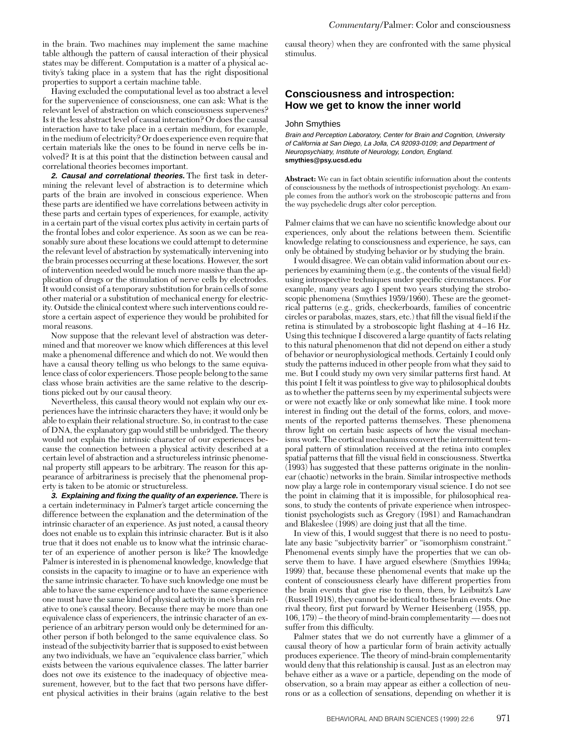in the brain. Two machines may implement the same machine table although the pattern of causal interaction of their physical states may be different. Computation is a matter of a physical activity's taking place in a system that has the right dispositional properties to support a certain machine table.

Having excluded the computational level as too abstract a level for the supervenience of consciousness, one can ask: What is the relevant level of abstraction on which consciousness supervenes? Is it the less abstract level of causal interaction? Or does the causal interaction have to take place in a certain medium, for example, in the medium of electricity? Or does experience even require that certain materials like the ones to be found in nerve cells be involved? It is at this point that the distinction between causal and correlational theories becomes important.

***2. Causal and correlational theories.*** The first task in determining the relevant level of abstraction is to determine which parts of the brain are involved in conscious experience. When these parts are identified we have correlations between activity in these parts and certain types of experiences, for example, activity in a certain part of the visual cortex plus activity in certain parts of the frontal lobes and color experience. As soon as we can be reasonably sure about these locations we could attempt to determine the relevant level of abstraction by systematically intervening into the brain processes occurring at these locations. However, the sort of intervention needed would be much more massive than the application of drugs or the stimulation of nerve cells by electrodes. It would consist of a temporary substitution for brain cells of some other material or a substitution of mechanical energy for electricity. Outside the clinical context where such interventions could restore a certain aspect of experience they would be prohibited for moral reasons.

Now suppose that the relevant level of abstraction was determined and that moreover we know which differences at this level make a phenomenal difference and which do not. We would then have a causal theory telling us who belongs to the same equivalence class of color experiencers. Those people belong to the same class whose brain activities are the same relative to the descriptions picked out by our causal theory.

Nevertheless, this causal theory would not explain why our experiences have the intrinsic characters they have; it would only be able to explain their relational structure. So, in contrast to the case of DNA, the explanatory gap would still be unbridged. The theory would not explain the intrinsic character of our experiences because the connection between a physical activity described at a certain level of abstraction and a structureless intrinsic phenomenal property still appears to be arbitrary. The reason for this appearance of arbitrariness is precisely that the phenomenal property is taken to be atomic or structureless.

***3. Explaining and fixing the quality of an experience.*** There is a certain indeterminacy in Palmer's target article concerning the difference between the explanation and the determination of the intrinsic character of an experience. As just noted, a causal theory does not enable us to explain this intrinsic character. But is it also true that it does not enable us to know what the intrinsic character of an experience of another person is like? The knowledge Palmer is interested in is phenomenal knowledge, knowledge that consists in the capacity to imagine or to have an experience with the same intrinsic character. To have such knowledge one must be able to have the same experience and to have the same experience one must have the same kind of physical activity in one's brain relative to one's causal theory. Because there may be more than one equivalence class of experiencers, the intrinsic character of an experience of an arbitrary person would only be determined for another person if both belonged to the same equivalence class. So instead of the subjectivity barrier that is supposed to exist between any two individuals, we have an "equivalence class barrier," which exists between the various equivalence classes. The latter barrier does not owe its existence to the inadequacy of objective measurement, however, but to the fact that two persons have different physical activities in their brains (again relative to the best causal theory) when they are confronted with the same physical stimulus.

## Consciousness and introspection: How we get to know the inner world

John Smythies

*Brain and Perception Laboratory, Center for Brain and Cognition, University of California at San Diego, La Jolla, CA 92093-0109; and Department of Neuropsychiatry, Institute of Neurology, London, England.*
**smythies@psy.ucsd.edu**

**Abstract:** We can in fact obtain scientific information about the contents of consciousness by the methods of introspectionist psychology. An example comes from the author's work on the stroboscopic patterns and from the way psychedelic drugs alter color perception.

Palmer claims that we can have no scientific knowledge about our experiences, only about the relations between them. Scientific knowledge relating to consciousness and experience, he says, can only be obtained by studying behavior or by studying the brain.

I would disagree. We can obtain valid information about our experiences by examining them (e.g., the contents of the visual field) using introspective techniques under specific circumstances. For example, many years ago I spent two years studying the stroboscopic phenomena (Smythies 1959/1960). These are the geometrical patterns (e.g., grids, checkerboards, families of concentric circles or parabolas, mazes, stars, etc.) that fill the visual field if the retina is stimulated by a stroboscopic light flashing at 4–16 Hz. Using this technique I discovered a large quantity of facts relating to this natural phenomenon that did not depend on either a study of behavior or neurophysiological methods. Certainly I could only study the patterns induced in other people from what they said to me. But I could study my own very similar patterns first hand. At this point I felt it was pointless to give way to philosophical doubts as to whether the patterns seen by my experimental subjects were or were not exactly like or only somewhat like mine. I took more interest in finding out the detail of the forms, colors, and movements of the reported patterns themselves. These phenomena throw light on certain basic aspects of how the visual mechanisms work. The cortical mechanisms convert the intermittent temporal pattern of stimulation received at the retina into complex spatial patterns that fill the visual field in consciousness. Stwertka (1993) has suggested that these patterns originate in the nonlinear (chaotic) networks in the brain. Similar introspective methods now play a large role in contemporary visual science. I do not see the point in claiming that it is impossible, for philosophical reasons, to study the contents of private experience when introspectionist psychologists such as Gregory (1981) and Ramachandran and Blakeslee (1998) are doing just that all the time.

In view of this, I would suggest that there is no need to postulate any basic "subjectivity barrier" or "isomorphism constraint." Phenomenal events simply have the properties that we can observe them to have. I have argued elsewhere (Smythies 1994a; 1999) that, because these phenomenal events that make up the content of consciousness clearly have different properties from the brain events that give rise to them, then, by Leibnitz's Law (Russell 1918), they cannot be identical to these brain events. One rival theory, first put forward by Werner Heisenberg (1958, pp. 106, 179) – the theory of mind-brain complementarity — does not suffer from this difficulty.

Palmer states that we do not currently have a glimmer of a causal theory of how a particular form of brain activity actually produces experience. The theory of mind-brain complementarity would deny that this relationship is causal. Just as an electron may behave either as a wave or a particle, depending on the mode of observation, so a brain may appear as either a collection of neurons or as a collection of sensations, depending on whether it is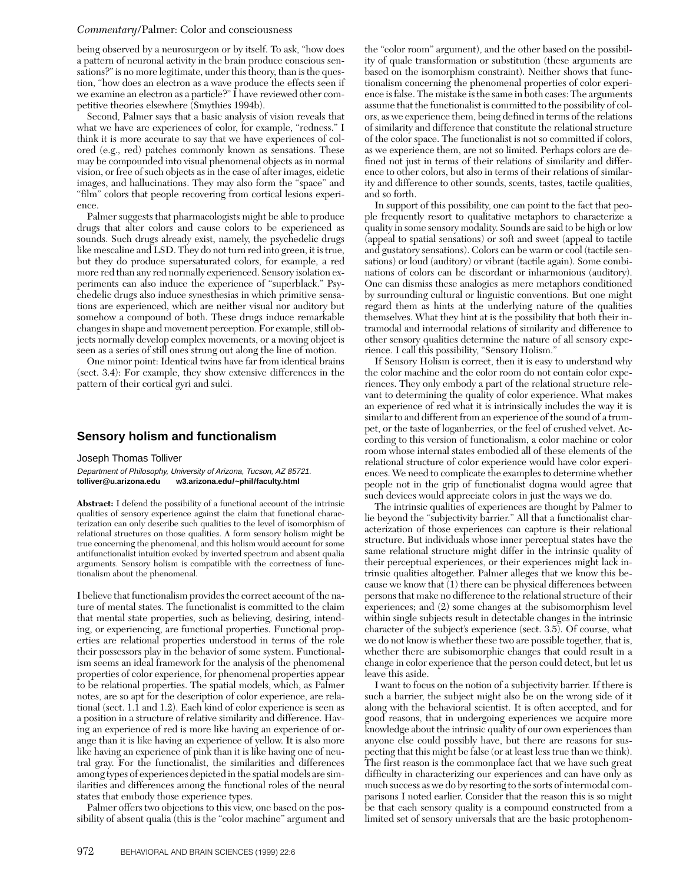being observed by a neurosurgeon or by itself. To ask, "how does a pattern of neuronal activity in the brain produce conscious sensations?" is no more legitimate, under this theory, than is the question, "how does an electron as a wave produce the effects seen if we examine an electron as a particle?" I have reviewed other competitive theories elsewhere (Smythies 1994b).

Second, Palmer says that a basic analysis of vision reveals that what we have are experiences of color, for example, "redness." I think it is more accurate to say that we have experiences of colored (e.g., red) patches commonly known as sensations. These may be compounded into visual phenomenal objects as in normal vision, or free of such objects as in the case of after images, eidetic images, and hallucinations. They may also form the "space" and "film" colors that people recovering from cortical lesions experience.

Palmer suggests that pharmacologists might be able to produce drugs that alter colors and cause colors to be experienced as sounds. Such drugs already exist, namely, the psychedelic drugs like mescaline and LSD. They do not turn red into green, it is true, but they do produce supersaturated colors, for example, a red more red than any red normally experienced. Sensory isolation experiments can also induce the experience of "superblack." Psychedelic drugs also induce synesthesias in which primitive sensations are experienced, which are neither visual nor auditory but somehow a compound of both. These drugs induce remarkable changes in shape and movement perception. For example, still objects normally develop complex movements, or a moving object is seen as a series of still ones strung out along the line of motion.

One minor point: Identical twins have far from identical brains (sect. 3.4): For example, they show extensive differences in the pattern of their cortical gyri and sulci.

## Sensory holism and functionalism

Joseph Thomas Tolliver

*Department of Philosophy, University of Arizona, Tucson, AZ 85721.*
**tolliver@u.arizona.edu w3.arizona.edu/~phil/faculty.html**

**Abstract:** I defend the possibility of a functional account of the intrinsic qualities of sensory experience against the claim that functional characterization can only describe such qualities to the level of isomorphism of relational structures on those qualities. A form sensory holism might be true concerning the phenomenal, and this holism would account for some antifunctionalist intuition evoked by inverted spectrum and absent qualia arguments. Sensory holism is compatible with the correctness of functionalism about the phenomenal.

I believe that functionalism provides the correct account of the nature of mental states. The functionalist is committed to the claim that mental state properties, such as believing, desiring, intending, or experiencing, are functional properties. Functional properties are relational properties understood in terms of the role their possessors play in the behavior of some system. Functionalism seems an ideal framework for the analysis of the phenomenal properties of color experience, for phenomenal properties appear to be relational properties. The spatial models, which, as Palmer notes, are so apt for the description of color experience, are relational (sect. 1.1 and 1.2). Each kind of color experience is seen as a position in a structure of relative similarity and difference. Having an experience of red is more like having an experience of orange than it is like having an experience of yellow. It is also more like having an experience of pink than it is like having one of neutral gray. For the functionalist, the similarities and differences among types of experiences depicted in the spatial models are similarities and differences among the functional roles of the neural states that embody those experience types.

Palmer offers two objections to this view, one based on the possibility of absent qualia (this is the "color machine" argument and the "color room" argument), and the other based on the possibility of quale transformation or substitution (these arguments are based on the isomorphism constraint). Neither shows that functionalism concerning the phenomenal properties of color experience is false. The mistake is the same in both cases: The arguments assume that the functionalist is committed to the possibility of colors, as we experience them, being defined in terms of the relations of similarity and difference that constitute the relational structure of the color space. The functionalist is not so committed if colors, as we experience them, are not so limited. Perhaps colors are defined not just in terms of their relations of similarity and difference to other colors, but also in terms of their relations of similarity and difference to other sounds, scents, tastes, tactile qualities, and so forth.

In support of this possibility, one can point to the fact that people frequently resort to qualitative metaphors to characterize a quality in some sensory modality. Sounds are said to be high or low (appeal to spatial sensations) or soft and sweet (appeal to tactile and gustatory sensations). Colors can be warm or cool (tactile sensations) or loud (auditory) or vibrant (tactile again). Some combinations of colors can be discordant or inharmonious (auditory). One can dismiss these analogies as mere metaphors conditioned by surrounding cultural or linguistic conventions. But one might regard them as hints at the underlying nature of the qualities themselves. What they hint at is the possibility that both their intramodal and intermodal relations of similarity and difference to other sensory qualities determine the nature of all sensory experience. I call this possibility, "Sensory Holism."

If Sensory Holism is correct, then it is easy to understand why the color machine and the color room do not contain color experiences. They only embody a part of the relational structure relevant to determining the quality of color experience. What makes an experience of red what it is intrinsically includes the way it is similar to and different from an experience of the sound of a trumpet, or the taste of loganberries, or the feel of crushed velvet. According to this version of functionalism, a color machine or color room whose internal states embodied all of these elements of the relational structure of color experience would have color experiences. We need to complicate the examples to determine whether people not in the grip of functionalist dogma would agree that such devices would appreciate colors in just the ways we do.

The intrinsic qualities of experiences are thought by Palmer to lie beyond the "subjectivity barrier." All that a functionalist characterization of those experiences can capture is their relational structure. But individuals whose inner perceptual states have the same relational structure might differ in the intrinsic quality of their perceptual experiences, or their experiences might lack intrinsic qualities altogether. Palmer alleges that we know this because we know that (1) there can be physical differences between persons that make no difference to the relational structure of their experiences; and (2) some changes at the subisomorphism level within single subjects result in detectable changes in the intrinsic character of the subject's experience (sect. 3.5). Of course, what we do not know is whether these two are possible together, that is, whether there are subisomorphic changes that could result in a change in color experience that the person could detect, but let us leave this aside.

I want to focus on the notion of a subjectivity barrier. If there is such a barrier, the subject might also be on the wrong side of it along with the behavioral scientist. It is often accepted, and for good reasons, that in undergoing experiences we acquire more knowledge about the intrinsic quality of our own experiences than anyone else could possibly have, but there are reasons for suspecting that this might be false (or at least less true than we think). The first reason is the commonplace fact that we have such great difficulty in characterizing our experiences and can have only as much success as we do by resorting to the sorts of intermodal comparisons I noted earlier. Consider that the reason this is so might be that each sensory quality is a compound constructed from a limited set of sensory universals that are the basic protophenom-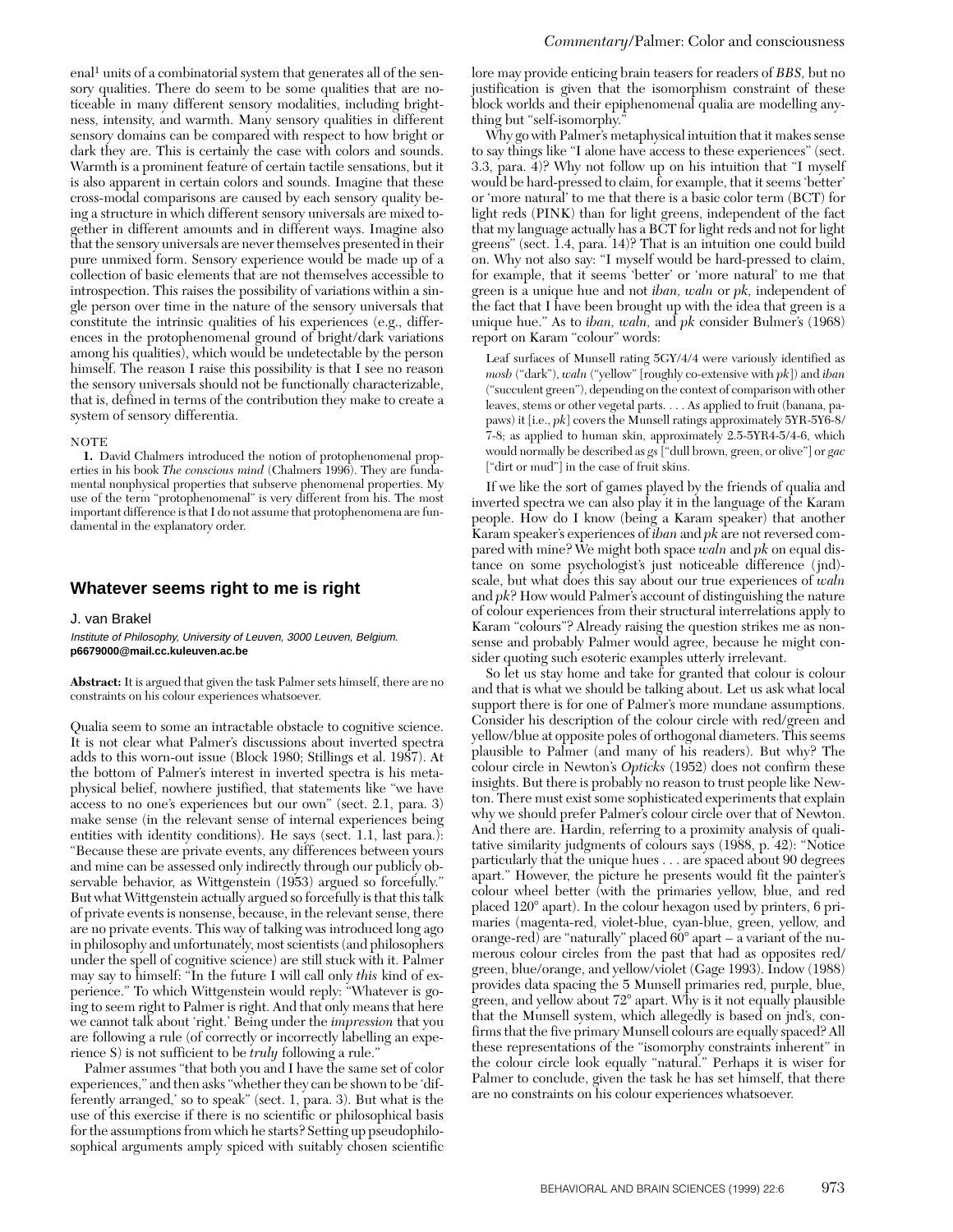enal[1] units of a combinatorial system that generates all of the sensory qualities. There do seem to be some qualities that are noticeable in many different sensory modalities, including brightness, intensity, and warmth. Many sensory qualities in different sensory domains can be compared with respect to how bright or dark they are. This is certainly the case with colors and sounds. Warmth is a prominent feature of certain tactile sensations, but it is also apparent in certain colors and sounds. Imagine that these cross-modal comparisons are caused by each sensory quality being a structure in which different sensory universals are mixed together in different amounts and in different ways. Imagine also that the sensory universals are never themselves presented in their pure unmixed form. Sensory experience would be made up of a collection of basic elements that are not themselves accessible to introspection. This raises the possibility of variations within a single person over time in the nature of the sensory universals that constitute the intrinsic qualities of his experiences (e.g., differences in the protophenomenal ground of bright/dark variations among his qualities), which would be undetectable by the person himself. The reason I raise this possibility is that I see no reason the sensory universals should not be functionally characterizable, that is, defined in terms of the contribution they make to create a system of sensory differentia.

NOTE

**1.** David Chalmers introduced the notion of protophenomenal properties in his book *The conscious mind* (Chalmers 1996). They are fundamental nonphysical properties that subserve phenomenal properties. My use of the term "protophenomenal" is very different from his. The most important difference is that I do not assume that protophenomena are fundamental in the explanatory order.

## Whatever seems right to me is right

J. van Brakel

*Institute of Philosophy, University of Leuven, 3000 Leuven, Belgium.*
**p6679000@mail.cc.kuleuven.ac.be**

**Abstract:** It is argued that given the task Palmer sets himself, there are no constraints on his colour experiences whatsoever.

Qualia seem to some an intractable obstacle to cognitive science. It is not clear what Palmer's discussions about inverted spectra adds to this worn-out issue (Block 1980; Stillings et al. 1987). At the bottom of Palmer's interest in inverted spectra is his metaphysical belief, nowhere justified, that statements like "we have access to no one's experiences but our own" (sect. 2.1, para. 3) make sense (in the relevant sense of internal experiences being entities with identity conditions). He says (sect. 1.1, last para.): "Because these are private events, any differences between yours and mine can be assessed only indirectly through our publicly observable behavior, as Wittgenstein (1953) argued so forcefully." But what Wittgenstein actually argued so forcefully is that this talk of private events is nonsense, because, in the relevant sense, there are no private events. This way of talking was introduced long ago in philosophy and unfortunately, most scientists (and philosophers under the spell of cognitive science) are still stuck with it. Palmer may say to himself: "In the future I will call only *this* kind of experience." To which Wittgenstein would reply: "Whatever is going to seem right to Palmer is right. And that only means that here we cannot talk about 'right.' Being under the *impression* that you are following a rule (of correctly or incorrectly labelling an experience S) is not sufficient to be *truly* following a rule."

Palmer assumes "that both you and I have the same set of color experiences," and then asks "whether they can be shown to be 'differently arranged,' so to speak" (sect. 1, para. 3). But what is the use of this exercise if there is no scientific or philosophical basis for the assumptions from which he starts? Setting up pseudophilosophical arguments amply spiced with suitably chosen scientific lore may provide enticing brain teasers for readers of *BBS*, but no justification is given that the isomorphism constraint of these block worlds and their epiphenomenal qualia are modelling anything but "self-isomorphy."

Why go with Palmer's metaphysical intuition that it makes sense to say things like "I alone have access to these experiences" (sect. 3.3, para. 4)? Why not follow up on his intuition that "I myself would be hard-pressed to claim, for example, that it seems 'better' or 'more natural' to me that there is a basic color term (BCT) for light reds (PINK) than for light greens, independent of the fact that my language actually has a BCT for light reds and not for light greens" (sect. 1.4, para. 14)? That is an intuition one could build on. Why not also say: "I myself would be hard-pressed to claim, for example, that it seems 'better' or 'more natural' to me that green is a unique hue and not *iban, waln* or *pk,* independent of the fact that I have been brought up with the idea that green is a unique hue." As to *iban, waln,* and *pk* consider Bulmer's (1968) report on Karam "colour" words:

> Leaf surfaces of Munsell rating 5GY/4/4 were variously identified as *mosb* ("dark"), *waln* ("yellow" [roughly co-extensive with *pk*]) and *iban* ("succulent green"), depending on the context of comparison with other leaves, stems or other vegetal parts. . . . As applied to fruit (banana, papaws) it [i.e., *pk*] covers the Munsell ratings approximately 5YR-5Y6-8/7-8; as applied to human skin, approximately 2.5-5YR4-5/4-6, which would normally be described as *gs* ["dull brown, green, or olive"] or *gac* ["dirt or mud"] in the case of fruit skins.

If we like the sort of games played by the friends of qualia and inverted spectra we can also play it in the language of the Karam people. How do I know (being a Karam speaker) that another Karam speaker's experiences of *iban* and *pk* are not reversed compared with mine? We might both space *waln* and *pk* on equal distance on some psychologist's just noticeable difference (jnd)-scale, but what does this say about our true experiences of *waln* and *pk*? How would Palmer's account of distinguishing the nature of colour experiences from their structural interrelations apply to Karam "colours"? Already raising the question strikes me as nonsense and probably Palmer would agree, because he might consider quoting such esoteric examples utterly irrelevant.

So let us stay home and take for granted that colour is colour and that is what we should be talking about. Let us ask what local support there is for one of Palmer's more mundane assumptions. Consider his description of the colour circle with red/green and yellow/blue at opposite poles of orthogonal diameters. This seems plausible to Palmer (and many of his readers). But why? The colour circle in Newton's *Opticks* (1952) does not confirm these insights. But there is probably no reason to trust people like Newton. There must exist some sophisticated experiments that explain why we should prefer Palmer's colour circle over that of Newton. And there are. Hardin, referring to a proximity analysis of qualitative similarity judgments of colours says (1988, p. 42): "Notice particularly that the unique hues . . . are spaced about 90 degrees apart." However, the picture he presents would fit the painter's colour wheel better (with the primaries yellow, blue, and red placed 120° apart). In the colour hexagon used by printers, 6 primaries (magenta-red, violet-blue, cyan-blue, green, yellow, and orange-red) are "naturally" placed 60° apart – a variant of the numerous colour circles from the past that had as opposites red/green, blue/orange, and yellow/violet (Gage 1993). Indow (1988) provides data spacing the 5 Munsell primaries red, purple, blue, green, and yellow about 72° apart. Why is it not equally plausible that the Munsell system, which allegedly is based on jnd's, confirms that the five primary Munsell colours are equally spaced? All these representations of the "isomorphy constraints inherent" in the colour circle look equally "natural." Perhaps it is wiser for Palmer to conclude, given the task he has set himself, that there are no constraints on his colour experiences whatsoever.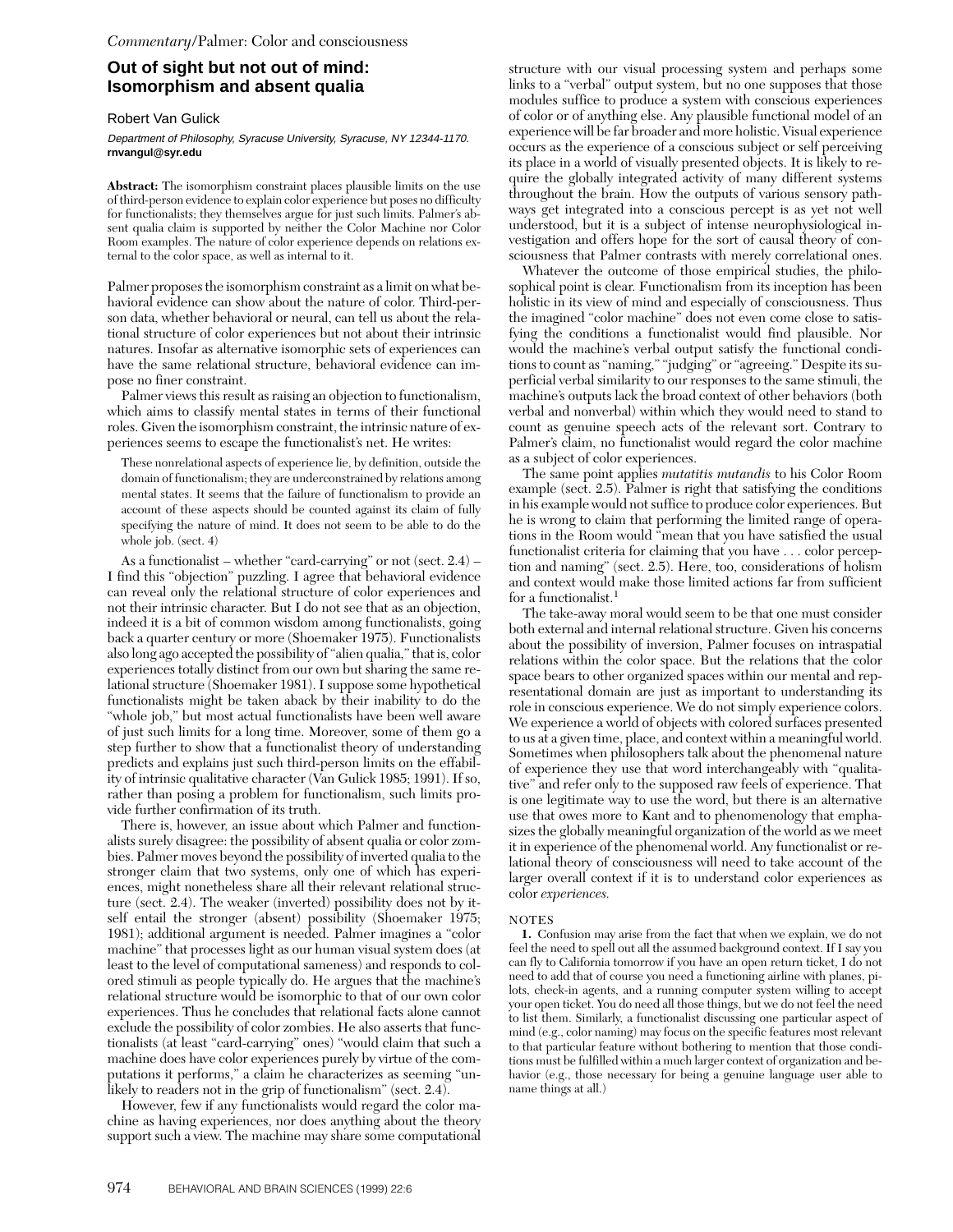## Out of sight but not out of mind: Isomorphism and absent qualia

Robert Van Gulick

*Department of Philosophy, Syracuse University, Syracuse, NY 12344-1170.*
**rnvangul@syr.edu**

**Abstract:** The isomorphism constraint places plausible limits on the use of third-person evidence to explain color experience but poses no difficulty for functionalists; they themselves argue for just such limits. Palmer's absent qualia claim is supported by neither the Color Machine nor Color Room examples. The nature of color experience depends on relations external to the color space, as well as internal to it.

Palmer proposes the isomorphism constraint as a limit on what behavioral evidence can show about the nature of color. Third-person data, whether behavioral or neural, can tell us about the relational structure of color experiences but not about their intrinsic natures. Insofar as alternative isomorphic sets of experiences can have the same relational structure, behavioral evidence can impose no finer constraint.

Palmer views this result as raising an objection to functionalism, which aims to classify mental states in terms of their functional roles. Given the isomorphism constraint, the intrinsic nature of experiences seems to escape the functionalist's net. He writes:

> These nonrelational aspects of experience lie, by definition, outside the domain of functionalism; they are underconstrained by relations among mental states. It seems that the failure of functionalism to provide an account of these aspects should be counted against its claim of fully specifying the nature of mind. It does not seem to be able to do the whole job. (sect. 4)

As a functionalist – whether "card-carrying" or not (sect. 2.4) – I find this "objection" puzzling. I agree that behavioral evidence can reveal only the relational structure of color experiences and not their intrinsic character. But I do not see that as an objection, indeed it is a bit of common wisdom among functionalists, going back a quarter century or more (Shoemaker 1975). Functionalists also long ago accepted the possibility of "alien qualia," that is, color experiences totally distinct from our own but sharing the same relational structure (Shoemaker 1981). I suppose some hypothetical functionalists might be taken aback by their inability to do the "whole job," but most actual functionalists have been well aware of just such limits for a long time. Moreover, some of them go a step further to show that a functionalist theory of understanding predicts and explains just such third-person limits on the effability of intrinsic qualitative character (Van Gulick 1985; 1991). If so, rather than posing a problem for functionalism, such limits provide further confirmation of its truth.

There is, however, an issue about which Palmer and functionalists surely disagree: the possibility of absent qualia or color zombies. Palmer moves beyond the possibility of inverted qualia to the stronger claim that two systems, only one of which has experiences, might nonetheless share all their relevant relational structure (sect. 2.4). The weaker (inverted) possibility does not by itself entail the stronger (absent) possibility (Shoemaker 1975; 1981); additional argument is needed. Palmer imagines a "color machine" that processes light as our human visual system does (at least to the level of computational sameness) and responds to colored stimuli as people typically do. He argues that the machine's relational structure would be isomorphic to that of our own color experiences. Thus he concludes that relational facts alone cannot exclude the possibility of color zombies. He also asserts that functionalists (at least "card-carrying" ones) "would claim that such a machine does have color experiences purely by virtue of the computations it performs," a claim he characterizes as seeming "unlikely to readers not in the grip of functionalism" (sect. 2.4).

However, few if any functionalists would regard the color machine as having experiences, nor does anything about the theory support such a view. The machine may share some computational structure with our visual processing system and perhaps some links to a "verbal" output system, but no one supposes that those modules suffice to produce a system with conscious experiences of color or of anything else. Any plausible functional model of an experience will be far broader and more holistic. Visual experience occurs as the experience of a conscious subject or self perceiving its place in a world of visually presented objects. It is likely to require the globally integrated activity of many different systems throughout the brain. How the outputs of various sensory pathways get integrated into a conscious percept is as yet not well understood, but it is a subject of intense neurophysiological investigation and offers hope for the sort of causal theory of consciousness that Palmer contrasts with merely correlational ones.

Whatever the outcome of those empirical studies, the philosophical point is clear. Functionalism from its inception has been holistic in its view of mind and especially of consciousness. Thus the imagined "color machine" does not even come close to satisfying the conditions a functionalist would find plausible. Nor would the machine's verbal output satisfy the functional conditions to count as "naming," "judging" or "agreeing." Despite its superficial verbal similarity to our responses to the same stimuli, the machine's outputs lack the broad context of other behaviors (both verbal and nonverbal) within which they would need to stand to count as genuine speech acts of the relevant sort. Contrary to Palmer's claim, no functionalist would regard the color machine as a subject of color experiences.

The same point applies *mutatitis mutandis* to his Color Room example (sect. 2.5). Palmer is right that satisfying the conditions in his example would not suffice to produce color experiences. But he is wrong to claim that performing the limited range of operations in the Room would "mean that you have satisfied the usual functionalist criteria for claiming that you have . . . color perception and naming" (sect. 2.5). Here, too, considerations of holism and context would make those limited actions far from sufficient for a functionalist.[1]

The take-away moral would seem to be that one must consider both external and internal relational structure. Given his concerns about the possibility of inversion, Palmer focuses on intraspatial relations within the color space. But the relations that the color space bears to other organized spaces within our mental and representational domain are just as important to understanding its role in conscious experience. We do not simply experience colors. We experience a world of objects with colored surfaces presented to us at a given time, place, and context within a meaningful world. Sometimes when philosophers talk about the phenomenal nature of experience they use that word interchangeably with "qualitative" and refer only to the supposed raw feels of experience. That is one legitimate way to use the word, but there is an alternative use that owes more to Kant and to phenomenology that emphasizes the globally meaningful organization of the world as we meet it in experience of the phenomenal world. Any functionalist or relational theory of consciousness will need to take account of the larger overall context if it is to understand color experiences as color *experiences.*

### NOTES

**1.** Confusion may arise from the fact that when we explain, we do not feel the need to spell out all the assumed background context. If I say you can fly to California tomorrow if you have an open return ticket, I do not need to add that of course you need a functioning airline with planes, pilots, check-in agents, and a running computer system willing to accept your open ticket. You do need all those things, but we do not feel the need to list them. Similarly, a functionalist discussing one particular aspect of mind (e.g., color naming) may focus on the specific features most relevant to that particular feature without bothering to mention that those conditions must be fulfilled within a much larger context of organization and behavior (e.g., those necessary for being a genuine language user able to name things at all.)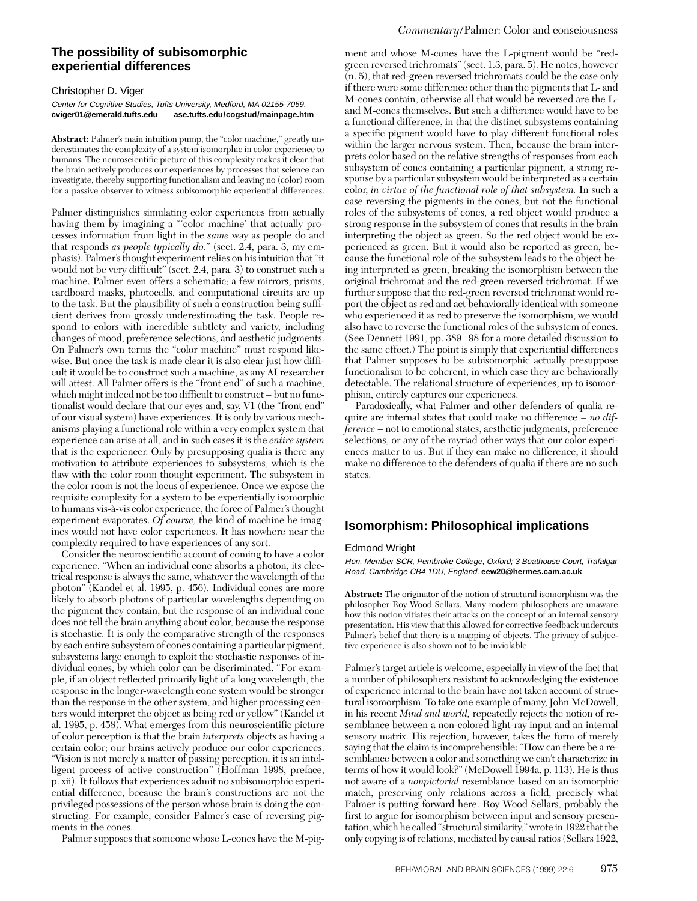## The possibility of subisomorphic experiential differences

Christopher D. Viger

*Center for Cognitive Studies, Tufts University, Medford, MA 02155-7059.*
**cviger01@emerald.tufts.edu ase.tufts.edu/cogstud/mainpage.htm**

**Abstract:** Palmer's main intuition pump, the "color machine," greatly underestimates the complexity of a system isomorphic in color experience to humans. The neuroscientific picture of this complexity makes it clear that the brain actively produces our experiences by processes that science can investigate, thereby supporting functionalism and leaving no (color) room for a passive observer to witness subisomorphic experiential differences.

Palmer distinguishes simulating color experiences from actually having them by imagining a "'color machine' that actually processes information from light in the *same* way as people do and that responds *as people typically do.*" (sect. 2.4, para. 3, my emphasis). Palmer's thought experiment relies on his intuition that "it would not be very difficult" (sect. 2.4, para. 3) to construct such a machine. Palmer even offers a schematic; a few mirrors, prisms, cardboard masks, photocells, and computational circuits are up to the task. But the plausibility of such a construction being sufficient derives from grossly underestimating the task. People respond to colors with incredible subtlety and variety, including changes of mood, preference selections, and aesthetic judgments. On Palmer's own terms the "color machine" must respond likewise. But once the task is made clear it is also clear just how difficult it would be to construct such a machine, as any AI researcher will attest. All Palmer offers is the "front end" of such a machine, which might indeed not be too difficult to construct – but no functionalist would declare that our eyes and, say, V1 (the "front end" of our visual system) have experiences. It is only by various mechanisms playing a functional role within a very complex system that experience can arise at all, and in such cases it is the *entire system* that is the experiencer. Only by presupposing qualia is there any motivation to attribute experiences to subsystems, which is the flaw with the color room thought experiment. The subsystem in the color room is not the locus of experience. Once we expose the requisite complexity for a system to be experientially isomorphic to humans vis-à-vis color experience, the force of Palmer's thought experiment evaporates. *Of course,* the kind of machine he imagines would not have color experiences. It has nowhere near the complexity required to have experiences of any sort.

Consider the neuroscientific account of coming to have a color experience. "When an individual cone absorbs a photon, its electrical response is always the same, whatever the wavelength of the photon" (Kandel et al. 1995, p. 456). Individual cones are more likely to absorb photons of particular wavelengths depending on the pigment they contain, but the response of an individual cone does not tell the brain anything about color, because the response is stochastic. It is only the comparative strength of the responses by each entire subsystem of cones containing a particular pigment, subsystems large enough to exploit the stochastic responses of individual cones, by which color can be discriminated. "For example, if an object reflected primarily light of a long wavelength, the response in the longer-wavelength cone system would be stronger than the response in the other system, and higher processing centers would interpret the object as being red or yellow" (Kandel et al. 1995, p. 458). What emerges from this neuroscientific picture of color perception is that the brain *interprets* objects as having a certain color; our brains actively produce our color experiences. "Vision is not merely a matter of passing perception, it is an intelligent process of active construction" (Hoffman 1998, preface, p. xii). It follows that experiences admit no subisomorphic experiential difference, because the brain's constructions are not the privileged possessions of the person whose brain is doing the constructing. For example, consider Palmer's case of reversing pigments in the cones.

Palmer supposes that someone whose L-cones have the M-pigment and whose M-cones have the L-pigment would be "red-green reversed trichromats" (sect. 1.3, para. 5). He notes, however (n. 5), that red-green reversed trichromats could be the case only if there were some difference other than the pigments that L- and M-cones contain, otherwise all that would be reversed are the L- and M-cones themselves. But such a difference would have to be a functional difference, in that the distinct subsystems containing a specific pigment would have to play different functional roles within the larger nervous system. Then, because the brain interprets color based on the relative strengths of responses from each subsystem of cones containing a particular pigment, a strong response by a particular subsystem would be interpreted as a certain color, *in virtue of the functional role of that subsystem.* In such a case reversing the pigments in the cones, but not the functional roles of the subsystems of cones, a red object would produce a strong response in the subsystem of cones that results in the brain interpreting the object as green. So the red object would be experienced as green. But it would also be reported as green, because the functional role of the subsystem leads to the object being interpreted as green, breaking the isomorphism between the original trichromat and the red-green reversed trichromat. If we further suppose that the red-green reversed trichromat would report the object as red and act behaviorally identical with someone who experienced it as red to preserve the isomorphism, we would also have to reverse the functional roles of the subsystem of cones. (See Dennett 1991, pp. 389–98 for a more detailed discussion to the same effect.) The point is simply that experiential differences that Palmer supposes to be subisomorphic actually presuppose functionalism to be coherent, in which case they are behaviorally detectable. The relational structure of experiences, up to isomorphism, entirely captures our experiences.

Paradoxically, what Palmer and other defenders of qualia require are internal states that could make no difference – *no difference* – not to emotional states, aesthetic judgments, preference selections, or any of the myriad other ways that our color experiences matter to us. But if they can make no difference, it should make no difference to the defenders of qualia if there are no such states.

## Isomorphism: Philosophical implications

Edmond Wright

*Hon. Member SCR, Pembroke College, Oxford; 3 Boathouse Court, Trafalgar Road, Cambridge CB4 1DU, England.* **eew20@hermes.cam.ac.uk**

**Abstract:** The originator of the notion of structural isomorphism was the philosopher Roy Wood Sellars. Many modern philosophers are unaware how this notion vitiates their attacks on the concept of an internal sensory presentation. His view that this allowed for corrective feedback undercuts Palmer's belief that there is a mapping of objects. The privacy of subjective experience is also shown not to be inviolable.

Palmer's target article is welcome, especially in view of the fact that a number of philosophers resistant to acknowledging the existence of experience internal to the brain have not taken account of structural isomorphism. To take one example of many, John McDowell, in his recent *Mind and world,* repeatedly rejects the notion of resemblance between a non-colored light-ray input and an internal sensory matrix. His rejection, however, takes the form of merely saying that the claim is incomprehensible: "How can there be a resemblance between a color and something we can't characterize in terms of how it would look?" (McDowell 1994a, p. 113). He is thus not aware of a *nonpictorial* resemblance based on an isomorphic match, preserving only relations across a field, precisely what Palmer is putting forward here. Roy Wood Sellars, probably the first to argue for isomorphism between input and sensory presentation, which he called "structural similarity," wrote in 1922 that the only copying is of relations, mediated by causal ratios (Sellars 1922,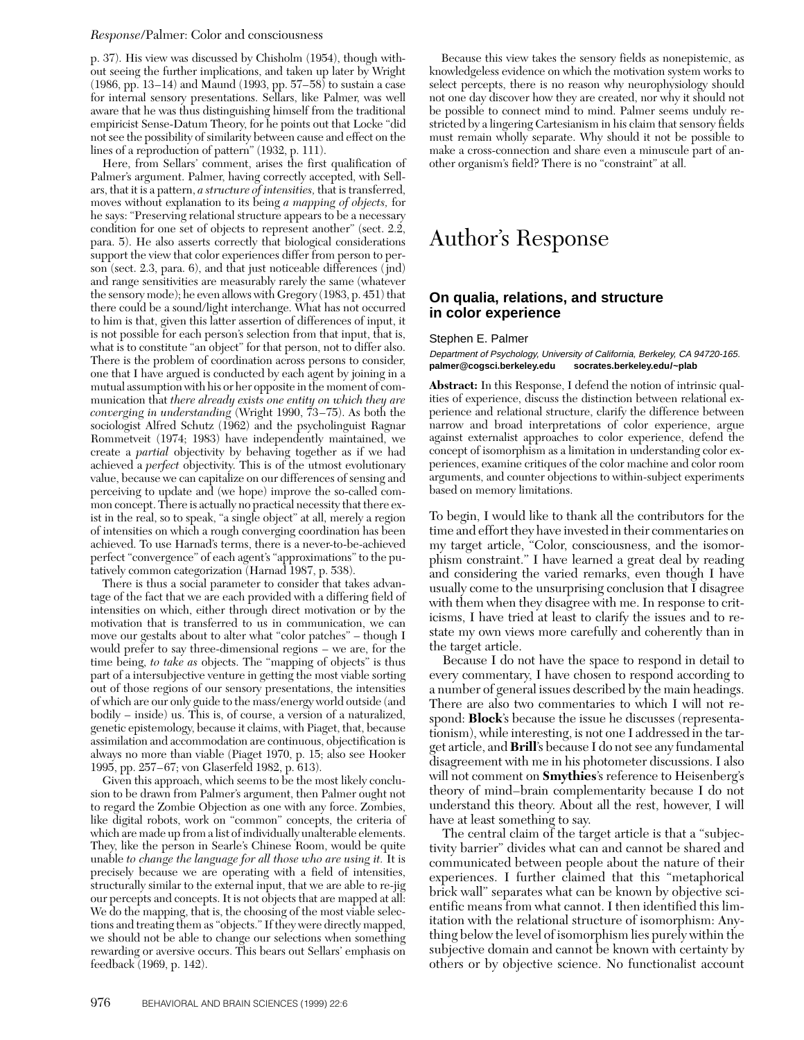p. 37). His view was discussed by Chisholm (1954), though without seeing the further implications, and taken up later by Wright (1986, pp. 13–14) and Maund (1993, pp. 57–58) to sustain a case for internal sensory presentations. Sellars, like Palmer, was well aware that he was thus distinguishing himself from the traditional empiricist Sense-Datum Theory, for he points out that Locke "did not see the possibility of similarity between cause and effect on the lines of a reproduction of pattern" (1932, p. 111).

Here, from Sellars' comment, arises the first qualification of Palmer's argument. Palmer, having correctly accepted, with Sellars, that it is a pattern, *a structure of intensities*, that is transferred, moves without explanation to its being *a mapping of objects,* for he says: "Preserving relational structure appears to be a necessary condition for one set of objects to represent another" (sect. 2.2, para. 5). He also asserts correctly that biological considerations support the view that color experiences differ from person to person (sect. 2.3, para. 6), and that just noticeable differences (jnd) and range sensitivities are measurably rarely the same (whatever the sensory mode); he even allows with Gregory (1983, p. 451) that there could be a sound/light interchange. What has not occurred to him is that, given this latter assertion of differences of input, it is not possible for each person's selection from that input, that is, what is to constitute "an object" for that person, not to differ also. There is the problem of coordination across persons to consider, one that I have argued is conducted by each agent by joining in a mutual assumption with his or her opposite in the moment of communication that *there already exists one entity on which they are converging in understanding* (Wright 1990, 73–75). As both the sociologist Alfred Schutz (1962) and the psycholinguist Ragnar Rommetveit (1974; 1983) have independently maintained, we create a *partial* objectivity by behaving together as if we had achieved a *perfect* objectivity. This is of the utmost evolutionary value, because we can capitalize on our differences of sensing and perceiving to update and (we hope) improve the so-called common concept. There is actually no practical necessity that there exist in the real, so to speak, "a single object" at all, merely a region of intensities on which a rough converging coordination has been achieved. To use Harnad's terms, there is a never-to-be-achieved perfect "convergence" of each agent's "approximations" to the putatively common categorization (Harnad 1987, p. 538).

There is thus a social parameter to consider that takes advantage of the fact that we are each provided with a differing field of intensities on which, either through direct motivation or by the motivation that is transferred to us in communication, we can move our gestalts about to alter what "color patches" – though I would prefer to say three-dimensional regions – we are, for the time being, *to take as* objects. The "mapping of objects" is thus part of a intersubjective venture in getting the most viable sorting out of those regions of our sensory presentations, the intensities of which are our only guide to the mass/energy world outside (and bodily – inside) us. This is, of course, a version of a naturalized, genetic epistemology, because it claims, with Piaget, that, because assimilation and accommodation are continuous, objectification is always no more than viable (Piaget 1970, p. 15; also see Hooker 1995, pp. 257–67; von Glaserfeld 1982, p. 613).

Given this approach, which seems to be the most likely conclusion to be drawn from Palmer's argument, then Palmer ought not to regard the Zombie Objection as one with any force. Zombies, like digital robots, work on "common" concepts, the criteria of which are made up from a list of individually unalterable elements. They, like the person in Searle's Chinese Room, would be quite unable *to change the language for all those who are using it.* It is precisely because we are operating with a field of intensities, structurally similar to the external input, that we are able to re-jig our percepts and concepts. It is not objects that are mapped at all: We do the mapping, that is, the choosing of the most viable selections and treating them as "objects." If they were directly mapped, we should not be able to change our selections when something rewarding or aversive occurs. This bears out Sellars' emphasis on feedback (1969, p. 142).

Because this view takes the sensory fields as nonepistemic, as knowledgeless evidence on which the motivation system works to select percepts, there is no reason why neurophysiology should not one day discover how they are created, nor why it should not be possible to connect mind to mind. Palmer seems unduly restricted by a lingering Cartesianism in his claim that sensory fields must remain wholly separate. Why should it not be possible to make a cross-connection and share even a minuscule part of another organism's field? There is no "constraint" at all.

# Author's Response

## On qualia, relations, and structure in color experience

Stephen E. Palmer

*Department of Psychology, University of California, Berkeley, CA 94720-165.*
**palmer@cogsci.berkeley.edu socrates.berkeley.edu/~plab**

**Abstract:** In this Response, I defend the notion of intrinsic qualities of experience, discuss the distinction between relational experience and relational structure, clarify the difference between narrow and broad interpretations of color experience, argue against externalist approaches to color experience, defend the concept of isomorphism as a limitation in understanding color experiences, examine critiques of the color machine and color room arguments, and counter objections to within-subject experiments based on memory limitations.

To begin, I would like to thank all the contributors for the time and effort they have invested in their commentaries on my target article, "Color, consciousness, and the isomorphism constraint." I have learned a great deal by reading and considering the varied remarks, even though I have usually come to the unsurprising conclusion that I disagree with them when they disagree with me. In response to criticisms, I have tried at least to clarify the issues and to restate my own views more carefully and coherently than in the target article.

Because I do not have the space to respond in detail to every commentary, I have chosen to respond according to a number of general issues described by the main headings. There are also two commentaries to which I will not respond: **Block**'s because the issue he discusses (representationism), while interesting, is not one I addressed in the target article, and **Brill**'s because I do not see any fundamental disagreement with me in his photometer discussions. I also will not comment on **Smythies**'s reference to Heisenberg's theory of mind–brain complementarity because I do not understand this theory. About all the rest, however, I will have at least something to say.

The central claim of the target article is that a "subjectivity barrier" divides what can and cannot be shared and communicated between people about the nature of their experiences. I further claimed that this "metaphorical brick wall" separates what can be known by objective scientific means from what cannot. I then identified this limitation with the relational structure of isomorphism: Anything below the level of isomorphism lies purely within the subjective domain and cannot be known with certainty by others or by objective science. No functionalist account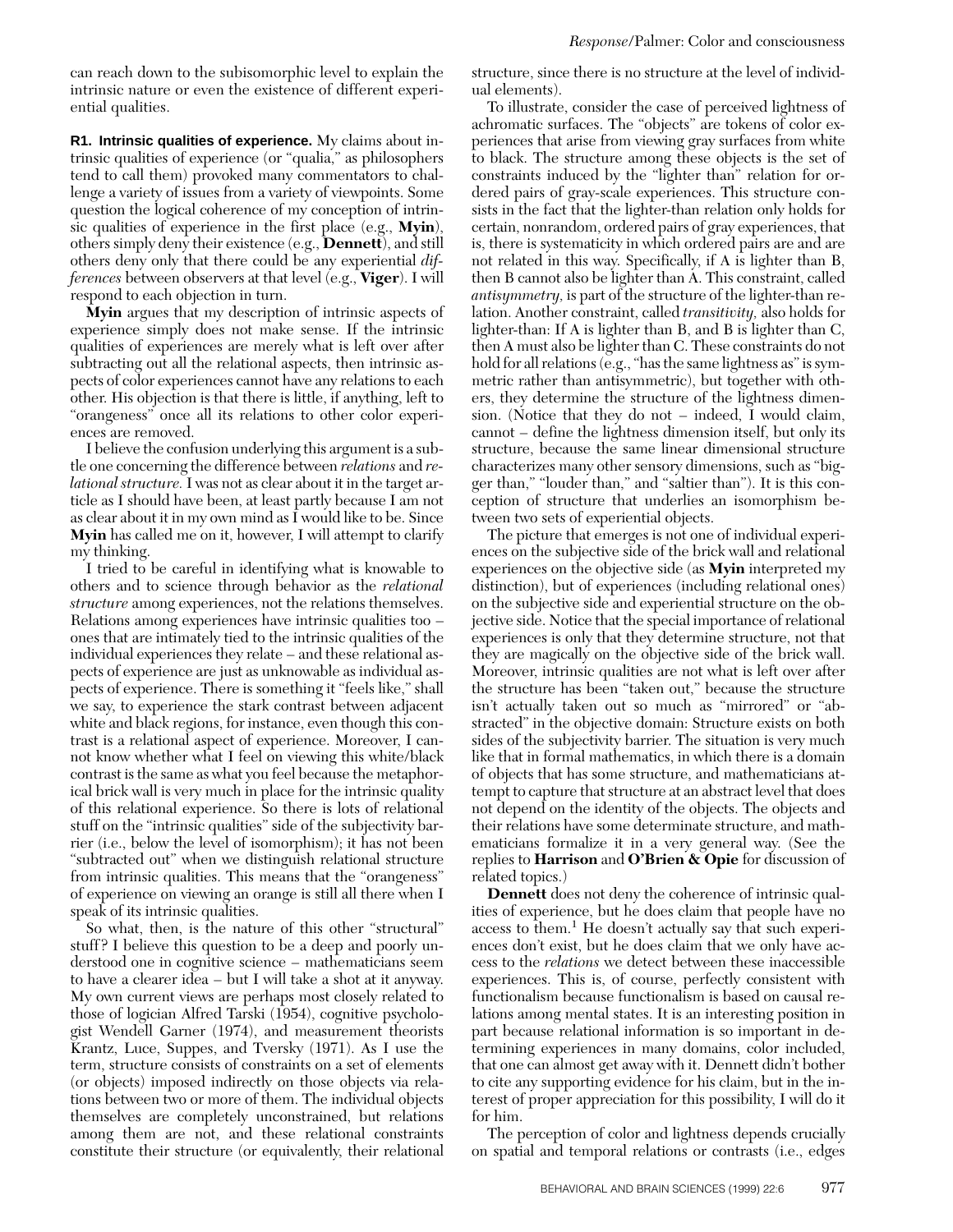can reach down to the subisomorphic level to explain the intrinsic nature or even the existence of different experiential qualities.

**R1. Intrinsic qualities of experience.** My claims about intrinsic qualities of experience (or "qualia," as philosophers tend to call them) provoked many commentators to challenge a variety of issues from a variety of viewpoints. Some question the logical coherence of my conception of intrinsic qualities of experience in the first place (e.g., **Myin**), others simply deny their existence (e.g., **Dennett**), and still others deny only that there could be any experiential *differences* between observers at that level (e.g., **Viger**). I will respond to each objection in turn.

**Myin** argues that my description of intrinsic aspects of experience simply does not make sense. If the intrinsic qualities of experiences are merely what is left over after subtracting out all the relational aspects, then intrinsic aspects of color experiences cannot have any relations to each other. His objection is that there is little, if anything, left to "orangeness" once all its relations to other color experiences are removed.

I believe the confusion underlying this argument is a subtle one concerning the difference between *relations* and *relational structure.* I was not as clear about it in the target article as I should have been, at least partly because I am not as clear about it in my own mind as I would like to be. Since **Myin** has called me on it, however, I will attempt to clarify my thinking.

I tried to be careful in identifying what is knowable to others and to science through behavior as the *relational structure* among experiences, not the relations themselves. Relations among experiences have intrinsic qualities too – ones that are intimately tied to the intrinsic qualities of the individual experiences they relate – and these relational aspects of experience are just as unknowable as individual aspects of experience. There is something it "feels like," shall we say, to experience the stark contrast between adjacent white and black regions, for instance, even though this contrast is a relational aspect of experience. Moreover, I cannot know whether what I feel on viewing this white/black contrast is the same as what you feel because the metaphorical brick wall is very much in place for the intrinsic quality of this relational experience. So there is lots of relational stuff on the "intrinsic qualities" side of the subjectivity barrier (i.e., below the level of isomorphism); it has not been "subtracted out" when we distinguish relational structure from intrinsic qualities. This means that the "orangeness" of experience on viewing an orange is still all there when I speak of its intrinsic qualities.

So what, then, is the nature of this other "structural" stuff? I believe this question to be a deep and poorly understood one in cognitive science – mathematicians seem to have a clearer idea – but I will take a shot at it anyway. My own current views are perhaps most closely related to those of logician Alfred Tarski (1954), cognitive psychologist Wendell Garner (1974), and measurement theorists Krantz, Luce, Suppes, and Tversky (1971). As I use the term, structure consists of constraints on a set of elements (or objects) imposed indirectly on those objects via relations between two or more of them. The individual objects themselves are completely unconstrained, but relations among them are not, and these relational constraints constitute their structure (or equivalently, their relational structure, since there is no structure at the level of individual elements).

To illustrate, consider the case of perceived lightness of achromatic surfaces. The "objects" are tokens of color experiences that arise from viewing gray surfaces from white to black. The structure among these objects is the set of constraints induced by the "lighter than" relation for ordered pairs of gray-scale experiences. This structure consists in the fact that the lighter-than relation only holds for certain, nonrandom, ordered pairs of gray experiences, that is, there is systematicity in which ordered pairs are and are not related in this way. Specifically, if A is lighter than B, then B cannot also be lighter than A. This constraint, called *antisymmetry,* is part of the structure of the lighter-than relation. Another constraint, called *transitivity,* also holds for lighter-than: If A is lighter than B, and B is lighter than C, then A must also be lighter than C. These constraints do not hold for all relations (e.g., "has the same lightness as" is symmetric rather than antisymmetric), but together with others, they determine the structure of the lightness dimension. (Notice that they do not – indeed, I would claim, cannot – define the lightness dimension itself, but only its structure, because the same linear dimensional structure characterizes many other sensory dimensions, such as "bigger than," "louder than," and "saltier than"). It is this conception of structure that underlies an isomorphism between two sets of experiential objects.

The picture that emerges is not one of individual experiences on the subjective side of the brick wall and relational experiences on the objective side (as **Myin** interpreted my distinction), but of experiences (including relational ones) on the subjective side and experiential structure on the objective side. Notice that the special importance of relational experiences is only that they determine structure, not that they are magically on the objective side of the brick wall. Moreover, intrinsic qualities are not what is left over after the structure has been "taken out," because the structure isn't actually taken out so much as "mirrored" or "abstracted" in the objective domain: Structure exists on both sides of the subjectivity barrier. The situation is very much like that in formal mathematics, in which there is a domain of objects that has some structure, and mathematicians attempt to capture that structure at an abstract level that does not depend on the identity of the objects. The objects and their relations have some determinate structure, and mathematicians formalize it in a very general way. (See the replies to **Harrison** and **O'Brien & Opie** for discussion of related topics.)

**Dennett** does not deny the coherence of intrinsic qualities of experience, but he does claim that people have no access to them.[1] He doesn't actually say that such experiences don't exist, but he does claim that we only have access to the *relations* we detect between these inaccessible experiences. This is, of course, perfectly consistent with functionalism because functionalism is based on causal relations among mental states. It is an interesting position in part because relational information is so important in determining experiences in many domains, color included, that one can almost get away with it. Dennett didn't bother to cite any supporting evidence for his claim, but in the interest of proper appreciation for this possibility, I will do it for him.

The perception of color and lightness depends crucially on spatial and temporal relations or contrasts (i.e., edges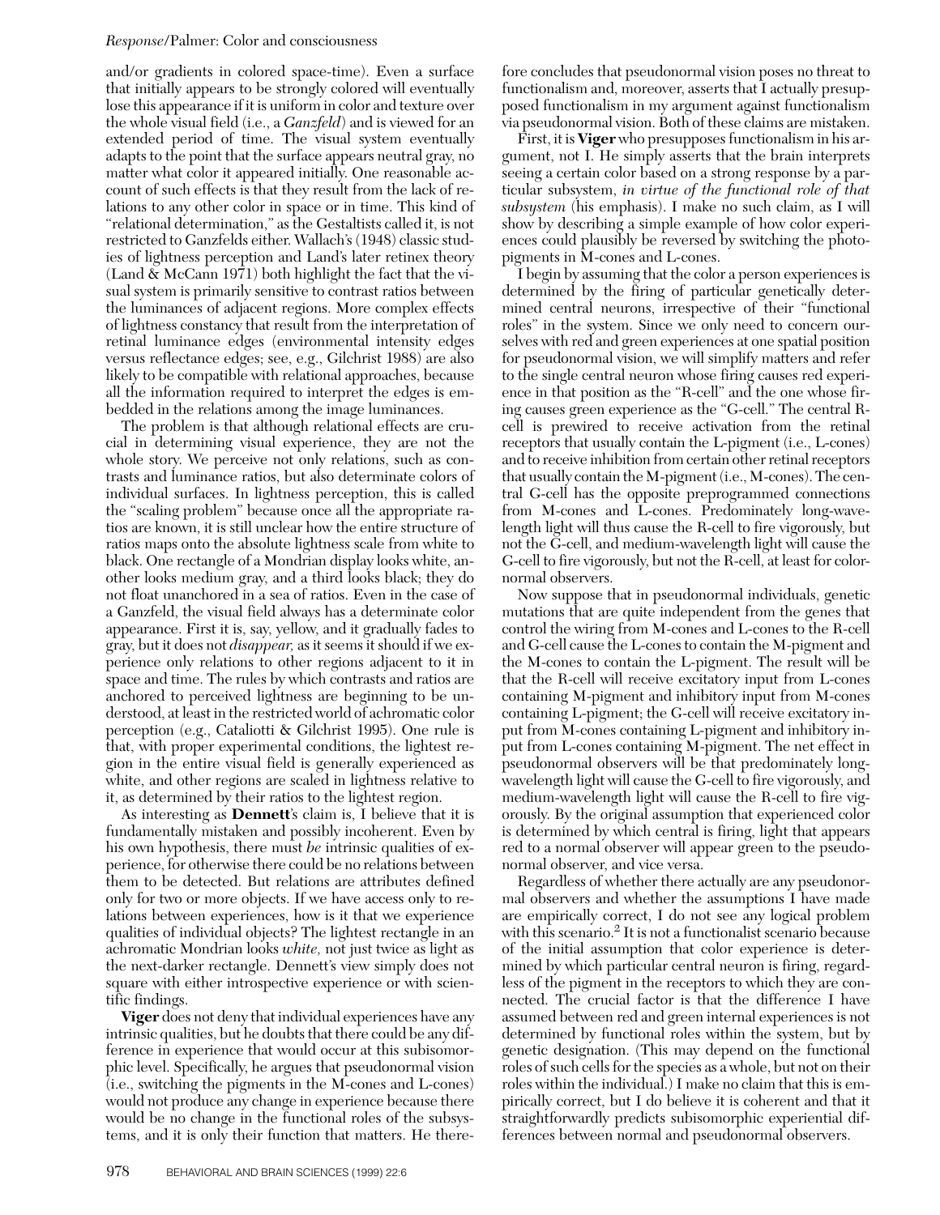and/or gradients in colored space-time). Even a surface that initially appears to be strongly colored will eventually lose this appearance if it is uniform in color and texture over the whole visual field (i.e., a *Ganzfeld*) and is viewed for an extended period of time. The visual system eventually adapts to the point that the surface appears neutral gray, no matter what color it appeared initially. One reasonable account of such effects is that they result from the lack of relations to any other color in space or in time. This kind of "relational determination," as the Gestaltists called it, is not restricted to Ganzfelds either. Wallach's (1948) classic studies of lightness perception and Land's later retinex theory (Land & McCann 1971) both highlight the fact that the visual system is primarily sensitive to contrast ratios between the luminances of adjacent regions. More complex effects of lightness constancy that result from the interpretation of retinal luminance edges (environmental intensity edges versus reflectance edges; see, e.g., Gilchrist 1988) are also likely to be compatible with relational approaches, because all the information required to interpret the edges is embedded in the relations among the image luminances.

The problem is that although relational effects are crucial in determining visual experience, they are not the whole story. We perceive not only relations, such as contrasts and luminance ratios, but also determinate colors of individual surfaces. In lightness perception, this is called the "scaling problem" because once all the appropriate ratios are known, it is still unclear how the entire structure of ratios maps onto the absolute lightness scale from white to black. One rectangle of a Mondrian display looks white, another looks medium gray, and a third looks black; they do not float unanchored in a sea of ratios. Even in the case of a Ganzfeld, the visual field always has a determinate color appearance. First it is, say, yellow, and it gradually fades to gray, but it does not *disappear*, as it seems it should if we experience only relations to other regions adjacent to it in space and time. The rules by which contrasts and ratios are anchored to perceived lightness are beginning to be understood, at least in the restricted world of achromatic color perception (e.g., Cataliotti & Gilchrist 1995). One rule is that, with proper experimental conditions, the lightest region in the entire visual field is generally experienced as white, and other regions are scaled in lightness relative to it, as determined by their ratios to the lightest region.

As interesting as **Dennett**'s claim is, I believe that it is fundamentally mistaken and possibly incoherent. Even by his own hypothesis, there must *be* intrinsic qualities of experience, for otherwise there could be no relations between them to be detected. But relations are attributes defined only for two or more objects. If we have access only to relations between experiences, how is it that we experience qualities of individual objects? The lightest rectangle in an achromatic Mondrian looks *white*, not just twice as light as the next-darker rectangle. Dennett's view simply does not square with either introspective experience or with scientific findings.

**Viger** does not deny that individual experiences have any intrinsic qualities, but he doubts that there could be any difference in experience that would occur at this subisomorphic level. Specifically, he argues that pseudonormal vision (i.e., switching the pigments in the M-cones and L-cones) would not produce any change in experience because there would be no change in the functional roles of the subsystems, and it is only their function that matters. He therefore concludes that pseudonormal vision poses no threat to functionalism and, moreover, asserts that I actually presupposed functionalism in my argument against functionalism via pseudonormal vision. Both of these claims are mistaken.

First, it is **Viger** who presupposes functionalism in his argument, not I. He simply asserts that the brain interprets seeing a certain color based on a strong response by a particular subsystem, *in virtue of the functional role of that subsystem* (his emphasis). I make no such claim, as I will show by describing a simple example of how color experiences could plausibly be reversed by switching the photopigments in M-cones and L-cones.

I begin by assuming that the color a person experiences is determined by the firing of particular genetically determined central neurons, irrespective of their "functional roles" in the system. Since we only need to concern ourselves with red and green experiences at one spatial position for pseudonormal vision, we will simplify matters and refer to the single central neuron whose firing causes red experience in that position as the "R-cell" and the one whose firing causes green experience as the "G-cell." The central R-cell is prewired to receive activation from the retinal receptors that usually contain the L-pigment (i.e., L-cones) and to receive inhibition from certain other retinal receptors that usually contain the M-pigment (i.e., M-cones). The central G-cell has the opposite preprogrammed connections from M-cones and L-cones. Predominately long-wavelength light will thus cause the R-cell to fire vigorously, but not the G-cell, and medium-wavelength light will cause the G-cell to fire vigorously, but not the R-cell, at least for color-normal observers.

Now suppose that in pseudonormal individuals, genetic mutations that are quite independent from the genes that control the wiring from M-cones and L-cones to the R-cell and G-cell cause the L-cones to contain the M-pigment and the M-cones to contain the L-pigment. The result will be that the R-cell will receive excitatory input from L-cones containing M-pigment and inhibitory input from M-cones containing L-pigment; the G-cell will receive excitatory input from M-cones containing L-pigment and inhibitory input from L-cones containing M-pigment. The net effect in pseudonormal observers will be that predominately long-wavelength light will cause the G-cell to fire vigorously, and medium-wavelength light will cause the R-cell to fire vigorously. By the original assumption that experienced color is determined by which central is firing, light that appears red to a normal observer will appear green to the pseudonormal observer, and vice versa.

Regardless of whether there actually are any pseudonormal observers and whether the assumptions I have made are empirically correct, I do not see any logical problem with this scenario.[2] It is not a functionalist scenario because of the initial assumption that color experience is determined by which particular central neuron is firing, regardless of the pigment in the receptors to which they are connected. The crucial factor is that the difference I have assumed between red and green internal experiences is not determined by functional roles within the system, but by genetic designation. (This may depend on the functional roles of such cells for the species as a whole, but not on their roles within the individual.) I make no claim that this is empirically correct, but I do believe it is coherent and that it straightforwardly predicts subisomorphic experiential differences between normal and pseudonormal observers.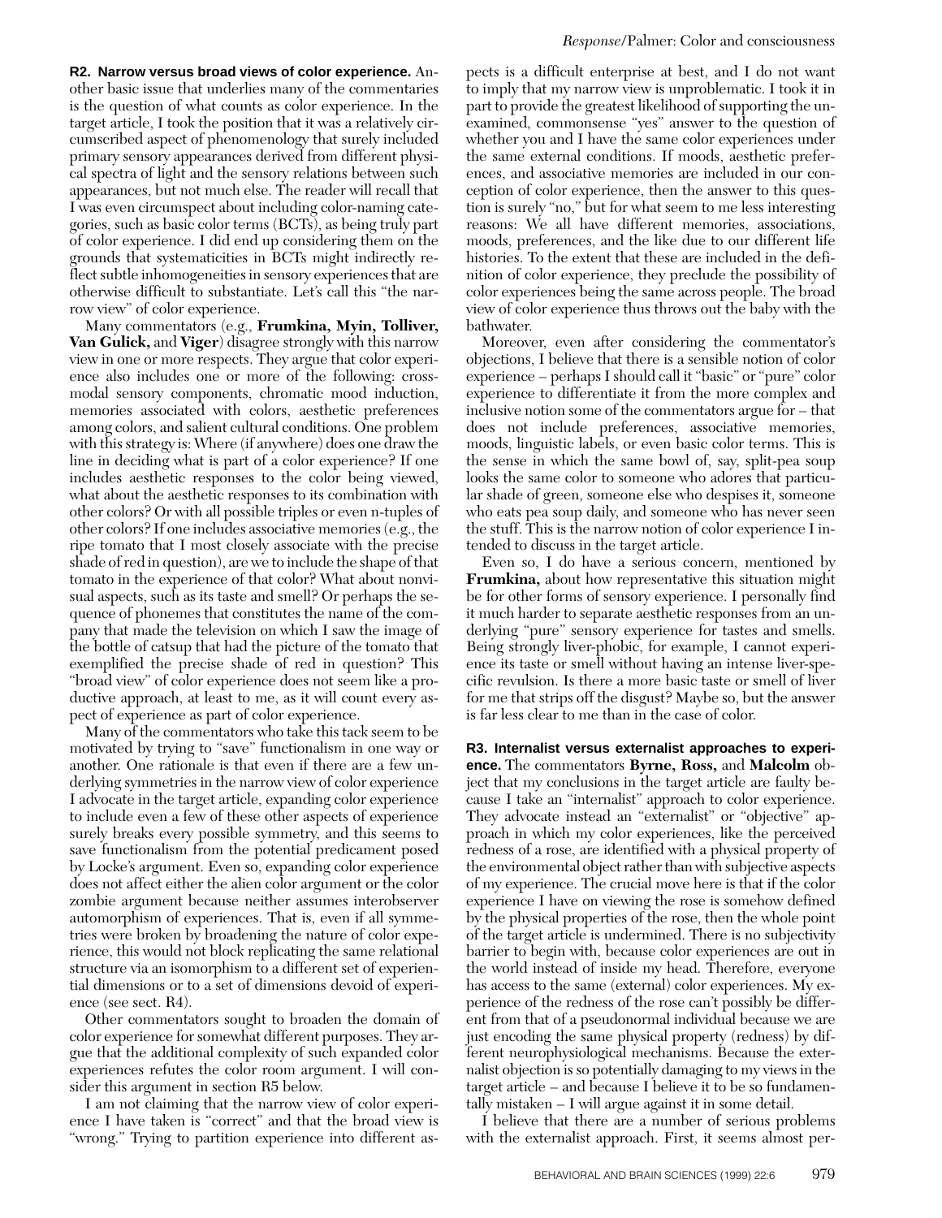**R2. Narrow versus broad views of color experience.** Another basic issue that underlies many of the commentaries is the question of what counts as color experience. In the target article, I took the position that it was a relatively circumscribed aspect of phenomenology that surely included primary sensory appearances derived from different physical spectra of light and the sensory relations between such appearances, but not much else. The reader will recall that I was even circumspect about including color-naming categories, such as basic color terms (BCTs), as being truly part of color experience. I did end up considering them on the grounds that systematicities in BCTs might indirectly reflect subtle inhomogeneities in sensory experiences that are otherwise difficult to substantiate. Let's call this "the narrow view" of color experience.

Many commentators (e.g., **Frumkina, Myin, Tolliver, Van Gulick,** and **Viger**) disagree strongly with this narrow view in one or more respects. They argue that color experience also includes one or more of the following: cross-modal sensory components, chromatic mood induction, memories associated with colors, aesthetic preferences among colors, and salient cultural conditions. One problem with this strategy is: Where (if anywhere) does one draw the line in deciding what is part of a color experience? If one includes aesthetic responses to the color being viewed, what about the aesthetic responses to its combination with other colors? Or with all possible triples or even n-tuples of other colors? If one includes associative memories (e.g., the ripe tomato that I most closely associate with the precise shade of red in question), are we to include the shape of that tomato in the experience of that color? What about nonvisual aspects, such as its taste and smell? Or perhaps the sequence of phonemes that constitutes the name of the company that made the television on which I saw the image of the bottle of catsup that had the picture of the tomato that exemplified the precise shade of red in question? This "broad view" of color experience does not seem like a productive approach, at least to me, as it will count every aspect of experience as part of color experience.

Many of the commentators who take this tack seem to be motivated by trying to "save" functionalism in one way or another. One rationale is that even if there are a few underlying symmetries in the narrow view of color experience I advocate in the target article, expanding color experience to include even a few of these other aspects of experience surely breaks every possible symmetry, and this seems to save functionalism from the potential predicament posed by Locke's argument. Even so, expanding color experience does not affect either the alien color argument or the color zombie argument because neither assumes interobserver automorphism of experiences. That is, even if all symmetries were broken by broadening the nature of color experience, this would not block replicating the same relational structure via an isomorphism to a different set of experiential dimensions or to a set of dimensions devoid of experience (see sect. R4).

Other commentators sought to broaden the domain of color experience for somewhat different purposes. They argue that the additional complexity of such expanded color experiences refutes the color room argument. I will consider this argument in section R5 below.

I am not claiming that the narrow view of color experience I have taken is "correct" and that the broad view is "wrong." Trying to partition experience into different aspects is a difficult enterprise at best, and I do not want to imply that my narrow view is unproblematic. I took it in part to provide the greatest likelihood of supporting the unexamined, commonsense "yes" answer to the question of whether you and I have the same color experiences under the same external conditions. If moods, aesthetic preferences, and associative memories are included in our conception of color experience, then the answer to this question is surely "no," but for what seem to me less interesting reasons: We all have different memories, associations, moods, preferences, and the like due to our different life histories. To the extent that these are included in the definition of color experience, they preclude the possibility of color experiences being the same across people. The broad view of color experience thus throws out the baby with the bathwater.

Moreover, even after considering the commentator's objections, I believe that there is a sensible notion of color experience – perhaps I should call it "basic" or "pure" color experience to differentiate it from the more complex and inclusive notion some of the commentators argue for – that does not include preferences, associative memories, moods, linguistic labels, or even basic color terms. This is the sense in which the same bowl of, say, split-pea soup looks the same color to someone who adores that particular shade of green, someone else who despises it, someone who eats pea soup daily, and someone who has never seen the stuff. This is the narrow notion of color experience I intended to discuss in the target article.

Even so, I do have a serious concern, mentioned by **Frumkina,** about how representative this situation might be for other forms of sensory experience. I personally find it much harder to separate aesthetic responses from an underlying "pure" sensory experience for tastes and smells. Being strongly liver-phobic, for example, I cannot experience its taste or smell without having an intense liver-specific revulsion. Is there a more basic taste or smell of liver for me that strips off the disgust? Maybe so, but the answer is far less clear to me than in the case of color.

**R3. Internalist versus externalist approaches to experience.** The commentators **Byrne, Ross,** and **Malcolm** object that my conclusions in the target article are faulty because I take an "internalist" approach to color experience. They advocate instead an "externalist" or "objective" approach in which my color experiences, like the perceived redness of a rose, are identified with a physical property of the environmental object rather than with subjective aspects of my experience. The crucial move here is that if the color experience I have on viewing the rose is somehow defined by the physical properties of the rose, then the whole point of the target article is undermined. There is no subjectivity barrier to begin with, because color experiences are out in the world instead of inside my head. Therefore, everyone has access to the same (external) color experiences. My experience of the redness of the rose can't possibly be different from that of a pseudonormal individual because we are just encoding the same physical property (redness) by different neurophysiological mechanisms. Because the externalist objection is so potentially damaging to my views in the target article – and because I believe it to be so fundamentally mistaken – I will argue against it in some detail.

I believe that there are a number of serious problems with the externalist approach. First, it seems almost per-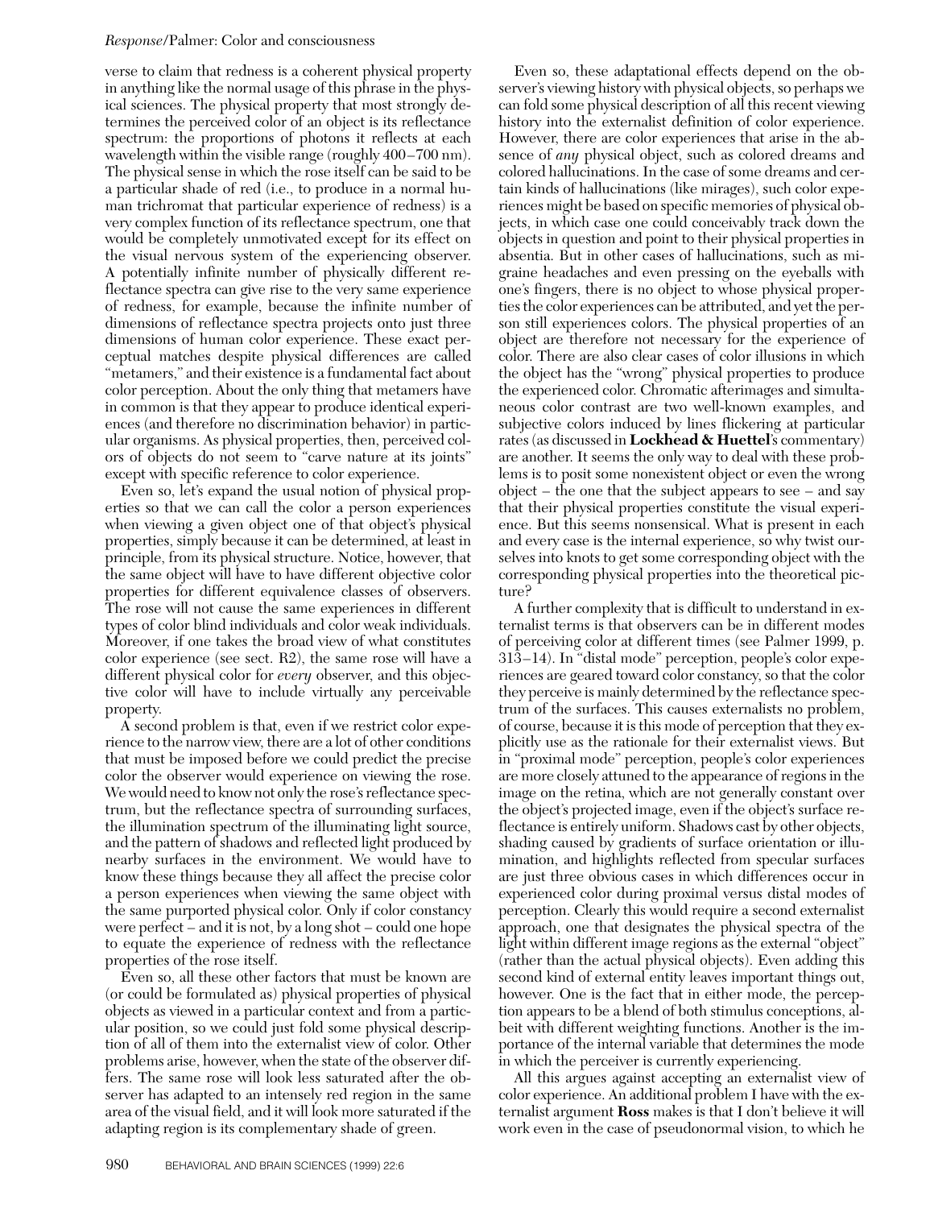verse to claim that redness is a coherent physical property in anything like the normal usage of this phrase in the physical sciences. The physical property that most strongly determines the perceived color of an object is its reflectance spectrum: the proportions of photons it reflects at each wavelength within the visible range (roughly 400–700 nm). The physical sense in which the rose itself can be said to be a particular shade of red (i.e., to produce in a normal human trichromat that particular experience of redness) is a very complex function of its reflectance spectrum, one that would be completely unmotivated except for its effect on the visual nervous system of the experiencing observer. A potentially infinite number of physically different reflectance spectra can give rise to the very same experience of redness, for example, because the infinite number of dimensions of reflectance spectra projects onto just three dimensions of human color experience. These exact perceptual matches despite physical differences are called "metamers," and their existence is a fundamental fact about color perception. About the only thing that metamers have in common is that they appear to produce identical experiences (and therefore no discrimination behavior) in particular organisms. As physical properties, then, perceived colors of objects do not seem to "carve nature at its joints" except with specific reference to color experience.

Even so, let's expand the usual notion of physical properties so that we can call the color a person experiences when viewing a given object one of that object's physical properties, simply because it can be determined, at least in principle, from its physical structure. Notice, however, that the same object will have to have different objective color properties for different equivalence classes of observers. The rose will not cause the same experiences in different types of color blind individuals and color weak individuals. Moreover, if one takes the broad view of what constitutes color experience (see sect. R2), the same rose will have a different physical color for *every* observer, and this objective color will have to include virtually any perceivable property.

A second problem is that, even if we restrict color experience to the narrow view, there are a lot of other conditions that must be imposed before we could predict the precise color the observer would experience on viewing the rose. We would need to know not only the rose's reflectance spectrum, but the reflectance spectra of surrounding surfaces, the illumination spectrum of the illuminating light source, and the pattern of shadows and reflected light produced by nearby surfaces in the environment. We would have to know these things because they all affect the precise color a person experiences when viewing the same object with the same purported physical color. Only if color constancy were perfect – and it is not, by a long shot – could one hope to equate the experience of redness with the reflectance properties of the rose itself.

Even so, all these other factors that must be known are (or could be formulated as) physical properties of physical objects as viewed in a particular context and from a particular position, so we could just fold some physical description of all of them into the externalist view of color. Other problems arise, however, when the state of the observer differs. The same rose will look less saturated after the observer has adapted to an intensely red region in the same area of the visual field, and it will look more saturated if the adapting region is its complementary shade of green.

Even so, these adaptational effects depend on the observer's viewing history with physical objects, so perhaps we can fold some physical description of all this recent viewing history into the externalist definition of color experience. However, there are color experiences that arise in the absence of *any* physical object, such as colored dreams and colored hallucinations. In the case of some dreams and certain kinds of hallucinations (like mirages), such color experiences might be based on specific memories of physical objects, in which case one could conceivably track down the objects in question and point to their physical properties in absentia. But in other cases of hallucinations, such as migraine headaches and even pressing on the eyeballs with one's fingers, there is no object to whose physical properties the color experiences can be attributed, and yet the person still experiences colors. The physical properties of an object are therefore not necessary for the experience of color. There are also clear cases of color illusions in which the object has the "wrong" physical properties to produce the experienced color. Chromatic afterimages and simultaneous color contrast are two well-known examples, and subjective colors induced by lines flickering at particular rates (as discussed in **Lockhead & Huettel**'s commentary) are another. It seems the only way to deal with these problems is to posit some nonexistent object or even the wrong object – the one that the subject appears to see – and say that their physical properties constitute the visual experience. But this seems nonsensical. What is present in each and every case is the internal experience, so why twist ourselves into knots to get some corresponding object with the corresponding physical properties into the theoretical picture?

A further complexity that is difficult to understand in externalist terms is that observers can be in different modes of perceiving color at different times (see Palmer 1999, p. 313–14). In "distal mode" perception, people's color experiences are geared toward color constancy, so that the color they perceive is mainly determined by the reflectance spectrum of the surfaces. This causes externalists no problem, of course, because it is this mode of perception that they explicitly use as the rationale for their externalist views. But in "proximal mode" perception, people's color experiences are more closely attuned to the appearance of regions in the image on the retina, which are not generally constant over the object's projected image, even if the object's surface reflectance is entirely uniform. Shadows cast by other objects, shading caused by gradients of surface orientation or illumination, and highlights reflected from specular surfaces are just three obvious cases in which differences occur in experienced color during proximal versus distal modes of perception. Clearly this would require a second externalist approach, one that designates the physical spectra of the light within different image regions as the external "object" (rather than the actual physical objects). Even adding this second kind of external entity leaves important things out, however. One is the fact that in either mode, the perception appears to be a blend of both stimulus conceptions, albeit with different weighting functions. Another is the importance of the internal variable that determines the mode in which the perceiver is currently experiencing.

All this argues against accepting an externalist view of color experience. An additional problem I have with the externalist argument **Ross** makes is that I don't believe it will work even in the case of pseudonormal vision, to which he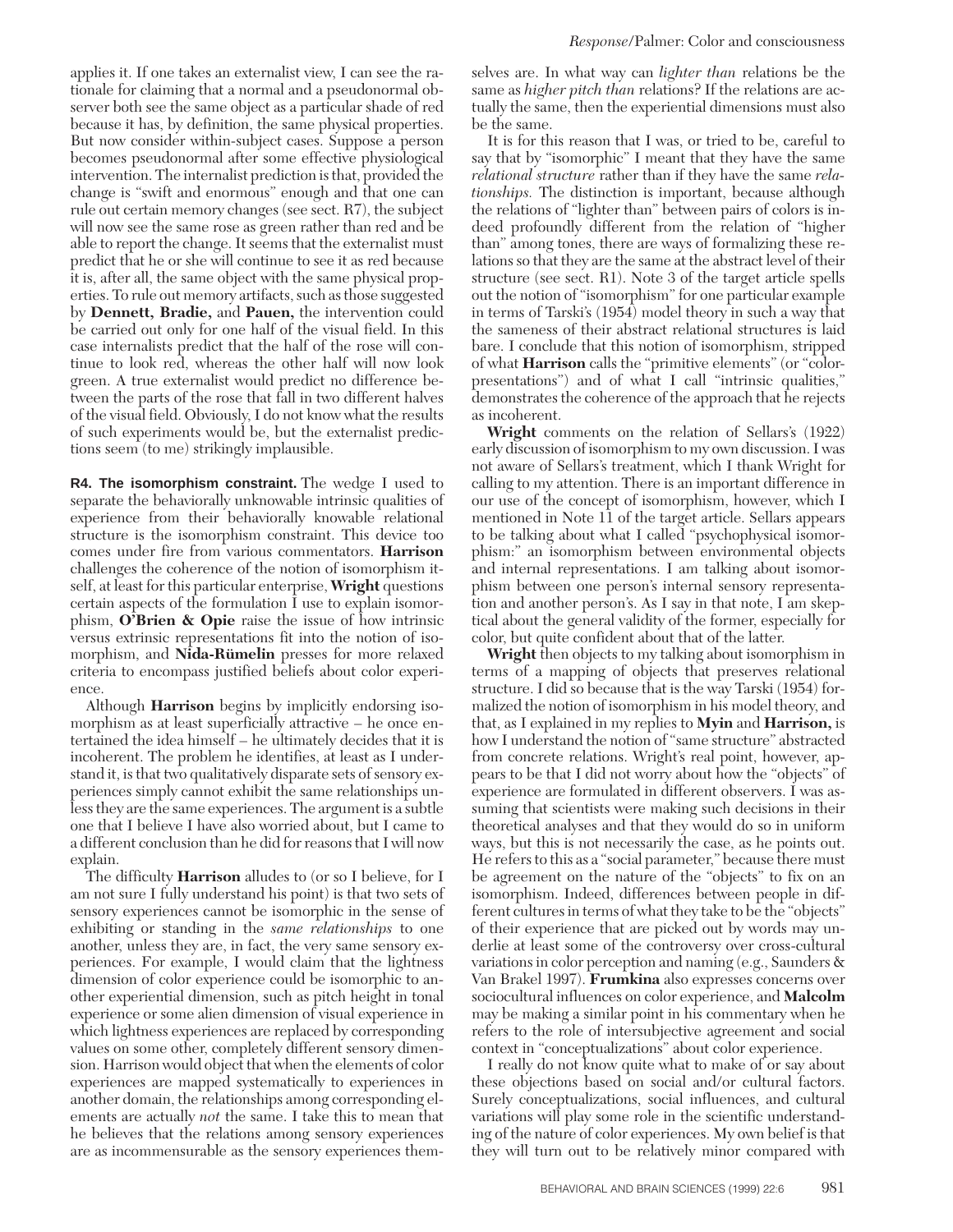applies it. If one takes an externalist view, I can see the rationale for claiming that a normal and a pseudonormal observer both see the same object as a particular shade of red because it has, by definition, the same physical properties. But now consider within-subject cases. Suppose a person becomes pseudonormal after some effective physiological intervention. The internalist prediction is that, provided the change is "swift and enormous" enough and that one can rule out certain memory changes (see sect. R7), the subject will now see the same rose as green rather than red and be able to report the change. It seems that the externalist must predict that he or she will continue to see it as red because it is, after all, the same object with the same physical properties. To rule out memory artifacts, such as those suggested by **Dennett, Bradie,** and **Pauen,** the intervention could be carried out only for one half of the visual field. In this case internalists predict that the half of the rose will continue to look red, whereas the other half will now look green. A true externalist would predict no difference between the parts of the rose that fall in two different halves of the visual field. Obviously, I do not know what the results of such experiments would be, but the externalist predictions seem (to me) strikingly implausible.

**R4. The isomorphism constraint.** The wedge I used to separate the behaviorally unknowable intrinsic qualities of experience from their behaviorally knowable relational structure is the isomorphism constraint. This device too comes under fire from various commentators. **Harrison** challenges the coherence of the notion of isomorphism itself, at least for this particular enterprise, **Wright** questions certain aspects of the formulation I use to explain isomorphism, **O'Brien & Opie** raise the issue of how intrinsic versus extrinsic representations fit into the notion of isomorphism, and **Nida-Rümelin** presses for more relaxed criteria to encompass justified beliefs about color experience.

Although **Harrison** begins by implicitly endorsing isomorphism as at least superficially attractive – he once entertained the idea himself – he ultimately decides that it is incoherent. The problem he identifies, at least as I understand it, is that two qualitatively disparate sets of sensory experiences simply cannot exhibit the same relationships unless they are the same experiences. The argument is a subtle one that I believe I have also worried about, but I came to a different conclusion than he did for reasons that I will now explain.

The difficulty **Harrison** alludes to (or so I believe, for I am not sure I fully understand his point) is that two sets of sensory experiences cannot be isomorphic in the sense of exhibiting or standing in the *same relationships* to one another, unless they are, in fact, the very same sensory experiences. For example, I would claim that the lightness dimension of color experience could be isomorphic to another experiential dimension, such as pitch height in tonal experience or some alien dimension of visual experience in which lightness experiences are replaced by corresponding values on some other, completely different sensory dimension. Harrison would object that when the elements of color experiences are mapped systematically to experiences in another domain, the relationships among corresponding elements are actually *not* the same. I take this to mean that he believes that the relations among sensory experiences are as incommensurable as the sensory experiences themselves are. In what way can *lighter than* relations be the same as *higher pitch than* relations? If the relations are actually the same, then the experiential dimensions must also be the same.

It is for this reason that I was, or tried to be, careful to say that by "isomorphic" I meant that they have the same *relational structure* rather than if they have the same *relationships.* The distinction is important, because although the relations of "lighter than" between pairs of colors is indeed profoundly different from the relation of "higher than" among tones, there are ways of formalizing these relations so that they are the same at the abstract level of their structure (see sect. R1). Note 3 of the target article spells out the notion of "isomorphism" for one particular example in terms of Tarski's (1954) model theory in such a way that the sameness of their abstract relational structures is laid bare. I conclude that this notion of isomorphism, stripped of what **Harrison** calls the "primitive elements" (or "color-presentations") and of what I call "intrinsic qualities," demonstrates the coherence of the approach that he rejects as incoherent.

**Wright** comments on the relation of Sellars's (1922) early discussion of isomorphism to my own discussion. I was not aware of Sellars's treatment, which I thank Wright for calling to my attention. There is an important difference in our use of the concept of isomorphism, however, which I mentioned in Note 11 of the target article. Sellars appears to be talking about what I called "psychophysical isomorphism:" an isomorphism between environmental objects and internal representations. I am talking about isomorphism between one person's internal sensory representation and another person's. As I say in that note, I am skeptical about the general validity of the former, especially for color, but quite confident about that of the latter.

**Wright** then objects to my talking about isomorphism in terms of a mapping of objects that preserves relational structure. I did so because that is the way Tarski (1954) formalized the notion of isomorphism in his model theory, and that, as I explained in my replies to **Myin** and **Harrison,** is how I understand the notion of "same structure" abstracted from concrete relations. Wright's real point, however, appears to be that I did not worry about how the "objects" of experience are formulated in different observers. I was assuming that scientists were making such decisions in their theoretical analyses and that they would do so in uniform ways, but this is not necessarily the case, as he points out. He refers to this as a "social parameter," because there must be agreement on the nature of the "objects" to fix on an isomorphism. Indeed, differences between people in different cultures in terms of what they take to be the "objects" of their experience that are picked out by words may underlie at least some of the controversy over cross-cultural variations in color perception and naming (e.g., Saunders & Van Brakel 1997). **Frumkina** also expresses concerns over sociocultural influences on color experience, and **Malcolm** may be making a similar point in his commentary when he refers to the role of intersubjective agreement and social context in "conceptualizations" about color experience.

I really do not know quite what to make of or say about these objections based on social and/or cultural factors. Surely conceptualizations, social influences, and cultural variations will play some role in the scientific understanding of the nature of color experiences. My own belief is that they will turn out to be relatively minor compared with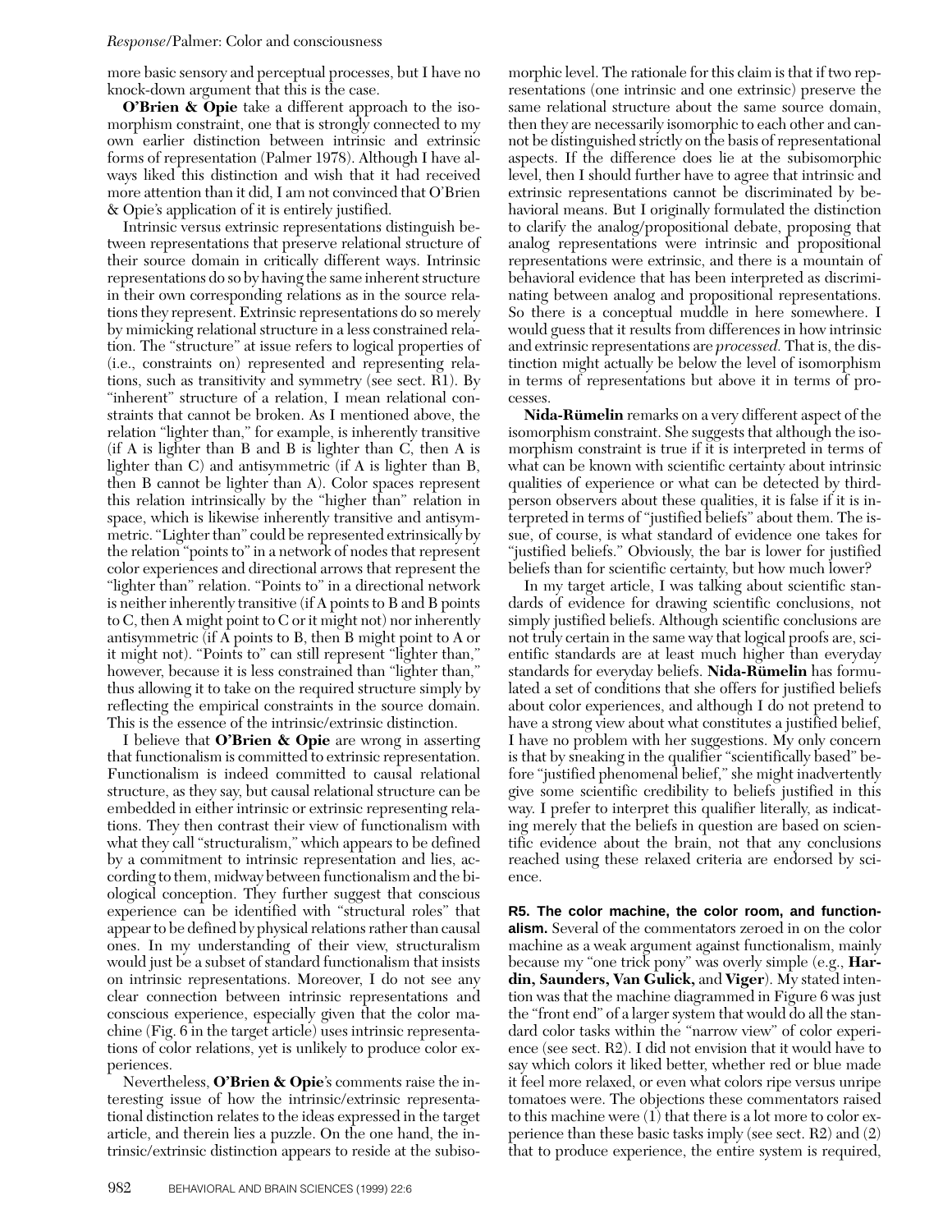more basic sensory and perceptual processes, but I have no knock-down argument that this is the case.

**O'Brien & Opie** take a different approach to the isomorphism constraint, one that is strongly connected to my own earlier distinction between intrinsic and extrinsic forms of representation (Palmer 1978). Although I have always liked this distinction and wish that it had received more attention than it did, I am not convinced that O'Brien & Opie's application of it is entirely justified.

Intrinsic versus extrinsic representations distinguish between representations that preserve relational structure of their source domain in critically different ways. Intrinsic representations do so by having the same inherent structure in their own corresponding relations as in the source relations they represent. Extrinsic representations do so merely by mimicking relational structure in a less constrained relation. The "structure" at issue refers to logical properties of (i.e., constraints on) represented and representing relations, such as transitivity and symmetry (see sect. R1). By "inherent" structure of a relation, I mean relational constraints that cannot be broken. As I mentioned above, the relation "lighter than," for example, is inherently transitive (if A is lighter than B and B is lighter than C, then A is lighter than C) and antisymmetric (if A is lighter than B, then B cannot be lighter than A). Color spaces represent this relation intrinsically by the "higher than" relation in space, which is likewise inherently transitive and antisymmetric. "Lighter than" could be represented extrinsically by the relation "points to" in a network of nodes that represent color experiences and directional arrows that represent the "lighter than" relation. "Points to" in a directional network is neither inherently transitive (if A points to B and B points to C, then A might point to C or it might not) nor inherently antisymmetric (if A points to B, then B might point to A or it might not). "Points to" can still represent "lighter than," however, because it is less constrained than "lighter than," thus allowing it to take on the required structure simply by reflecting the empirical constraints in the source domain. This is the essence of the intrinsic/extrinsic distinction.

I believe that **O'Brien & Opie** are wrong in asserting that functionalism is committed to extrinsic representation. Functionalism is indeed committed to causal relational structure, as they say, but causal relational structure can be embedded in either intrinsic or extrinsic representing relations. They then contrast their view of functionalism with what they call "structuralism," which appears to be defined by a commitment to intrinsic representation and lies, according to them, midway between functionalism and the biological conception. They further suggest that conscious experience can be identified with "structural roles" that appear to be defined by physical relations rather than causal ones. In my understanding of their view, structuralism would just be a subset of standard functionalism that insists on intrinsic representations. Moreover, I do not see any clear connection between intrinsic representations and conscious experience, especially given that the color machine (Fig. 6 in the target article) uses intrinsic representations of color relations, yet is unlikely to produce color experiences.

Nevertheless, **O'Brien & Opie**'s comments raise the interesting issue of how the intrinsic/extrinsic representational distinction relates to the ideas expressed in the target article, and therein lies a puzzle. On the one hand, the intrinsic/extrinsic distinction appears to reside at the subisomorphic level. The rationale for this claim is that if two representations (one intrinsic and one extrinsic) preserve the same relational structure about the same source domain, then they are necessarily isomorphic to each other and cannot be distinguished strictly on the basis of representational aspects. If the difference does lie at the subisomorphic level, then I should further have to agree that intrinsic and extrinsic representations cannot be discriminated by behavioral means. But I originally formulated the distinction to clarify the analog/propositional debate, proposing that analog representations were intrinsic and propositional representations were extrinsic, and there is a mountain of behavioral evidence that has been interpreted as discriminating between analog and propositional representations. So there is a conceptual muddle in here somewhere. I would guess that it results from differences in how intrinsic and extrinsic representations are *processed.* That is, the distinction might actually be below the level of isomorphism in terms of representations but above it in terms of processes.

**Nida-Rümelin** remarks on a very different aspect of the isomorphism constraint. She suggests that although the isomorphism constraint is true if it is interpreted in terms of what can be known with scientific certainty about intrinsic qualities of experience or what can be detected by third-person observers about these qualities, it is false if it is interpreted in terms of "justified beliefs" about them. The issue, of course, is what standard of evidence one takes for "justified beliefs." Obviously, the bar is lower for justified beliefs than for scientific certainty, but how much lower?

In my target article, I was talking about scientific standards of evidence for drawing scientific conclusions, not simply justified beliefs. Although scientific conclusions are not truly certain in the same way that logical proofs are, scientific standards are at least much higher than everyday standards for everyday beliefs. **Nida-Rümelin** has formulated a set of conditions that she offers for justified beliefs about color experiences, and although I do not pretend to have a strong view about what constitutes a justified belief, I have no problem with her suggestions. My only concern is that by sneaking in the qualifier "scientifically based" before "justified phenomenal belief," she might inadvertently give some scientific credibility to beliefs justified in this way. I prefer to interpret this qualifier literally, as indicating merely that the beliefs in question are based on scientific evidence about the brain, not that any conclusions reached using these relaxed criteria are endorsed by science.

**R5. The color machine, the color room, and functionalism.** Several of the commentators zeroed in on the color machine as a weak argument against functionalism, mainly because my "one trick pony" was overly simple (e.g., **Hardin, Saunders, Van Gulick,** and **Viger**). My stated intention was that the machine diagrammed in Figure 6 was just the "front end" of a larger system that would do all the standard color tasks within the "narrow view" of color experience (see sect. R2). I did not envision that it would have to say which colors it liked better, whether red or blue made it feel more relaxed, or even what colors ripe versus unripe tomatoes were. The objections these commentators raised to this machine were (1) that there is a lot more to color experience than these basic tasks imply (see sect. R2) and (2) that to produce experience, the entire system is required,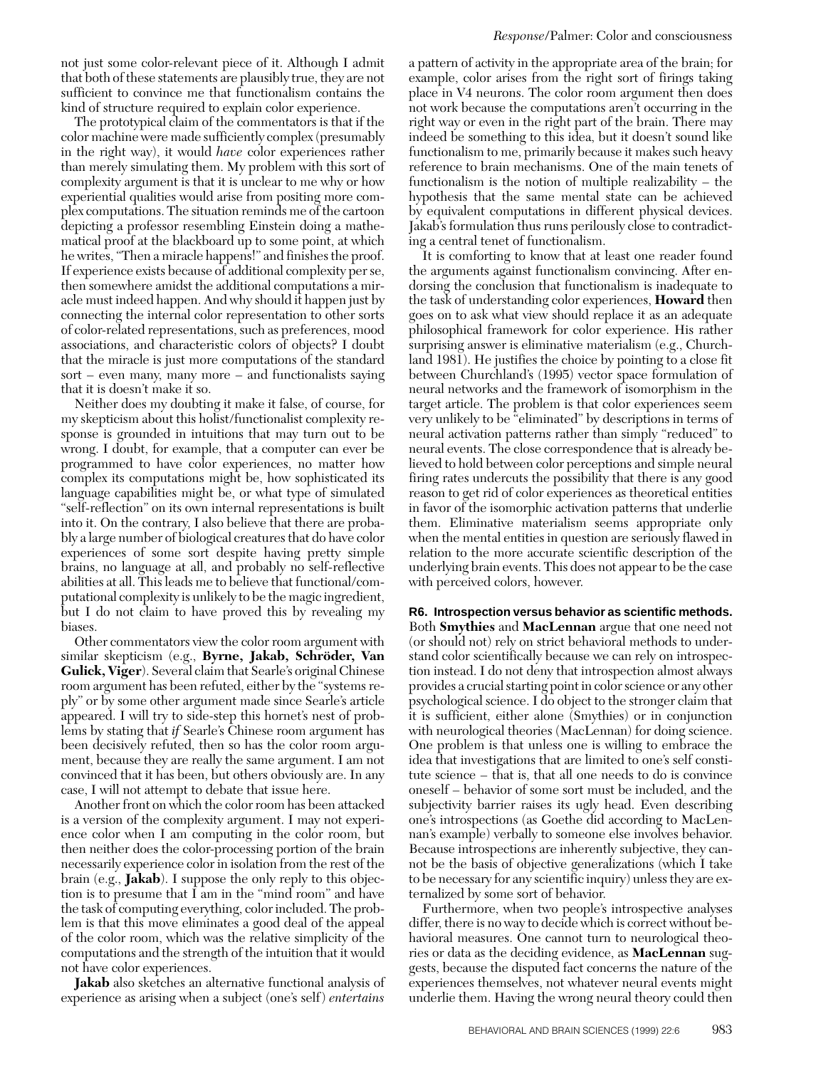not just some color-relevant piece of it. Although I admit that both of these statements are plausibly true, they are not sufficient to convince me that functionalism contains the kind of structure required to explain color experience.

The prototypical claim of the commentators is that if the color machine were made sufficiently complex (presumably in the right way), it would *have* color experiences rather than merely simulating them. My problem with this sort of complexity argument is that it is unclear to me why or how experiential qualities would arise from positing more complex computations. The situation reminds me of the cartoon depicting a professor resembling Einstein doing a mathematical proof at the blackboard up to some point, at which he writes, "Then a miracle happens!" and finishes the proof. If experience exists because of additional complexity per se, then somewhere amidst the additional computations a miracle must indeed happen. And why should it happen just by connecting the internal color representation to other sorts of color-related representations, such as preferences, mood associations, and characteristic colors of objects? I doubt that the miracle is just more computations of the standard sort – even many, many more – and functionalists saying that it is doesn't make it so.

Neither does my doubting it make it false, of course, for my skepticism about this holist/functionalist complexity response is grounded in intuitions that may turn out to be wrong. I doubt, for example, that a computer can ever be programmed to have color experiences, no matter how complex its computations might be, how sophisticated its language capabilities might be, or what type of simulated "self-reflection" on its own internal representations is built into it. On the contrary, I also believe that there are probably a large number of biological creatures that do have color experiences of some sort despite having pretty simple brains, no language at all, and probably no self-reflective abilities at all. This leads me to believe that functional/computational complexity is unlikely to be the magic ingredient, but I do not claim to have proved this by revealing my biases.

Other commentators view the color room argument with similar skepticism (e.g., **Byrne, Jakab, Schröder, Van Gulick, Viger**). Several claim that Searle's original Chinese room argument has been refuted, either by the "systems reply" or by some other argument made since Searle's article appeared. I will try to side-step this hornet's nest of problems by stating that *if* Searle's Chinese room argument has been decisively refuted, then so has the color room argument, because they are really the same argument. I am not convinced that it has been, but others obviously are. In any case, I will not attempt to debate that issue here.

Another front on which the color room has been attacked is a version of the complexity argument. I may not experience color when I am computing in the color room, but then neither does the color-processing portion of the brain necessarily experience color in isolation from the rest of the brain (e.g., **Jakab**). I suppose the only reply to this objection is to presume that I am in the "mind room" and have the task of computing everything, color included. The problem is that this move eliminates a good deal of the appeal of the color room, which was the relative simplicity of the computations and the strength of the intuition that it would not have color experiences.

**Jakab** also sketches an alternative functional analysis of experience as arising when a subject (one's self) *entertains* a pattern of activity in the appropriate area of the brain; for example, color arises from the right sort of firings taking place in V4 neurons. The color room argument then does not work because the computations aren't occurring in the right way or even in the right part of the brain. There may indeed be something to this idea, but it doesn't sound like functionalism to me, primarily because it makes such heavy reference to brain mechanisms. One of the main tenets of functionalism is the notion of multiple realizability – the hypothesis that the same mental state can be achieved by equivalent computations in different physical devices. Jakab's formulation thus runs perilously close to contradicting a central tenet of functionalism.

It is comforting to know that at least one reader found the arguments against functionalism convincing. After endorsing the conclusion that functionalism is inadequate to the task of understanding color experiences, **Howard** then goes on to ask what view should replace it as an adequate philosophical framework for color experience. His rather surprising answer is eliminative materialism (e.g., Churchland 1981). He justifies the choice by pointing to a close fit between Churchland's (1995) vector space formulation of neural networks and the framework of isomorphism in the target article. The problem is that color experiences seem very unlikely to be "eliminated" by descriptions in terms of neural activation patterns rather than simply "reduced" to neural events. The close correspondence that is already believed to hold between color perceptions and simple neural firing rates undercuts the possibility that there is any good reason to get rid of color experiences as theoretical entities in favor of the isomorphic activation patterns that underlie them. Eliminative materialism seems appropriate only when the mental entities in question are seriously flawed in relation to the more accurate scientific description of the underlying brain events. This does not appear to be the case with perceived colors, however.

## R6. Introspection versus behavior as scientific methods.

Both **Smythies** and **MacLennan** argue that one need not (or should not) rely on strict behavioral methods to understand color scientifically because we can rely on introspection instead. I do not deny that introspection almost always provides a crucial starting point in color science or any other psychological science. I do object to the stronger claim that it is sufficient, either alone (Smythies) or in conjunction with neurological theories (MacLennan) for doing science. One problem is that unless one is willing to embrace the idea that investigations that are limited to one's self constitute science – that is, that all one needs to do is convince oneself – behavior of some sort must be included, and the subjectivity barrier raises its ugly head. Even describing one's introspections (as Goethe did according to MacLennan's example) verbally to someone else involves behavior. Because introspections are inherently subjective, they cannot be the basis of objective generalizations (which I take to be necessary for any scientific inquiry) unless they are externalized by some sort of behavior.

Furthermore, when two people's introspective analyses differ, there is no way to decide which is correct without behavioral measures. One cannot turn to neurological theories or data as the deciding evidence, as **MacLennan** suggests, because the disputed fact concerns the nature of the experiences themselves, not whatever neural events might underlie them. Having the wrong neural theory could then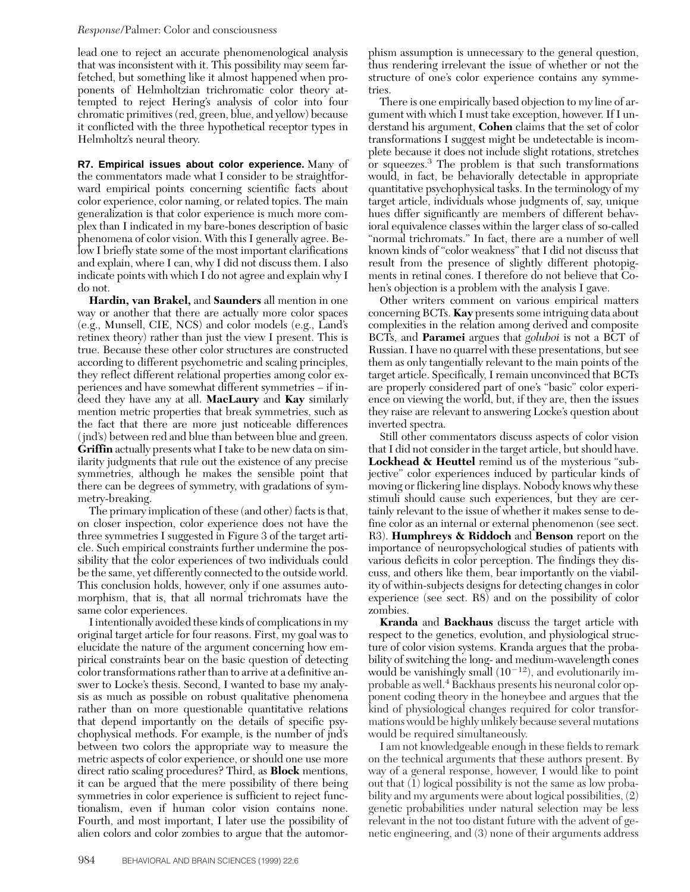lead one to reject an accurate phenomenological analysis that was inconsistent with it. This possibility may seem farfetched, but something like it almost happened when proponents of Helmholtzian trichromatic color theory attempted to reject Hering's analysis of color into four chromatic primitives (red, green, blue, and yellow) because it conflicted with the three hypothetical receptor types in Helmholtz's neural theory.

**R7. Empirical issues about color experience.** Many of the commentators made what I consider to be straightforward empirical points concerning scientific facts about color experience, color naming, or related topics. The main generalization is that color experience is much more complex than I indicated in my bare-bones description of basic phenomena of color vision. With this I generally agree. Below I briefly state some of the most important clarifications and explain, where I can, why I did not discuss them. I also indicate points with which I do not agree and explain why I do not.

**Hardin, van Brakel,** and **Saunders** all mention in one way or another that there are actually more color spaces (e.g., Munsell, CIE, NCS) and color models (e.g., Land's retinex theory) rather than just the view I present. This is true. Because these other color structures are constructed according to different psychometric and scaling principles, they reflect different relational properties among color experiences and have somewhat different symmetries – if indeed they have any at all. **MacLaury** and **Kay** similarly mention metric properties that break symmetries, such as the fact that there are more just noticeable differences (jnd's) between red and blue than between blue and green. **Griffin** actually presents what I take to be new data on similarity judgments that rule out the existence of any precise symmetries, although he makes the sensible point that there can be degrees of symmetry, with gradations of symmetry-breaking.

The primary implication of these (and other) facts is that, on closer inspection, color experience does not have the three symmetries I suggested in Figure 3 of the target article. Such empirical constraints further undermine the possibility that the color experiences of two individuals could be the same, yet differently connected to the outside world. This conclusion holds, however, only if one assumes automorphism, that is, that all normal trichromats have the same color experiences.

I intentionally avoided these kinds of complications in my original target article for four reasons. First, my goal was to elucidate the nature of the argument concerning how empirical constraints bear on the basic question of detecting color transformations rather than to arrive at a definitive answer to Locke's thesis. Second, I wanted to base my analysis as much as possible on robust qualitative phenomena rather than on more questionable quantitative relations that depend importantly on the details of specific psychophysical methods. For example, is the number of jnd's between two colors the appropriate way to measure the metric aspects of color experience, or should one use more direct ratio scaling procedures? Third, as **Block** mentions, it can be argued that the mere possibility of there being symmetries in color experience is sufficient to reject functionalism, even if human color vision contains none. Fourth, and most important, I later use the possibility of alien colors and color zombies to argue that the automorphism assumption is unnecessary to the general question, thus rendering irrelevant the issue of whether or not the structure of one's color experience contains any symmetries.

There is one empirically based objection to my line of argument with which I must take exception, however. If I understand his argument, **Cohen** claims that the set of color transformations I suggest might be undetectable is incomplete because it does not include slight rotations, stretches or squeezes.[3] The problem is that such transformations would, in fact, be behaviorally detectable in appropriate quantitative psychophysical tasks. In the terminology of my target article, individuals whose judgments of, say, unique hues differ significantly are members of different behavioral equivalence classes within the larger class of so-called "normal trichromats." In fact, there are a number of well known kinds of "color weakness" that I did not discuss that result from the presence of slightly different photopigments in retinal cones. I therefore do not believe that Cohen's objection is a problem with the analysis I gave.

Other writers comment on various empirical matters concerning BCTs. **Kay** presents some intriguing data about complexities in the relation among derived and composite BCTs, and **Paramei** argues that *goluboi* is not a BCT of Russian. I have no quarrel with these presentations, but see them as only tangentially relevant to the main points of the target article. Specifically, I remain unconvinced that BCTs are properly considered part of one's "basic" color experience on viewing the world, but, if they are, then the issues they raise are relevant to answering Locke's question about inverted spectra.

Still other commentators discuss aspects of color vision that I did not consider in the target article, but should have. **Lockhead & Heuttel** remind us of the mysterious "subjective" color experiences induced by particular kinds of moving or flickering line displays. Nobody knows why these stimuli should cause such experiences, but they are certainly relevant to the issue of whether it makes sense to define color as an internal or external phenomenon (see sect. R3). **Humphreys & Riddoch** and **Benson** report on the importance of neuropsychological studies of patients with various deficits in color perception. The findings they discuss, and others like them, bear importantly on the viability of within-subjects designs for detecting changes in color experience (see sect. R8) and on the possibility of color zombies.

**Kranda** and **Backhaus** discuss the target article with respect to the genetics, evolution, and physiological structure of color vision systems. Kranda argues that the probability of switching the long- and medium-wavelength cones would be vanishingly small ($10^{-12}$), and evolutionarily improbable as well.[4] Backhaus presents his neuronal color opponent coding theory in the honeybee and argues that the kind of physiological changes required for color transformations would be highly unlikely because several mutations would be required simultaneously.

I am not knowledgeable enough in these fields to remark on the technical arguments that these authors present. By way of a general response, however, I would like to point out that (1) logical possibility is not the same as low probability and my arguments were about logical possibilities, (2) genetic probabilities under natural selection may be less relevant in the not too distant future with the advent of genetic engineering, and (3) none of their arguments address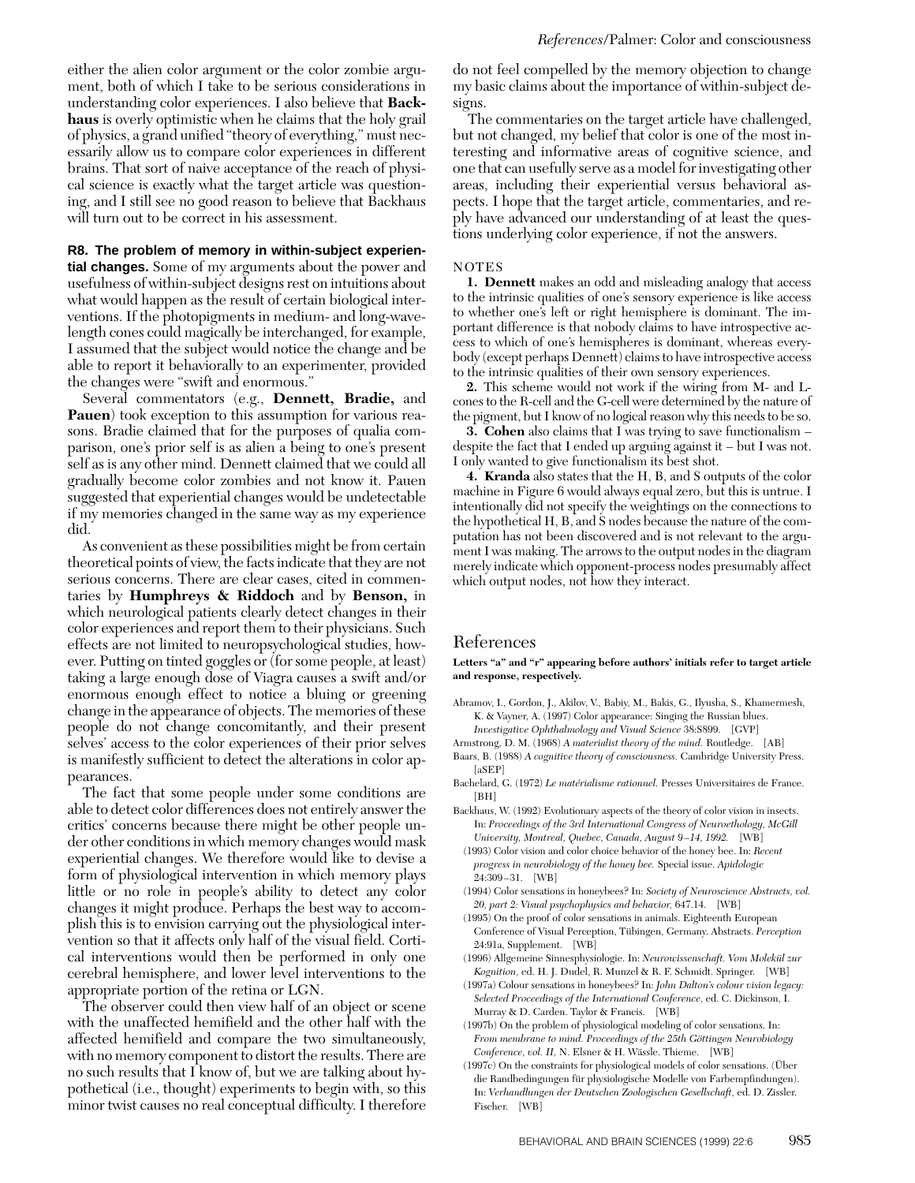either the alien color argument or the color zombie argument, both of which I take to be serious considerations in understanding color experiences. I also believe that **Backhaus** is overly optimistic when he claims that the holy grail of physics, a grand unified "theory of everything," must necessarily allow us to compare color experiences in different brains. That sort of naive acceptance of the reach of physical science is exactly what the target article was questioning, and I still see no good reason to believe that Backhaus will turn out to be correct in his assessment.

**R8. The problem of memory in within-subject experiential changes.** Some of my arguments about the power and usefulness of within-subject designs rest on intuitions about what would happen as the result of certain biological interventions. If the photopigments in medium- and long-wavelength cones could magically be interchanged, for example, I assumed that the subject would notice the change and be able to report it behaviorally to an experimenter, provided the changes were "swift and enormous."

Several commentators (e.g., **Dennett, Bradie,** and **Pauen**) took exception to this assumption for various reasons. Bradie claimed that for the purposes of qualia comparison, one's prior self is as alien a being to one's present self as is any other mind. Dennett claimed that we could all gradually become color zombies and not know it. Pauen suggested that experiential changes would be undetectable if my memories changed in the same way as my experience did.

As convenient as these possibilities might be from certain theoretical points of view, the facts indicate that they are not serious concerns. There are clear cases, cited in commentaries by **Humphreys & Riddoch** and by **Benson,** in which neurological patients clearly detect changes in their color experiences and report them to their physicians. Such effects are not limited to neuropsychological studies, however. Putting on tinted goggles or (for some people, at least) taking a large enough dose of Viagra causes a swift and/or enormous enough effect to notice a bluing or greening change in the appearance of objects. The memories of these people do not change concomitantly, and their present selves' access to the color experiences of their prior selves is manifestly sufficient to detect the alterations in color appearances.

The fact that some people under some conditions are able to detect color differences does not entirely answer the critics' concerns because there might be other people under other conditions in which memory changes would mask experiential changes. We therefore would like to devise a form of physiological intervention in which memory plays little or no role in people's ability to detect any color changes it might produce. Perhaps the best way to accomplish this is to envision carrying out the physiological intervention so that it affects only half of the visual field. Cortical interventions would then be performed in only one cerebral hemisphere, and lower level interventions to the appropriate portion of the retina or LGN.

The observer could then view half of an object or scene with the unaffected hemifield and the other half with the affected hemifield and compare the two simultaneously, with no memory component to distort the results. There are no such results that I know of, but we are talking about hypothetical (i.e., thought) experiments to begin with, so this minor twist causes no real conceptual difficulty. I therefore do not feel compelled by the memory objection to change my basic claims about the importance of within-subject designs.

The commentaries on the target article have challenged, but not changed, my belief that color is one of the most interesting and informative areas of cognitive science, and one that can usefully serve as a model for investigating other areas, including their experiential versus behavioral aspects. I hope that the target article, commentaries, and reply have advanced our understanding of at least the questions underlying color experience, if not the answers.

NOTES

**1. Dennett** makes an odd and misleading analogy that access to the intrinsic qualities of one's sensory experience is like access to whether one's left or right hemisphere is dominant. The important difference is that nobody claims to have introspective access to which of one's hemispheres is dominant, whereas everybody (except perhaps Dennett) claims to have introspective access to the intrinsic qualities of their own sensory experiences.

**2.** This scheme would not work if the wiring from M- and L-cones to the R-cell and the G-cell were determined by the nature of the pigment, but I know of no logical reason why this needs to be so.

**3. Cohen** also claims that I was trying to save functionalism – despite the fact that I ended up arguing against it – but I was not. I only wanted to give functionalism its best shot.

**4. Kranda** also states that the H, B, and S outputs of the color machine in Figure 6 would always equal zero, but this is untrue. I intentionally did not specify the weightings on the connections to the hypothetical H, B, and S nodes because the nature of the computation has not been discovered and is not relevant to the argument I was making. The arrows to the output nodes in the diagram merely indicate which opponent-process nodes presumably affect which output nodes, not how they interact.

## References

**Letters "a" and "r" appearing before authors' initials refer to target article and response, respectively.**

Abramov, I., Gordon, J., Akilov, V., Babiy, M., Bakis, G., Ilyusha, S., Khamermesh, K. & Vayner, A. (1997) Color appearance: Singing the Russian blues. *Investigative Ophthalmology and Visual Science* 38:S899. [GVP]

Armstrong, D. M. (1968) *A materialist theory of the mind.* Routledge. [AB]

Baars, B. (1988) *A cognitive theory of consciousness.* Cambridge University Press. [aSEP]

Bachelard, G. (1972) *Le matérialisme rationnel.* Presses Universitaires de France. [BH]

Backhaus, W. (1992) Evolutionary aspects of the theory of color vision in insects. In: *Proceedings of the 3rd International Congress of Neuroethology, McGill University, Montreal, Quebec, Canada, August 9–14, 1992.* [WB]

(1993) Color vision and color choice behavior of the honey bee. In: *Recent progress in neurobiology of the honey bee.* Special issue. *Apidologie* 24:309–31. [WB]

(1994) Color sensations in honeybees? In: *Society of Neuroscience Abstracts, vol. 20, part 2: Visual psychophysics and behavior,* 647.14. [WB]

(1995) On the proof of color sensations in animals. Eighteenth European Conference of Visual Perception, Tübingen, Germany. Abstracts. *Perception* 24:91a, Supplement. [WB]

(1996) Allgemeine Sinnesphysiologie. In: *Neurowissenschaft. Vom Molekül zur Kognition,* ed. H. J. Dudel, R. Munzel & R. F. Schmidt. Springer. [WB]

(1997a) Colour sensations in honeybees? In: *John Dalton's colour vision legacy: Selected Proceedings of the International Conference,* ed. C. Dickinson, I. Murray & D. Carden. Taylor & Francis. [WB]

(1997b) On the problem of physiological modeling of color sensations. In: *From membrane to mind. Proceedings of the 25th Göttingen Neurobiology Conference, vol. II,* N. Elsner & H. Wässle. Thieme. [WB]

(1997c) On the constraints for physiological models of color sensations. (Über die Randbedingungen für physiologische Modelle von Farbempfindungen). In: *Verhandlungen der Deutschen Zoologischen Gesellschaft,* ed. D. Zissler. Fischer. [WB]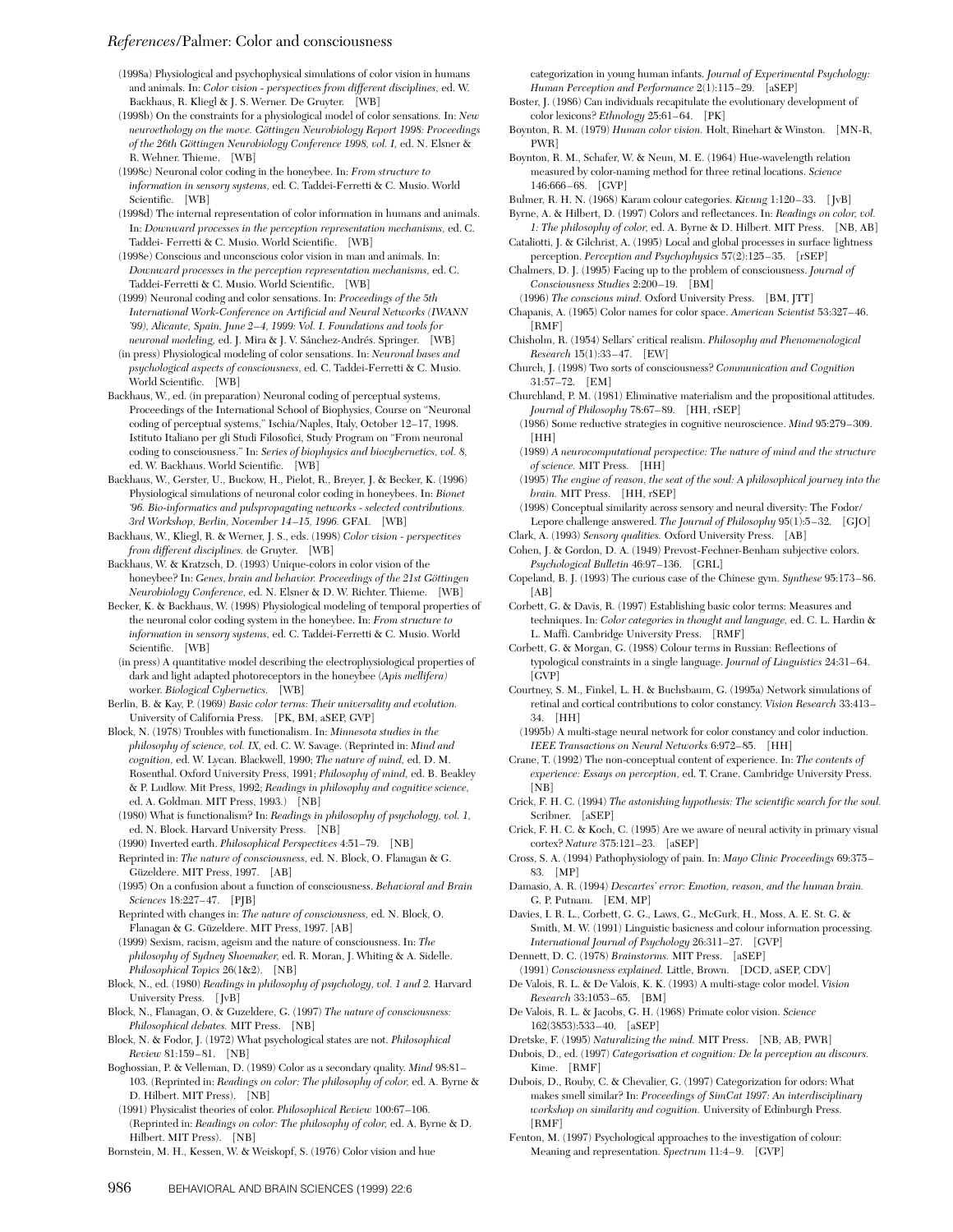(1998a) Physiological and psychophysical simulations of color vision in humans and animals. In: *Color vision - perspectives from different disciplines,* ed. W. Backhaus, R. Kliegl & J. S. Werner. De Gruyter. [WB]

(1998b) On the constraints for a physiological model of color sensations. In: *New neuroethology on the move. Göttingen Neurobiology Report 1998: Proceedings of the 26th Göttingen Neurobiology Conference 1998, vol. I,* ed. N. Elsner & R. Wehner. Thieme. [WB]

(1998c) Neuronal color coding in the honeybee. In: *From structure to information in sensory systems,* ed. C. Taddei-Ferretti & C. Musio. World Scientific. [WB]

(1998d) The internal representation of color information in humans and animals. In: *Downward processes in the perception representation mechanisms,* ed. C. Taddei- Ferretti & C. Musio. World Scientific. [WB]

(1998e) Conscious and unconscious color vision in man and animals. In: *Downward processes in the perception representation mechanisms,* ed. C. Taddei-Ferretti & C. Musio. World Scientific. [WB]

(1999) Neuronal coding and color sensations. In: *Proceedings of the 5th International Work-Conference on Artificial and Neural Networks (IWANN '99), Alicante, Spain, June 2–4, 1999: Vol. I. Foundations and tools for neuronal modeling,* ed. J. Mira & J. V. Sánchez-Andrés. Springer. [WB]

(in press) Physiological modeling of color sensations. In: *Neuronal bases and psychological aspects of consciousness,* ed. C. Taddei-Ferretti & C. Musio. World Scientific. [WB]

Backhaus, W., ed. (in preparation) Neuronal coding of perceptual systems. Proceedings of the International School of Biophysics, Course on "Neuronal coding of perceptual systems," Ischia/Naples, Italy, October 12–17, 1998. Istituto Italiano per gli Studi Filosofici, Study Program on "From neuronal coding to consciousness." In: *Series of biophysics and biocybernetics, vol. 8,* ed. W. Backhaus. World Scientific. [WB]

Backhaus, W., Gerster, U., Buckow, H., Pielot, R., Breyer, J. & Becker, K. (1996) Physiological simulations of neuronal color coding in honeybees. In: *Bionet '96. Bio-informatics and pulspropagating networks - selected contributions. 3rd Workshop, Berlin, November 14–15, 1996.* GFAI. [WB]

Backhaus, W., Kliegl, R. & Werner, J. S., eds. (1998) *Color vision - perspectives from different disciplines.* de Gruyter. [WB]

Backhaus, W. & Kratzsch, D. (1993) Unique-colors in color vision of the honeybee? In: *Genes, brain and behavior. Proceedings of the 21st Göttingen Neurobiology Conference,* ed. N. Elsner & D. W. Richter. Thieme. [WB]

Becker, K. & Backhaus, W. (1998) Physiological modeling of temporal properties of the neuronal color coding system in the honeybee. In: *From structure to information in sensory systems,* ed. C. Taddei-Ferretti & C. Musio. World Scientific. [WB]

(in press) A quantitative model describing the electrophysiological properties of dark and light adapted photoreceptors in the honeybee (*Apis mellifera*) worker. *Biological Cybernetics.* [WB]

Berlin, B. & Kay, P. (1969) *Basic color terms: Their universality and evolution.* University of California Press. [PK, BM, aSEP, GVP]

Block, N. (1978) Troubles with functionalism. In: *Minnesota studies in the philosophy of science, vol. IX,* ed. C. W. Savage. (Reprinted in: *Mind and cognition,* ed. W. Lycan. Blackwell, 1990; *The nature of mind,* ed. D. M. Rosenthal. Oxford University Press, 1991; *Philosophy of mind,* ed. B. Beakley & P. Ludlow. Mit Press, 1992; *Readings in philosophy and cognitive science,* ed. A. Goldman. MIT Press, 1993.) [NB]

(1980) What is functionalism? In: *Readings in philosophy of psychology, vol. 1,* ed. N. Block. Harvard University Press. [NB]

(1990) Inverted earth. *Philosophical Perspectives* 4:51–79. [NB]

Reprinted in: *The nature of consciousness,* ed. N. Block, O. Flanagan & G. Güzeldere. MIT Press, 1997. [AB]

(1995) On a confusion about a function of consciousness. *Behavioral and Brain Sciences* 18:227–47. [PJB]

Reprinted with changes in: *The nature of consciousness,* ed. N. Block, O. Flanagan & G. Güzeldere. MIT Press, 1997. [AB]

(1999) Sexism, racism, ageism and the nature of consciousness. In: *The philosophy of Sydney Shoemaker,* ed. R. Moran, J. Whiting & A. Sidelle. *Philosophical Topics* 26(1&2). [NB]

Block, N., ed. (1980) *Readings in philosophy of psychology, vol. 1 and 2.* Harvard University Press. [JvB]

Block, N., Flanagan, O. & Guzeldere, G. (1997) *The nature of consciousness: Philosophical debates.* MIT Press. [NB]

Block, N. & Fodor, J. (1972) What psychological states are not. *Philosophical Review* 81:159–81. [NB]

Boghossian, P. & Velleman, D. (1989) Color as a secondary quality. *Mind* 98:81–103. (Reprinted in: *Readings on color: The philosophy of color,* ed. A. Byrne & D. Hilbert. MIT Press). [NB]

(1991) Physicalist theories of color. *Philosophical Review* 100:67–106. (Reprinted in: *Readings on color: The philosophy of color,* ed. A. Byrne & D. Hilbert. MIT Press). [NB]

Bornstein, M. H., Kessen, W. & Weiskopf, S. (1976) Color vision and hue categorization in young human infants. *Journal of Experimental Psychology: Human Perception and Performance* 2(1):115–29. [aSEP]

Boster, J. (1986) Can individuals recapitulate the evolutionary development of color lexicons? *Ethnology* 25:61–64. [PK]

Boynton, R. M. (1979) *Human color vision.* Holt, Rinehart & Winston. [MN-R, PWR]

Boynton, R. M., Schafer, W. & Neun, M. E. (1964) Hue-wavelength relation measured by color-naming method for three retinal locations. *Science* 146:666–68. [GVP]

Bulmer, R. H. N. (1968) Karam colour categories. *Kivung* 1:120–33. [JvB]

Byrne, A. & Hilbert, D. (1997) Colors and reflectances. In: *Readings on color, vol. 1: The philosophy of color,* ed. A. Byrne & D. Hilbert. MIT Press. [NB, AB]

Cataliotti, J. & Gilchrist, A. (1995) Local and global processes in surface lightness perception. *Perception and Psychophysics* 57(2):125–35. [rSEP]

Chalmers, D. J. (1995) Facing up to the problem of consciousness. *Journal of Consciousness Studies* 2:200–19. [BM]

(1996) *The conscious mind.* Oxford University Press. [BM, JTT]

Chapanis, A. (1965) Color names for color space. *American Scientist* 53:327–46. [RMF]

Chisholm, R. (1954) Sellars' critical realism. *Philosophy and Phenomenological Research* 15(1):33–47. [EW]

Church, J. (1998) Two sorts of consciousness? *Communication and Cognition* 31:57–72. [EM]

Churchland, P. M. (1981) Eliminative materialism and the propositional attitudes. *Journal of Philosophy* 78:67–89. [HH, rSEP]

(1986) Some reductive strategies in cognitive neuroscience. *Mind* 95:279–309. [HH]

(1989) *A neurocomputational perspective: The nature of mind and the structure of science.* MIT Press. [HH]

(1995) *The engine of reason, the seat of the soul: A philosophical journey into the brain.* MIT Press. [HH, rSEP]

(1998) Conceptual similarity across sensory and neural diversity: The Fodor/Lepore challenge answered. *The Journal of Philosophy* 95(1):5–32. [GJO]

Clark, A. (1993) *Sensory qualities.* Oxford University Press. [AB]

Cohen, J. & Gordon, D. A. (1949) Prevost-Fechner-Benham subjective colors. *Psychological Bulletin* 46:97–136. [GRL]

Copeland, B. J. (1993) The curious case of the Chinese gym. *Synthese* 95:173–86. [AB]

Corbett, G. & Davis, R. (1997) Establishing basic color terms: Measures and techniques. In: *Color categories in thought and language,* ed. C. L. Hardin & L. Maffi. Cambridge University Press. [RMF]

Corbett, G. & Morgan, G. (1988) Colour terms in Russian: Reflections of typological constraints in a single language. *Journal of Linguistics* 24:31–64. [GVP]

Courtney, S. M., Finkel, L. H. & Buchsbaum, G. (1995a) Network simulations of retinal and cortical contributions to color constancy. *Vision Research* 33:413–34. [HH]

(1995b) A multi-stage neural network for color constancy and color induction. *IEEE Transactions on Neural Networks* 6:972–85. [HH]

Crane, T. (1992) The non-conceptual content of experience. In: *The contents of experience: Essays on perception,* ed. T. Crane. Cambridge University Press. [NB]

Crick, F. H. C. (1994) *The astonishing hypothesis: The scientific search for the soul.* Scribner. [aSEP]

Crick, F. H. C. & Koch, C. (1995) Are we aware of neural activity in primary visual cortex? *Nature* 375:121–23. [aSEP]

Cross, S. A. (1994) Pathophysiology of pain. In: *Mayo Clinic Proceedings* 69:375–83. [MP]

Damasio, A. R. (1994) *Descartes' error: Emotion, reason, and the human brain.* G. P. Putnam. [EM, MP]

Davies, I. R. L., Corbett, G. G., Laws, G., McGurk, H., Moss, A. E. St. G. & Smith, M. W. (1991) Linguistic basicness and colour information processing. *International Journal of Psychology* 26:311–27. [GVP]

Dennett, D. C. (1978) *Brainstorms.* MIT Press. [aSEP]

(1991) *Consciousness explained.* Little, Brown. [DCD, aSEP, CDV]

De Valois, R. L. & De Valois, K. K. (1993) A multi-stage color model. *Vision Research* 33:1053–65. [BM]

De Valois, R. L. & Jacobs, G. H. (1968) Primate color vision. *Science* 162(3853):533–40. [aSEP]

Dretske, F. (1995) *Naturalizing the mind.* MIT Press. [NB, AB, PWR]

Dubois, D., ed. (1997) *Categorisation et cognition: De la perception au discours.* Kime. [RMF]

Dubois, D., Rouby, C. & Chevalier, G. (1997) Categorization for odors: What makes smell similar? In: *Proceedings of SimCat 1997: An interdisciplinary workshop on similarity and cognition.* University of Edinburgh Press. [RMF]

Fenton, M. (1997) Psychological approaches to the investigation of colour: Meaning and representation. *Spectrum* 11:4–9. [GVP]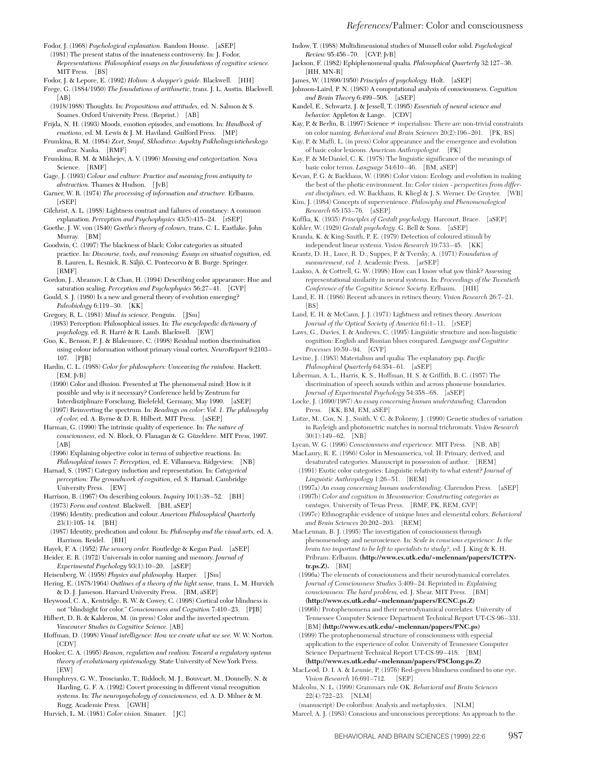Fodor, J. (1968) *Psychological explanation.* Random House. [aSEP]

(1981) The present status of the innateness controversy. In: J. Fodor, *Representations: Philosophical essays on the foundations of cognitive science.* MIT Press. [BS]

Fodor, J. & Lepore, E. (1992) *Holism: A shopper's guide.* Blackwell. [HH]

Frege, G. (1884/1950) *The foundations of arithmetic,* trans. J. L. Austin. Blackwell. [AB]

(1918/1988) Thoughts. In: *Propositions and attitudes,* ed. N. Salmon & S. Soames. Oxford University Press. (Reprint.) [AB]

Frijda, N. H. (1993) Moods, emotion episodes, and emotions. In: *Handbook of emotions,* ed. M. Lewis & J. M. Haviland. Guilford Press. [MP]

Frumkina, R. M. (1984) *Zvet, Smysl, Skhodstvo: Aspekty Psikholingvisticheskogo analiza.* Nauka. [RMF]

Frumkina, R. M. & Mikhejev, A. V. (1996) *Meaning and categorization.* Nova Science. [RMF]

Gage, J. (1993) *Colour and culture: Practice and meaning from antiquity to abstraction.* Thames & Hudson. [JvB]

Garner, W. R. (1974) *The processing of information and structure.* Erlbaum. [rSEP]

Gilchrist, A. L. (1988) Lightness contrast and failures of constancy: A common explanation. *Perception and Psychophysics* 43(5):415–24. [rSEP]

Goethe, J. W. von (1840) *Goethe's theory of colours,* trans. C. L. Eastlake. John Murray. [BM]

Goodwin, C. (1997) The blackness of black: Color categories as situated practice. In: *Discourse, tools, and reasoning: Essays on situated cognition,* ed. B. Lauren, L. Resnick, R. Säljö, C. Pontecorvo & B. Burge. Springer. [RMF]

Gordon, J., Abramov, I. & Chan, H. (1994) Describing color appearance: Hue and saturation scaling. *Perception and Psychophysics* 56:27–41. [GVP]

Gould, S. J. (1980) Is a new and general theory of evolution emerging? *Paleobiology* 6:119–30. [KK]

Gregory, R. L. (1981) *Mind in science.* Penguin. [JSm]

(1983) Perception: Philosophical issues. In: *The encyclopedic dictionary of psychology,* ed. R. Harré & R. Lamb. Blackwell. [EW]

Guo, K., Benson, P. J. & Blakemore, C. (1998) Residual motion discrimination using colour information without primary visual cortex. *NeuroReport* 9:2103–107. [PJB]

Hardin, C. L. (1988) *Color for philosophers: Unweaving the rainbow.* Hackett. [EM, JvB]

(1990) Color and illusion. Presented at The phenomenal mind: How is it possible and why is it necessary? Conference held by Zentrum fur Interdisziplinare Forschung, Bielefeld, Germany, May 1990. [aSEP]

(1997) Reinverting the spectrum. In: *Readings on color: Vol. 1. The philosophy of color,* ed. A. Byrne & D. R. Hilbert. MIT Press. [aSEP]

Harman, G. (1990) The intrinsic quality of experience. In: *The nature of consciousness,* ed. N. Block, O. Flanagan & G. Güzeldere. MIT Press, 1997. [AB]

(1996) Explaining objective color in terms of subjective reactions. In: *Philosophical issues 7: Perception,* ed. E. Villanueva. Ridgeview. [NB]

Harnad, S. (1987) Category induction and representation. In: *Categorical perception: The groundwork of cognition,* ed. S. Harnad. Cambridge University Press. [EW]

Harrison, B. (1967) On describing colours. *Inquiry* 10(1):38–52. [BH]

(1973) *Form and content.* Blackwell. [BH, aSEP]

(1986) Identity, predication and colour. *American Philosophical Quarterly* 23(1):105- 14. [BH]

(1987) Identity, predication and colour. In: *Philosophy and the visual arts,* ed. A. Harrison. Reidel. [BH]

Hayek, F. A. (1952) *The sensory order.* Routledge & Kegan Paul. [aSEP]

Heider, E. R. (1972) Universals in color naming and memory. *Journal of Experimental Psychology* 93(1):10–20. [aSEP]

Heisenberg, W. (1958) *Physics and philosophy.* Harper. [JSm]

Hering, E. (1878/1964) *Outlines of a theory of the light sense,* trans. L. M. Hurvich & D. J. Jameson. Harvard University Press. [BM, aSEP]

Heywood, C. A., Kentridge, R. W. & Cowey, C. (1998) Cortical color blindness is not "blindsight for color." *Consciousness and Cognition* 7:410–23. [PJB]

Hilbert, D. R. & Kalderon, M. (in press) Color and the inverted spectrum. *Vancouver Studies in Cognitive Science.* [AB]

Hoffman, D. (1998) *Visual intelligence: How we create what we see.* W. W. Norton. [CDV]

Hooker, C. A. (1995) *Reason, regulation and realism: Toward a regulatory systems theory of evolutionary epistemology.* State University of New York Press. [EW]

Humphreys, G. W., Troscianko, T., Riddoch, M. J., Bouvcart, M., Donnelly, N. & Harding, G. F. A. (1992) Covert processing in different visual recognition systems. In: *The neuropsychology of consciousness,* ed. A. D. Milner & M. Rugg. Academic Press. [GWH]

Hurvich, L. M. (1981) *Color vision.* Sinauer. [JC]

Indow, T. (1988) Multidimensional studies of Munsell color solid. *Psychological Review* 95:456–70. [GVP, JvB]

Jackson, F. (1982) Ephiphenomenal qualia. *Philosophical Quarterly* 32:127–36. [HH, MN-R]

James, W. (11890/1950) *Principles of psychology.* Holt. [aSEP]

Johnson-Laird, P. N. (1983) A computational analysis of consciousness. *Cognition and Brain Theory* 6:499–508. [aSEP]

Kandel, E., Schwartz, J. & Jessell, T. (1995) *Essentials of neural science and behavior.* Appleton & Lange. [CDV]

Kay, P. & Berlin, B. (1997) Science ≠ imperialism: There are non-trivial constraints on color naming. *Behavioral and Brain Sciences* 20(2):196–201. [PK, BS]

Kay, P. & Maffi, L. (in press) Color appearance and the emergence and evolution of basic color lexicons. *American Anthropologist.* [PK]

Kay, P. & McDaniel, C. K. (1978) The linguistic significance of the meanings of basic color terms. *Language* 54:610–46. [BM, aSEP]

Kevan, P. G. & Backhaus, W. (1998) Color vision: Ecology and evolution in making the best of the photic environment. In: *Color vision - perspectives from different disciplines,* ed. W. Backhaus, R. Kliegl & J. S. Werner. De Gruyter. [WB]

Kim, J. (1984) Concepts of supervenience. *Philosophy and Phenomenological Research* 65:153–76. [aSEP]

Koffka, K. (1935) *Principles of Gestalt psychology.* Harcourt, Brace. [aSEP]

Köhler, W. (1929) *Gestalt psychology.* G. Bell & Sons. [aSEP]

Kranda, K. & King-Smith, P. E. (1979) Detection of coloured stimuli by independent linear systems. *Vision Research* 19:733–45. [KK]

Krantz, D. H., Luce, R. D., Suppes, P. & Tversky, A. (1971) *Foundation of measurement, vol. 1.* Academic Press. [arSEP]

Laakso, A. & Cottrell, G. W. (1998) How can I know what *you* think? Assessing representational similarity in neural systems. In: *Proceedings of the Twentieth Conference of the Cognitive Science Society.* Erlbaum. [HH]

Land, E. H. (1986) Recent advances in retinex theory. *Vision Research* 26:7–21. [BS]

Land, E. H. & McCann, J. J. (1971) Lightness and retinex theory. *American Journal of the Optical Society of America* 61:1–11. [rSEP]

Laws, G., Davies, I. & Andrews, C. (1995) Linguistic structure and non-linguistic cognition: English and Russian blues compared. *Language and Cognitive Processes* 10:59–94. [GVP]

Levine, J. (1983) Materialism and qualia: The explanatory gap. *Pacific Philosophical Quarterly* 64:354–61. [aSEP]

Liberman, A. L., Harris, K. S., Hoffman, H. S. & Griffith, B. C. (1957) The discrimination of speech sounds within and across phoneme boundaries. *Journal of Experimental Psychology* 54:358–68. [aSEP]

Locke, J. (1690/1987) *An essay concerning human understanding.* Clarendon Press. [KK, BM, EM, aSEP]

Lutze, M., Cox, N. J., Smith, V. C. & Pokorny, J. (1990) Genetic studies of variation in Rayleigh and photometric matches in normal trichromats. *Vision Research* 30(1):149–62. [NB]

Lycan, W. G. (1996) *Consciousness and experience.* MIT Press. [NB, AB]

MacLaury, R. E. (1986) Color in Mesoamerica, vol. II: Primary, derived, and desaturated categories. Manuscript in possession of author. [REM]

(1991) Exotic color categories: Linguistic relativity to what extent? *Journal of Linguistic Anthropology* 1:26–51. [REM]

(1997a) *An essay concerning human understanding.* Clarendon Press. [aSEP]

(1997b) *Color and cognition in Mesoamerica: Constructing categories as vantages.* University of Texas Press. [RMF, PK, REM, GVP]

(1997c) Ethnographic evidence of unique hues and elemental colors. *Behavioral and Brain Sciences* 20:202–203. [REM]

MacLennan, B. J. (1995) The investigation of consciousness through phenomenology and neuroscience. In: *Scale in conscious experience: Is the brain too important to be left to specialists to study?,* ed. J. King & K. H. Pribram. Erlbaum. **(http://www.cs.utk.edu/~mclennan/papers/ICTPN-tr.ps.Z).** [BM]

(1996a) The elements of consciousness and their neurodynamical correlates. *Journal of Consciousness Studies* 3:409–24. Reprinted in: *Explaining consciousness: The hard problem,* ed. J. Shear. MIT Press. [BM] **(http://www.cs.utk.edu/~mclennan/papers/ECNC.ps.Z)**

(1996b) Protophenomena and their neurodynamical correlates. University of Tennessee Computer Science Department Technical Report UT-CS-96–331. [BM] **(http://www.cs.utk.edu/~mclennan/papers/PNC.ps)**

(1999) The protophenomenal structure of consciousness with especial application to the experience of color. University of Tennessee Computer Science Department Technical Report UT-CS-99–418. [BM] **(http://www.cs.utk.edu/~mclennan/papers/PSClong.ps.Z)**

MacLeod, D. I. A. & Lennie, P. (1976) Red-green blindness confined to one eye. *Vision Research* 16:691–712. [SEP]

Malcolm, N. L. (1999) Grammars rule OK. *Behavioral and Brain Sciences* 22(4):722–23. [NLM]

(manuscript) De coloribus: Analysis and metaphysics. [NLM]

Marcel, A. J. (1983) Conscious and unconscious perceptions: An approach to the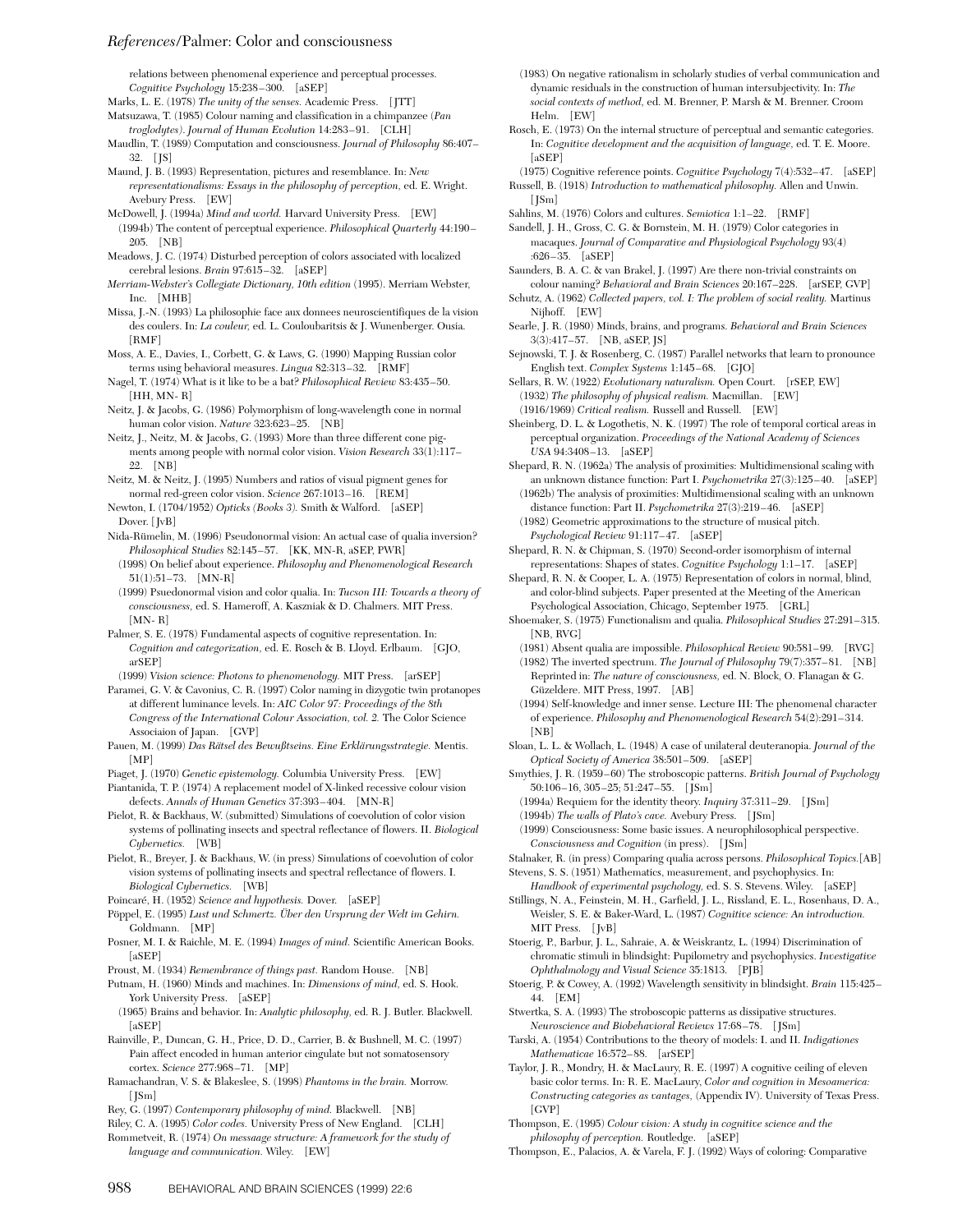relations between phenomenal experience and perceptual processes. *Cognitive Psychology* 15:238–300. [aSEP]

Marks, L. E. (1978) *The unity of the senses.* Academic Press. [JTT]

Matsuzawa, T. (1985) Colour naming and classification in a chimpanzee (*Pan troglodytes*). *Journal of Human Evolution* 14:283–91. [CLH]

Maudlin, T. (1989) Computation and consciousness. *Journal of Philosophy* 86:407–32. [JS]

Maund, J. B. (1993) Representation, pictures and resemblance. In: *New representationalisms: Essays in the philosophy of perception,* ed. E. Wright. Avebury Press. [EW]

McDowell, J. (1994a) *Mind and world.* Harvard University Press. [EW]

(1994b) The content of perceptual experience. *Philosophical Quarterly* 44:190–205. [NB]

Meadows, J. C. (1974) Disturbed perception of colors associated with localized cerebral lesions. *Brain* 97:615–32. [aSEP]

*Merriam-Webster's Collegiate Dictionary, 10th edition* (1995). Merriam Webster, Inc. [MHB]

Missa, J.-N. (1993) La philosophie face aux donnees neuroscientifiques de la vision des coulers. In: *La couleur,* ed. L. Couloubaritsis & J. Wunenberger. Ousia. [RMF]

Moss, A. E., Davies, I., Corbett, G. & Laws, G. (1990) Mapping Russian color terms using behavioral measures. *Lingua* 82:313–32. [RMF]

Nagel, T. (1974) What is it like to be a bat? *Philosophical Review* 83:435–50. [HH, MN- R]

Neitz, J. & Jacobs, G. (1986) Polymorphism of long-wavelength cone in normal human color vision. *Nature* 323:623–25. [NB]

Neitz, J., Neitz, M. & Jacobs, G. (1993) More than three different cone pigments among people with normal color vision. *Vision Research* 33(1):117–22. [NB]

Neitz, M. & Neitz, J. (1995) Numbers and ratios of visual pigment genes for normal red-green color vision. *Science* 267:1013–16. [REM]

Newton, I. (1704/1952) *Opticks (Books 3).* Smith & Walford. [aSEP] Dover. [JvB]

Nida-Rümelin, M. (1996) Pseudonormal vision: An actual case of qualia inversion? *Philosophical Studies* 82:145–57. [KK, MN-R, aSEP, PWR]

(1998) On belief about experience. *Philosophy and Phenomenological Research* 51(1):51–73. [MN-R]

(1999) Psuedonormal vision and color qualia. In: *Tucson III: Towards a theory of consciousness,* ed. S. Hameroff, A. Kaszniak & D. Chalmers. MIT Press. [MN- R]

Palmer, S. E. (1978) Fundamental aspects of cognitive representation. In: *Cognition and categorization,* ed. E. Rosch & B. Lloyd. Erlbaum. [GJO, arSEP]

(1999) *Vision science: Photons to phenomenology.* MIT Press. [arSEP]

Paramei, G. V. & Cavonius, C. R. (1997) Color naming in dizygotic twin protanopes at different luminance levels. In: *AIC Color 97: Proceedings of the 8th Congress of the International Colour Association, vol. 2.* The Color Science Associaion of Japan. [GVP]

Pauen, M. (1999) *Das Rätsel des Bewußtseins. Eine Erklärungsstrategie.* Mentis. [MP]

Piaget, J. (1970) *Genetic epistemology.* Columbia University Press. [EW]

Piantanida, T. P. (1974) A replacement model of X-linked recessive colour vision defects. *Annals of Human Genetics* 37:393–404. [MN-R]

Pielot, R. & Backhaus, W. (submitted) Simulations of coevolution of color vision systems of pollinating insects and spectral reflectance of flowers. II. *Biological Cybernetics.* [WB]

Pielot, R., Breyer, J. & Backhaus, W. (in press) Simulations of coevolution of color vision systems of pollinating insects and spectral reflectance of flowers. I. *Biological Cybernetics.* [WB]

Poincaré, H. (1952) *Science and hypothesis.* Dover. [aSEP]

Pöppel, E. (1995) *Lust und Schmertz. Über den Ursprung der Welt im Gehirn.* Goldmann. [MP]

Posner, M. I. & Raichle, M. E. (1994) *Images of mind.* Scientific American Books. [aSEP]

Proust, M. (1934) *Remembrance of things past.* Random House. [NB]

Putnam, H. (1960) Minds and machines. In: *Dimensions of mind,* ed. S. Hook. York University Press. [aSEP]

(1965) Brains and behavior. In: *Analytic philosophy,* ed. R. J. Butler. Blackwell. [aSEP]

Rainville, P., Duncan, G. H., Price, D. D., Carrier, B. & Bushnell, M. C. (1997) Pain affect encoded in human anterior cingulate but not somatosensory cortex. *Science* 277:968–71. [MP]

Ramachandran, V. S. & Blakeslee, S. (1998) *Phantoms in the brain.* Morrow. [JSm]

Rey, G. (1997) *Contemporary philosophy of mind.* Blackwell. [NB]

Riley, C. A. (1995) *Color codes.* University Press of New England. [CLH]

Rommetveit, R. (1974) *On messaage structure: A framework for the study of language and communication.* Wiley. [EW]

(1983) On negative rationalism in scholarly studies of verbal communication and dynamic residuals in the construction of human intersubjectivity. In: *The social contexts of method,* ed. M. Brenner, P. Marsh & M. Brenner. Croom Helm. [EW]

Rosch, E. (1973) On the internal structure of perceptual and semantic categories. In: *Cognitive development and the acquisition of language,* ed. T. E. Moore. [aSEP]

(1975) Cognitive reference points. *Cognitive Psychology* 7(4):532–47. [aSEP]

Russell, B. (1918) *Introduction to mathematical philosophy.* Allen and Unwin. [JSm]

Sahlins, M. (1976) Colors and cultures. *Semiotica* 1:1–22. [RMF]

Sandell, J. H., Gross, C. G. & Bornstein, M. H. (1979) Color categories in macaques. *Journal of Comparative and Physiological Psychology* 93(4):626–35. [aSEP]

Saunders, B. A. C. & van Brakel, J. (1997) Are there non-trivial constraints on colour naming? *Behavioral and Brain Sciences* 20:167–228. [arSEP, GVP]

Schutz, A. (1962) *Collected papers, vol. I: The problem of social reality.* Martinus Nijhoff. [EW]

Searle, J. R. (1980) Minds, brains, and programs. *Behavioral and Brain Sciences* 3(3):417–57. [NB, aSEP, JS]

Sejnowski, T. J. & Rosenberg, C. (1987) Parallel networks that learn to pronounce English text. *Complex Systems* 1:145–68. [GJO]

Sellars, R. W. (1922) *Evolutionary naturalism.* Open Court. [rSEP, EW]

(1932) *The philosophy of physical realism.* Macmillan. [EW]

(1916/1969) *Critical realism.* Russell and Russell. [EW]

Sheinberg, D. L. & Logothetis, N. K. (1997) The role of temporal cortical areas in perceptual organization. *Proceedings of the National Academy of Sciences USA* 94:3408–13. [aSEP]

Shepard, R. N. (1962a) The analysis of proximities: Multidimensional scaling with an unknown distance function: Part I. *Psychometrika* 27(3):125–40. [aSEP]

(1962b) The analysis of proximities: Multidimensional scaling with an unknown distance function: Part II. *Psychometrika* 27(3):219–46. [aSEP]

(1982) Geometric approximations to the structure of musical pitch. *Psychological Review* 91:117–47. [aSEP]

Shepard, R. N. & Chipman, S. (1970) Second-order isomorphism of internal representations: Shapes of states. *Cognitive Psychology* 1:1–17. [aSEP]

Shepard, R. N. & Cooper, L. A. (1975) Representation of colors in normal, blind, and color-blind subjects. Paper presented at the Meeting of the American Psychological Association, Chicago, September 1975. [GRL]

Shoemaker, S. (1975) Functionalism and qualia. *Philosophical Studies* 27:291–315. [NB, RVG]

(1981) Absent qualia are impossible. *Philosophical Review* 90:581–99. [RVG]

(1982) The inverted spectrum. *The Journal of Philosophy* 79(7):357–81. [NB] Reprinted in: *The nature of consciousness,* ed. N. Block, O. Flanagan & G. Güzeldere. MIT Press, 1997. [AB]

(1994) Self-knowledge and inner sense. Lecture III: The phenomenal character of experience. *Philosophy and Phenomenological Research* 54(2):291–314. [NB]

Sloan, L. L. & Wollach, L. (1948) A case of unilateral deuteranopia. *Journal of the Optical Society of America* 38:501–509. [aSEP]

Smythies, J. R. (1959–60) The stroboscopic patterns. *British Journal of Psychology* 50:106–16, 305–25; 51:247–55. [JSm]

(1994a) Requiem for the identity theory. *Inquiry* 37:311–29. [JSm]

(1994b) *The walls of Plato's cave.* Avebury Press. [JSm]

(1999) Consciousness: Some basic issues. A neurophilosophical perspective. *Consciousness and Cognition* (in press). [JSm]

Stalnaker, R. (in press) Comparing qualia across persons. *Philosophical Topics.*[AB]

Stevens, S. S. (1951) Mathematics, measurement, and psychophysics. In: *Handbook of experimental psychology,* ed. S. S. Stevens. Wiley. [aSEP]

Stillings, N. A., Feinstein, M. H., Garfield, J. L., Rissland, E. L., Rosenhaus, D. A., Weisler, S. E. & Baker-Ward, L. (1987) *Cognitive science: An introduction.* MIT Press. [JvB]

Stoerig, P., Barbur, J. L., Sahraie, A. & Weiskrantz, L. (1994) Discrimination of chromatic stimuli in blindsight: Pupilometry and psychophysics. *Investigative Ophthalmology and Visual Science* 35:1813. [PJB]

Stoerig, P. & Cowey, A. (1992) Wavelength sensitivity in blindsight. *Brain* 115:425–44. [EM]

Stwertka, S. A. (1993) The stroboscopic patterns as dissipative structures. *Neuroscience and Biobehavioral Reviews* 17:68–78. [JSm]

Tarski, A. (1954) Contributions to the theory of models: I. and II. *Indigationes Mathematicae* 16:572–88. [arSEP]

Taylor, J. R., Mondry, H. & MacLaury, R. E. (1997) A cognitive ceiling of eleven basic color terms. In: R. E. MacLaury, *Color and cognition in Mesoamerica: Constructing categories as vantages,* (Appendix IV). University of Texas Press. [GVP]

Thompson, E. (1995) *Colour vision: A study in cognitive science and the philosophy of perception.* Routledge. [aSEP]

Thompson, E., Palacios, A. & Varela, F. J. (1992) Ways of coloring: Comparative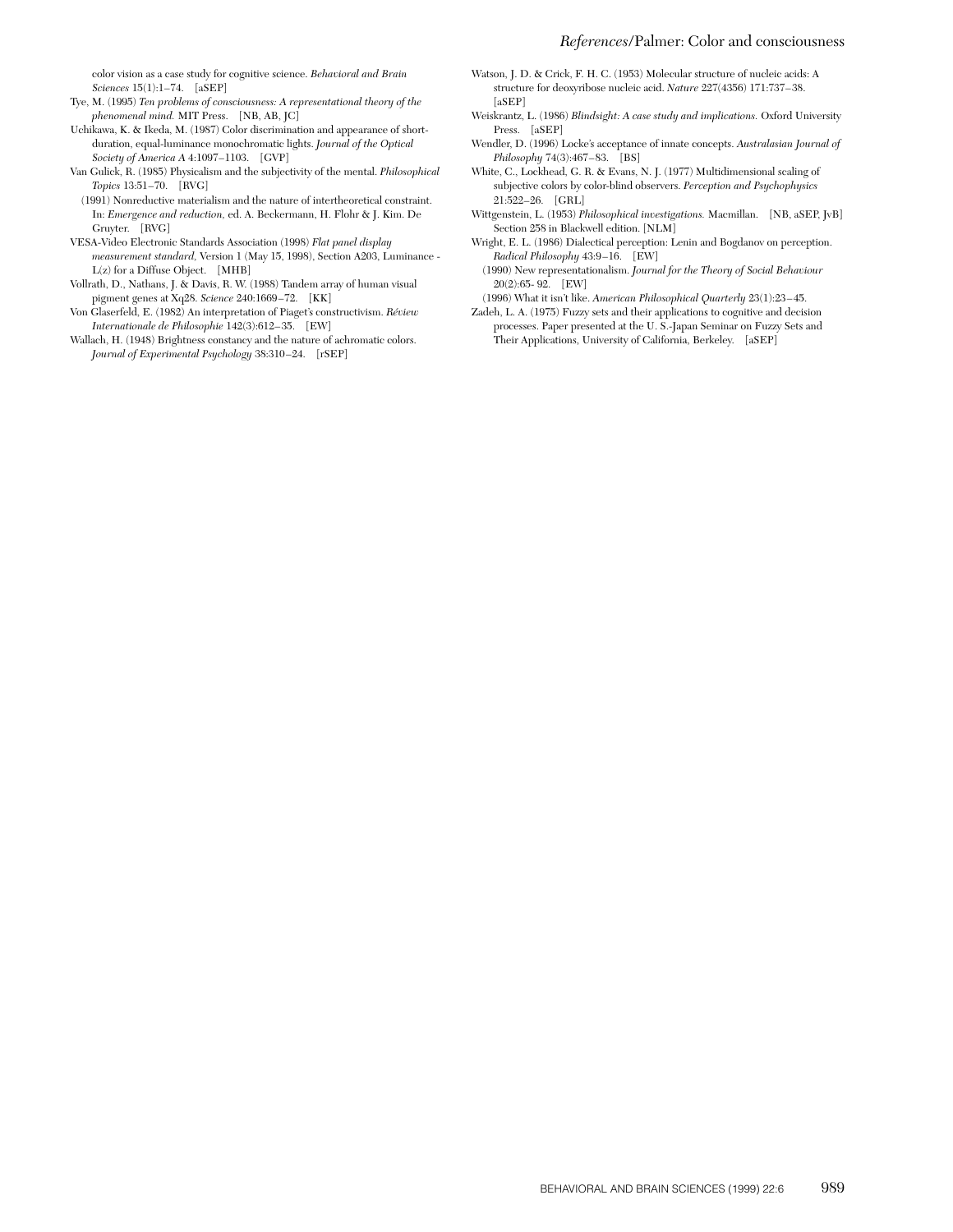color vision as a case study for cognitive science. *Behavioral and Brain Sciences* 15(1):1–74. [aSEP]

Tye, M. (1995) *Ten problems of consciousness: A representational theory of the phenomenal mind.* MIT Press. [NB, AB, JC]

Uchikawa, K. & Ikeda, M. (1987) Color discrimination and appearance of short-duration, equal-luminance monochromatic lights. *Journal of the Optical Society of America A* 4:1097–1103. [GVP]

Van Gulick, R. (1985) Physicalism and the subjectivity of the mental. *Philosophical Topics* 13:51–70. [RVG]

(1991) Nonreductive materialism and the nature of intertheoretical constraint. In: *Emergence and reduction,* ed. A. Beckermann, H. Flohr & J. Kim. De Gruyter. [RVG]

VESA-Video Electronic Standards Association (1998) *Flat panel display measurement standard,* Version 1 (May 15, 1998), Section A203, Luminance - L(z) for a Diffuse Object. [MHB]

Vollrath, D., Nathans, J. & Davis, R. W. (1988) Tandem array of human visual pigment genes at Xq28. *Science* 240:1669–72. [KK]

Von Glaserfeld, E. (1982) An interpretation of Piaget's constructivism. *Réview Internationale de Philosophie* 142(3):612–35. [EW]

Wallach, H. (1948) Brightness constancy and the nature of achromatic colors. *Journal of Experimental Psychology* 38:310–24. [rSEP]

Watson, J. D. & Crick, F. H. C. (1953) Molecular structure of nucleic acids: A structure for deoxyribose nucleic acid. *Nature* 227(4356) 171:737–38. [aSEP]

Weiskrantz, L. (1986) *Blindsight: A case study and implications.* Oxford University Press. [aSEP]

Wendler, D. (1996) Locke's acceptance of innate concepts. *Australasian Journal of Philosophy* 74(3):467–83. [BS]

White, C., Lockhead, G. R. & Evans, N. J. (1977) Multidimensional scaling of subjective colors by color-blind observers. *Perception and Psychophysics* 21:522–26. [GRL]

Wittgenstein, L. (1953) *Philosophical investigations.* Macmillan. [NB, aSEP, JvB] Section 258 in Blackwell edition. [NLM]

Wright, E. L. (1986) Dialectical perception: Lenin and Bogdanov on perception. *Radical Philosophy* 43:9–16. [EW]

(1990) New representationalism. *Journal for the Theory of Social Behaviour* 20(2):65- 92. [EW]

(1996) What it isn't like. *American Philosophical Quarterly* 23(1):23–45.

Zadeh, L. A. (1975) Fuzzy sets and their applications to cognitive and decision processes. Paper presented at the U. S.-Japan Seminar on Fuzzy Sets and Their Applications, University of California, Berkeley. [aSEP]